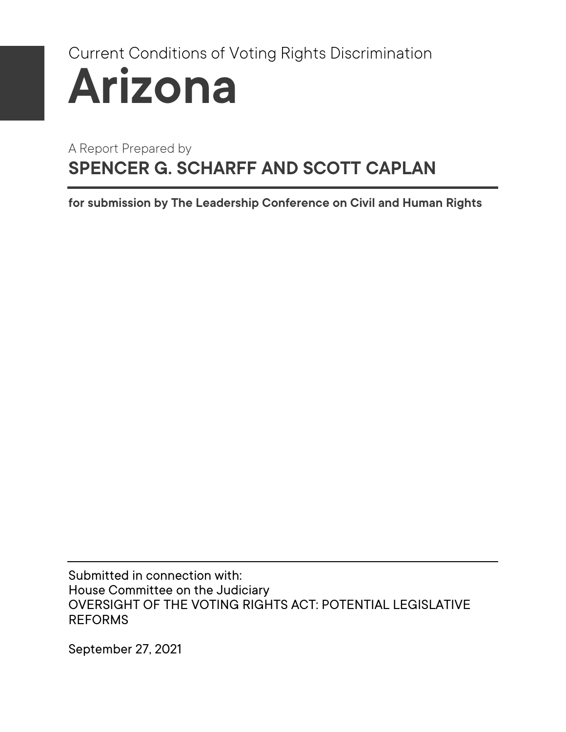Current Conditions of Voting Rights Discrimination

# Arizona

A Report Prepared by

## SPENCER G. SCHARFF AND SCOTT CAPLAN

**for submission by The Leadership Conference on Civil and Human Rights**

Submitted in connection with:
House Committee on the Judiciary
OVERSIGHT OF THE VOTING RIGHTS ACT: POTENTIAL LEGISLATIVE REFORMS

September 27, 2021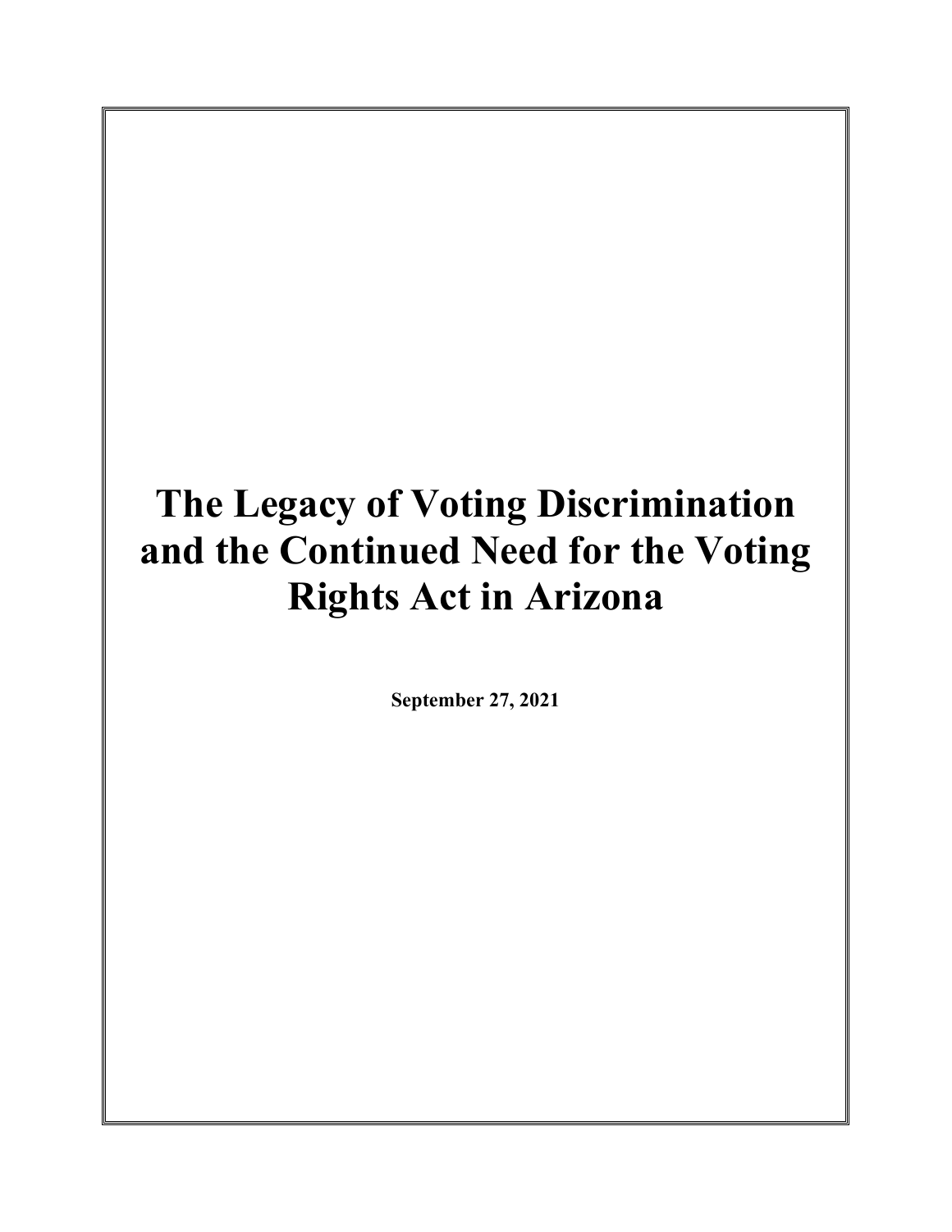# The Legacy of Voting Discrimination and the Continued Need for the Voting Rights Act in Arizona

**September 27, 2021**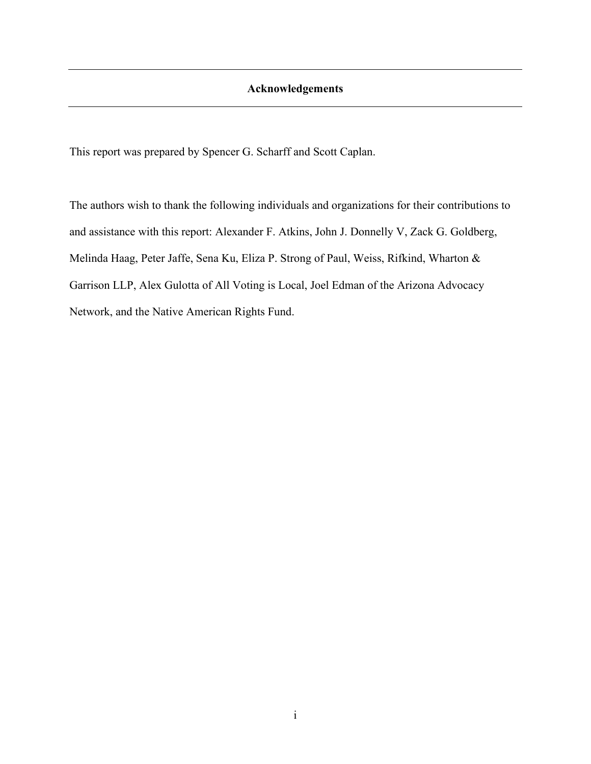## Acknowledgements

This report was prepared by Spencer G. Scharff and Scott Caplan.

The authors wish to thank the following individuals and organizations for their contributions to and assistance with this report: Alexander F. Atkins, John J. Donnelly V, Zack G. Goldberg, Melinda Haag, Peter Jaffe, Sena Ku, Eliza P. Strong of Paul, Weiss, Rifkind, Wharton & Garrison LLP, Alex Gulotta of All Voting is Local, Joel Edman of the Arizona Advocacy Network, and the Native American Rights Fund.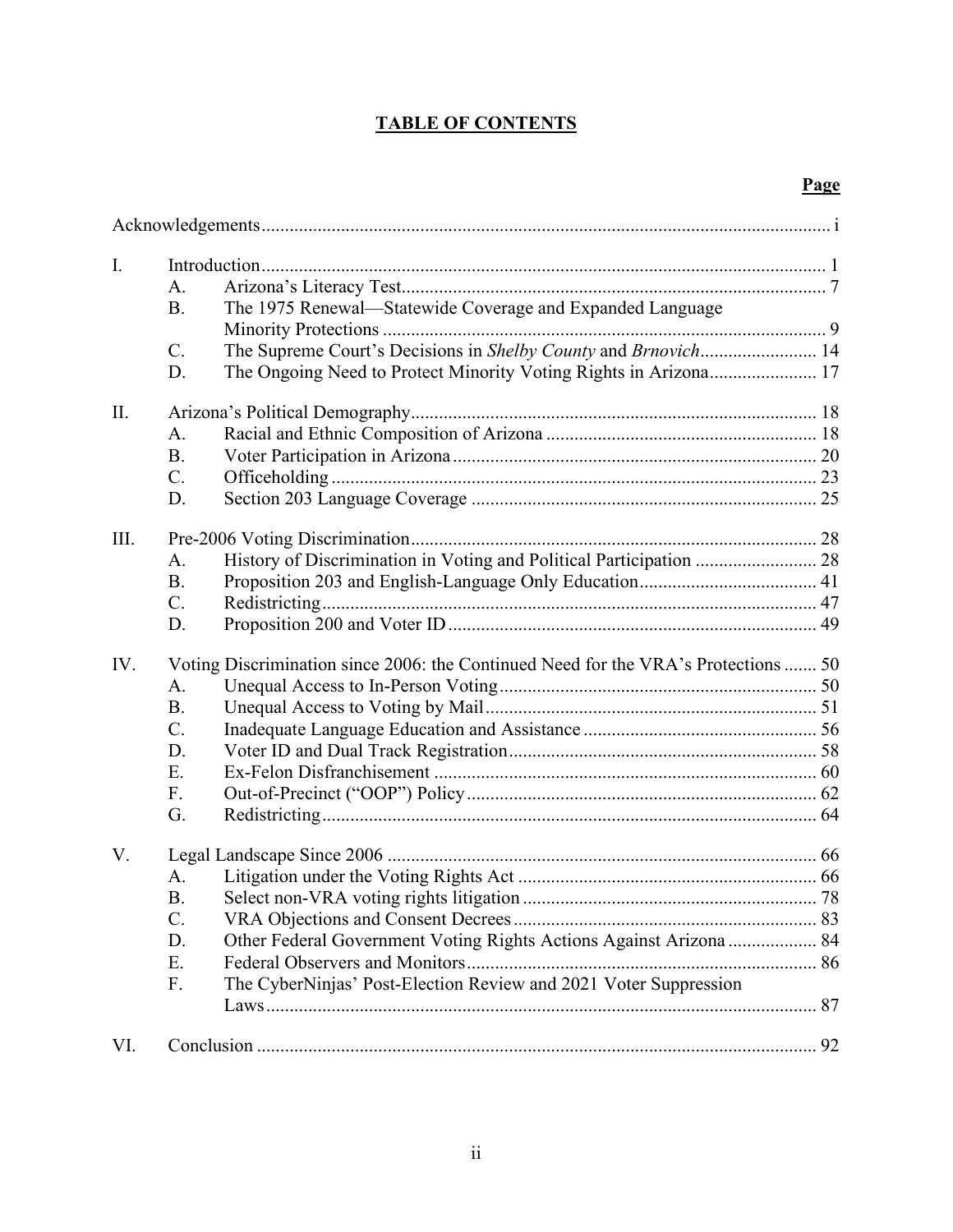# TABLE OF CONTENTS

| | | | Page |
|---|---|---|---|
| Acknowledgements | | | i |
| I. | Introduction | | 1 |
| | A. | Arizona's Literacy Test | 7 |
| | B. | The 1975 Renewal—Statewide Coverage and Expanded Language Minority Protections | 9 |
| | C. | The Supreme Court's Decisions in *Shelby County* and *Brnovich* | 14 |
| | D. | The Ongoing Need to Protect Minority Voting Rights in Arizona | 17 |
| II. | Arizona's Political Demography | | 18 |
| | A. | Racial and Ethnic Composition of Arizona | 18 |
| | B. | Voter Participation in Arizona | 20 |
| | C. | Officeholding | 23 |
| | D. | Section 203 Language Coverage | 25 |
| III. | Pre-2006 Voting Discrimination | | 28 |
| | A. | History of Discrimination in Voting and Political Participation | 28 |
| | B. | Proposition 203 and English-Language Only Education | 41 |
| | C. | Redistricting | 47 |
| | D. | Proposition 200 and Voter ID | 49 |
| IV. | Voting Discrimination since 2006: the Continued Need for the VRA's Protections | | 50 |
| | A. | Unequal Access to In-Person Voting | 50 |
| | B. | Unequal Access to Voting by Mail | 51 |
| | C. | Inadequate Language Education and Assistance | 56 |
| | D. | Voter ID and Dual Track Registration | 58 |
| | E. | Ex-Felon Disfranchisement | 60 |
| | F. | Out-of-Precinct ("OOP") Policy | 62 |
| | G. | Redistricting | 64 |
| V. | Legal Landscape Since 2006 | | 66 |
| | A. | Litigation under the Voting Rights Act | 66 |
| | B. | Select non-VRA voting rights litigation | 78 |
| | C. | VRA Objections and Consent Decrees | 83 |
| | D. | Other Federal Government Voting Rights Actions Against Arizona | 84 |
| | E. | Federal Observers and Monitors | 86 |
| | F. | The CyberNinjas' Post-Election Review and 2021 Voter Suppression Laws | 87 |
| VI. | Conclusion | | 92 |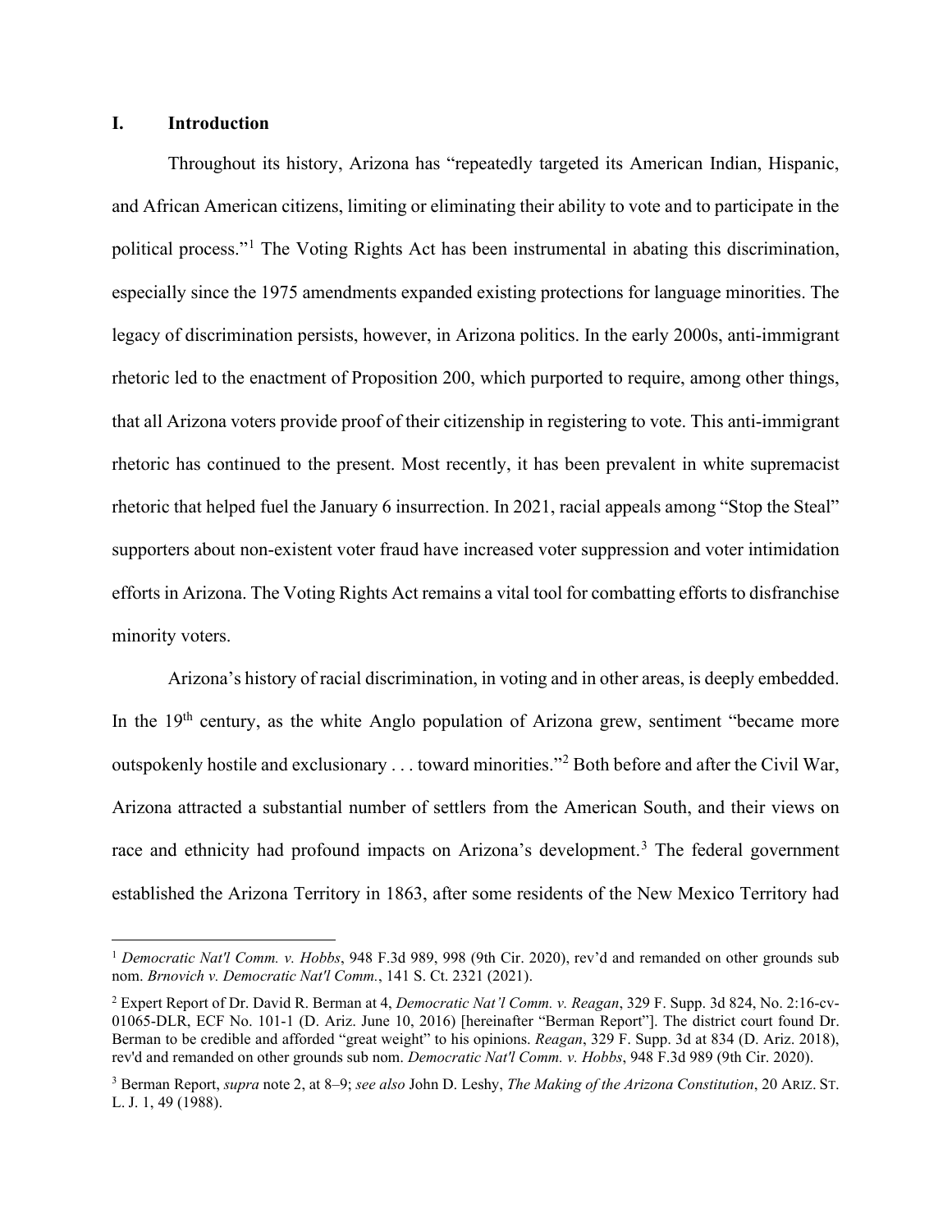## I. Introduction

Throughout its history, Arizona has "repeatedly targeted its American Indian, Hispanic, and African American citizens, limiting or eliminating their ability to vote and to participate in the political process."[1] The Voting Rights Act has been instrumental in abating this discrimination, especially since the 1975 amendments expanded existing protections for language minorities. The legacy of discrimination persists, however, in Arizona politics. In the early 2000s, anti-immigrant rhetoric led to the enactment of Proposition 200, which purported to require, among other things, that all Arizona voters provide proof of their citizenship in registering to vote. This anti-immigrant rhetoric has continued to the present. Most recently, it has been prevalent in white supremacist rhetoric that helped fuel the January 6 insurrection. In 2021, racial appeals among "Stop the Steal" supporters about non-existent voter fraud have increased voter suppression and voter intimidation efforts in Arizona. The Voting Rights Act remains a vital tool for combatting efforts to disfranchise minority voters.

Arizona's history of racial discrimination, in voting and in other areas, is deeply embedded. In the 19th century, as the white Anglo population of Arizona grew, sentiment "became more outspokenly hostile and exclusionary . . . toward minorities."[2] Both before and after the Civil War, Arizona attracted a substantial number of settlers from the American South, and their views on race and ethnicity had profound impacts on Arizona's development.[3] The federal government established the Arizona Territory in 1863, after some residents of the New Mexico Territory had

---

[1] *Democratic Nat'l Comm. v. Hobbs*, 948 F.3d 989, 998 (9th Cir. 2020), rev'd and remanded on other grounds sub nom. *Brnovich v. Democratic Nat'l Comm.*, 141 S. Ct. 2321 (2021).

[2] Expert Report of Dr. David R. Berman at 4, *Democratic Nat'l Comm. v. Reagan*, 329 F. Supp. 3d 824, No. 2:16-cv-01065-DLR, ECF No. 101-1 (D. Ariz. June 10, 2016) [hereinafter "Berman Report"]. The district court found Dr. Berman to be credible and afforded "great weight" to his opinions. *Reagan*, 329 F. Supp. 3d at 834 (D. Ariz. 2018), rev'd and remanded on other grounds sub nom. *Democratic Nat'l Comm. v. Hobbs*, 948 F.3d 989 (9th Cir. 2020).

[3] Berman Report, *supra* note 2, at 8–9; *see also* John D. Leshy, *The Making of the Arizona Constitution*, 20 ARIZ. ST. L. J. 1, 49 (1988).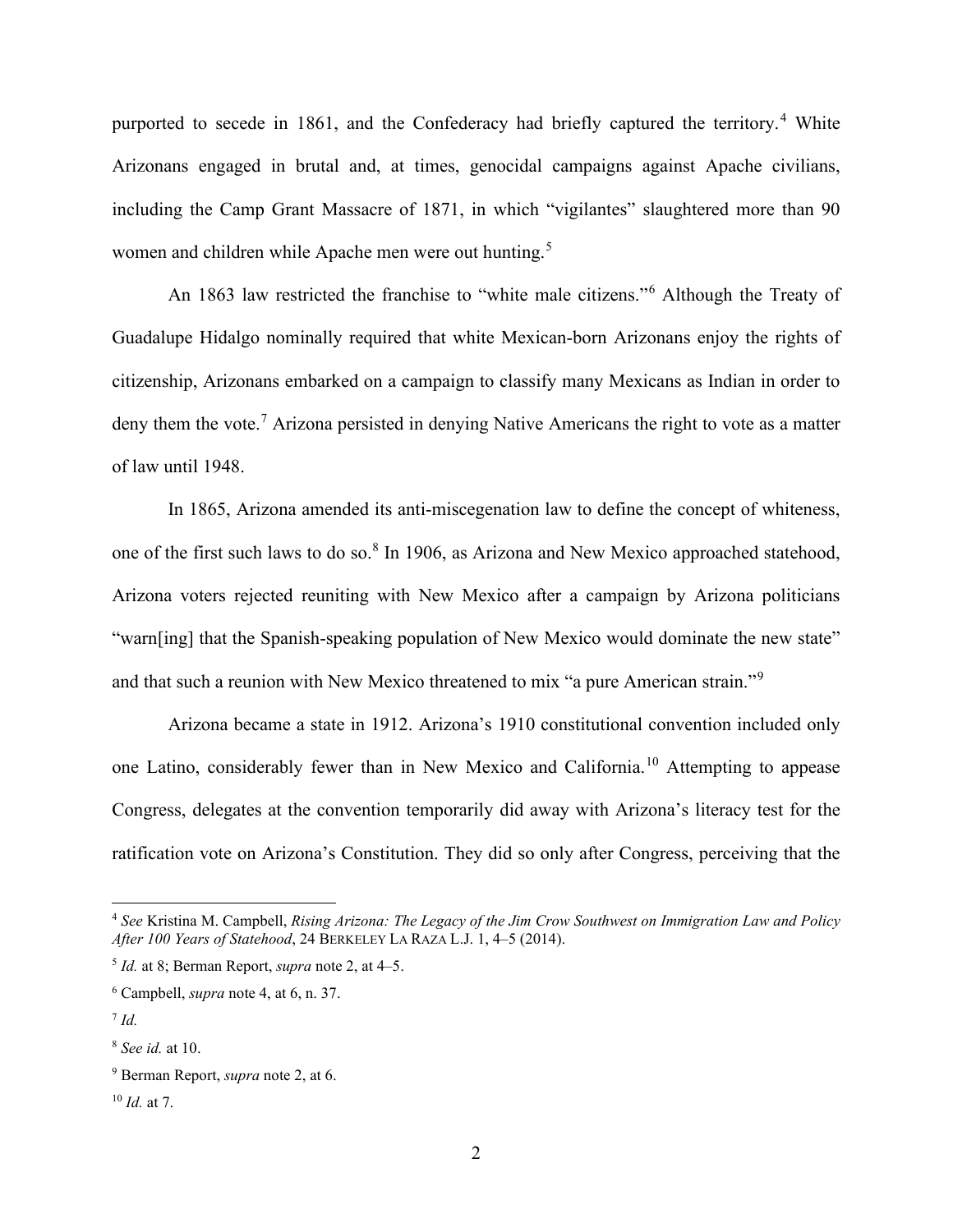purported to secede in 1861, and the Confederacy had briefly captured the territory.[4] White Arizonans engaged in brutal and, at times, genocidal campaigns against Apache civilians, including the Camp Grant Massacre of 1871, in which "vigilantes" slaughtered more than 90 women and children while Apache men were out hunting.[5]

An 1863 law restricted the franchise to "white male citizens."[6] Although the Treaty of Guadalupe Hidalgo nominally required that white Mexican-born Arizonans enjoy the rights of citizenship, Arizonans embarked on a campaign to classify many Mexicans as Indian in order to deny them the vote.[7] Arizona persisted in denying Native Americans the right to vote as a matter of law until 1948.

In 1865, Arizona amended its anti-miscegenation law to define the concept of whiteness, one of the first such laws to do so.[8] In 1906, as Arizona and New Mexico approached statehood, Arizona voters rejected reuniting with New Mexico after a campaign by Arizona politicians "warn[ing] that the Spanish-speaking population of New Mexico would dominate the new state" and that such a reunion with New Mexico threatened to mix "a pure American strain."[9]

Arizona became a state in 1912. Arizona's 1910 constitutional convention included only one Latino, considerably fewer than in New Mexico and California.[10] Attempting to appease Congress, delegates at the convention temporarily did away with Arizona's literacy test for the ratification vote on Arizona's Constitution. They did so only after Congress, perceiving that the

---

[4] *See* Kristina M. Campbell, *Rising Arizona: The Legacy of the Jim Crow Southwest on Immigration Law and Policy After 100 Years of Statehood*, 24 BERKELEY LA RAZA L.J. 1, 4–5 (2014).

[5] *Id.* at 8; Berman Report, *supra* note 2, at 4–5.

[6] Campbell, *supra* note 4, at 6, n. 37.

[7] *Id.*

[8] *See id.* at 10.

[9] Berman Report, *supra* note 2, at 6.

[10] *Id.* at 7.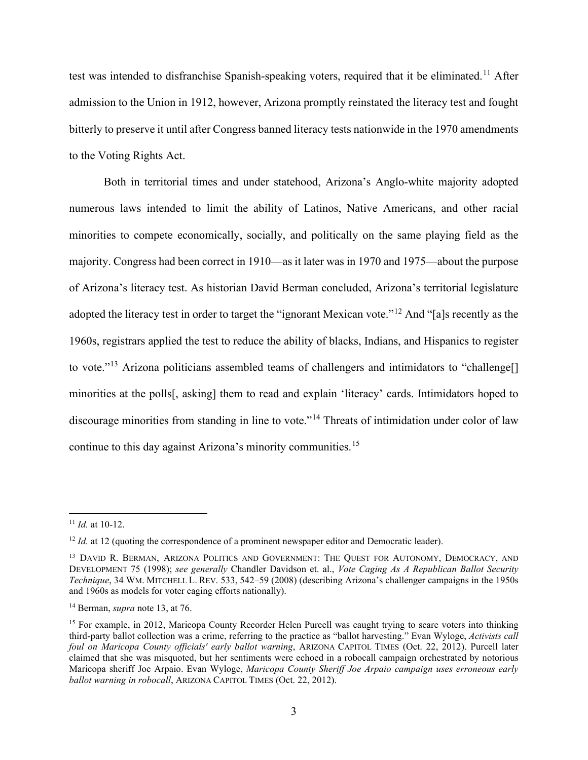test was intended to disfranchise Spanish-speaking voters, required that it be eliminated.[11] After admission to the Union in 1912, however, Arizona promptly reinstated the literacy test and fought bitterly to preserve it until after Congress banned literacy tests nationwide in the 1970 amendments to the Voting Rights Act.

Both in territorial times and under statehood, Arizona's Anglo-white majority adopted numerous laws intended to limit the ability of Latinos, Native Americans, and other racial minorities to compete economically, socially, and politically on the same playing field as the majority. Congress had been correct in 1910—as it later was in 1970 and 1975—about the purpose of Arizona's literacy test. As historian David Berman concluded, Arizona's territorial legislature adopted the literacy test in order to target the "ignorant Mexican vote."[12] And "[a]s recently as the 1960s, registrars applied the test to reduce the ability of blacks, Indians, and Hispanics to register to vote."[13] Arizona politicians assembled teams of challengers and intimidators to "challenge[] minorities at the polls[, asking] them to read and explain 'literacy' cards. Intimidators hoped to discourage minorities from standing in line to vote."[14] Threats of intimidation under color of law continue to this day against Arizona's minority communities.[15]

---

[11] *Id.* at 10-12.

[12] *Id.* at 12 (quoting the correspondence of a prominent newspaper editor and Democratic leader).

[13] DAVID R. BERMAN, ARIZONA POLITICS AND GOVERNMENT: THE QUEST FOR AUTONOMY, DEMOCRACY, AND DEVELOPMENT 75 (1998); *see generally* Chandler Davidson et. al., *Vote Caging As A Republican Ballot Security Technique*, 34 WM. MITCHELL L. REV. 533, 542–59 (2008) (describing Arizona's challenger campaigns in the 1950s and 1960s as models for voter caging efforts nationally).

[14] Berman, *supra* note 13, at 76.

[15] For example, in 2012, Maricopa County Recorder Helen Purcell was caught trying to scare voters into thinking third-party ballot collection was a crime, referring to the practice as "ballot harvesting." Evan Wyloge, *Activists call foul on Maricopa County officials' early ballot warning*, ARIZONA CAPITOL TIMES (Oct. 22, 2012). Purcell later claimed that she was misquoted, but her sentiments were echoed in a robocall campaign orchestrated by notorious Maricopa sheriff Joe Arpaio. Evan Wyloge, *Maricopa County Sheriff Joe Arpaio campaign uses erroneous early ballot warning in robocall*, ARIZONA CAPITOL TIMES (Oct. 22, 2012).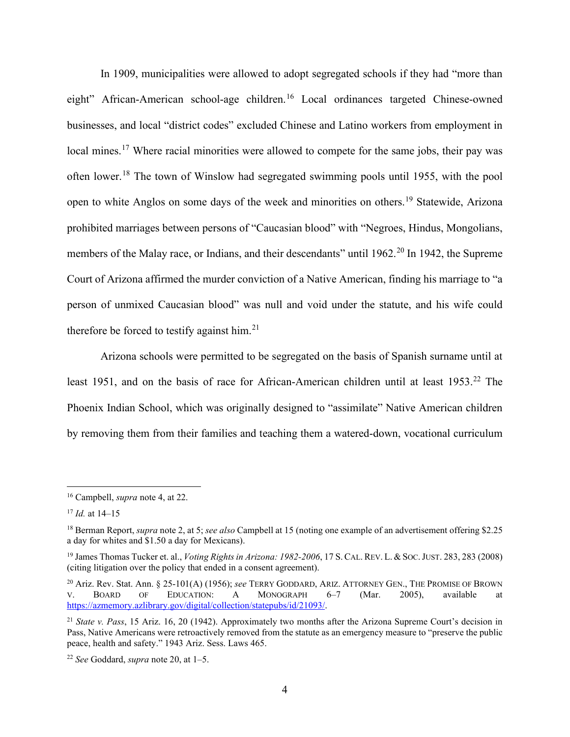In 1909, municipalities were allowed to adopt segregated schools if they had "more than eight" African-American school-age children.[16] Local ordinances targeted Chinese-owned businesses, and local "district codes" excluded Chinese and Latino workers from employment in local mines.[17] Where racial minorities were allowed to compete for the same jobs, their pay was often lower.[18] The town of Winslow had segregated swimming pools until 1955, with the pool open to white Anglos on some days of the week and minorities on others.[19] Statewide, Arizona prohibited marriages between persons of "Caucasian blood" with "Negroes, Hindus, Mongolians, members of the Malay race, or Indians, and their descendants" until 1962.[20] In 1942, the Supreme Court of Arizona affirmed the murder conviction of a Native American, finding his marriage to "a person of unmixed Caucasian blood" was null and void under the statute, and his wife could therefore be forced to testify against him.[21]

Arizona schools were permitted to be segregated on the basis of Spanish surname until at least 1951, and on the basis of race for African-American children until at least 1953.[22] The Phoenix Indian School, which was originally designed to "assimilate" Native American children by removing them from their families and teaching them a watered-down, vocational curriculum

---

[16] Campbell, *supra* note 4, at 22.

[17] *Id.* at 14–15

[18] Berman Report, *supra* note 2, at 5; *see also* Campbell at 15 (noting one example of an advertisement offering $2.25 a day for whites and $1.50 a day for Mexicans).

[19] James Thomas Tucker et. al., *Voting Rights in Arizona: 1982-2006*, 17 S. CAL. REV. L. & SOC. JUST. 283, 283 (2008) (citing litigation over the policy that ended in a consent agreement).

[20] Ariz. Rev. Stat. Ann. § 25-101(A) (1956); *see* TERRY GODDARD, ARIZ. ATTORNEY GEN., THE PROMISE OF BROWN V. BOARD OF EDUCATION: A MONOGRAPH 6–7 (Mar. 2005), available at https://azmemory.azlibrary.gov/digital/collection/statepubs/id/21093/.

[21] *State v. Pass*, 15 Ariz. 16, 20 (1942). Approximately two months after the Arizona Supreme Court's decision in Pass, Native Americans were retroactively removed from the statute as an emergency measure to "preserve the public peace, health and safety." 1943 Ariz. Sess. Laws 465.

[22] *See* Goddard, *supra* note 20, at 1–5.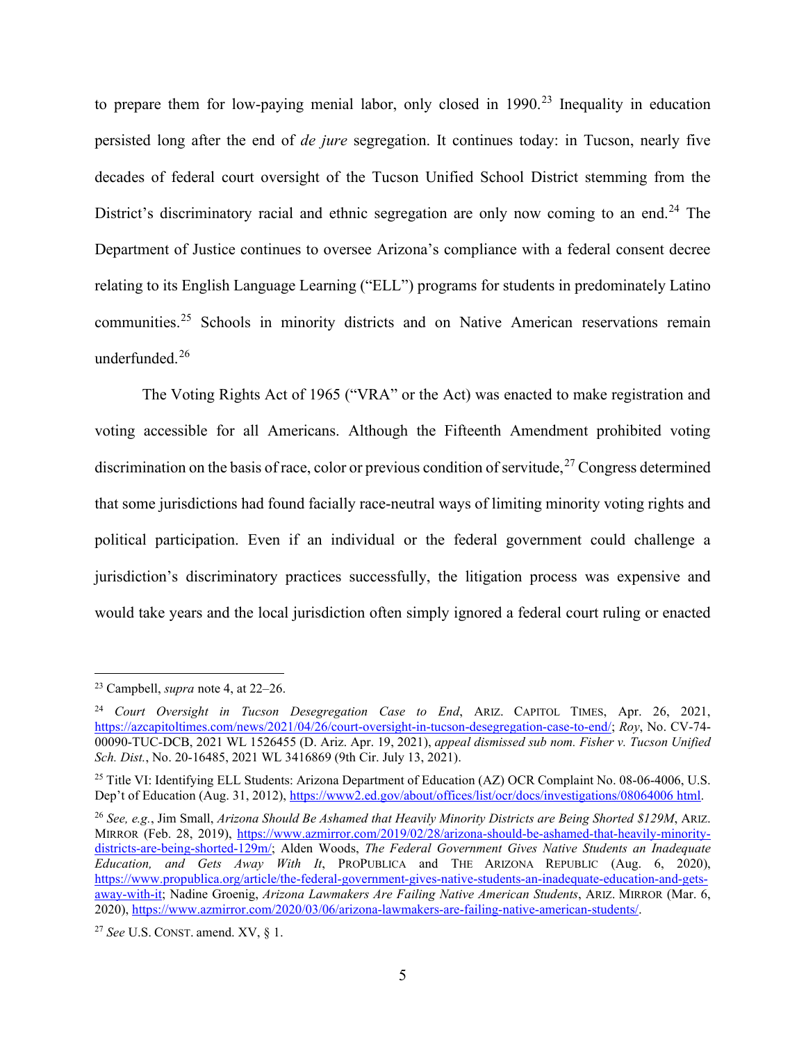to prepare them for low-paying menial labor, only closed in 1990.[23] Inequality in education persisted long after the end of *de jure* segregation. It continues today: in Tucson, nearly five decades of federal court oversight of the Tucson Unified School District stemming from the District's discriminatory racial and ethnic segregation are only now coming to an end.[24] The Department of Justice continues to oversee Arizona's compliance with a federal consent decree relating to its English Language Learning ("ELL") programs for students in predominately Latino communities.[25] Schools in minority districts and on Native American reservations remain underfunded.[26]

The Voting Rights Act of 1965 ("VRA" or the Act) was enacted to make registration and voting accessible for all Americans. Although the Fifteenth Amendment prohibited voting discrimination on the basis of race, color or previous condition of servitude,[27] Congress determined that some jurisdictions had found facially race-neutral ways of limiting minority voting rights and political participation. Even if an individual or the federal government could challenge a jurisdiction's discriminatory practices successfully, the litigation process was expensive and would take years and the local jurisdiction often simply ignored a federal court ruling or enacted

---

[23] Campbell, *supra* note 4, at 22–26.

[24] *Court Oversight in Tucson Desegregation Case to End*, ARIZ. CAPITOL TIMES, Apr. 26, 2021, https://azcapitoltimes.com/news/2021/04/26/court-oversight-in-tucson-desegregation-case-to-end/; *Roy*, No. CV-74-00090-TUC-DCB, 2021 WL 1526455 (D. Ariz. Apr. 19, 2021), *appeal dismissed sub nom. Fisher v. Tucson Unified Sch. Dist.*, No. 20-16485, 2021 WL 3416869 (9th Cir. July 13, 2021).

[25] Title VI: Identifying ELL Students: Arizona Department of Education (AZ) OCR Complaint No. 08-06-4006, U.S. Dep't of Education (Aug. 31, 2012), https://www2.ed.gov/about/offices/list/ocr/docs/investigations/08064006 html.

[26] *See, e.g.*, Jim Small, *Arizona Should Be Ashamed that Heavily Minority Districts are Being Shorted $129M*, ARIZ. MIRROR (Feb. 28, 2019), https://www.azmirror.com/2019/02/28/arizona-should-be-ashamed-that-heavily-minority-districts-are-being-shorted-129m/; Alden Woods, *The Federal Government Gives Native Students an Inadequate Education, and Gets Away With It*, PROPUBLICA and THE ARIZONA REPUBLIC (Aug. 6, 2020), https://www.propublica.org/article/the-federal-government-gives-native-students-an-inadequate-education-and-gets-away-with-it; Nadine Groenig, *Arizona Lawmakers Are Failing Native American Students*, ARIZ. MIRROR (Mar. 6, 2020), https://www.azmirror.com/2020/03/06/arizona-lawmakers-are-failing-native-american-students/.

[27] *See* U.S. CONST. amend. XV, § 1.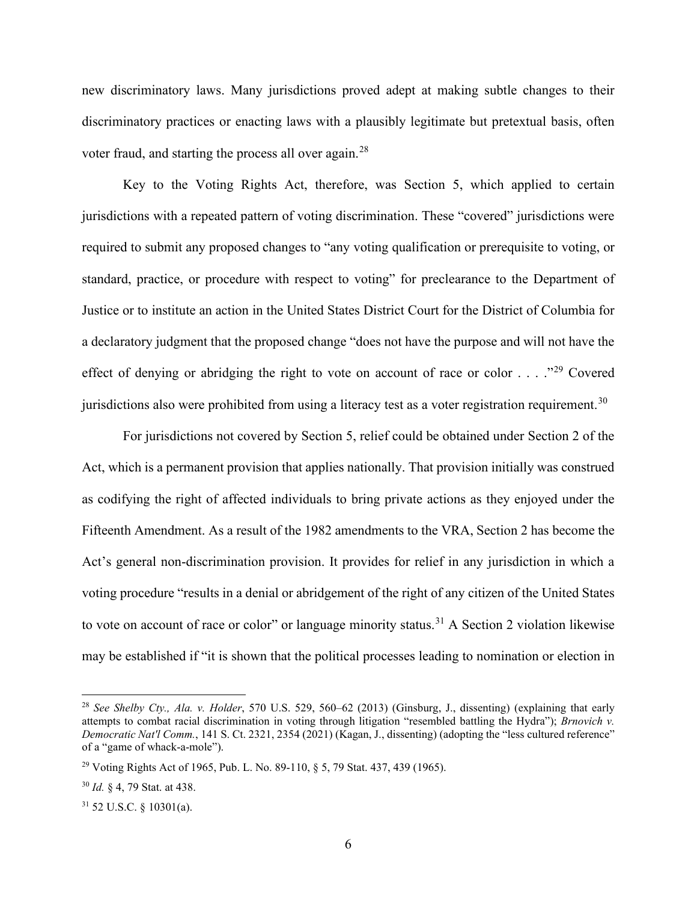new discriminatory laws. Many jurisdictions proved adept at making subtle changes to their discriminatory practices or enacting laws with a plausibly legitimate but pretextual basis, often voter fraud, and starting the process all over again.[28]

Key to the Voting Rights Act, therefore, was Section 5, which applied to certain jurisdictions with a repeated pattern of voting discrimination. These "covered" jurisdictions were required to submit any proposed changes to "any voting qualification or prerequisite to voting, or standard, practice, or procedure with respect to voting" for preclearance to the Department of Justice or to institute an action in the United States District Court for the District of Columbia for a declaratory judgment that the proposed change "does not have the purpose and will not have the effect of denying or abridging the right to vote on account of race or color . . . ."[29] Covered jurisdictions also were prohibited from using a literacy test as a voter registration requirement.[30]

For jurisdictions not covered by Section 5, relief could be obtained under Section 2 of the Act, which is a permanent provision that applies nationally. That provision initially was construed as codifying the right of affected individuals to bring private actions as they enjoyed under the Fifteenth Amendment. As a result of the 1982 amendments to the VRA, Section 2 has become the Act's general non-discrimination provision. It provides for relief in any jurisdiction in which a voting procedure "results in a denial or abridgement of the right of any citizen of the United States to vote on account of race or color" or language minority status.[31] A Section 2 violation likewise may be established if "it is shown that the political processes leading to nomination or election in

---

[28] *See Shelby Cty., Ala. v. Holder*, 570 U.S. 529, 560–62 (2013) (Ginsburg, J., dissenting) (explaining that early attempts to combat racial discrimination in voting through litigation "resembled battling the Hydra"); *Brnovich v. Democratic Nat'l Comm.*, 141 S. Ct. 2321, 2354 (2021) (Kagan, J., dissenting) (adopting the "less cultured reference" of a "game of whack-a-mole").

[29] Voting Rights Act of 1965, Pub. L. No. 89-110, § 5, 79 Stat. 437, 439 (1965).

[30] *Id.* § 4, 79 Stat. at 438.

[31] 52 U.S.C. § 10301(a).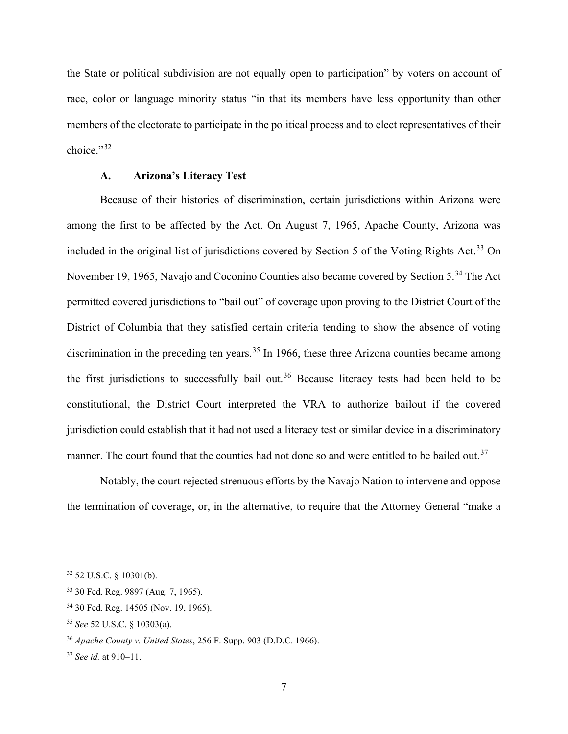the State or political subdivision are not equally open to participation" by voters on account of race, color or language minority status "in that its members have less opportunity than other members of the electorate to participate in the political process and to elect representatives of their choice."[32]

### A. Arizona's Literacy Test

Because of their histories of discrimination, certain jurisdictions within Arizona were among the first to be affected by the Act. On August 7, 1965, Apache County, Arizona was included in the original list of jurisdictions covered by Section 5 of the Voting Rights Act.[33] On November 19, 1965, Navajo and Coconino Counties also became covered by Section 5.[34] The Act permitted covered jurisdictions to "bail out" of coverage upon proving to the District Court of the District of Columbia that they satisfied certain criteria tending to show the absence of voting discrimination in the preceding ten years.[35] In 1966, these three Arizona counties became among the first jurisdictions to successfully bail out.[36] Because literacy tests had been held to be constitutional, the District Court interpreted the VRA to authorize bailout if the covered jurisdiction could establish that it had not used a literacy test or similar device in a discriminatory manner. The court found that the counties had not done so and were entitled to be bailed out.[37]

Notably, the court rejected strenuous efforts by the Navajo Nation to intervene and oppose the termination of coverage, or, in the alternative, to require that the Attorney General "make a

---

[32] 52 U.S.C. § 10301(b).

[33] 30 Fed. Reg. 9897 (Aug. 7, 1965).

[34] 30 Fed. Reg. 14505 (Nov. 19, 1965).

[35] *See* 52 U.S.C. § 10303(a).

[36] *Apache County v. United States*, 256 F. Supp. 903 (D.D.C. 1966).

[37] *See id.* at 910–11.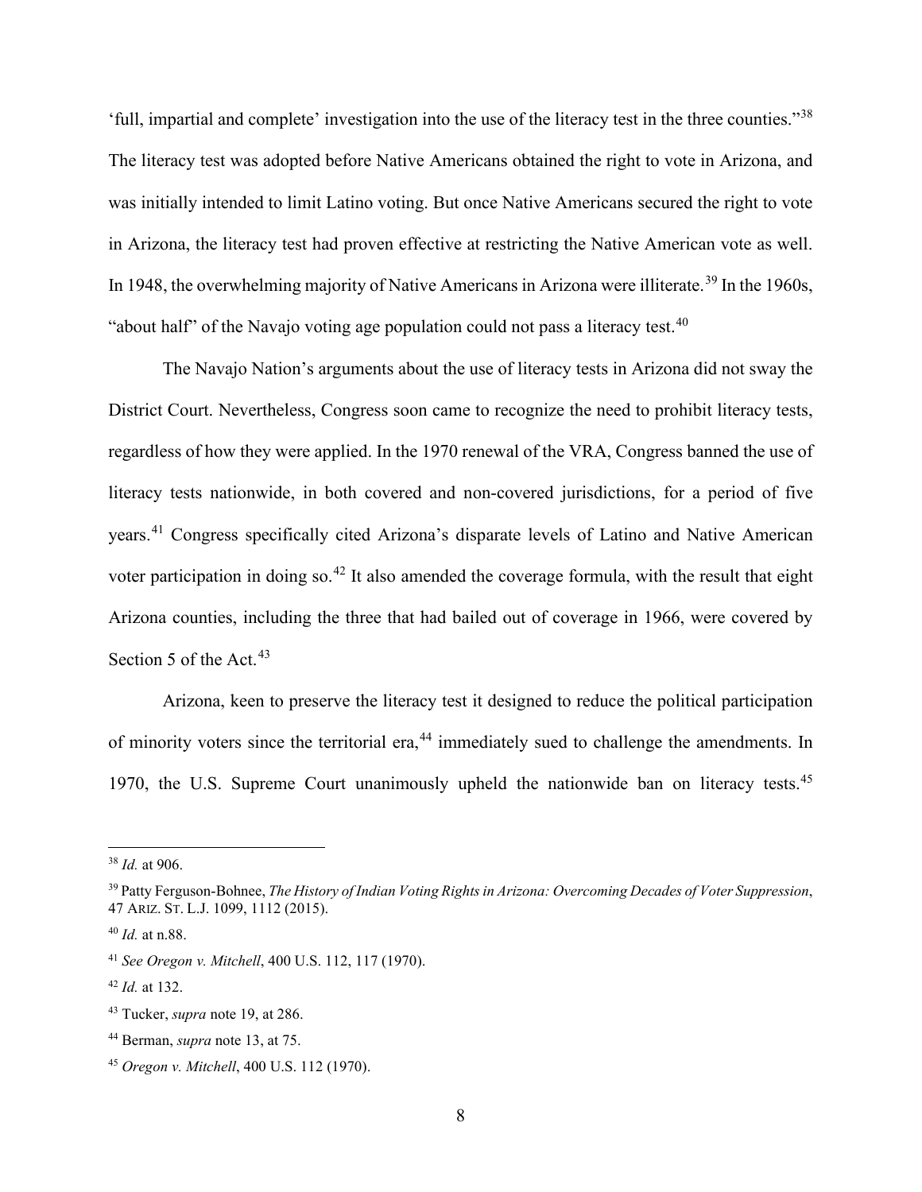'full, impartial and complete' investigation into the use of the literacy test in the three counties."[38] The literacy test was adopted before Native Americans obtained the right to vote in Arizona, and was initially intended to limit Latino voting. But once Native Americans secured the right to vote in Arizona, the literacy test had proven effective at restricting the Native American vote as well. In 1948, the overwhelming majority of Native Americans in Arizona were illiterate.[39] In the 1960s, "about half" of the Navajo voting age population could not pass a literacy test.[40]

The Navajo Nation's arguments about the use of literacy tests in Arizona did not sway the District Court. Nevertheless, Congress soon came to recognize the need to prohibit literacy tests, regardless of how they were applied. In the 1970 renewal of the VRA, Congress banned the use of literacy tests nationwide, in both covered and non-covered jurisdictions, for a period of five years.[41] Congress specifically cited Arizona's disparate levels of Latino and Native American voter participation in doing so.[42] It also amended the coverage formula, with the result that eight Arizona counties, including the three that had bailed out of coverage in 1966, were covered by Section 5 of the Act.[43]

Arizona, keen to preserve the literacy test it designed to reduce the political participation of minority voters since the territorial era,[44] immediately sued to challenge the amendments. In 1970, the U.S. Supreme Court unanimously upheld the nationwide ban on literacy tests.[45]

---

[38] *Id.* at 906.

[39] Patty Ferguson-Bohnee, *The History of Indian Voting Rights in Arizona: Overcoming Decades of Voter Suppression*, 47 ARIZ. ST. L.J. 1099, 1112 (2015).

[40] *Id.* at n.88.

[41] *See Oregon v. Mitchell*, 400 U.S. 112, 117 (1970).

[42] *Id.* at 132.

[43] Tucker, *supra* note 19, at 286.

[44] Berman, *supra* note 13, at 75.

[45] *Oregon v. Mitchell*, 400 U.S. 112 (1970).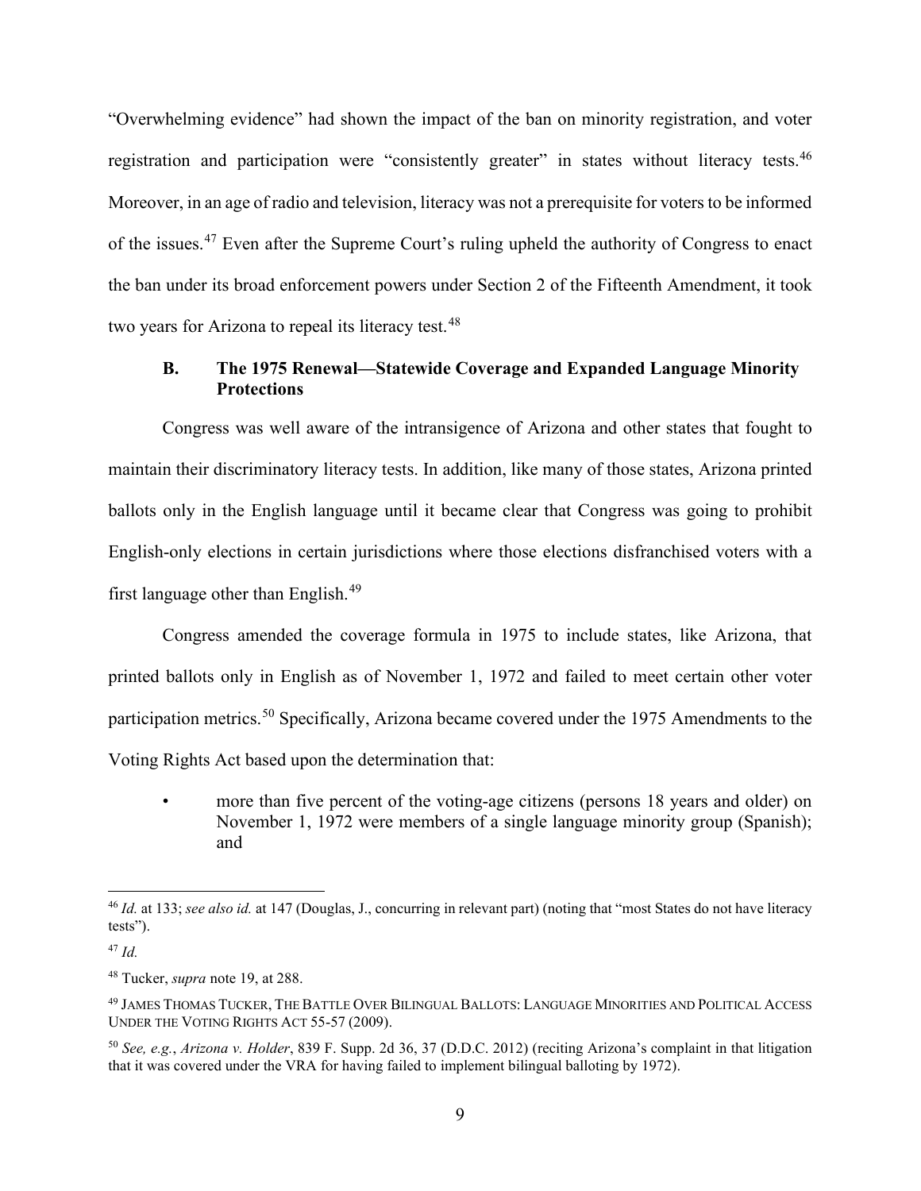"Overwhelming evidence" had shown the impact of the ban on minority registration, and voter registration and participation were "consistently greater" in states without literacy tests.[46] Moreover, in an age of radio and television, literacy was not a prerequisite for voters to be informed of the issues.[47] Even after the Supreme Court's ruling upheld the authority of Congress to enact the ban under its broad enforcement powers under Section 2 of the Fifteenth Amendment, it took two years for Arizona to repeal its literacy test.[48]

### B. The 1975 Renewal—Statewide Coverage and Expanded Language Minority Protections

Congress was well aware of the intransigence of Arizona and other states that fought to maintain their discriminatory literacy tests. In addition, like many of those states, Arizona printed ballots only in the English language until it became clear that Congress was going to prohibit English-only elections in certain jurisdictions where those elections disfranchised voters with a first language other than English.[49]

Congress amended the coverage formula in 1975 to include states, like Arizona, that printed ballots only in English as of November 1, 1972 and failed to meet certain other voter participation metrics.[50] Specifically, Arizona became covered under the 1975 Amendments to the Voting Rights Act based upon the determination that:

- more than five percent of the voting-age citizens (persons 18 years and older) on November 1, 1972 were members of a single language minority group (Spanish); and

---

[46] *Id.* at 133; *see also id.* at 147 (Douglas, J., concurring in relevant part) (noting that "most States do not have literacy tests").

[47] *Id.*

[48] Tucker, *supra* note 19, at 288.

[49] JAMES THOMAS TUCKER, THE BATTLE OVER BILINGUAL BALLOTS: LANGUAGE MINORITIES AND POLITICAL ACCESS UNDER THE VOTING RIGHTS ACT 55-57 (2009).

[50] *See, e.g.*, *Arizona v. Holder*, 839 F. Supp. 2d 36, 37 (D.D.C. 2012) (reciting Arizona's complaint in that litigation that it was covered under the VRA for having failed to implement bilingual balloting by 1972).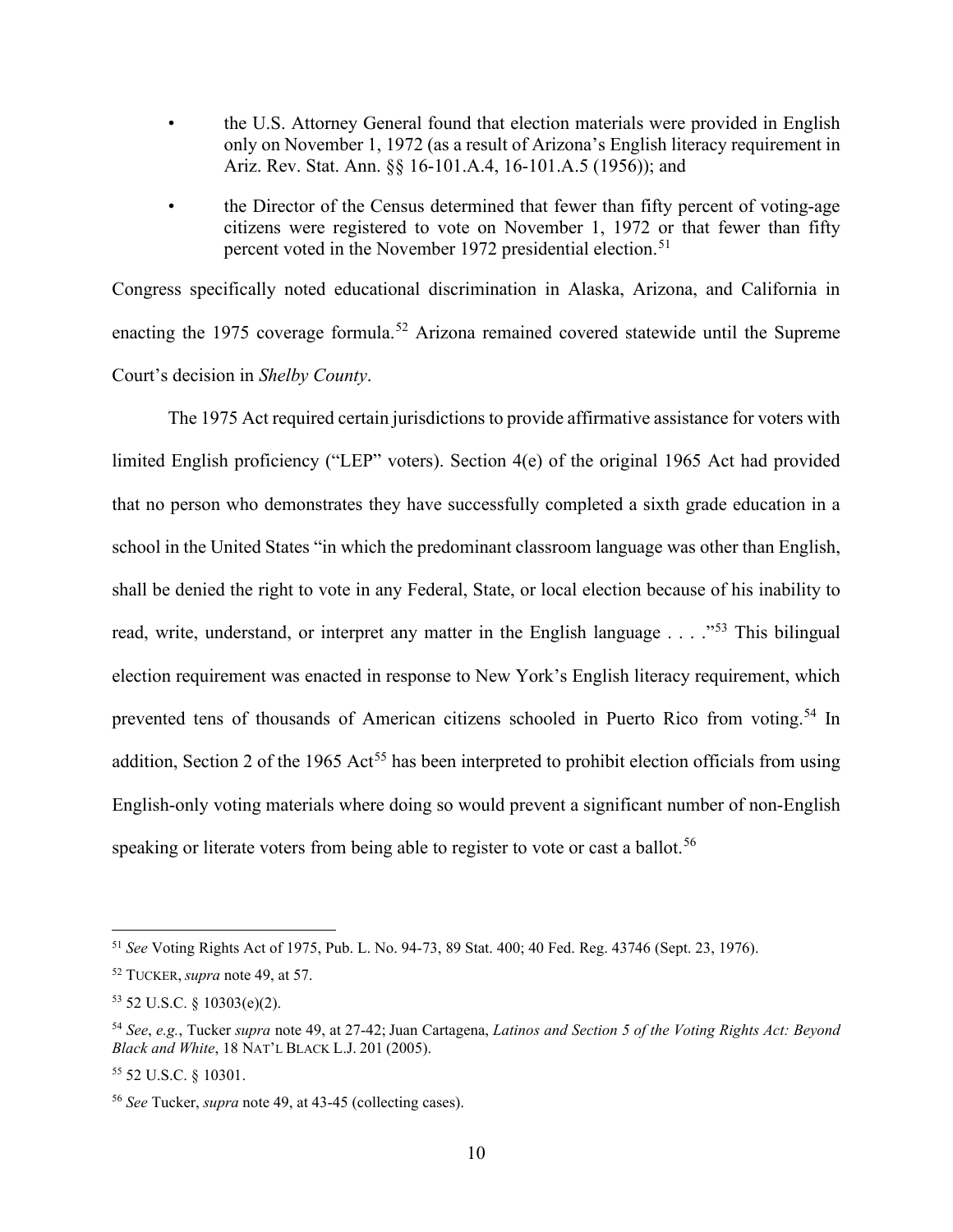- the U.S. Attorney General found that election materials were provided in English only on November 1, 1972 (as a result of Arizona's English literacy requirement in Ariz. Rev. Stat. Ann. §§ 16-101.A.4, 16-101.A.5 (1956)); and
- the Director of the Census determined that fewer than fifty percent of voting-age citizens were registered to vote on November 1, 1972 or that fewer than fifty percent voted in the November 1972 presidential election.[51]

Congress specifically noted educational discrimination in Alaska, Arizona, and California in enacting the 1975 coverage formula.[52] Arizona remained covered statewide until the Supreme Court's decision in *Shelby County*.

The 1975 Act required certain jurisdictions to provide affirmative assistance for voters with limited English proficiency ("LEP" voters). Section 4(e) of the original 1965 Act had provided that no person who demonstrates they have successfully completed a sixth grade education in a school in the United States "in which the predominant classroom language was other than English, shall be denied the right to vote in any Federal, State, or local election because of his inability to read, write, understand, or interpret any matter in the English language . . . ."[53] This bilingual election requirement was enacted in response to New York's English literacy requirement, which prevented tens of thousands of American citizens schooled in Puerto Rico from voting.[54] In addition, Section 2 of the 1965 Act[55] has been interpreted to prohibit election officials from using English-only voting materials where doing so would prevent a significant number of non-English speaking or literate voters from being able to register to vote or cast a ballot.[56]

---

[51] *See* Voting Rights Act of 1975, Pub. L. No. 94-73, 89 Stat. 400; 40 Fed. Reg. 43746 (Sept. 23, 1976).

[52] Tucker, *supra* note 49, at 57.

[53] 52 U.S.C. § 10303(e)(2).

[54] *See*, *e.g.*, Tucker *supra* note 49, at 27-42; Juan Cartagena, *Latinos and Section 5 of the Voting Rights Act: Beyond Black and White*, 18 Nat'l Black L.J. 201 (2005).

[55] 52 U.S.C. § 10301.

[56] *See* Tucker, *supra* note 49, at 43-45 (collecting cases).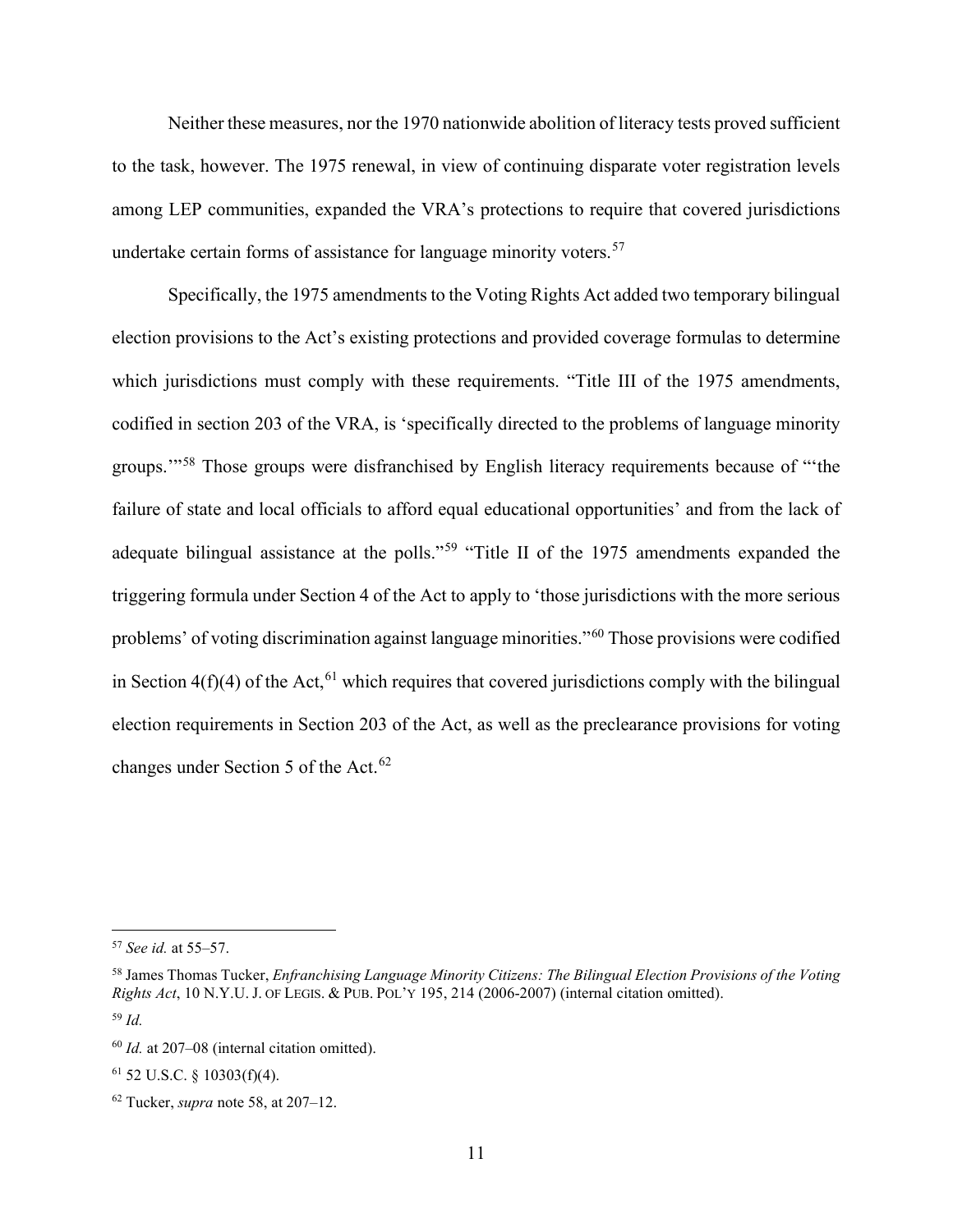Neither these measures, nor the 1970 nationwide abolition of literacy tests proved sufficient to the task, however. The 1975 renewal, in view of continuing disparate voter registration levels among LEP communities, expanded the VRA's protections to require that covered jurisdictions undertake certain forms of assistance for language minority voters.[57]

Specifically, the 1975 amendments to the Voting Rights Act added two temporary bilingual election provisions to the Act's existing protections and provided coverage formulas to determine which jurisdictions must comply with these requirements. "Title III of the 1975 amendments, codified in section 203 of the VRA, is 'specifically directed to the problems of language minority groups.'"[58] Those groups were disfranchised by English literacy requirements because of "'the failure of state and local officials to afford equal educational opportunities' and from the lack of adequate bilingual assistance at the polls."[59] "Title II of the 1975 amendments expanded the triggering formula under Section 4 of the Act to apply to 'those jurisdictions with the more serious problems' of voting discrimination against language minorities."[60] Those provisions were codified in Section 4(f)(4) of the Act,[61] which requires that covered jurisdictions comply with the bilingual election requirements in Section 203 of the Act, as well as the preclearance provisions for voting changes under Section 5 of the Act.[62]

---

[57] *See id.* at 55–57.

[58] James Thomas Tucker, *Enfranchising Language Minority Citizens: The Bilingual Election Provisions of the Voting Rights Act*, 10 N.Y.U. J. OF LEGIS. & PUB. POL'Y 195, 214 (2006-2007) (internal citation omitted).

[59] *Id.*

[60] *Id.* at 207–08 (internal citation omitted).

[61] 52 U.S.C. § 10303(f)(4).

[62] Tucker, *supra* note 58, at 207–12.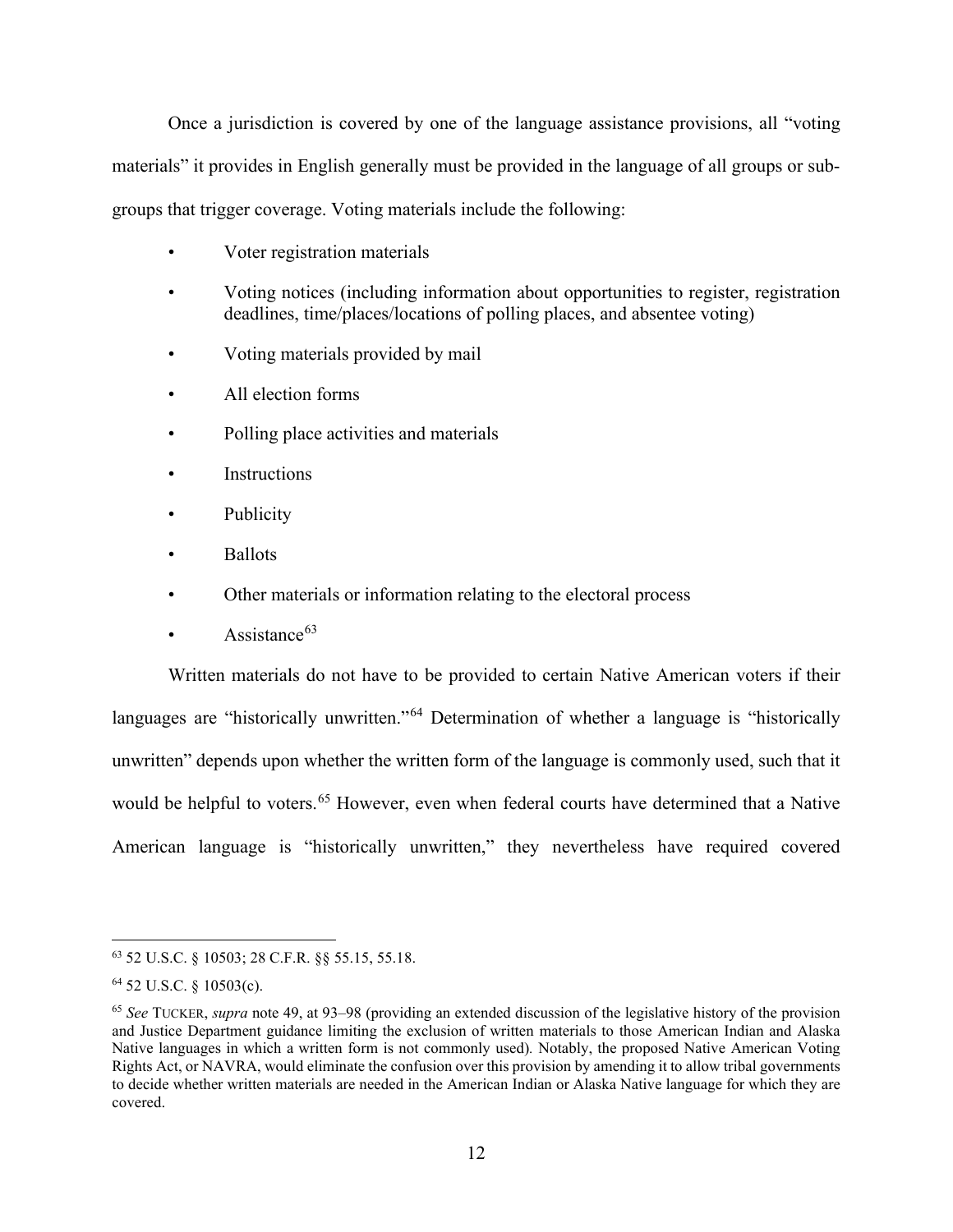Once a jurisdiction is covered by one of the language assistance provisions, all "voting materials" it provides in English generally must be provided in the language of all groups or sub-groups that trigger coverage. Voting materials include the following:

- Voter registration materials
- Voting notices (including information about opportunities to register, registration deadlines, time/places/locations of polling places, and absentee voting)
- Voting materials provided by mail
- All election forms
- Polling place activities and materials
- Instructions
- Publicity
- Ballots
- Other materials or information relating to the electoral process
- Assistance[63]

Written materials do not have to be provided to certain Native American voters if their languages are "historically unwritten."[64] Determination of whether a language is "historically unwritten" depends upon whether the written form of the language is commonly used, such that it would be helpful to voters.[65] However, even when federal courts have determined that a Native American language is "historically unwritten," they nevertheless have required covered

---

[63] 52 U.S.C. § 10503; 28 C.F.R. §§ 55.15, 55.18.

[64] 52 U.S.C. § 10503(c).

[65] *See* TUCKER, *supra* note 49, at 93–98 (providing an extended discussion of the legislative history of the provision and Justice Department guidance limiting the exclusion of written materials to those American Indian and Alaska Native languages in which a written form is not commonly used). Notably, the proposed Native American Voting Rights Act, or NAVRA, would eliminate the confusion over this provision by amending it to allow tribal governments to decide whether written materials are needed in the American Indian or Alaska Native language for which they are covered.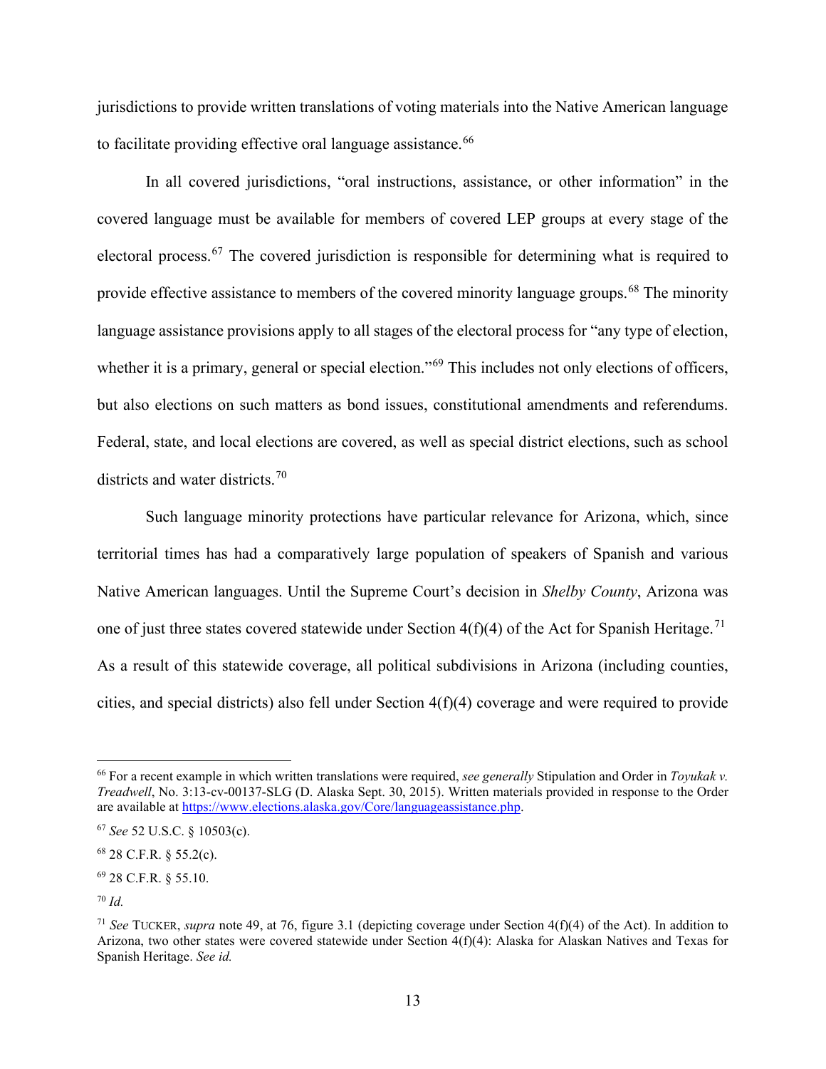jurisdictions to provide written translations of voting materials into the Native American language to facilitate providing effective oral language assistance.[66]

In all covered jurisdictions, "oral instructions, assistance, or other information" in the covered language must be available for members of covered LEP groups at every stage of the electoral process.[67] The covered jurisdiction is responsible for determining what is required to provide effective assistance to members of the covered minority language groups.[68] The minority language assistance provisions apply to all stages of the electoral process for "any type of election, whether it is a primary, general or special election."[69] This includes not only elections of officers, but also elections on such matters as bond issues, constitutional amendments and referendums. Federal, state, and local elections are covered, as well as special district elections, such as school districts and water districts.[70]

Such language minority protections have particular relevance for Arizona, which, since territorial times has had a comparatively large population of speakers of Spanish and various Native American languages. Until the Supreme Court's decision in *Shelby County*, Arizona was one of just three states covered statewide under Section 4(f)(4) of the Act for Spanish Heritage.[71] As a result of this statewide coverage, all political subdivisions in Arizona (including counties, cities, and special districts) also fell under Section 4(f)(4) coverage and were required to provide

---

[66] For a recent example in which written translations were required, *see generally* Stipulation and Order in *Toyukak v. Treadwell*, No. 3:13-cv-00137-SLG (D. Alaska Sept. 30, 2015). Written materials provided in response to the Order are available at https://www.elections.alaska.gov/Core/languageassistance.php.

[67] *See* 52 U.S.C. § 10503(c).

[68] 28 C.F.R. § 55.2(c).

[69] 28 C.F.R. § 55.10.

[70] *Id.*

[71] *See* TUCKER, *supra* note 49, at 76, figure 3.1 (depicting coverage under Section 4(f)(4) of the Act). In addition to Arizona, two other states were covered statewide under Section 4(f)(4): Alaska for Alaskan Natives and Texas for Spanish Heritage. *See id.*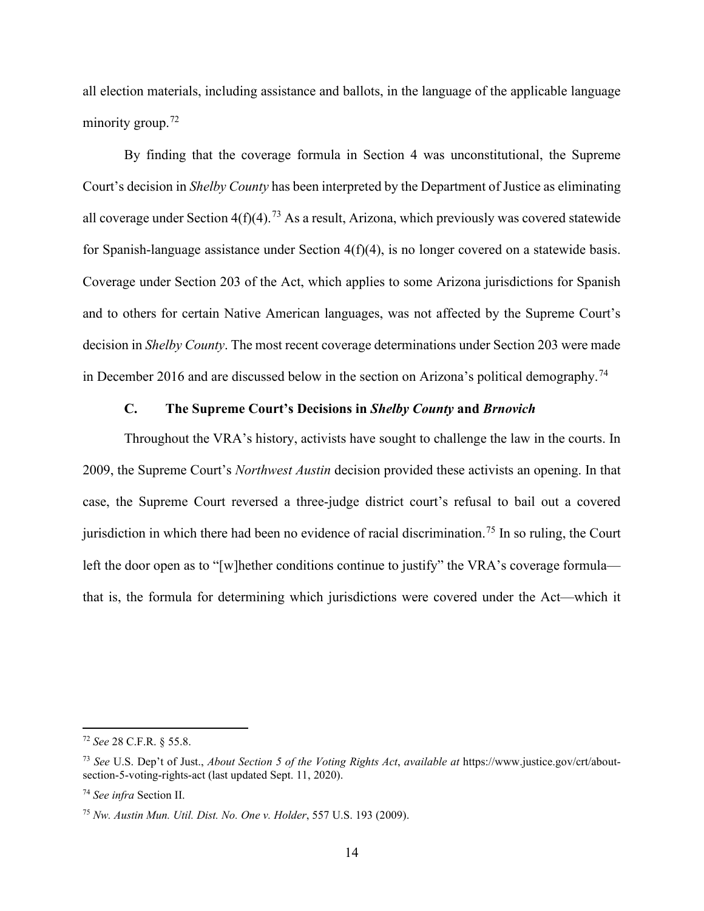all election materials, including assistance and ballots, in the language of the applicable language minority group.[72]

By finding that the coverage formula in Section 4 was unconstitutional, the Supreme Court's decision in *Shelby County* has been interpreted by the Department of Justice as eliminating all coverage under Section 4(f)(4).[73] As a result, Arizona, which previously was covered statewide for Spanish-language assistance under Section 4(f)(4), is no longer covered on a statewide basis. Coverage under Section 203 of the Act, which applies to some Arizona jurisdictions for Spanish and to others for certain Native American languages, was not affected by the Supreme Court's decision in *Shelby County*. The most recent coverage determinations under Section 203 were made in December 2016 and are discussed below in the section on Arizona's political demography.[74]

### C. The Supreme Court's Decisions in *Shelby County* and *Brnovich*

Throughout the VRA's history, activists have sought to challenge the law in the courts. In 2009, the Supreme Court's *Northwest Austin* decision provided these activists an opening. In that case, the Supreme Court reversed a three-judge district court's refusal to bail out a covered jurisdiction in which there had been no evidence of racial discrimination.[75] In so ruling, the Court left the door open as to "[w]hether conditions continue to justify" the VRA's coverage formula—that is, the formula for determining which jurisdictions were covered under the Act—which it

---

[72] *See* 28 C.F.R. § 55.8.

[73] *See* U.S. Dep't of Just., *About Section 5 of the Voting Rights Act*, *available at* https://www.justice.gov/crt/about-section-5-voting-rights-act (last updated Sept. 11, 2020).

[74] *See infra* Section II.

[75] *Nw. Austin Mun. Util. Dist. No. One v. Holder*, 557 U.S. 193 (2009).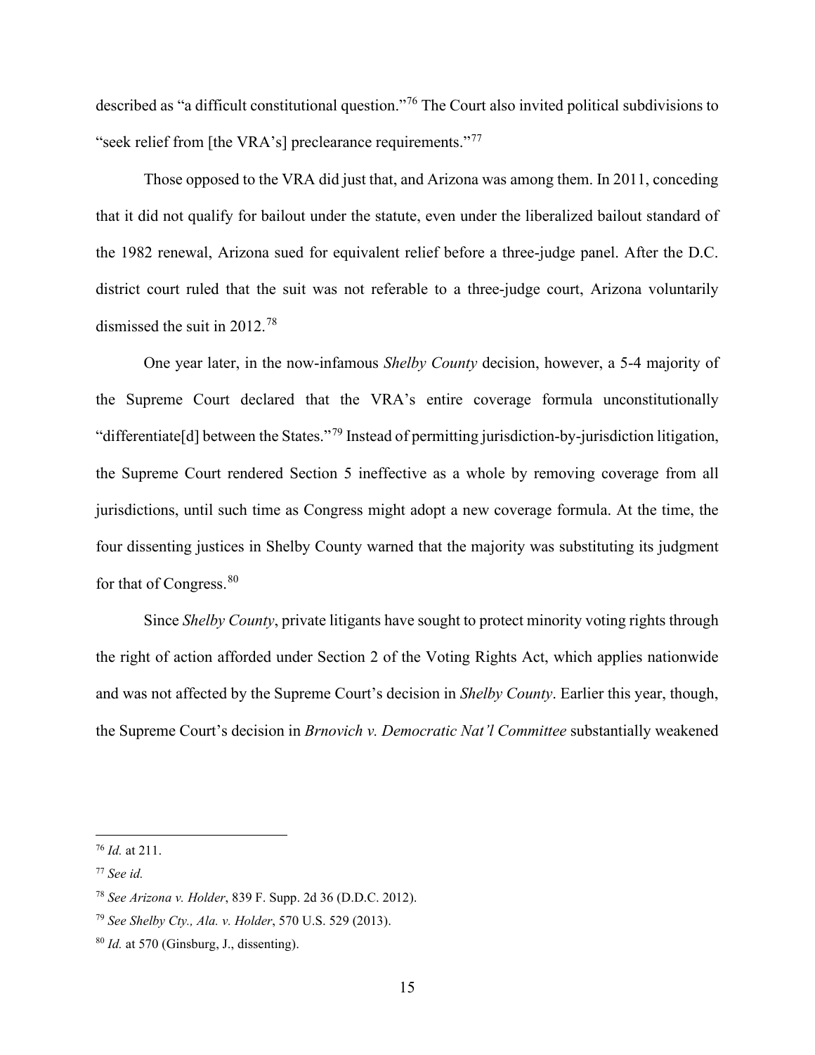described as "a difficult constitutional question."[76] The Court also invited political subdivisions to "seek relief from [the VRA's] preclearance requirements."[77]

Those opposed to the VRA did just that, and Arizona was among them. In 2011, conceding that it did not qualify for bailout under the statute, even under the liberalized bailout standard of the 1982 renewal, Arizona sued for equivalent relief before a three-judge panel. After the D.C. district court ruled that the suit was not referable to a three-judge court, Arizona voluntarily dismissed the suit in 2012.[78]

One year later, in the now-infamous *Shelby County* decision, however, a 5-4 majority of the Supreme Court declared that the VRA's entire coverage formula unconstitutionally "differentiate[d] between the States."[79] Instead of permitting jurisdiction-by-jurisdiction litigation, the Supreme Court rendered Section 5 ineffective as a whole by removing coverage from all jurisdictions, until such time as Congress might adopt a new coverage formula. At the time, the four dissenting justices in Shelby County warned that the majority was substituting its judgment for that of Congress.[80]

Since *Shelby County*, private litigants have sought to protect minority voting rights through the right of action afforded under Section 2 of the Voting Rights Act, which applies nationwide and was not affected by the Supreme Court's decision in *Shelby County*. Earlier this year, though, the Supreme Court's decision in *Brnovich v. Democratic Nat'l Committee* substantially weakened

---

[76] *Id.* at 211.

[77] *See id.*

[78] *See Arizona v. Holder*, 839 F. Supp. 2d 36 (D.D.C. 2012).

[79] *See Shelby Cty., Ala. v. Holder*, 570 U.S. 529 (2013).

[80] *Id.* at 570 (Ginsburg, J., dissenting).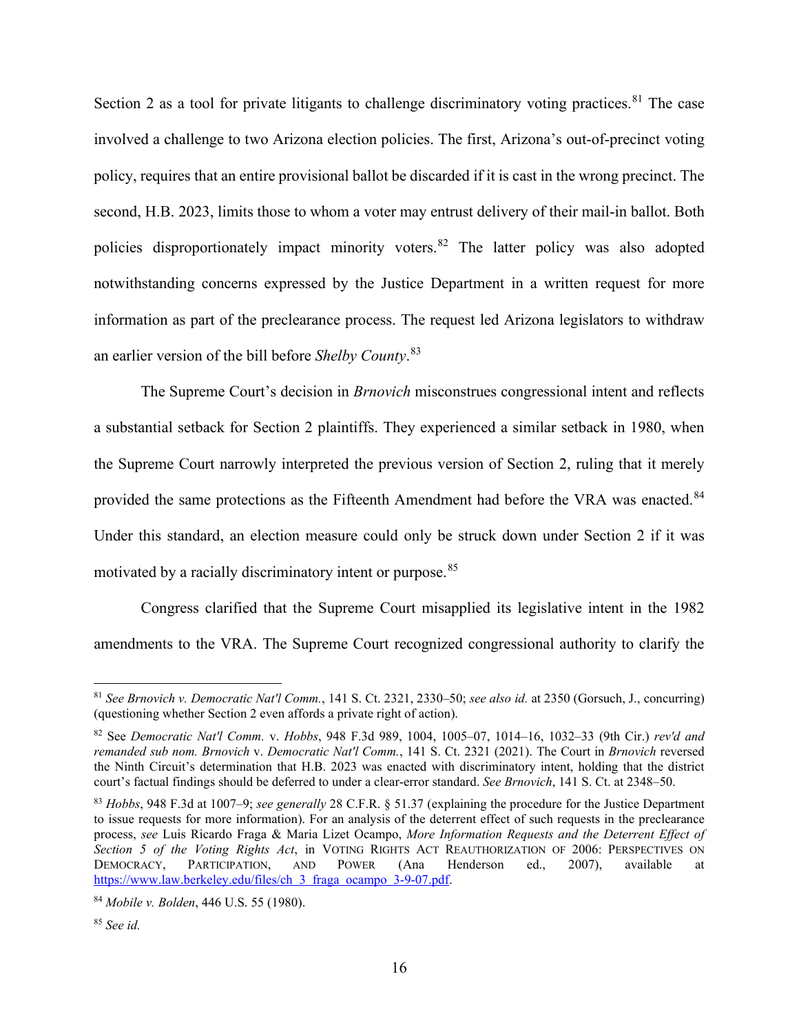Section 2 as a tool for private litigants to challenge discriminatory voting practices.[81] The case involved a challenge to two Arizona election policies. The first, Arizona's out-of-precinct voting policy, requires that an entire provisional ballot be discarded if it is cast in the wrong precinct. The second, H.B. 2023, limits those to whom a voter may entrust delivery of their mail-in ballot. Both policies disproportionately impact minority voters.[82] The latter policy was also adopted notwithstanding concerns expressed by the Justice Department in a written request for more information as part of the preclearance process. The request led Arizona legislators to withdraw an earlier version of the bill before *Shelby County*.[83]

The Supreme Court's decision in *Brnovich* misconstrues congressional intent and reflects a substantial setback for Section 2 plaintiffs. They experienced a similar setback in 1980, when the Supreme Court narrowly interpreted the previous version of Section 2, ruling that it merely provided the same protections as the Fifteenth Amendment had before the VRA was enacted.[84] Under this standard, an election measure could only be struck down under Section 2 if it was motivated by a racially discriminatory intent or purpose.[85]

Congress clarified that the Supreme Court misapplied its legislative intent in the 1982 amendments to the VRA. The Supreme Court recognized congressional authority to clarify the

---

[81] *See Brnovich v. Democratic Nat'l Comm.*, 141 S. Ct. 2321, 2330–50; *see also id.* at 2350 (Gorsuch, J., concurring) (questioning whether Section 2 even affords a private right of action).

[82] See *Democratic Nat'l Comm.* v. *Hobbs*, 948 F.3d 989, 1004, 1005–07, 1014–16, 1032–33 (9th Cir.) *rev'd and remanded sub nom. Brnovich* v. *Democratic Nat'l Comm.*, 141 S. Ct. 2321 (2021). The Court in *Brnovich* reversed the Ninth Circuit's determination that H.B. 2023 was enacted with discriminatory intent, holding that the district court's factual findings should be deferred to under a clear-error standard. *See Brnovich*, 141 S. Ct. at 2348–50.

[83] *Hobbs*, 948 F.3d at 1007–9; *see generally* 28 C.F.R. § 51.37 (explaining the procedure for the Justice Department to issue requests for more information). For an analysis of the deterrent effect of such requests in the preclearance process, *see* Luis Ricardo Fraga & Maria Lizet Ocampo, *More Information Requests and the Deterrent Effect of Section 5 of the Voting Rights Act*, in VOTING RIGHTS ACT REAUTHORIZATION OF 2006: PERSPECTIVES ON DEMOCRACY, PARTICIPATION, AND POWER (Ana Henderson ed., 2007), available at https://www.law.berkeley.edu/files/ch_3_fraga_ocampo_3-9-07.pdf.

[84] *Mobile v. Bolden*, 446 U.S. 55 (1980).

[85] *See id.*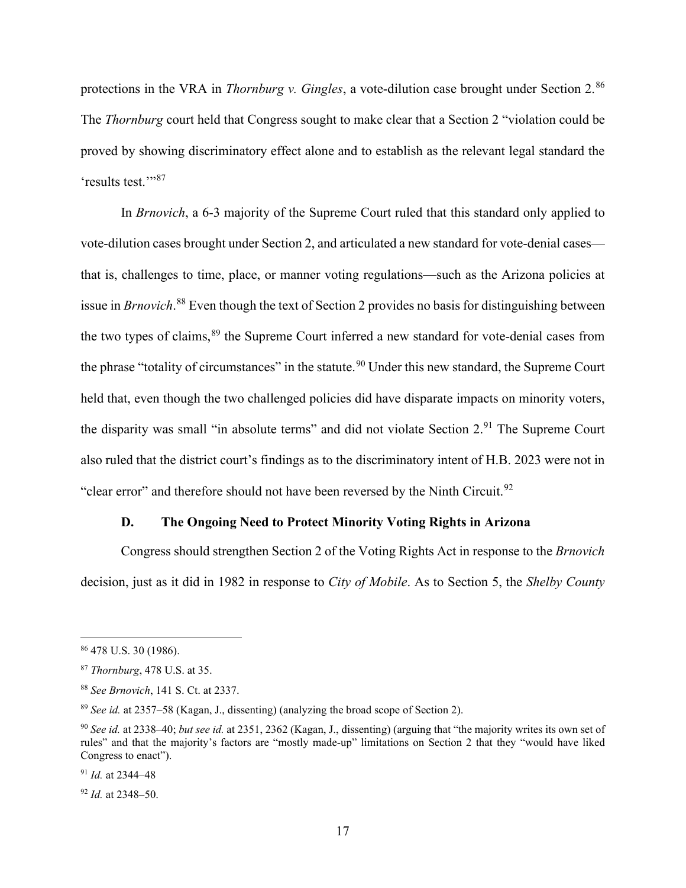protections in the VRA in *Thornburg v. Gingles*, a vote-dilution case brought under Section 2.[86] The *Thornburg* court held that Congress sought to make clear that a Section 2 "violation could be proved by showing discriminatory effect alone and to establish as the relevant legal standard the 'results test.'"[87]

In *Brnovich*, a 6-3 majority of the Supreme Court ruled that this standard only applied to vote-dilution cases brought under Section 2, and articulated a new standard for vote-denial cases—that is, challenges to time, place, or manner voting regulations—such as the Arizona policies at issue in *Brnovich*.[88] Even though the text of Section 2 provides no basis for distinguishing between the two types of claims,[89] the Supreme Court inferred a new standard for vote-denial cases from the phrase "totality of circumstances" in the statute.[90] Under this new standard, the Supreme Court held that, even though the two challenged policies did have disparate impacts on minority voters, the disparity was small "in absolute terms" and did not violate Section 2.[91] The Supreme Court also ruled that the district court's findings as to the discriminatory intent of H.B. 2023 were not in "clear error" and therefore should not have been reversed by the Ninth Circuit.[92]

### D. The Ongoing Need to Protect Minority Voting Rights in Arizona

Congress should strengthen Section 2 of the Voting Rights Act in response to the *Brnovich* decision, just as it did in 1982 in response to *City of Mobile*. As to Section 5, the *Shelby County*

---

[86] 478 U.S. 30 (1986).

[87] *Thornburg*, 478 U.S. at 35.

[88] *See Brnovich*, 141 S. Ct. at 2337.

[89] *See id.* at 2357–58 (Kagan, J., dissenting) (analyzing the broad scope of Section 2).

[90] *See id.* at 2338–40; *but see id.* at 2351, 2362 (Kagan, J., dissenting) (arguing that "the majority writes its own set of rules" and that the majority's factors are "mostly made-up" limitations on Section 2 that they "would have liked Congress to enact").

[91] *Id.* at 2344–48

[92] *Id.* at 2348–50.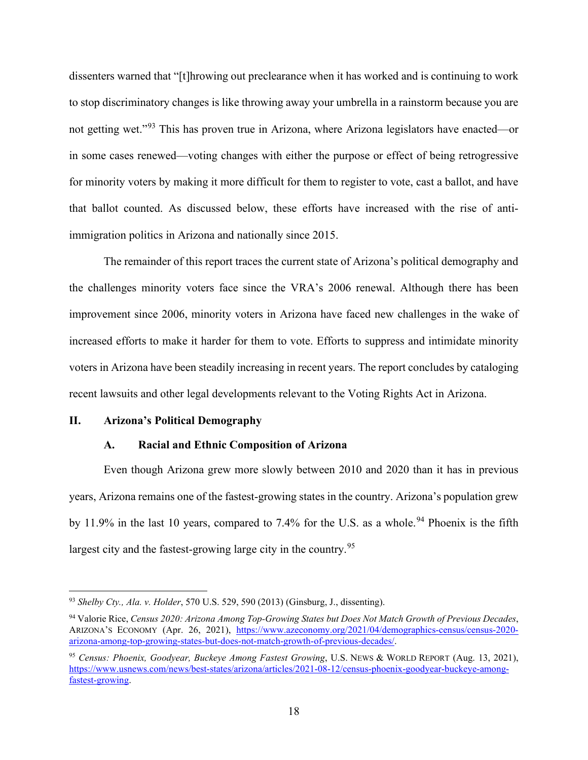dissenters warned that "[t]hrowing out preclearance when it has worked and is continuing to work to stop discriminatory changes is like throwing away your umbrella in a rainstorm because you are not getting wet."[93] This has proven true in Arizona, where Arizona legislators have enacted—or in some cases renewed—voting changes with either the purpose or effect of being retrogressive for minority voters by making it more difficult for them to register to vote, cast a ballot, and have that ballot counted. As discussed below, these efforts have increased with the rise of anti-immigration politics in Arizona and nationally since 2015.

The remainder of this report traces the current state of Arizona's political demography and the challenges minority voters face since the VRA's 2006 renewal. Although there has been improvement since 2006, minority voters in Arizona have faced new challenges in the wake of increased efforts to make it harder for them to vote. Efforts to suppress and intimidate minority voters in Arizona have been steadily increasing in recent years. The report concludes by cataloging recent lawsuits and other legal developments relevant to the Voting Rights Act in Arizona.

## II. Arizona's Political Demography

### A. Racial and Ethnic Composition of Arizona

Even though Arizona grew more slowly between 2010 and 2020 than it has in previous years, Arizona remains one of the fastest-growing states in the country. Arizona's population grew by 11.9% in the last 10 years, compared to 7.4% for the U.S. as a whole.[94] Phoenix is the fifth largest city and the fastest-growing large city in the country.[95]

---

[93] *Shelby Cty., Ala. v. Holder*, 570 U.S. 529, 590 (2013) (Ginsburg, J., dissenting).

[94] Valorie Rice, *Census 2020: Arizona Among Top-Growing States but Does Not Match Growth of Previous Decades*, ARIZONA'S ECONOMY (Apr. 26, 2021), https://www.azeconomy.org/2021/04/demographics-census/census-2020-arizona-among-top-growing-states-but-does-not-match-growth-of-previous-decades/.

[95] *Census: Phoenix, Goodyear, Buckeye Among Fastest Growing*, U.S. NEWS & WORLD REPORT (Aug. 13, 2021), https://www.usnews.com/news/best-states/arizona/articles/2021-08-12/census-phoenix-goodyear-buckeye-among-fastest-growing.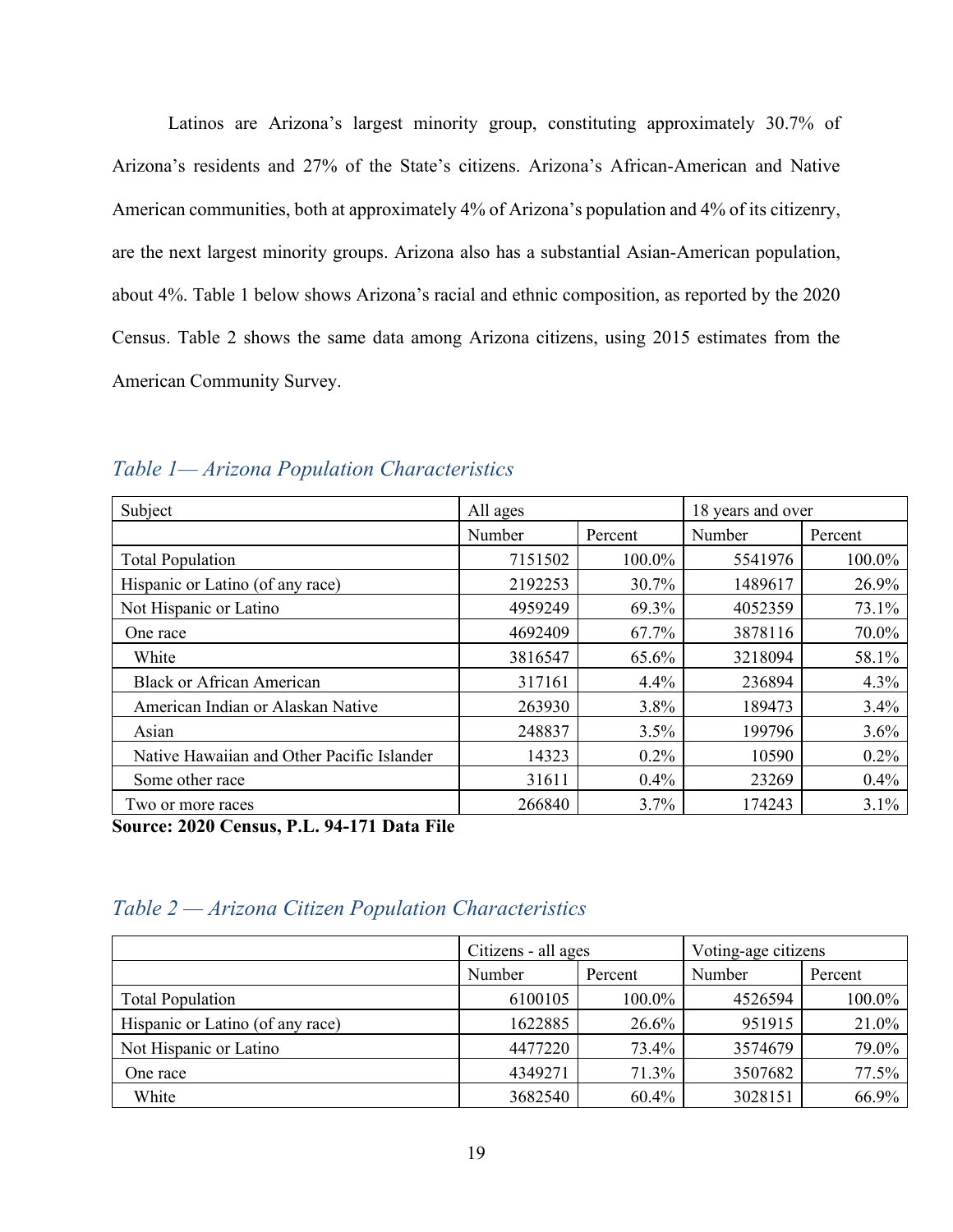Latinos are Arizona's largest minority group, constituting approximately 30.7% of Arizona's residents and 27% of the State's citizens. Arizona's African-American and Native American communities, both at approximately 4% of Arizona's population and 4% of its citizenry, are the next largest minority groups. Arizona also has a substantial Asian-American population, about 4%. Table 1 below shows Arizona's racial and ethnic composition, as reported by the 2020 Census. Table 2 shows the same data among Arizona citizens, using 2015 estimates from the American Community Survey.

### *Table 1— Arizona Population Characteristics*

| Subject | All ages | | 18 years and over | |
|---|---|---|---|---|
| | Number | Percent | Number | Percent |
| Total Population | 7151502 | 100.0% | 5541976 | 100.0% |
| Hispanic or Latino (of any race) | 2192253 | 30.7% | 1489617 | 26.9% |
| Not Hispanic or Latino | 4959249 | 69.3% | 4052359 | 73.1% |
| One race | 4692409 | 67.7% | 3878116 | 70.0% |
| White | 3816547 | 65.6% | 3218094 | 58.1% |
| Black or African American | 317161 | 4.4% | 236894 | 4.3% |
| American Indian or Alaskan Native | 263930 | 3.8% | 189473 | 3.4% |
| Asian | 248837 | 3.5% | 199796 | 3.6% |
| Native Hawaiian and Other Pacific Islander | 14323 | 0.2% | 10590 | 0.2% |
| Some other race | 31611 | 0.4% | 23269 | 0.4% |
| Two or more races | 266840 | 3.7% | 174243 | 3.1% |

**Source: 2020 Census, P.L. 94-171 Data File**

### *Table 2 — Arizona Citizen Population Characteristics*

| | Citizens - all ages | | Voting-age citizens | |
|---|---|---|---|---|
| | Number | Percent | Number | Percent |
| Total Population | 6100105 | 100.0% | 4526594 | 100.0% |
| Hispanic or Latino (of any race) | 1622885 | 26.6% | 951915 | 21.0% |
| Not Hispanic or Latino | 4477220 | 73.4% | 3574679 | 79.0% |
| One race | 4349271 | 71.3% | 3507682 | 77.5% |
| White | 3682540 | 60.4% | 3028151 | 66.9% |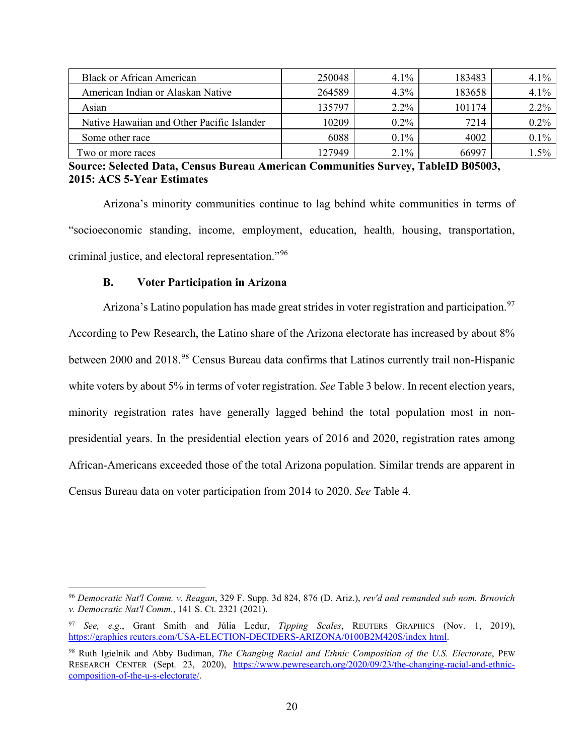| | | | | |
|---|---|---|---|---|
| Black or African American | 250048 | 4.1% | 183483 | 4.1% |
| American Indian or Alaskan Native | 264589 | 4.3% | 183658 | 4.1% |
| Asian | 135797 | 2.2% | 101174 | 2.2% |
| Native Hawaiian and Other Pacific Islander | 10209 | 0.2% | 7214 | 0.2% |
| Some other race | 6088 | 0.1% | 4002 | 0.1% |
| Two or more races | 127949 | 2.1% | 66997 | 1.5% |

**Source: Selected Data, Census Bureau American Communities Survey, TableID B05003, 2015: ACS 5-Year Estimates**

Arizona's minority communities continue to lag behind white communities in terms of "socioeconomic standing, income, employment, education, health, housing, transportation, criminal justice, and electoral representation."[96]

### B. Voter Participation in Arizona

Arizona's Latino population has made great strides in voter registration and participation.[97] According to Pew Research, the Latino share of the Arizona electorate has increased by about 8% between 2000 and 2018.[98] Census Bureau data confirms that Latinos currently trail non-Hispanic white voters by about 5% in terms of voter registration. *See* Table 3 below. In recent election years, minority registration rates have generally lagged behind the total population most in non-presidential years. In the presidential election years of 2016 and 2020, registration rates among African-Americans exceeded those of the total Arizona population. Similar trends are apparent in Census Bureau data on voter participation from 2014 to 2020. *See* Table 4.

---

[96] *Democratic Nat'l Comm. v. Reagan*, 329 F. Supp. 3d 824, 876 (D. Ariz.), *rev'd and remanded sub nom. Brnovich v. Democratic Nat'l Comm.*, 141 S. Ct. 2321 (2021).

[97] *See, e.g.*, Grant Smith and Júlia Ledur, *Tipping Scales*, REUTERS GRAPHICS (Nov. 1, 2019), https://graphics reuters.com/USA-ELECTION-DECIDERS-ARIZONA/0100B2M420S/index html.

[98] Ruth Igielnik and Abby Budiman, *The Changing Racial and Ethnic Composition of the U.S. Electorate*, PEW RESEARCH CENTER (Sept. 23, 2020), https://www.pewresearch.org/2020/09/23/the-changing-racial-and-ethnic-composition-of-the-u-s-electorate/.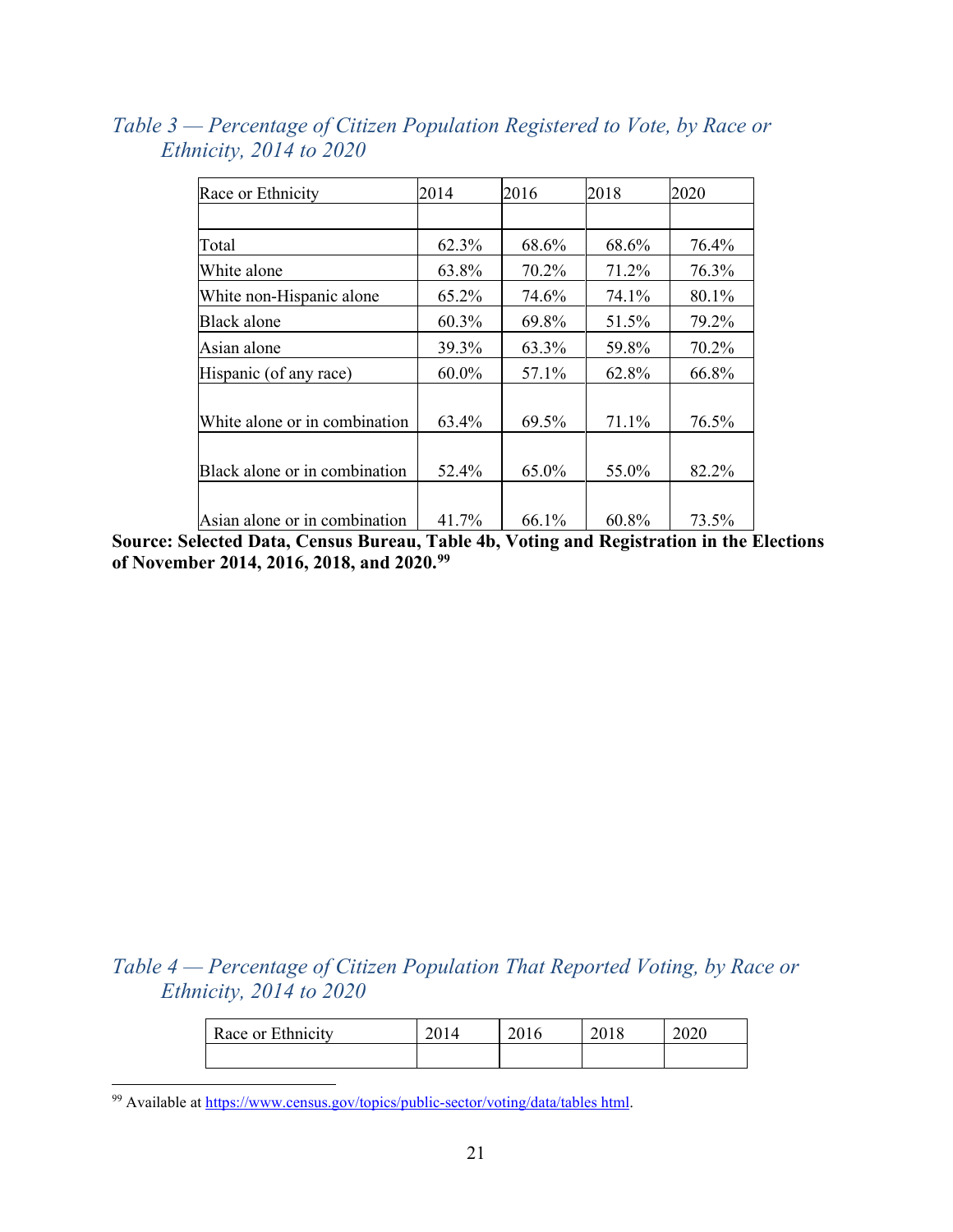*Table 3 — Percentage of Citizen Population Registered to Vote, by Race or Ethnicity, 2014 to 2020*

| Race or Ethnicity | 2014 | 2016 | 2018 | 2020 |
|---|---|---|---|---|
| | | | | |
| Total | 62.3% | 68.6% | 68.6% | 76.4% |
| White alone | 63.8% | 70.2% | 71.2% | 76.3% |
| White non-Hispanic alone | 65.2% | 74.6% | 74.1% | 80.1% |
| Black alone | 60.3% | 69.8% | 51.5% | 79.2% |
| Asian alone | 39.3% | 63.3% | 59.8% | 70.2% |
| Hispanic (of any race) | 60.0% | 57.1% | 62.8% | 66.8% |
| White alone or in combination | 63.4% | 69.5% | 71.1% | 76.5% |
| Black alone or in combination | 52.4% | 65.0% | 55.0% | 82.2% |
| Asian alone or in combination | 41.7% | 66.1% | 60.8% | 73.5% |

**Source: Selected Data, Census Bureau, Table 4b, Voting and Registration in the Elections of November 2014, 2016, 2018, and 2020.**[99]

*Table 4 — Percentage of Citizen Population That Reported Voting, by Race or Ethnicity, 2014 to 2020*

| Race or Ethnicity | 2014 | 2016 | 2018 | 2020 |
|---|---|---|---|---|
| | | | | |

[99] Available at https://www.census.gov/topics/public-sector/voting/data/tables html.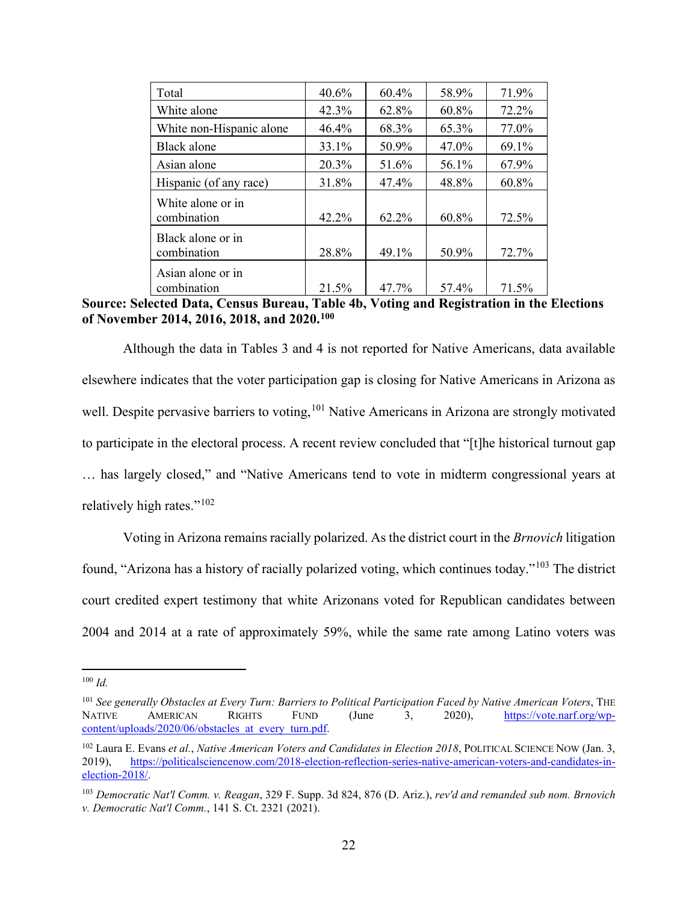| Total | 40.6% | 60.4% | 58.9% | 71.9% |
|---|---|---|---|---|
| White alone | 42.3% | 62.8% | 60.8% | 72.2% |
| White non-Hispanic alone | 46.4% | 68.3% | 65.3% | 77.0% |
| Black alone | 33.1% | 50.9% | 47.0% | 69.1% |
| Asian alone | 20.3% | 51.6% | 56.1% | 67.9% |
| Hispanic (of any race) | 31.8% | 47.4% | 48.8% | 60.8% |
| White alone or in combination | 42.2% | 62.2% | 60.8% | 72.5% |
| Black alone or in combination | 28.8% | 49.1% | 50.9% | 72.7% |
| Asian alone or in combination | 21.5% | 47.7% | 57.4% | 71.5% |

**Source: Selected Data, Census Bureau, Table 4b, Voting and Registration in the Elections of November 2014, 2016, 2018, and 2020.**[100]

Although the data in Tables 3 and 4 is not reported for Native Americans, data available elsewhere indicates that the voter participation gap is closing for Native Americans in Arizona as well. Despite pervasive barriers to voting,[101] Native Americans in Arizona are strongly motivated to participate in the electoral process. A recent review concluded that "[t]he historical turnout gap … has largely closed," and "Native Americans tend to vote in midterm congressional years at relatively high rates."[102]

Voting in Arizona remains racially polarized. As the district court in the *Brnovich* litigation found, "Arizona has a history of racially polarized voting, which continues today."[103] The district court credited expert testimony that white Arizonans voted for Republican candidates between 2004 and 2014 at a rate of approximately 59%, while the same rate among Latino voters was

---

[100] *Id.*

[101] *See generally Obstacles at Every Turn: Barriers to Political Participation Faced by Native American Voters*, THE NATIVE AMERICAN RIGHTS FUND (June 3, 2020), https://vote.narf.org/wp-content/uploads/2020/06/obstacles_at_every_turn.pdf.

[102] Laura E. Evans *et al.*, *Native American Voters and Candidates in Election 2018*, POLITICAL SCIENCE NOW (Jan. 3, 2019), https://politicalsciencenow.com/2018-election-reflection-series-native-american-voters-and-candidates-in-election-2018/.

[103] *Democratic Nat'l Comm. v. Reagan*, 329 F. Supp. 3d 824, 876 (D. Ariz.), *rev'd and remanded sub nom. Brnovich v. Democratic Nat'l Comm.*, 141 S. Ct. 2321 (2021).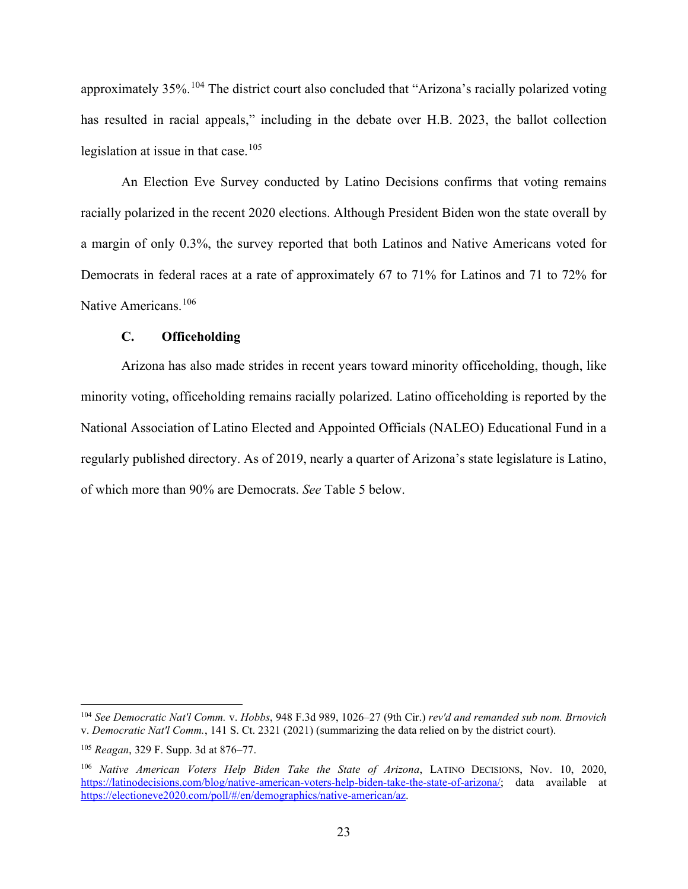approximately 35%.[104] The district court also concluded that "Arizona's racially polarized voting has resulted in racial appeals," including in the debate over H.B. 2023, the ballot collection legislation at issue in that case.[105]

An Election Eve Survey conducted by Latino Decisions confirms that voting remains racially polarized in the recent 2020 elections. Although President Biden won the state overall by a margin of only 0.3%, the survey reported that both Latinos and Native Americans voted for Democrats in federal races at a rate of approximately 67 to 71% for Latinos and 71 to 72% for Native Americans.[106]

### C. Officeholding

Arizona has also made strides in recent years toward minority officeholding, though, like minority voting, officeholding remains racially polarized. Latino officeholding is reported by the National Association of Latino Elected and Appointed Officials (NALEO) Educational Fund in a regularly published directory. As of 2019, nearly a quarter of Arizona's state legislature is Latino, of which more than 90% are Democrats. *See* Table 5 below.

---

[104] *See Democratic Nat'l Comm.* v. *Hobbs*, 948 F.3d 989, 1026–27 (9th Cir.) *rev'd and remanded sub nom. Brnovich* v. *Democratic Nat'l Comm.*, 141 S. Ct. 2321 (2021) (summarizing the data relied on by the district court).

[105] *Reagan*, 329 F. Supp. 3d at 876–77.

[106] *Native American Voters Help Biden Take the State of Arizona*, LATINO DECISIONS, Nov. 10, 2020, https://latinodecisions.com/blog/native-american-voters-help-biden-take-the-state-of-arizona/; data available at https://electioneve2020.com/poll/#/en/demographics/native-american/az.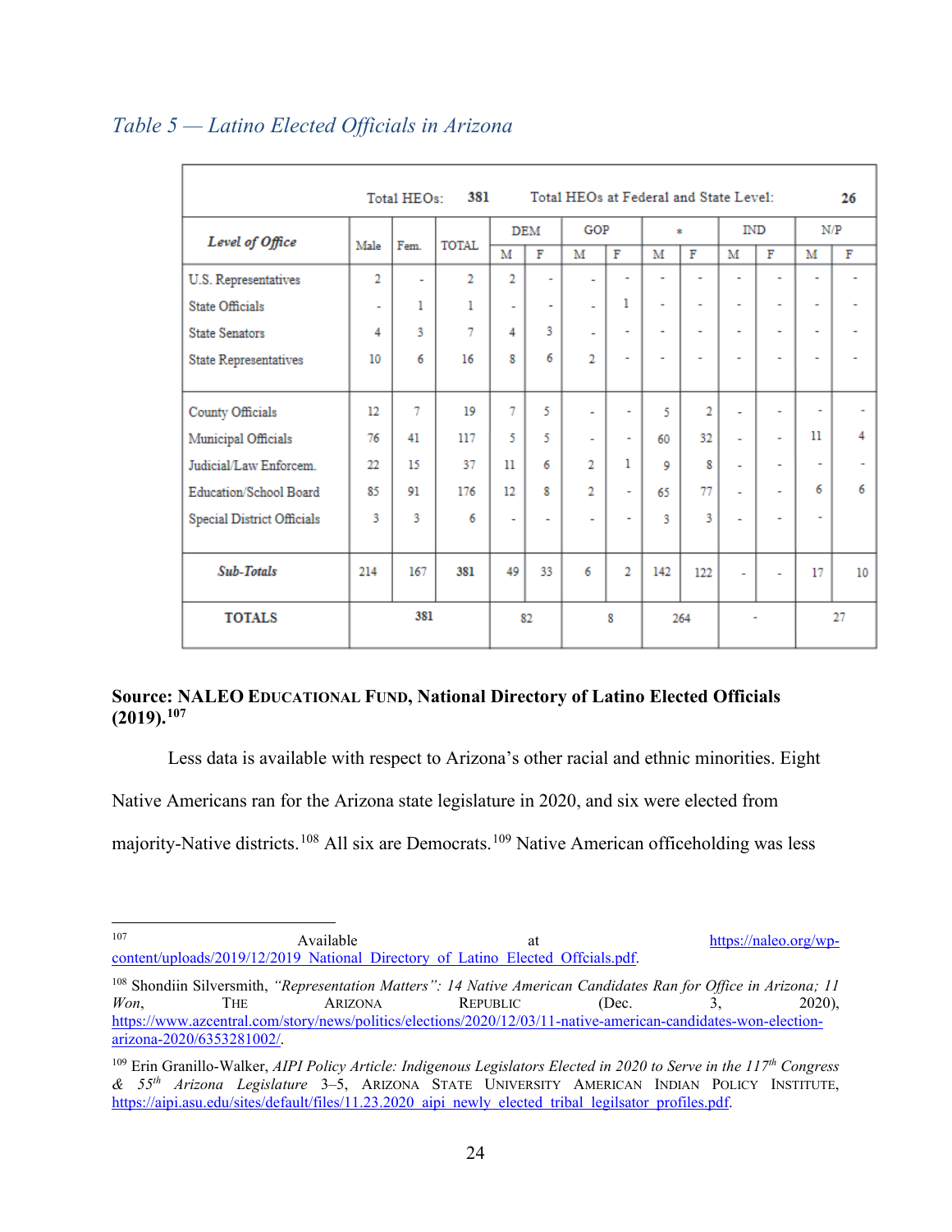*Table 5 — Latino Elected Officials in Arizona*

| | Total HEOs: | 381 | Total HEOs at Federal and State Level: | | | | | | | | | | | 26 |
|---|---|---|---|---|---|---|---|---|---|---|---|---|---|---|
| ***Level of Office*** | Male | Fem. | TOTAL | DEM | | GOP | | * | | IND | | N/P | | |
| | | | | M | F | M | F | M | F | M | F | M | F | |
| U.S. Representatives | 2 | - | 2 | 2 | - | - | - | - | - | - | - | - | - | |
| State Officials | - | 1 | 1 | - | - | - | 1 | - | - | - | - | - | - | |
| State Senators | 4 | 3 | 7 | 4 | 3 | - | - | - | - | - | - | - | - | |
| State Representatives | 10 | 6 | 16 | 8 | 6 | 2 | - | - | - | - | - | - | - | |
| County Officials | 12 | 7 | 19 | 7 | 5 | - | - | 5 | 2 | - | - | - | - | |
| Municipal Officials | 76 | 41 | 117 | 5 | 5 | - | - | 60 | 32 | - | - | 11 | 4 | |
| Judicial/Law Enforcem. | 22 | 15 | 37 | 11 | 6 | 2 | 1 | 9 | 8 | - | - | - | - | |
| Education/School Board | 85 | 91 | 176 | 12 | 8 | 2 | - | 65 | 77 | - | - | 6 | 6 | |
| Special District Officials | 3 | 3 | 6 | - | - | - | - | 3 | 3 | - | - | - | | |
| ***Sub-Totals*** | 214 | 167 | 381 | 49 | 33 | 6 | 2 | 142 | 122 | - | - | 17 | 10 | |
| **TOTALS** | 381 | | | 82 | | 8 | | 264 | | - | | 27 | | |

**Source: NALEO Educational Fund, National Directory of Latino Elected Officials (2019).**[107]

Less data is available with respect to Arizona's other racial and ethnic minorities. Eight Native Americans ran for the Arizona state legislature in 2020, and six were elected from majority-Native districts.[108] All six are Democrats.[109] Native American officeholding was less

---

[107] Available at https://naleo.org/wp-content/uploads/2019/12/2019_National_Directory_of_Latino_Elected_Offcials.pdf.

[108] Shondiin Silversmith, *"Representation Matters": 14 Native American Candidates Ran for Office in Arizona; 11 Won*, The Arizona Republic (Dec. 3, 2020), https://www.azcentral.com/story/news/politics/elections/2020/12/03/11-native-american-candidates-won-election-arizona-2020/6353281002/.

[109] Erin Granillo-Walker, *AIPI Policy Article: Indigenous Legislators Elected in 2020 to Serve in the 117th Congress & 55th Arizona Legislature* 3–5, Arizona State University American Indian Policy Institute, https://aipi.asu.edu/sites/default/files/11.23.2020_aipi_newly_elected_tribal_legilsator_profiles.pdf.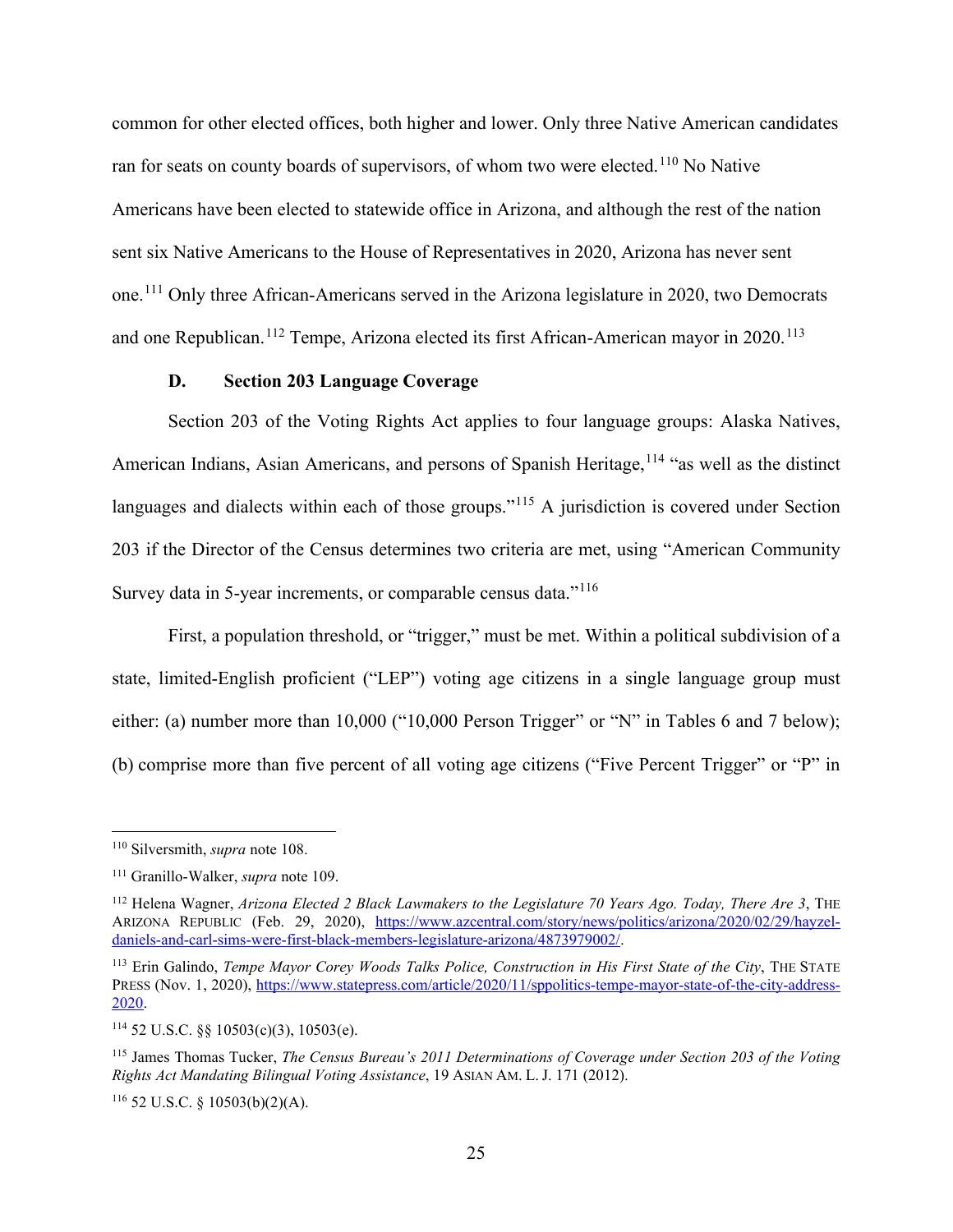common for other elected offices, both higher and lower. Only three Native American candidates ran for seats on county boards of supervisors, of whom two were elected.[110] No Native Americans have been elected to statewide office in Arizona, and although the rest of the nation sent six Native Americans to the House of Representatives in 2020, Arizona has never sent one.[111] Only three African-Americans served in the Arizona legislature in 2020, two Democrats and one Republican.[112] Tempe, Arizona elected its first African-American mayor in 2020.[113]

### D. Section 203 Language Coverage

Section 203 of the Voting Rights Act applies to four language groups: Alaska Natives, American Indians, Asian Americans, and persons of Spanish Heritage,[114] "as well as the distinct languages and dialects within each of those groups."[115] A jurisdiction is covered under Section 203 if the Director of the Census determines two criteria are met, using "American Community Survey data in 5-year increments, or comparable census data."[116]

First, a population threshold, or "trigger," must be met. Within a political subdivision of a state, limited-English proficient ("LEP") voting age citizens in a single language group must either: (a) number more than 10,000 ("10,000 Person Trigger" or "N" in Tables 6 and 7 below); (b) comprise more than five percent of all voting age citizens ("Five Percent Trigger" or "P" in

---

[110] Silversmith, *supra* note 108.

[111] Granillo-Walker, *supra* note 109.

[112] Helena Wagner, *Arizona Elected 2 Black Lawmakers to the Legislature 70 Years Ago. Today, There Are 3*, THE ARIZONA REPUBLIC (Feb. 29, 2020), https://www.azcentral.com/story/news/politics/arizona/2020/02/29/hayzel-daniels-and-carl-sims-were-first-black-members-legislature-arizona/4873979002/.

[113] Erin Galindo, *Tempe Mayor Corey Woods Talks Police, Construction in His First State of the City*, THE STATE PRESS (Nov. 1, 2020), https://www.statepress.com/article/2020/11/sppolitics-tempe-mayor-state-of-the-city-address-2020.

[114] 52 U.S.C. §§ 10503(c)(3), 10503(e).

[115] James Thomas Tucker, *The Census Bureau's 2011 Determinations of Coverage under Section 203 of the Voting Rights Act Mandating Bilingual Voting Assistance*, 19 ASIAN AM. L. J. 171 (2012).

[116] 52 U.S.C. § 10503(b)(2)(A).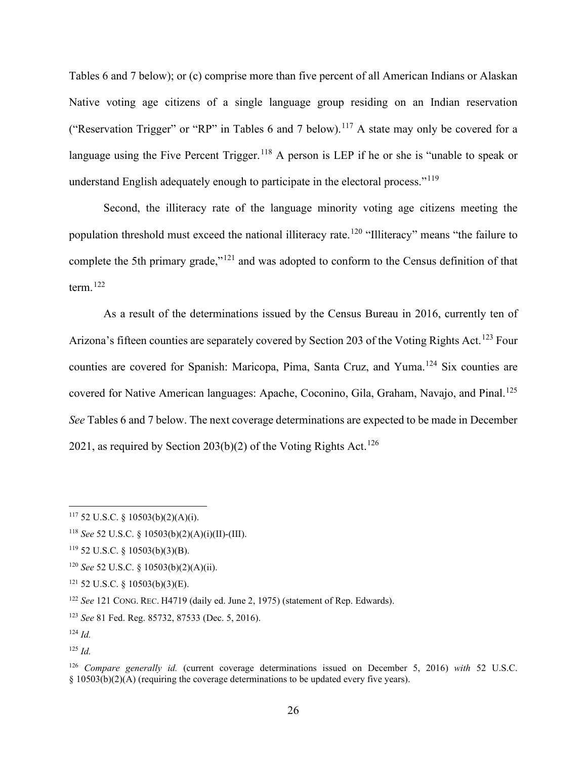Tables 6 and 7 below); or (c) comprise more than five percent of all American Indians or Alaskan Native voting age citizens of a single language group residing on an Indian reservation ("Reservation Trigger" or "RP" in Tables 6 and 7 below).[117] A state may only be covered for a language using the Five Percent Trigger.[118] A person is LEP if he or she is "unable to speak or understand English adequately enough to participate in the electoral process."[119]

Second, the illiteracy rate of the language minority voting age citizens meeting the population threshold must exceed the national illiteracy rate.[120] "Illiteracy" means "the failure to complete the 5th primary grade,"[121] and was adopted to conform to the Census definition of that term.[122]

As a result of the determinations issued by the Census Bureau in 2016, currently ten of Arizona's fifteen counties are separately covered by Section 203 of the Voting Rights Act.[123] Four counties are covered for Spanish: Maricopa, Pima, Santa Cruz, and Yuma.[124] Six counties are covered for Native American languages: Apache, Coconino, Gila, Graham, Navajo, and Pinal.[125] *See* Tables 6 and 7 below. The next coverage determinations are expected to be made in December 2021, as required by Section 203(b)(2) of the Voting Rights Act.[126]

---

[117] 52 U.S.C. § 10503(b)(2)(A)(i).

[118] *See* 52 U.S.C. § 10503(b)(2)(A)(i)(II)-(III).

[119] 52 U.S.C. § 10503(b)(3)(B).

[120] *See* 52 U.S.C. § 10503(b)(2)(A)(ii).

[121] 52 U.S.C. § 10503(b)(3)(E).

[122] *See* 121 CONG. REC. H4719 (daily ed. June 2, 1975) (statement of Rep. Edwards).

[123] *See* 81 Fed. Reg. 85732, 87533 (Dec. 5, 2016).

[124] *Id.*

[125] *Id.*

[126] *Compare generally id.* (current coverage determinations issued on December 5, 2016) *with* 52 U.S.C. § 10503(b)(2)(A) (requiring the coverage determinations to be updated every five years).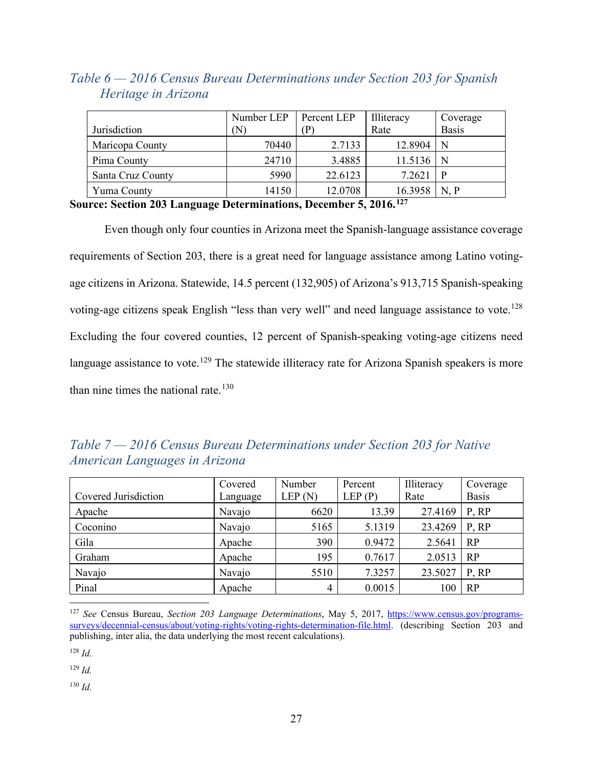*Table 6 — 2016 Census Bureau Determinations under Section 203 for Spanish Heritage in Arizona*

| Jurisdiction | Number LEP (N) | Percent LEP (P) | Illiteracy Rate | Coverage Basis |
|---|---|---|---|---|
| Maricopa County | 70440 | 2.7133 | 12.8904 | N |
| Pima County | 24710 | 3.4885 | 11.5136 | N |
| Santa Cruz County | 5990 | 22.6123 | 7.2621 | P |
| Yuma County | 14150 | 12.0708 | 16.3958 | N, P |

**Source: Section 203 Language Determinations, December 5, 2016.[127]**

Even though only four counties in Arizona meet the Spanish-language assistance coverage requirements of Section 203, there is a great need for language assistance among Latino voting-age citizens in Arizona. Statewide, 14.5 percent (132,905) of Arizona's 913,715 Spanish-speaking voting-age citizens speak English "less than very well" and need language assistance to vote.[128] Excluding the four covered counties, 12 percent of Spanish-speaking voting-age citizens need language assistance to vote.[129] The statewide illiteracy rate for Arizona Spanish speakers is more than nine times the national rate.[130]

*Table 7 — 2016 Census Bureau Determinations under Section 203 for Native American Languages in Arizona*

| Covered Jurisdiction | Covered Language | Number LEP (N) | Percent LEP (P) | Illiteracy Rate | Coverage Basis |
|---|---|---|---|---|---|
| Apache | Navajo | 6620 | 13.39 | 27.4169 | P, RP |
| Coconino | Navajo | 5165 | 5.1319 | 23.4269 | P, RP |
| Gila | Apache | 390 | 0.9472 | 2.5641 | RP |
| Graham | Apache | 195 | 0.7617 | 2.0513 | RP |
| Navajo | Navajo | 5510 | 7.3257 | 23.5027 | P, RP |
| Pinal | Apache | 4 | 0.0015 | 100 | RP |

---

[127] *See* Census Bureau, *Section 203 Language Determinations*, May 5, 2017, https://www.census.gov/programs-surveys/decennial-census/about/voting-rights/voting-rights-determination-file.html. (describing Section 203 and publishing, inter alia, the data underlying the most recent calculations).

[128] *Id.*

[129] *Id.*

[130] *Id.*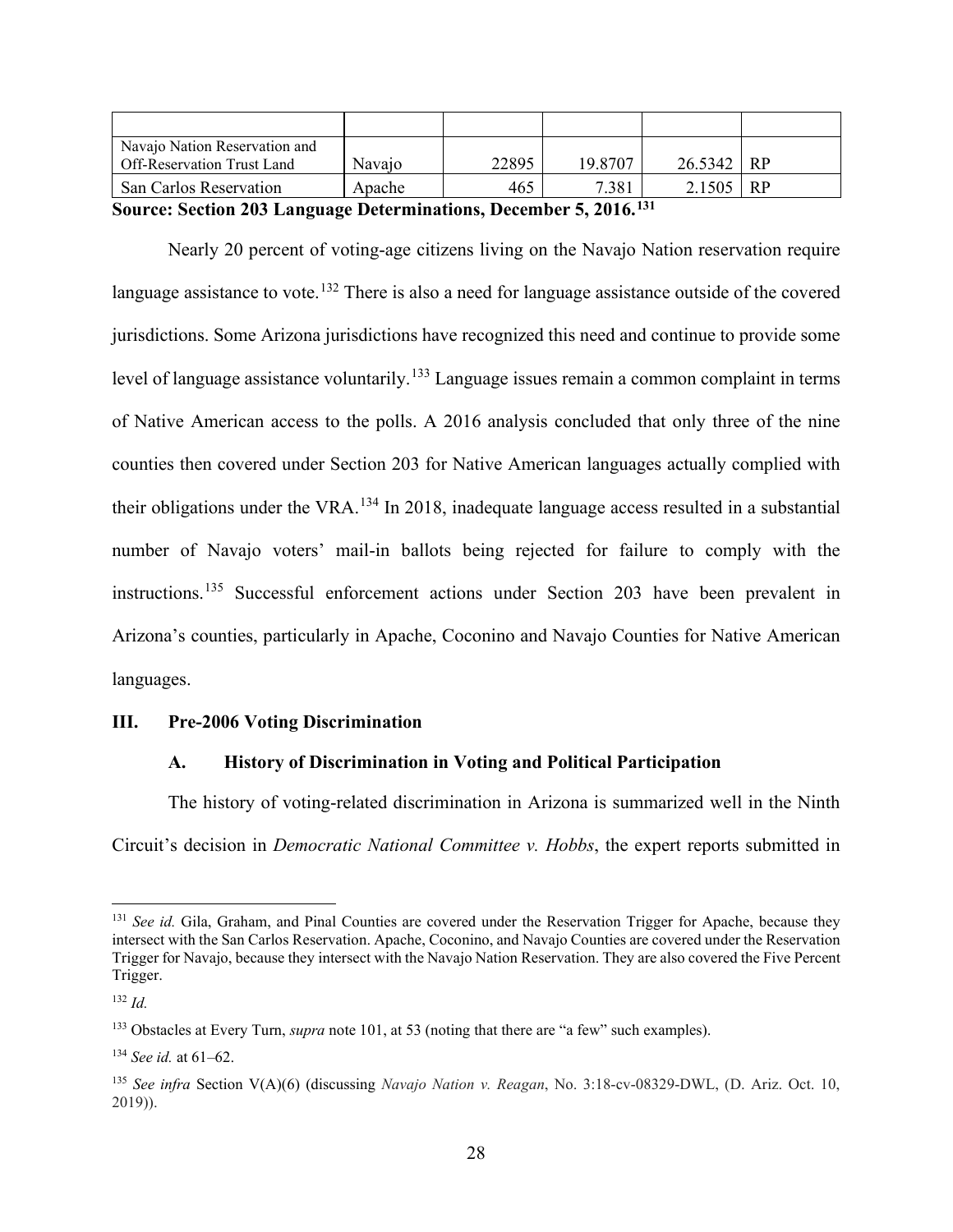| | | | | | |
|---|---|---|---|---|---|
| Navajo Nation Reservation and Off-Reservation Trust Land | Navajo | 22895 | 19.8707 | 26.5342 | RP |
| San Carlos Reservation | Apache | 465 | 7.381 | 2.1505 | RP |

**Source: Section 203 Language Determinations, December 5, 2016.**[131]

Nearly 20 percent of voting-age citizens living on the Navajo Nation reservation require language assistance to vote.[132] There is also a need for language assistance outside of the covered jurisdictions. Some Arizona jurisdictions have recognized this need and continue to provide some level of language assistance voluntarily.[133] Language issues remain a common complaint in terms of Native American access to the polls. A 2016 analysis concluded that only three of the nine counties then covered under Section 203 for Native American languages actually complied with their obligations under the VRA.[134] In 2018, inadequate language access resulted in a substantial number of Navajo voters' mail-in ballots being rejected for failure to comply with the instructions.[135] Successful enforcement actions under Section 203 have been prevalent in Arizona's counties, particularly in Apache, Coconino and Navajo Counties for Native American languages.

## III. Pre-2006 Voting Discrimination

### A. History of Discrimination in Voting and Political Participation

The history of voting-related discrimination in Arizona is summarized well in the Ninth Circuit's decision in *Democratic National Committee v. Hobbs*, the expert reports submitted in

---

[131] *See id.* Gila, Graham, and Pinal Counties are covered under the Reservation Trigger for Apache, because they intersect with the San Carlos Reservation. Apache, Coconino, and Navajo Counties are covered under the Reservation Trigger for Navajo, because they intersect with the Navajo Nation Reservation. They are also covered the Five Percent Trigger.

[132] *Id.*

[133] Obstacles at Every Turn, *supra* note 101, at 53 (noting that there are "a few" such examples).

[134] *See id.* at 61–62.

[135] *See infra* Section V(A)(6) (discussing *Navajo Nation v. Reagan*, No. 3:18-cv-08329-DWL, (D. Ariz. Oct. 10, 2019)).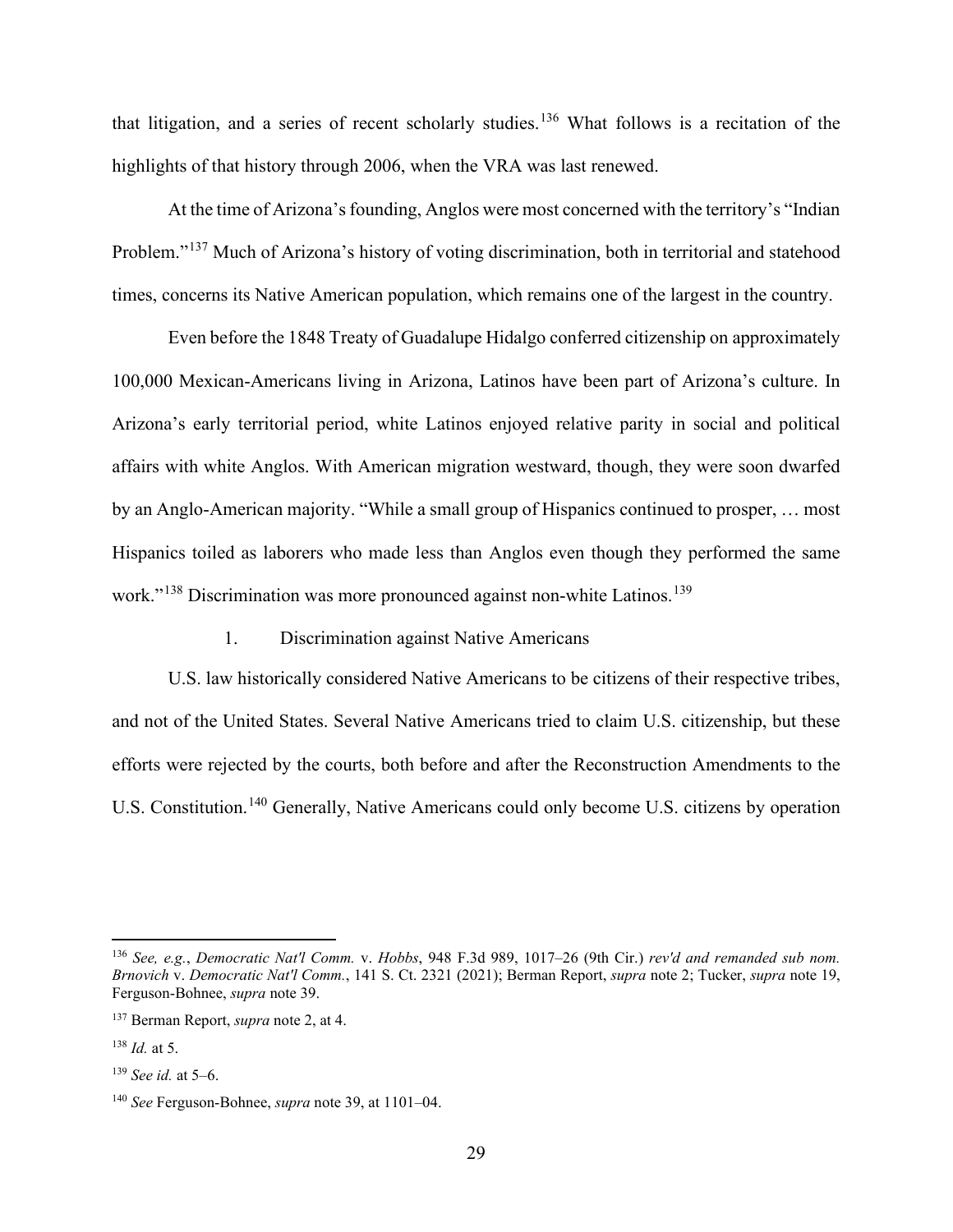that litigation, and a series of recent scholarly studies.[136] What follows is a recitation of the highlights of that history through 2006, when the VRA was last renewed.

At the time of Arizona's founding, Anglos were most concerned with the territory's "Indian Problem."[137] Much of Arizona's history of voting discrimination, both in territorial and statehood times, concerns its Native American population, which remains one of the largest in the country.

Even before the 1848 Treaty of Guadalupe Hidalgo conferred citizenship on approximately 100,000 Mexican-Americans living in Arizona, Latinos have been part of Arizona's culture. In Arizona's early territorial period, white Latinos enjoyed relative parity in social and political affairs with white Anglos. With American migration westward, though, they were soon dwarfed by an Anglo-American majority. "While a small group of Hispanics continued to prosper, … most Hispanics toiled as laborers who made less than Anglos even though they performed the same work."[138] Discrimination was more pronounced against non-white Latinos.[139]

### 1. Discrimination against Native Americans

U.S. law historically considered Native Americans to be citizens of their respective tribes, and not of the United States. Several Native Americans tried to claim U.S. citizenship, but these efforts were rejected by the courts, both before and after the Reconstruction Amendments to the U.S. Constitution.[140] Generally, Native Americans could only become U.S. citizens by operation

---

[136] *See, e.g.*, *Democratic Nat'l Comm.* v. *Hobbs*, 948 F.3d 989, 1017–26 (9th Cir.) *rev'd and remanded sub nom. Brnovich* v. *Democratic Nat'l Comm.*, 141 S. Ct. 2321 (2021); Berman Report, *supra* note 2; Tucker, *supra* note 19, Ferguson-Bohnee, *supra* note 39.

[137] Berman Report, *supra* note 2, at 4.

[138] *Id.* at 5.

[139] *See id.* at 5–6.

[140] *See* Ferguson-Bohnee, *supra* note 39, at 1101–04.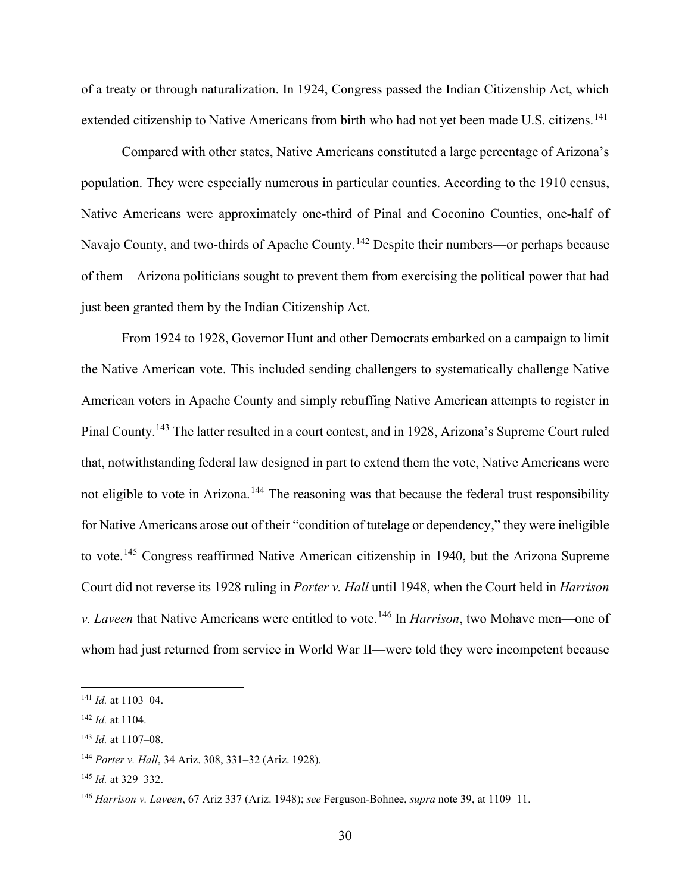of a treaty or through naturalization. In 1924, Congress passed the Indian Citizenship Act, which extended citizenship to Native Americans from birth who had not yet been made U.S. citizens.[141]

Compared with other states, Native Americans constituted a large percentage of Arizona's population. They were especially numerous in particular counties. According to the 1910 census, Native Americans were approximately one-third of Pinal and Coconino Counties, one-half of Navajo County, and two-thirds of Apache County.[142] Despite their numbers—or perhaps because of them—Arizona politicians sought to prevent them from exercising the political power that had just been granted them by the Indian Citizenship Act.

From 1924 to 1928, Governor Hunt and other Democrats embarked on a campaign to limit the Native American vote. This included sending challengers to systematically challenge Native American voters in Apache County and simply rebuffing Native American attempts to register in Pinal County.[143] The latter resulted in a court contest, and in 1928, Arizona's Supreme Court ruled that, notwithstanding federal law designed in part to extend them the vote, Native Americans were not eligible to vote in Arizona.[144] The reasoning was that because the federal trust responsibility for Native Americans arose out of their "condition of tutelage or dependency," they were ineligible to vote.[145] Congress reaffirmed Native American citizenship in 1940, but the Arizona Supreme Court did not reverse its 1928 ruling in *Porter v. Hall* until 1948, when the Court held in *Harrison v. Laveen* that Native Americans were entitled to vote.[146] In *Harrison*, two Mohave men—one of whom had just returned from service in World War II—were told they were incompetent because

---

[141] *Id.* at 1103–04.

[142] *Id.* at 1104.

[143] *Id.* at 1107–08.

[144] *Porter v. Hall*, 34 Ariz. 308, 331–32 (Ariz. 1928).

[145] *Id.* at 329–332.

[146] *Harrison v. Laveen*, 67 Ariz 337 (Ariz. 1948); *see* Ferguson-Bohnee, *supra* note 39, at 1109–11.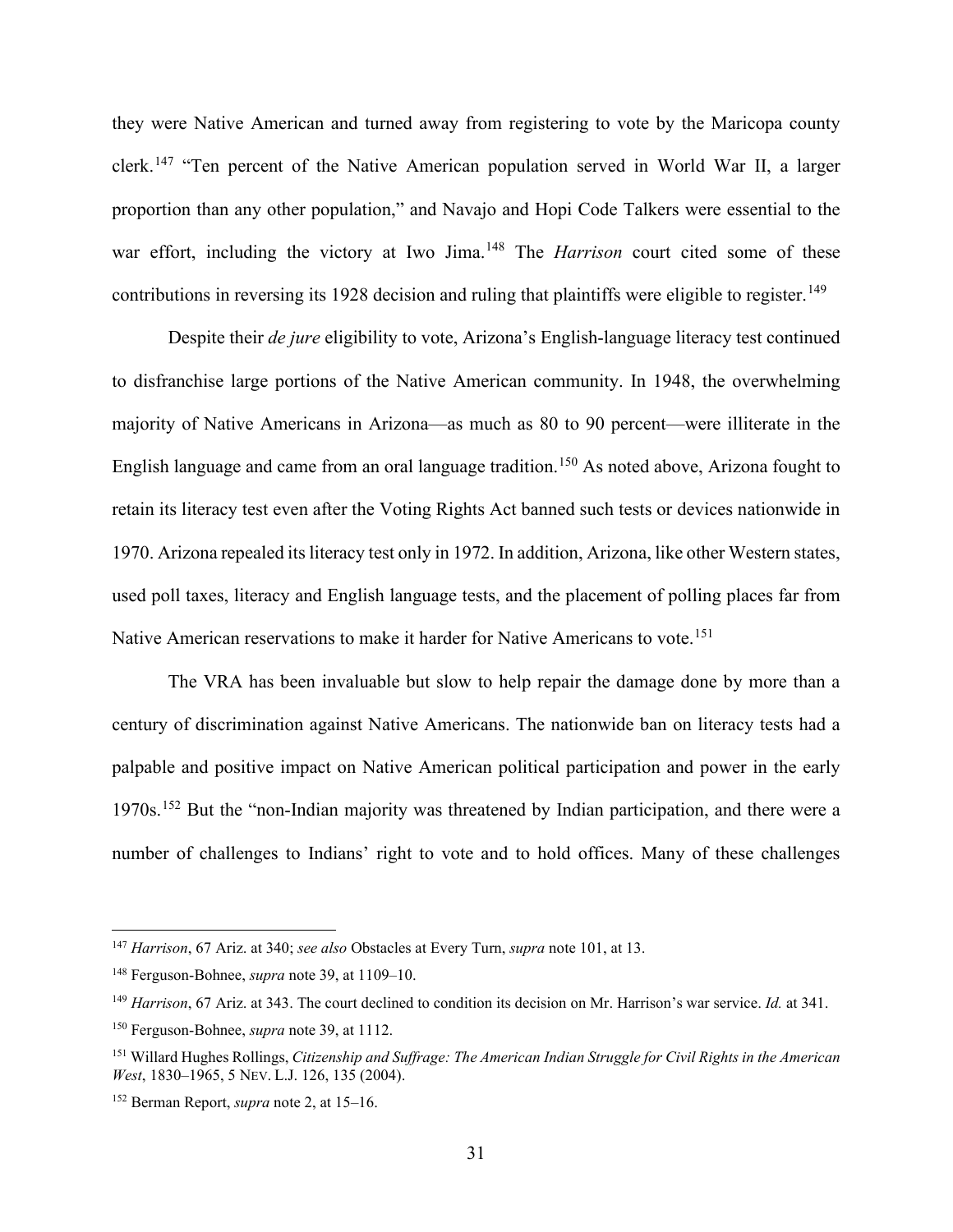they were Native American and turned away from registering to vote by the Maricopa county clerk.[147] "Ten percent of the Native American population served in World War II, a larger proportion than any other population," and Navajo and Hopi Code Talkers were essential to the war effort, including the victory at Iwo Jima.[148] The *Harrison* court cited some of these contributions in reversing its 1928 decision and ruling that plaintiffs were eligible to register.[149]

Despite their *de jure* eligibility to vote, Arizona's English-language literacy test continued to disfranchise large portions of the Native American community. In 1948, the overwhelming majority of Native Americans in Arizona—as much as 80 to 90 percent—were illiterate in the English language and came from an oral language tradition.[150] As noted above, Arizona fought to retain its literacy test even after the Voting Rights Act banned such tests or devices nationwide in 1970. Arizona repealed its literacy test only in 1972. In addition, Arizona, like other Western states, used poll taxes, literacy and English language tests, and the placement of polling places far from Native American reservations to make it harder for Native Americans to vote.[151]

The VRA has been invaluable but slow to help repair the damage done by more than a century of discrimination against Native Americans. The nationwide ban on literacy tests had a palpable and positive impact on Native American political participation and power in the early 1970s.[152] But the "non-Indian majority was threatened by Indian participation, and there were a number of challenges to Indians' right to vote and to hold offices. Many of these challenges

---

[147] *Harrison*, 67 Ariz. at 340; *see also* Obstacles at Every Turn, *supra* note 101, at 13.

[148] Ferguson-Bohnee, *supra* note 39, at 1109–10.

[149] *Harrison*, 67 Ariz. at 343. The court declined to condition its decision on Mr. Harrison's war service. *Id.* at 341.

[150] Ferguson-Bohnee, *supra* note 39, at 1112.

[151] Willard Hughes Rollings, *Citizenship and Suffrage: The American Indian Struggle for Civil Rights in the American West*, 1830–1965, 5 NEV. L.J. 126, 135 (2004).

[152] Berman Report, *supra* note 2, at 15–16.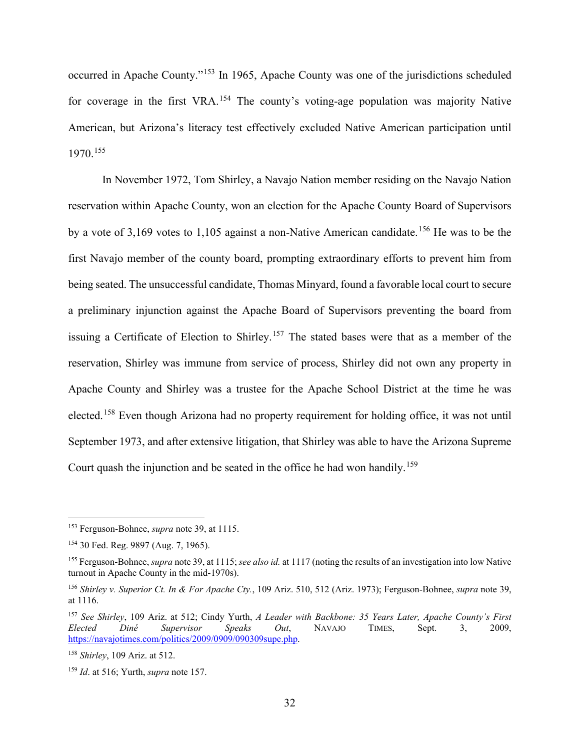occurred in Apache County."[153] In 1965, Apache County was one of the jurisdictions scheduled for coverage in the first VRA.[154] The county's voting-age population was majority Native American, but Arizona's literacy test effectively excluded Native American participation until 1970.[155]

In November 1972, Tom Shirley, a Navajo Nation member residing on the Navajo Nation reservation within Apache County, won an election for the Apache County Board of Supervisors by a vote of 3,169 votes to 1,105 against a non-Native American candidate.[156] He was to be the first Navajo member of the county board, prompting extraordinary efforts to prevent him from being seated. The unsuccessful candidate, Thomas Minyard, found a favorable local court to secure a preliminary injunction against the Apache Board of Supervisors preventing the board from issuing a Certificate of Election to Shirley.[157] The stated bases were that as a member of the reservation, Shirley was immune from service of process, Shirley did not own any property in Apache County and Shirley was a trustee for the Apache School District at the time he was elected.[158] Even though Arizona had no property requirement for holding office, it was not until September 1973, and after extensive litigation, that Shirley was able to have the Arizona Supreme Court quash the injunction and be seated in the office he had won handily.[159]

---

[153] Ferguson-Bohnee, *supra* note 39, at 1115.

[154] 30 Fed. Reg. 9897 (Aug. 7, 1965).

[155] Ferguson-Bohnee, *supra* note 39, at 1115; *see also id.* at 1117 (noting the results of an investigation into low Native turnout in Apache County in the mid-1970s).

[156] *Shirley v. Superior Ct. In & For Apache Cty.*, 109 Ariz. 510, 512 (Ariz. 1973); Ferguson-Bohnee, *supra* note 39, at 1116.

[157] *See Shirley*, 109 Ariz. at 512; Cindy Yurth, *A Leader with Backbone: 35 Years Later, Apache County's First Elected Diné Supervisor Speaks Out*, NAVAJO TIMES, Sept. 3, 2009, https://navajotimes.com/politics/2009/0909/090309supe.php.

[158] *Shirley*, 109 Ariz. at 512.

[159] *Id*. at 516; Yurth, *supra* note 157.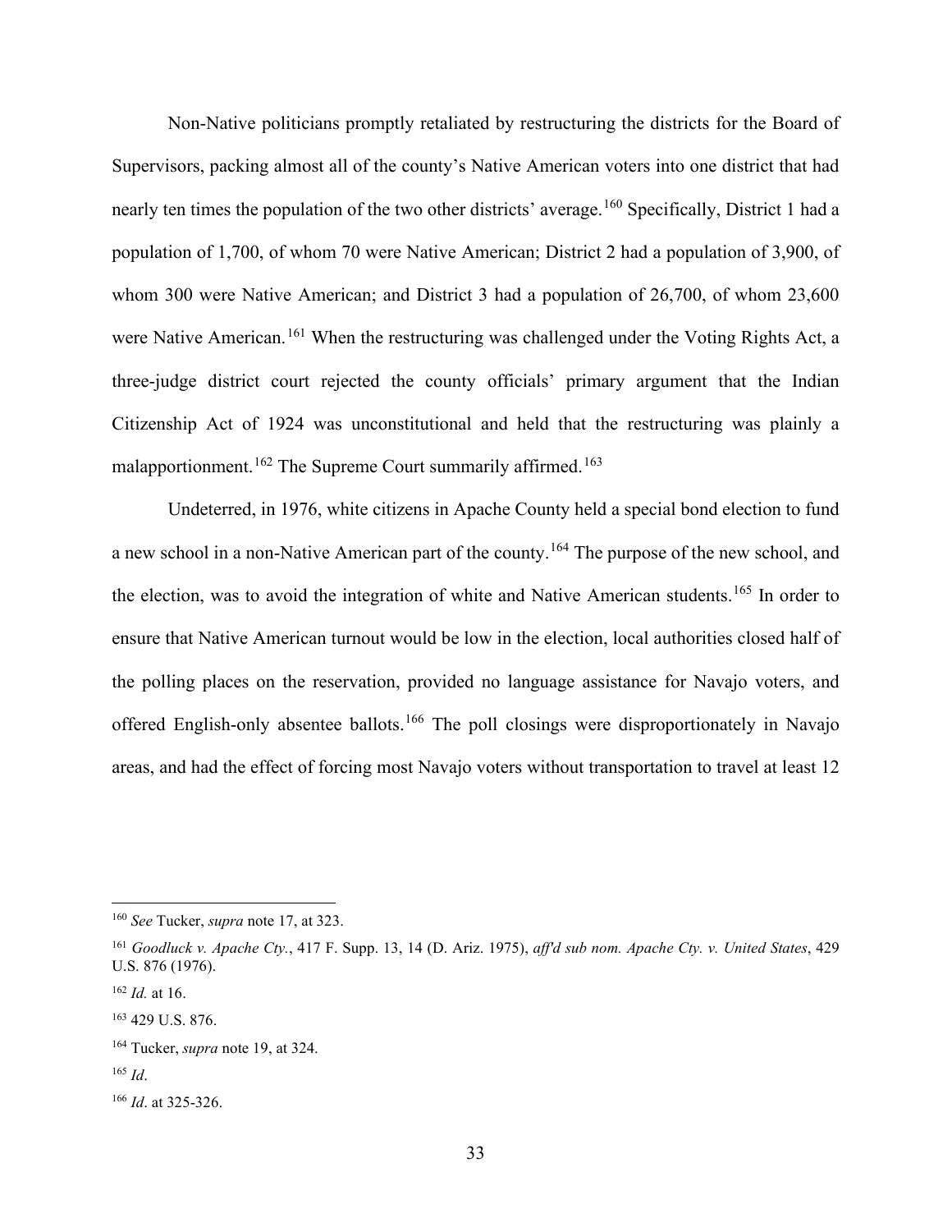Non-Native politicians promptly retaliated by restructuring the districts for the Board of Supervisors, packing almost all of the county's Native American voters into one district that had nearly ten times the population of the two other districts' average.[160] Specifically, District 1 had a population of 1,700, of whom 70 were Native American; District 2 had a population of 3,900, of whom 300 were Native American; and District 3 had a population of 26,700, of whom 23,600 were Native American.[161] When the restructuring was challenged under the Voting Rights Act, a three-judge district court rejected the county officials' primary argument that the Indian Citizenship Act of 1924 was unconstitutional and held that the restructuring was plainly a malapportionment.[162] The Supreme Court summarily affirmed.[163]

Undeterred, in 1976, white citizens in Apache County held a special bond election to fund a new school in a non-Native American part of the county.[164] The purpose of the new school, and the election, was to avoid the integration of white and Native American students.[165] In order to ensure that Native American turnout would be low in the election, local authorities closed half of the polling places on the reservation, provided no language assistance for Navajo voters, and offered English-only absentee ballots.[166] The poll closings were disproportionately in Navajo areas, and had the effect of forcing most Navajo voters without transportation to travel at least 12

---

[160] *See* Tucker, *supra* note 17, at 323.

[161] *Goodluck v. Apache Cty.*, 417 F. Supp. 13, 14 (D. Ariz. 1975), *aff'd sub nom. Apache Cty. v. United States*, 429 U.S. 876 (1976).

[162] *Id.* at 16.

[163] 429 U.S. 876.

[164] Tucker, *supra* note 19, at 324.

[165] *Id*.

[166] *Id*. at 325-326.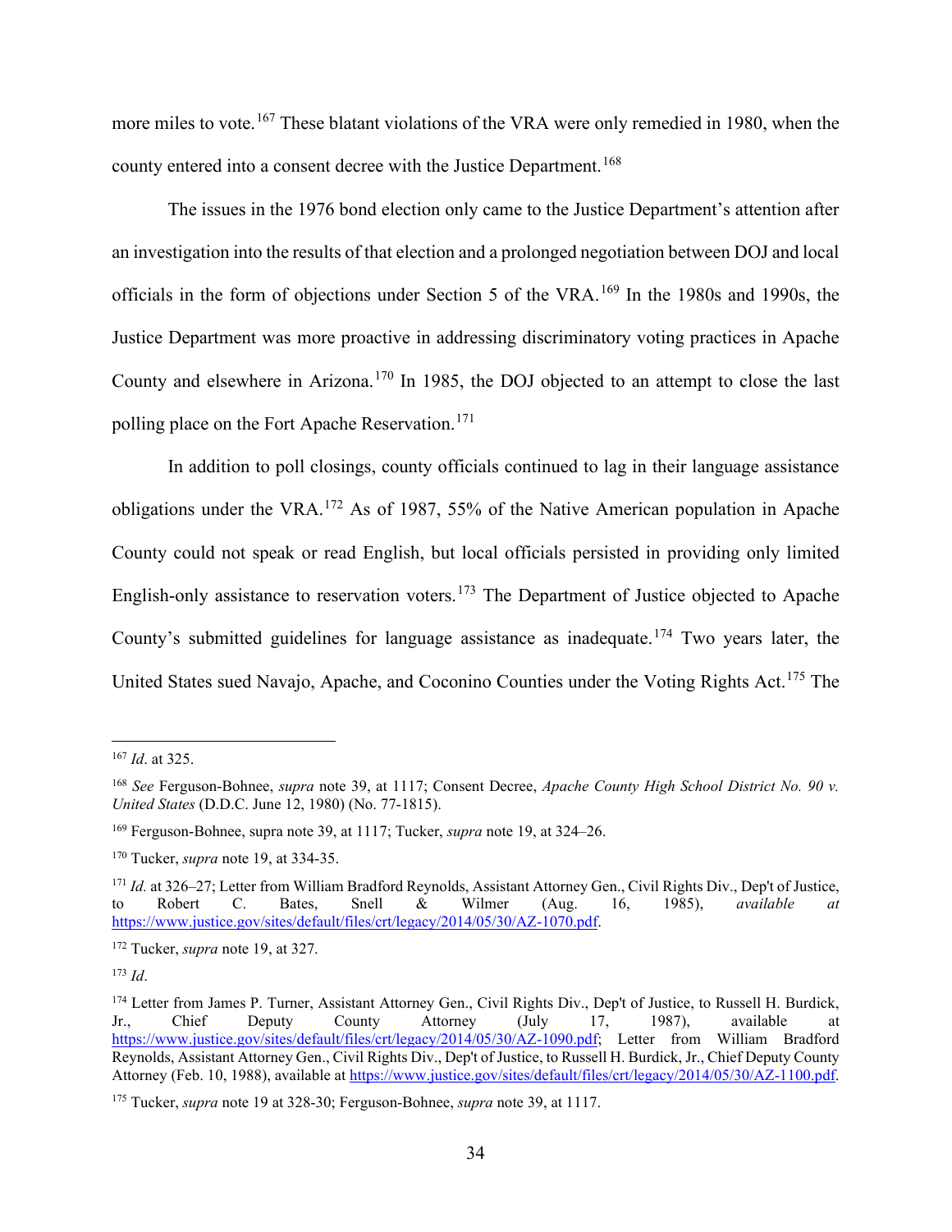more miles to vote.[167] These blatant violations of the VRA were only remedied in 1980, when the county entered into a consent decree with the Justice Department.[168]

The issues in the 1976 bond election only came to the Justice Department's attention after an investigation into the results of that election and a prolonged negotiation between DOJ and local officials in the form of objections under Section 5 of the VRA.[169] In the 1980s and 1990s, the Justice Department was more proactive in addressing discriminatory voting practices in Apache County and elsewhere in Arizona.[170] In 1985, the DOJ objected to an attempt to close the last polling place on the Fort Apache Reservation.[171]

In addition to poll closings, county officials continued to lag in their language assistance obligations under the VRA.[172] As of 1987, 55% of the Native American population in Apache County could not speak or read English, but local officials persisted in providing only limited English-only assistance to reservation voters.[173] The Department of Justice objected to Apache County's submitted guidelines for language assistance as inadequate.[174] Two years later, the United States sued Navajo, Apache, and Coconino Counties under the Voting Rights Act.[175] The

---

[167] *Id*. at 325.

[168] *See* Ferguson-Bohnee, *supra* note 39, at 1117; Consent Decree, *Apache County High School District No. 90 v. United States* (D.D.C. June 12, 1980) (No. 77-1815).

[169] Ferguson-Bohnee, supra note 39, at 1117; Tucker, *supra* note 19, at 324–26.

[170] Tucker, *supra* note 19, at 334-35.

[171] *Id.* at 326–27; Letter from William Bradford Reynolds, Assistant Attorney Gen., Civil Rights Div., Dep't of Justice, to Robert C. Bates, Snell & Wilmer (Aug. 16, 1985), *available at* https://www.justice.gov/sites/default/files/crt/legacy/2014/05/30/AZ-1070.pdf.

[172] Tucker, *supra* note 19, at 327.

[173] *Id*.

[174] Letter from James P. Turner, Assistant Attorney Gen., Civil Rights Div., Dep't of Justice, to Russell H. Burdick, Jr., Chief Deputy County Attorney (July 17, 1987), available at https://www.justice.gov/sites/default/files/crt/legacy/2014/05/30/AZ-1090.pdf; Letter from William Bradford Reynolds, Assistant Attorney Gen., Civil Rights Div., Dep't of Justice, to Russell H. Burdick, Jr., Chief Deputy County Attorney (Feb. 10, 1988), available at https://www.justice.gov/sites/default/files/crt/legacy/2014/05/30/AZ-1100.pdf.

[175] Tucker, *supra* note 19 at 328-30; Ferguson-Bohnee, *supra* note 39, at 1117.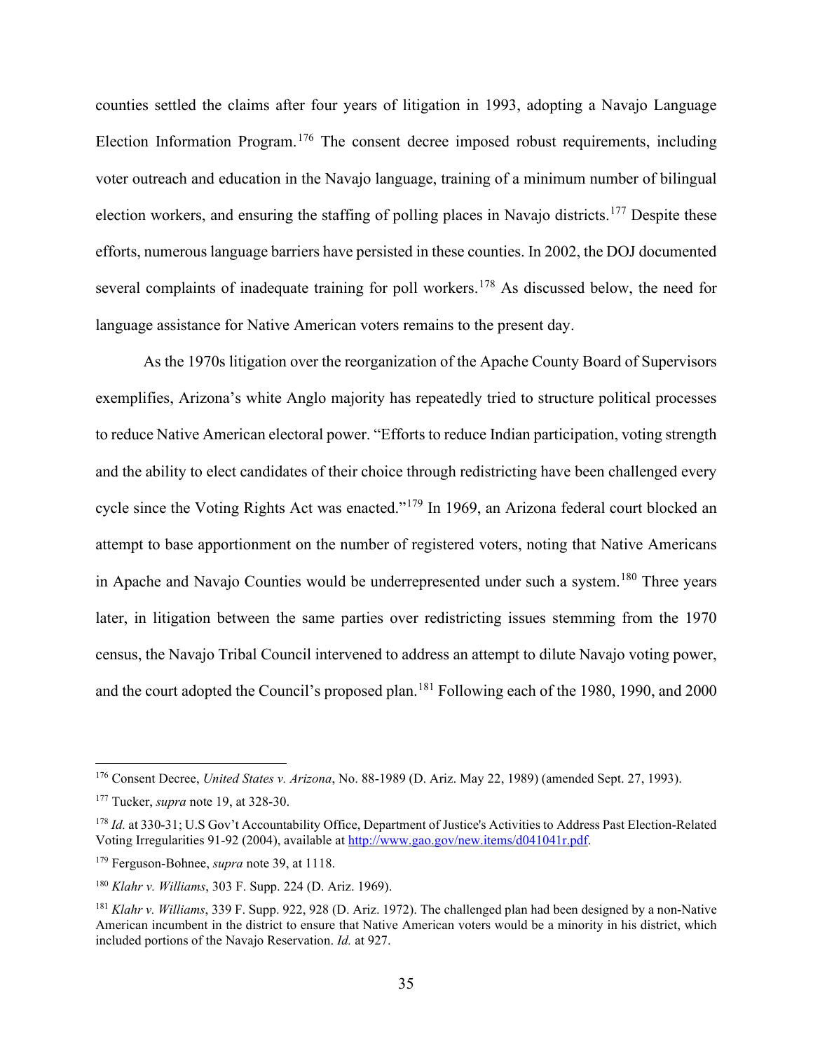counties settled the claims after four years of litigation in 1993, adopting a Navajo Language Election Information Program.[176] The consent decree imposed robust requirements, including voter outreach and education in the Navajo language, training of a minimum number of bilingual election workers, and ensuring the staffing of polling places in Navajo districts.[177] Despite these efforts, numerous language barriers have persisted in these counties. In 2002, the DOJ documented several complaints of inadequate training for poll workers.[178] As discussed below, the need for language assistance for Native American voters remains to the present day.

As the 1970s litigation over the reorganization of the Apache County Board of Supervisors exemplifies, Arizona's white Anglo majority has repeatedly tried to structure political processes to reduce Native American electoral power. "Efforts to reduce Indian participation, voting strength and the ability to elect candidates of their choice through redistricting have been challenged every cycle since the Voting Rights Act was enacted."[179] In 1969, an Arizona federal court blocked an attempt to base apportionment on the number of registered voters, noting that Native Americans in Apache and Navajo Counties would be underrepresented under such a system.[180] Three years later, in litigation between the same parties over redistricting issues stemming from the 1970 census, the Navajo Tribal Council intervened to address an attempt to dilute Navajo voting power, and the court adopted the Council's proposed plan.[181] Following each of the 1980, 1990, and 2000

---

[176] Consent Decree, *United States v. Arizona*, No. 88-1989 (D. Ariz. May 22, 1989) (amended Sept. 27, 1993).

[177] Tucker, *supra* note 19, at 328-30.

[178] *Id.* at 330-31; U.S Gov't Accountability Office, Department of Justice's Activities to Address Past Election-Related Voting Irregularities 91-92 (2004), available at http://www.gao.gov/new.items/d041041r.pdf.

[179] Ferguson-Bohnee, *supra* note 39, at 1118.

[180] *Klahr v. Williams*, 303 F. Supp. 224 (D. Ariz. 1969).

[181] *Klahr v. Williams*, 339 F. Supp. 922, 928 (D. Ariz. 1972). The challenged plan had been designed by a non-Native American incumbent in the district to ensure that Native American voters would be a minority in his district, which included portions of the Navajo Reservation. *Id.* at 927.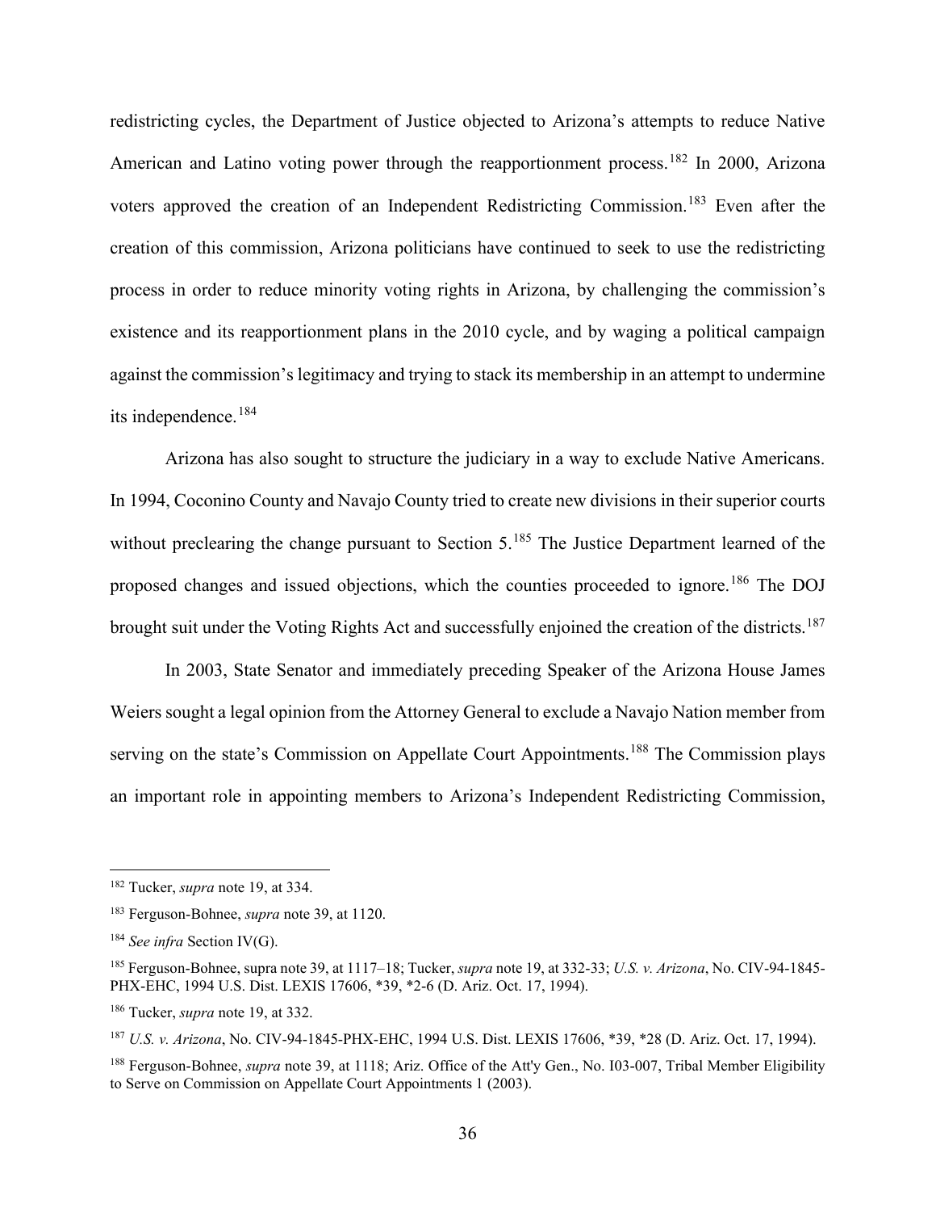redistricting cycles, the Department of Justice objected to Arizona's attempts to reduce Native American and Latino voting power through the reapportionment process.[182] In 2000, Arizona voters approved the creation of an Independent Redistricting Commission.[183] Even after the creation of this commission, Arizona politicians have continued to seek to use the redistricting process in order to reduce minority voting rights in Arizona, by challenging the commission's existence and its reapportionment plans in the 2010 cycle, and by waging a political campaign against the commission's legitimacy and trying to stack its membership in an attempt to undermine its independence.[184]

Arizona has also sought to structure the judiciary in a way to exclude Native Americans. In 1994, Coconino County and Navajo County tried to create new divisions in their superior courts without preclearing the change pursuant to Section 5.[185] The Justice Department learned of the proposed changes and issued objections, which the counties proceeded to ignore.[186] The DOJ brought suit under the Voting Rights Act and successfully enjoined the creation of the districts.[187]

In 2003, State Senator and immediately preceding Speaker of the Arizona House James Weiers sought a legal opinion from the Attorney General to exclude a Navajo Nation member from serving on the state's Commission on Appellate Court Appointments.[188] The Commission plays an important role in appointing members to Arizona's Independent Redistricting Commission,

---

[182] Tucker, *supra* note 19, at 334.

[183] Ferguson-Bohnee, *supra* note 39, at 1120.

[184] *See infra* Section IV(G).

[185] Ferguson-Bohnee, supra note 39, at 1117–18; Tucker, *supra* note 19, at 332-33; *U.S. v. Arizona*, No. CIV-94-1845-PHX-EHC, 1994 U.S. Dist. LEXIS 17606, *39, *2-6 (D. Ariz. Oct. 17, 1994).

[186] Tucker, *supra* note 19, at 332.

[187] *U.S. v. Arizona*, No. CIV-94-1845-PHX-EHC, 1994 U.S. Dist. LEXIS 17606, *39, *28 (D. Ariz. Oct. 17, 1994).

[188] Ferguson-Bohnee, *supra* note 39, at 1118; Ariz. Office of the Att'y Gen., No. I03-007, Tribal Member Eligibility to Serve on Commission on Appellate Court Appointments 1 (2003).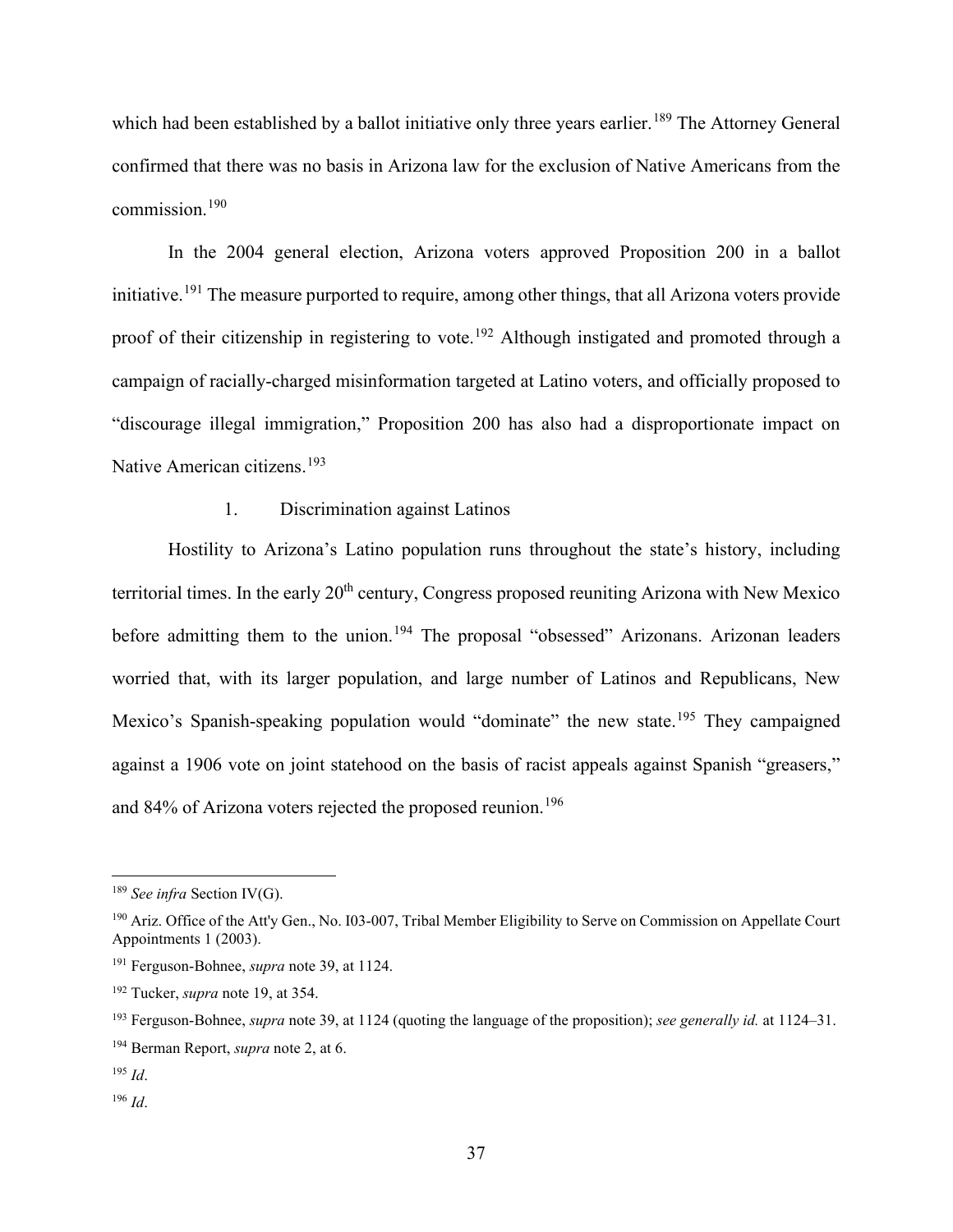which had been established by a ballot initiative only three years earlier.[189] The Attorney General confirmed that there was no basis in Arizona law for the exclusion of Native Americans from the commission.[190]

In the 2004 general election, Arizona voters approved Proposition 200 in a ballot initiative.[191] The measure purported to require, among other things, that all Arizona voters provide proof of their citizenship in registering to vote.[192] Although instigated and promoted through a campaign of racially-charged misinformation targeted at Latino voters, and officially proposed to "discourage illegal immigration," Proposition 200 has also had a disproportionate impact on Native American citizens.[193]

### 1. Discrimination against Latinos

Hostility to Arizona's Latino population runs throughout the state's history, including territorial times. In the early 20th century, Congress proposed reuniting Arizona with New Mexico before admitting them to the union.[194] The proposal "obsessed" Arizonans. Arizonan leaders worried that, with its larger population, and large number of Latinos and Republicans, New Mexico's Spanish-speaking population would "dominate" the new state.[195] They campaigned against a 1906 vote on joint statehood on the basis of racist appeals against Spanish "greasers," and 84% of Arizona voters rejected the proposed reunion.[196]

---

[189] *See infra* Section IV(G).

[190] Ariz. Office of the Att'y Gen., No. I03-007, Tribal Member Eligibility to Serve on Commission on Appellate Court Appointments 1 (2003).

[191] Ferguson-Bohnee, *supra* note 39, at 1124.

[192] Tucker, *supra* note 19, at 354.

[193] Ferguson-Bohnee, *supra* note 39, at 1124 (quoting the language of the proposition); *see generally id.* at 1124–31.

[194] Berman Report, *supra* note 2, at 6.

[195] *Id*.

[196] *Id*.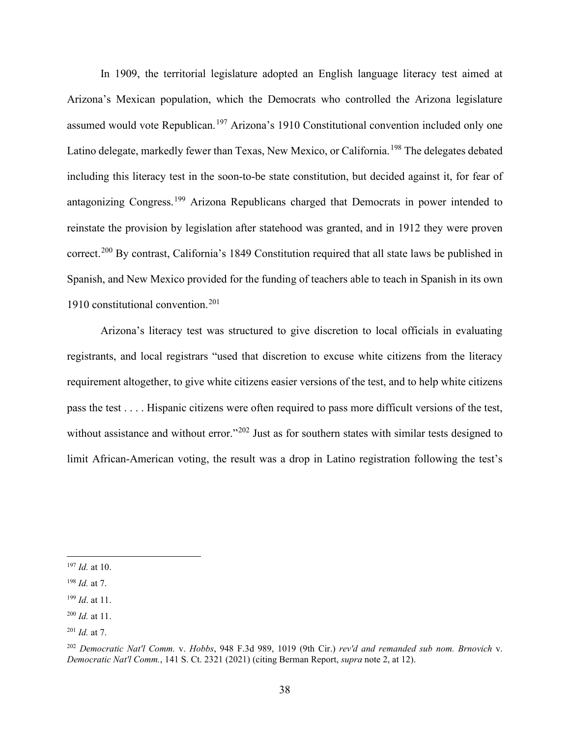In 1909, the territorial legislature adopted an English language literacy test aimed at Arizona's Mexican population, which the Democrats who controlled the Arizona legislature assumed would vote Republican.[197] Arizona's 1910 Constitutional convention included only one Latino delegate, markedly fewer than Texas, New Mexico, or California.[198] The delegates debated including this literacy test in the soon-to-be state constitution, but decided against it, for fear of antagonizing Congress.[199] Arizona Republicans charged that Democrats in power intended to reinstate the provision by legislation after statehood was granted, and in 1912 they were proven correct.[200] By contrast, California's 1849 Constitution required that all state laws be published in Spanish, and New Mexico provided for the funding of teachers able to teach in Spanish in its own 1910 constitutional convention.[201]

Arizona's literacy test was structured to give discretion to local officials in evaluating registrants, and local registrars "used that discretion to excuse white citizens from the literacy requirement altogether, to give white citizens easier versions of the test, and to help white citizens pass the test . . . . Hispanic citizens were often required to pass more difficult versions of the test, without assistance and without error."[202] Just as for southern states with similar tests designed to limit African-American voting, the result was a drop in Latino registration following the test's

---

[197] *Id.* at 10.

[198] *Id.* at 7.

[199] *Id*. at 11.

[200] *Id.* at 11.

[201] *Id.* at 7.

[202] *Democratic Nat'l Comm.* v. *Hobbs*, 948 F.3d 989, 1019 (9th Cir.) *rev'd and remanded sub nom. Brnovich* v. *Democratic Nat'l Comm.*, 141 S. Ct. 2321 (2021) (citing Berman Report, *supra* note 2, at 12).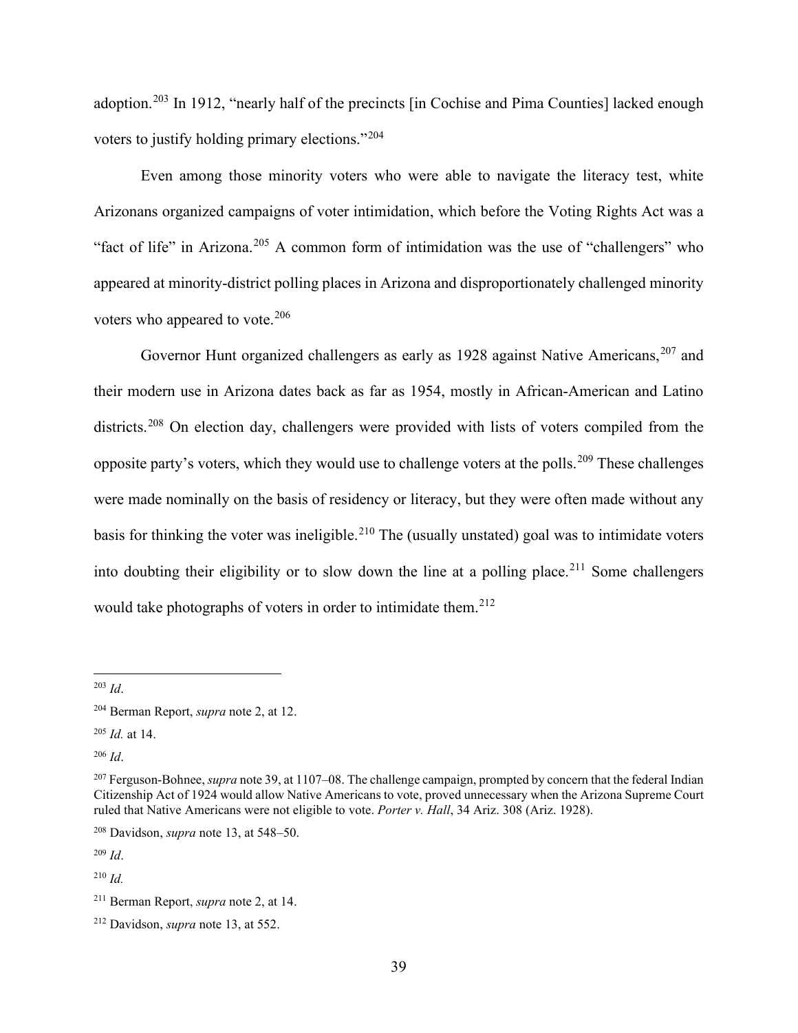adoption.[203] In 1912, "nearly half of the precincts [in Cochise and Pima Counties] lacked enough voters to justify holding primary elections."[204]

Even among those minority voters who were able to navigate the literacy test, white Arizonans organized campaigns of voter intimidation, which before the Voting Rights Act was a "fact of life" in Arizona.[205] A common form of intimidation was the use of "challengers" who appeared at minority-district polling places in Arizona and disproportionately challenged minority voters who appeared to vote.[206]

Governor Hunt organized challengers as early as 1928 against Native Americans,[207] and their modern use in Arizona dates back as far as 1954, mostly in African-American and Latino districts.[208] On election day, challengers were provided with lists of voters compiled from the opposite party's voters, which they would use to challenge voters at the polls.[209] These challenges were made nominally on the basis of residency or literacy, but they were often made without any basis for thinking the voter was ineligible.[210] The (usually unstated) goal was to intimidate voters into doubting their eligibility or to slow down the line at a polling place.[211] Some challengers would take photographs of voters in order to intimidate them.[212]

---

[203] *Id*.

[204] Berman Report, *supra* note 2, at 12.

[205] *Id.* at 14.

[206] *Id*.

[207] Ferguson-Bohnee, *supra* note 39, at 1107–08. The challenge campaign, prompted by concern that the federal Indian Citizenship Act of 1924 would allow Native Americans to vote, proved unnecessary when the Arizona Supreme Court ruled that Native Americans were not eligible to vote. *Porter v. Hall*, 34 Ariz. 308 (Ariz. 1928).

[208] Davidson, *supra* note 13, at 548–50.

[209] *Id*.

[210] *Id.*

[211] Berman Report, *supra* note 2, at 14.

[212] Davidson, *supra* note 13, at 552.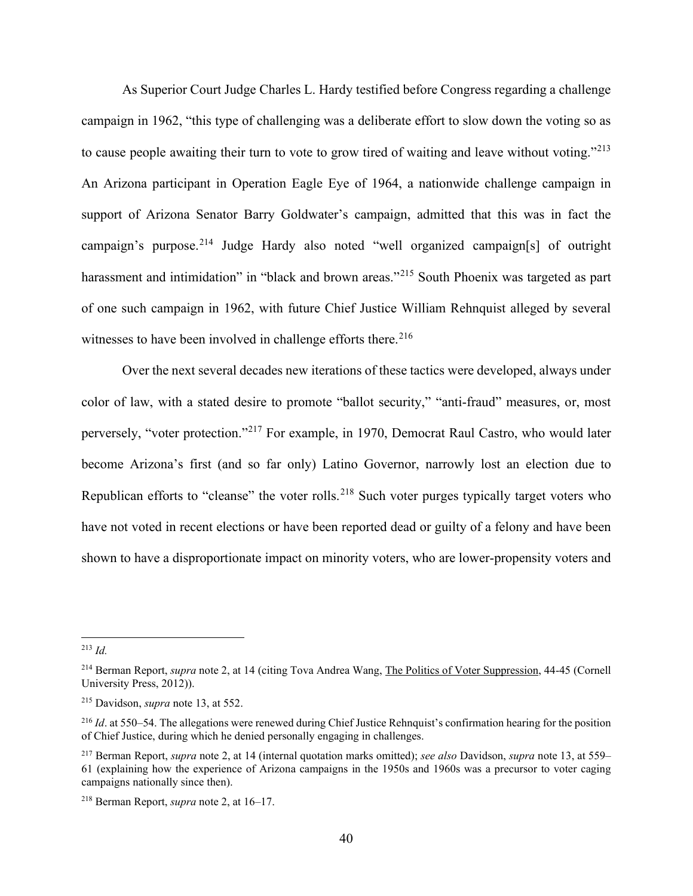As Superior Court Judge Charles L. Hardy testified before Congress regarding a challenge campaign in 1962, "this type of challenging was a deliberate effort to slow down the voting so as to cause people awaiting their turn to vote to grow tired of waiting and leave without voting."[213] An Arizona participant in Operation Eagle Eye of 1964, a nationwide challenge campaign in support of Arizona Senator Barry Goldwater's campaign, admitted that this was in fact the campaign's purpose.[214] Judge Hardy also noted "well organized campaign[s] of outright harassment and intimidation" in "black and brown areas."[215] South Phoenix was targeted as part of one such campaign in 1962, with future Chief Justice William Rehnquist alleged by several witnesses to have been involved in challenge efforts there.[216]

Over the next several decades new iterations of these tactics were developed, always under color of law, with a stated desire to promote "ballot security," "anti-fraud" measures, or, most perversely, "voter protection."[217] For example, in 1970, Democrat Raul Castro, who would later become Arizona's first (and so far only) Latino Governor, narrowly lost an election due to Republican efforts to "cleanse" the voter rolls.[218] Such voter purges typically target voters who have not voted in recent elections or have been reported dead or guilty of a felony and have been shown to have a disproportionate impact on minority voters, who are lower-propensity voters and

---

[213] *Id.*

[214] Berman Report, *supra* note 2, at 14 (citing Tova Andrea Wang, The Politics of Voter Suppression, 44-45 (Cornell University Press, 2012)).

[215] Davidson, *supra* note 13, at 552.

[216] *Id*. at 550–54. The allegations were renewed during Chief Justice Rehnquist's confirmation hearing for the position of Chief Justice, during which he denied personally engaging in challenges.

[217] Berman Report, *supra* note 2, at 14 (internal quotation marks omitted); *see also* Davidson, *supra* note 13, at 559–61 (explaining how the experience of Arizona campaigns in the 1950s and 1960s was a precursor to voter caging campaigns nationally since then).

[218] Berman Report, *supra* note 2, at 16–17.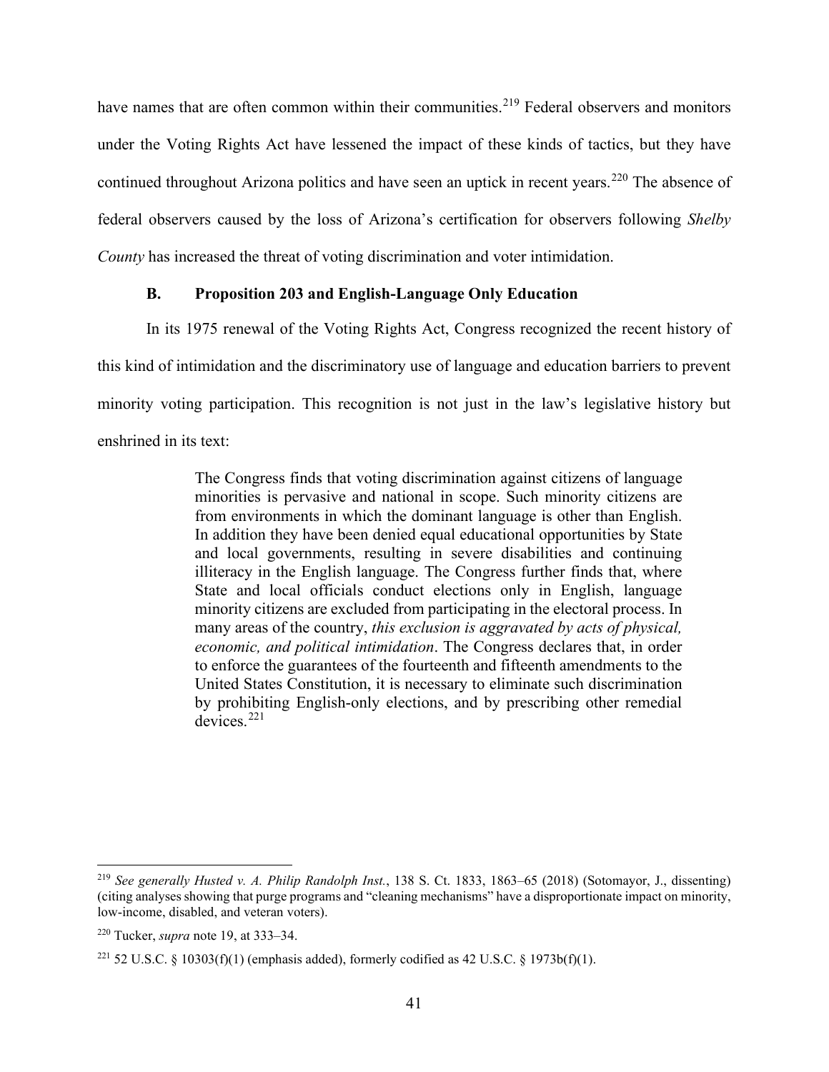have names that are often common within their communities.[219] Federal observers and monitors under the Voting Rights Act have lessened the impact of these kinds of tactics, but they have continued throughout Arizona politics and have seen an uptick in recent years.[220] The absence of federal observers caused by the loss of Arizona's certification for observers following *Shelby County* has increased the threat of voting discrimination and voter intimidation.

### B. Proposition 203 and English-Language Only Education

In its 1975 renewal of the Voting Rights Act, Congress recognized the recent history of this kind of intimidation and the discriminatory use of language and education barriers to prevent minority voting participation. This recognition is not just in the law's legislative history but enshrined in its text:

> The Congress finds that voting discrimination against citizens of language minorities is pervasive and national in scope. Such minority citizens are from environments in which the dominant language is other than English. In addition they have been denied equal educational opportunities by State and local governments, resulting in severe disabilities and continuing illiteracy in the English language. The Congress further finds that, where State and local officials conduct elections only in English, language minority citizens are excluded from participating in the electoral process. In many areas of the country, *this exclusion is aggravated by acts of physical, economic, and political intimidation*. The Congress declares that, in order to enforce the guarantees of the fourteenth and fifteenth amendments to the United States Constitution, it is necessary to eliminate such discrimination by prohibiting English-only elections, and by prescribing other remedial devices.[221]

---

[219] *See generally Husted v. A. Philip Randolph Inst.*, 138 S. Ct. 1833, 1863–65 (2018) (Sotomayor, J., dissenting) (citing analyses showing that purge programs and "cleaning mechanisms" have a disproportionate impact on minority, low-income, disabled, and veteran voters).

[220] Tucker, *supra* note 19, at 333–34.

[221] 52 U.S.C. § 10303(f)(1) (emphasis added), formerly codified as 42 U.S.C. § 1973b(f)(1).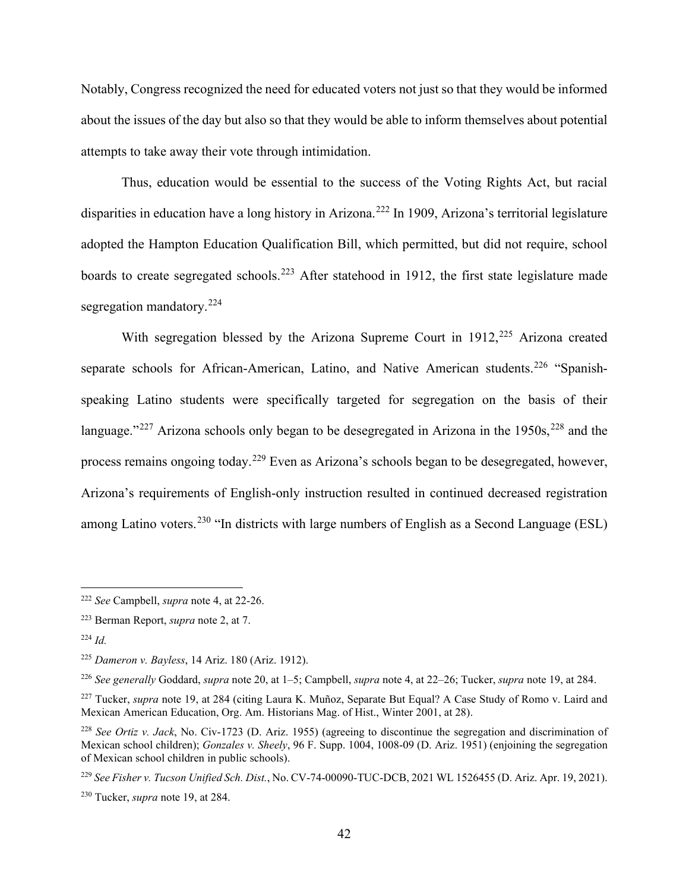Notably, Congress recognized the need for educated voters not just so that they would be informed about the issues of the day but also so that they would be able to inform themselves about potential attempts to take away their vote through intimidation.

Thus, education would be essential to the success of the Voting Rights Act, but racial disparities in education have a long history in Arizona.[222] In 1909, Arizona's territorial legislature adopted the Hampton Education Qualification Bill, which permitted, but did not require, school boards to create segregated schools.[223] After statehood in 1912, the first state legislature made segregation mandatory.[224]

With segregation blessed by the Arizona Supreme Court in 1912,[225] Arizona created separate schools for African-American, Latino, and Native American students.[226] "Spanish-speaking Latino students were specifically targeted for segregation on the basis of their language."[227] Arizona schools only began to be desegregated in Arizona in the 1950s,[228] and the process remains ongoing today.[229] Even as Arizona's schools began to be desegregated, however, Arizona's requirements of English-only instruction resulted in continued decreased registration among Latino voters.[230] "In districts with large numbers of English as a Second Language (ESL)

---

[222] *See* Campbell, *supra* note 4, at 22-26.

[223] Berman Report, *supra* note 2, at 7.

[224] *Id.*

[225] *Dameron v. Bayless*, 14 Ariz. 180 (Ariz. 1912).

[226] *See generally* Goddard, *supra* note 20, at 1–5; Campbell, *supra* note 4, at 22–26; Tucker, *supra* note 19, at 284.

[227] Tucker, *supra* note 19, at 284 (citing Laura K. Muñoz, Separate But Equal? A Case Study of Romo v. Laird and Mexican American Education, Org. Am. Historians Mag. of Hist., Winter 2001, at 28).

[228] *See Ortiz v. Jack*, No. Civ-1723 (D. Ariz. 1955) (agreeing to discontinue the segregation and discrimination of Mexican school children); *Gonzales v. Sheely*, 96 F. Supp. 1004, 1008-09 (D. Ariz. 1951) (enjoining the segregation of Mexican school children in public schools).

[229] *See Fisher v. Tucson Unified Sch. Dist.*, No. CV-74-00090-TUC-DCB, 2021 WL 1526455 (D. Ariz. Apr. 19, 2021).

[230] Tucker, *supra* note 19, at 284.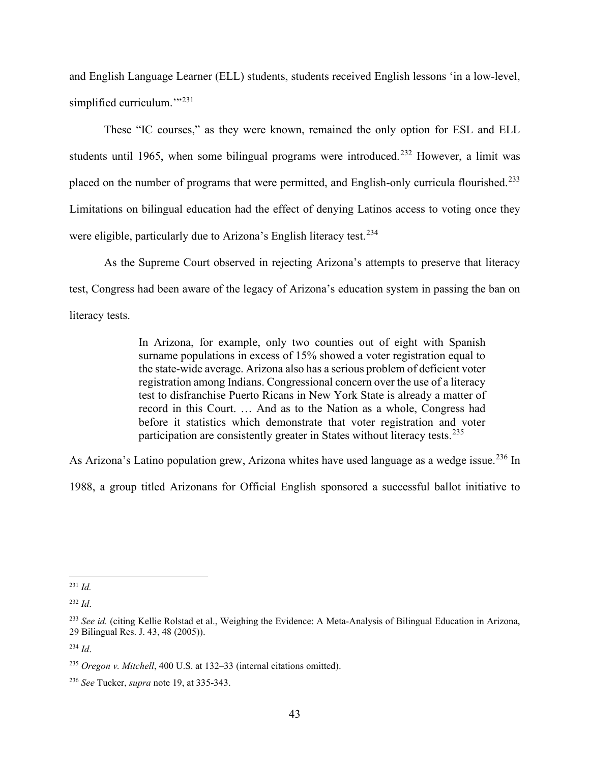and English Language Learner (ELL) students, students received English lessons 'in a low-level, simplified curriculum.'"[231]

These "IC courses," as they were known, remained the only option for ESL and ELL students until 1965, when some bilingual programs were introduced.[232] However, a limit was placed on the number of programs that were permitted, and English-only curricula flourished.[233] Limitations on bilingual education had the effect of denying Latinos access to voting once they were eligible, particularly due to Arizona's English literacy test.[234]

As the Supreme Court observed in rejecting Arizona's attempts to preserve that literacy test, Congress had been aware of the legacy of Arizona's education system in passing the ban on literacy tests.

> In Arizona, for example, only two counties out of eight with Spanish surname populations in excess of 15% showed a voter registration equal to the state-wide average. Arizona also has a serious problem of deficient voter registration among Indians. Congressional concern over the use of a literacy test to disfranchise Puerto Ricans in New York State is already a matter of record in this Court. … And as to the Nation as a whole, Congress had before it statistics which demonstrate that voter registration and voter participation are consistently greater in States without literacy tests.[235]

As Arizona's Latino population grew, Arizona whites have used language as a wedge issue.[236] In 1988, a group titled Arizonans for Official English sponsored a successful ballot initiative to

---

[231] *Id.*

[232] *Id*.

[233] *See id.* (citing Kellie Rolstad et al., Weighing the Evidence: A Meta-Analysis of Bilingual Education in Arizona, 29 Bilingual Res. J. 43, 48 (2005)).

[234] *Id*.

[235] *Oregon v. Mitchell*, 400 U.S. at 132–33 (internal citations omitted).

[236] *See* Tucker, *supra* note 19, at 335-343.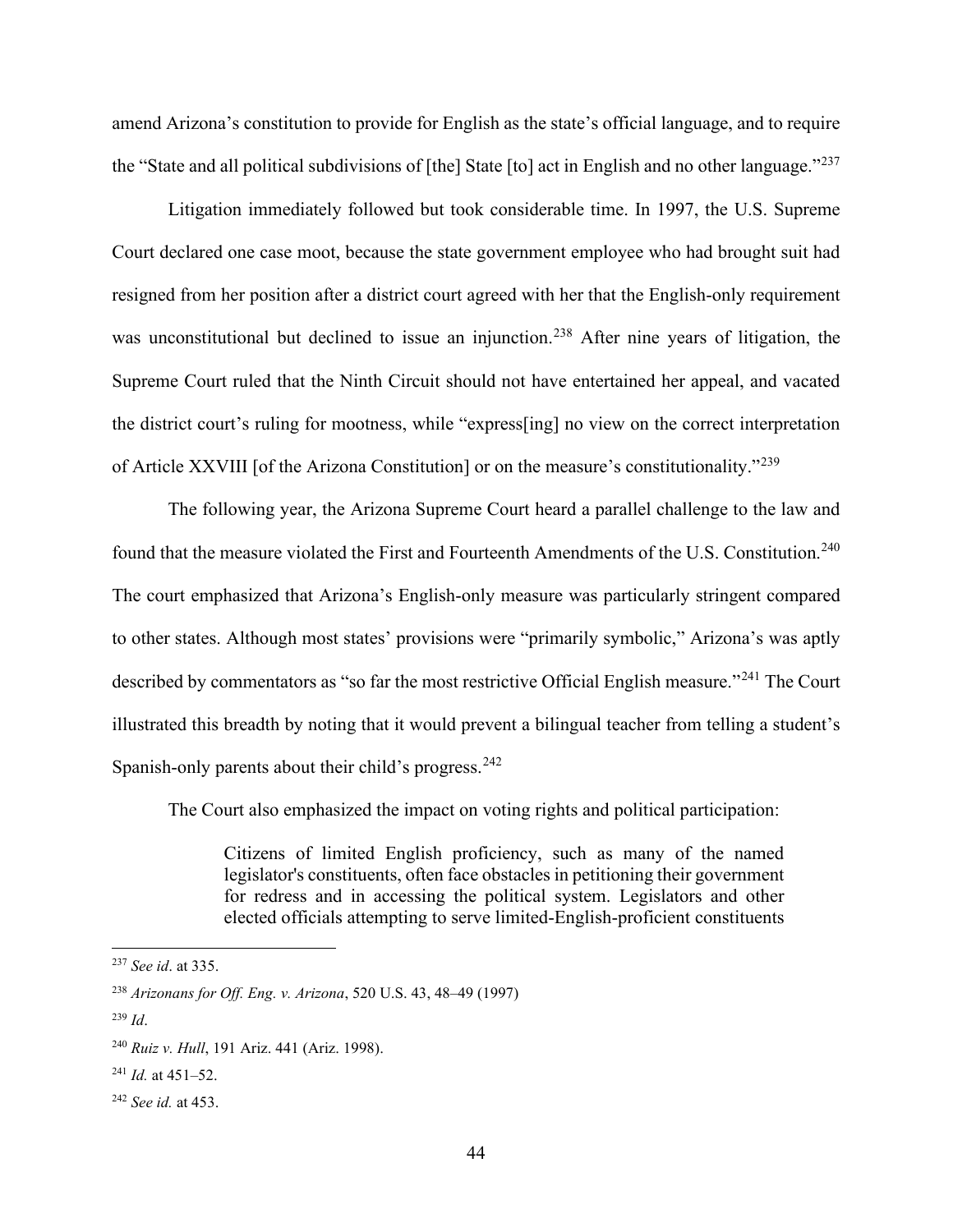amend Arizona's constitution to provide for English as the state's official language, and to require the "State and all political subdivisions of [the] State [to] act in English and no other language."[237]

Litigation immediately followed but took considerable time. In 1997, the U.S. Supreme Court declared one case moot, because the state government employee who had brought suit had resigned from her position after a district court agreed with her that the English-only requirement was unconstitutional but declined to issue an injunction.[238] After nine years of litigation, the Supreme Court ruled that the Ninth Circuit should not have entertained her appeal, and vacated the district court's ruling for mootness, while "express[ing] no view on the correct interpretation of Article XXVIII [of the Arizona Constitution] or on the measure's constitutionality."[239]

The following year, the Arizona Supreme Court heard a parallel challenge to the law and found that the measure violated the First and Fourteenth Amendments of the U.S. Constitution.[240] The court emphasized that Arizona's English-only measure was particularly stringent compared to other states. Although most states' provisions were "primarily symbolic," Arizona's was aptly described by commentators as "so far the most restrictive Official English measure."[241] The Court illustrated this breadth by noting that it would prevent a bilingual teacher from telling a student's Spanish-only parents about their child's progress.[242]

The Court also emphasized the impact on voting rights and political participation:

> Citizens of limited English proficiency, such as many of the named legislator's constituents, often face obstacles in petitioning their government for redress and in accessing the political system. Legislators and other elected officials attempting to serve limited-English-proficient constituents

---

[237] *See id*. at 335.

[238] *Arizonans for Off. Eng. v. Arizona*, 520 U.S. 43, 48–49 (1997)

[239] *Id*.

[240] *Ruiz v. Hull*, 191 Ariz. 441 (Ariz. 1998).

[241] *Id.* at 451–52.

[242] *See id.* at 453.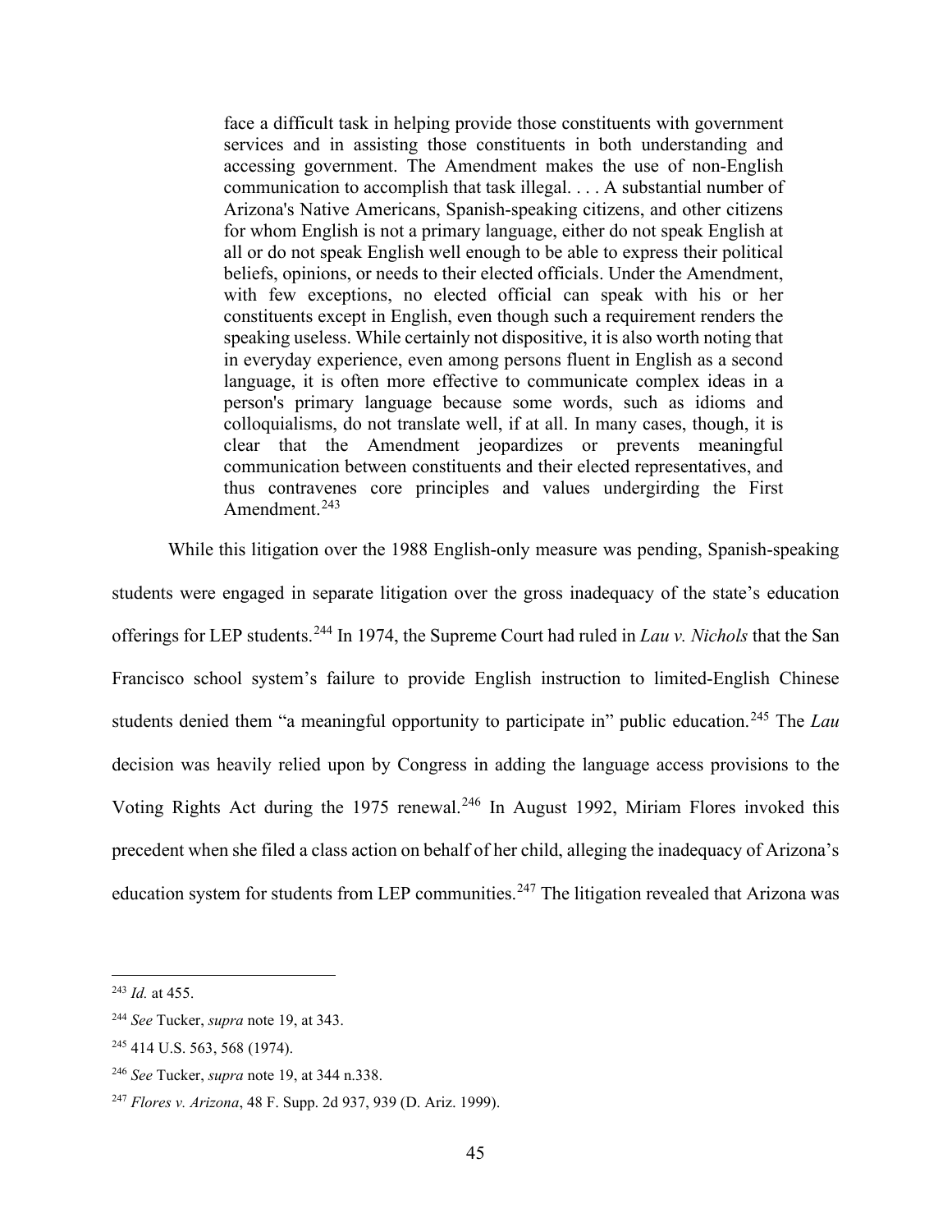> face a difficult task in helping provide those constituents with government services and in assisting those constituents in both understanding and accessing government. The Amendment makes the use of non-English communication to accomplish that task illegal. . . . A substantial number of Arizona's Native Americans, Spanish-speaking citizens, and other citizens for whom English is not a primary language, either do not speak English at all or do not speak English well enough to be able to express their political beliefs, opinions, or needs to their elected officials. Under the Amendment, with few exceptions, no elected official can speak with his or her constituents except in English, even though such a requirement renders the speaking useless. While certainly not dispositive, it is also worth noting that in everyday experience, even among persons fluent in English as a second language, it is often more effective to communicate complex ideas in a person's primary language because some words, such as idioms and colloquialisms, do not translate well, if at all. In many cases, though, it is clear that the Amendment jeopardizes or prevents meaningful communication between constituents and their elected representatives, and thus contravenes core principles and values undergirding the First Amendment.[243]

While this litigation over the 1988 English-only measure was pending, Spanish-speaking students were engaged in separate litigation over the gross inadequacy of the state's education offerings for LEP students.[244] In 1974, the Supreme Court had ruled in *Lau v. Nichols* that the San Francisco school system's failure to provide English instruction to limited-English Chinese students denied them "a meaningful opportunity to participate in" public education.[245] The *Lau* decision was heavily relied upon by Congress in adding the language access provisions to the Voting Rights Act during the 1975 renewal.[246] In August 1992, Miriam Flores invoked this precedent when she filed a class action on behalf of her child, alleging the inadequacy of Arizona's education system for students from LEP communities.[247] The litigation revealed that Arizona was

---

[243] *Id.* at 455.

[244] *See* Tucker, *supra* note 19, at 343.

[245] 414 U.S. 563, 568 (1974).

[246] *See* Tucker, *supra* note 19, at 344 n.338.

[247] *Flores v. Arizona*, 48 F. Supp. 2d 937, 939 (D. Ariz. 1999).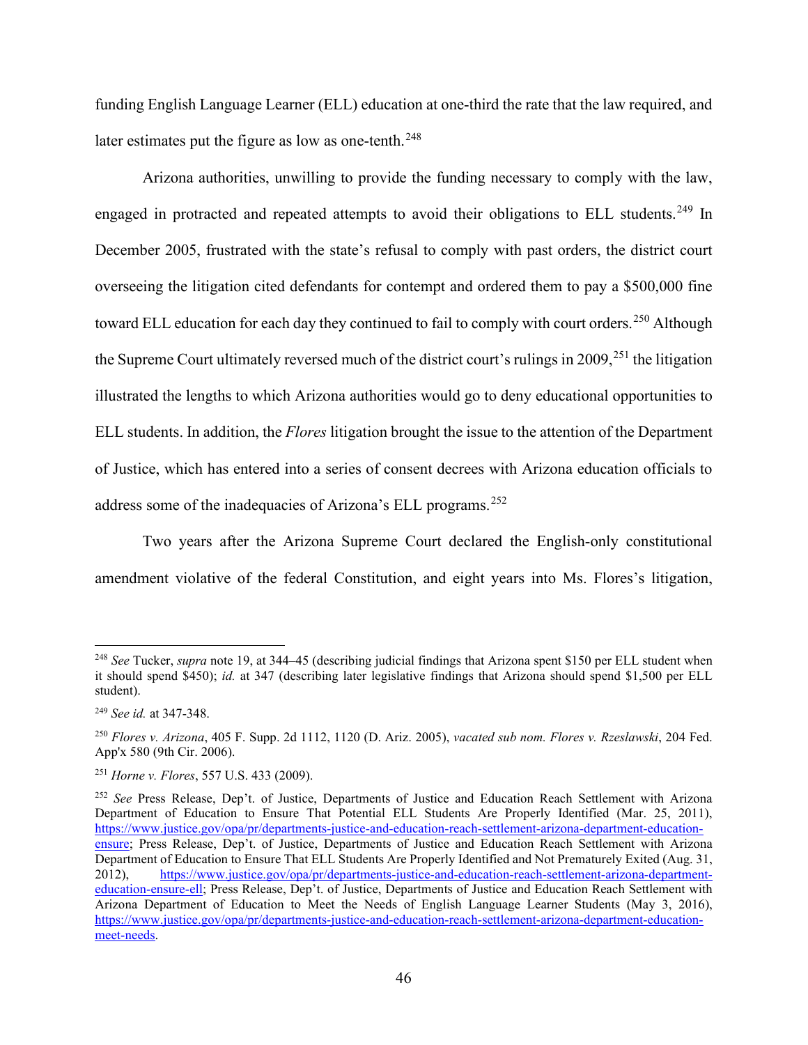funding English Language Learner (ELL) education at one-third the rate that the law required, and later estimates put the figure as low as one-tenth.[248]

Arizona authorities, unwilling to provide the funding necessary to comply with the law, engaged in protracted and repeated attempts to avoid their obligations to ELL students.[249] In December 2005, frustrated with the state's refusal to comply with past orders, the district court overseeing the litigation cited defendants for contempt and ordered them to pay a $500,000 fine toward ELL education for each day they continued to fail to comply with court orders.[250] Although the Supreme Court ultimately reversed much of the district court's rulings in 2009,[251] the litigation illustrated the lengths to which Arizona authorities would go to deny educational opportunities to ELL students. In addition, the *Flores* litigation brought the issue to the attention of the Department of Justice, which has entered into a series of consent decrees with Arizona education officials to address some of the inadequacies of Arizona's ELL programs.[252]

Two years after the Arizona Supreme Court declared the English-only constitutional amendment violative of the federal Constitution, and eight years into Ms. Flores's litigation,

---

[248] *See* Tucker, *supra* note 19, at 344–45 (describing judicial findings that Arizona spent $150 per ELL student when it should spend $450); *id.* at 347 (describing later legislative findings that Arizona should spend $1,500 per ELL student).

[249] *See id.* at 347-348.

[250] *Flores v. Arizona*, 405 F. Supp. 2d 1112, 1120 (D. Ariz. 2005), *vacated sub nom. Flores v. Rzeslawski*, 204 Fed. App'x 580 (9th Cir. 2006).

[251] *Horne v. Flores*, 557 U.S. 433 (2009).

[252] *See* Press Release, Dep't. of Justice, Departments of Justice and Education Reach Settlement with Arizona Department of Education to Ensure That Potential ELL Students Are Properly Identified (Mar. 25, 2011), https://www.justice.gov/opa/pr/departments-justice-and-education-reach-settlement-arizona-department-education-ensure; Press Release, Dep't. of Justice, Departments of Justice and Education Reach Settlement with Arizona Department of Education to Ensure That ELL Students Are Properly Identified and Not Prematurely Exited (Aug. 31, 2012), https://www.justice.gov/opa/pr/departments-justice-and-education-reach-settlement-arizona-department-education-ensure-ell; Press Release, Dep't. of Justice, Departments of Justice and Education Reach Settlement with Arizona Department of Education to Meet the Needs of English Language Learner Students (May 3, 2016), https://www.justice.gov/opa/pr/departments-justice-and-education-reach-settlement-arizona-department-education-meet-needs.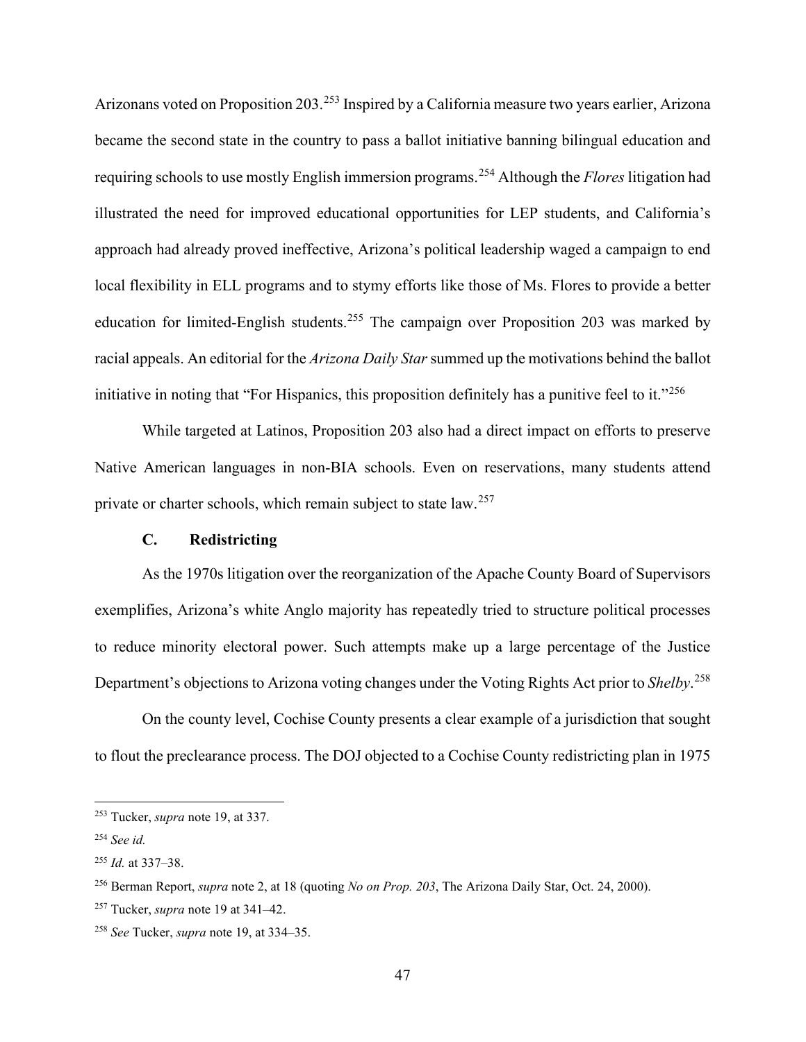Arizonans voted on Proposition 203.[253] Inspired by a California measure two years earlier, Arizona became the second state in the country to pass a ballot initiative banning bilingual education and requiring schools to use mostly English immersion programs.[254] Although the *Flores* litigation had illustrated the need for improved educational opportunities for LEP students, and California's approach had already proved ineffective, Arizona's political leadership waged a campaign to end local flexibility in ELL programs and to stymy efforts like those of Ms. Flores to provide a better education for limited-English students.[255] The campaign over Proposition 203 was marked by racial appeals. An editorial for the *Arizona Daily Star* summed up the motivations behind the ballot initiative in noting that "For Hispanics, this proposition definitely has a punitive feel to it."[256]

While targeted at Latinos, Proposition 203 also had a direct impact on efforts to preserve Native American languages in non-BIA schools. Even on reservations, many students attend private or charter schools, which remain subject to state law.[257]

### C. Redistricting

As the 1970s litigation over the reorganization of the Apache County Board of Supervisors exemplifies, Arizona's white Anglo majority has repeatedly tried to structure political processes to reduce minority electoral power. Such attempts make up a large percentage of the Justice Department's objections to Arizona voting changes under the Voting Rights Act prior to *Shelby*.[258]

On the county level, Cochise County presents a clear example of a jurisdiction that sought to flout the preclearance process. The DOJ objected to a Cochise County redistricting plan in 1975

---

[253] Tucker, *supra* note 19, at 337.

[254] *See id.*

[255] *Id.* at 337–38.

[256] Berman Report, *supra* note 2, at 18 (quoting *No on Prop. 203*, The Arizona Daily Star, Oct. 24, 2000).

[257] Tucker, *supra* note 19 at 341–42.

[258] *See* Tucker, *supra* note 19, at 334–35.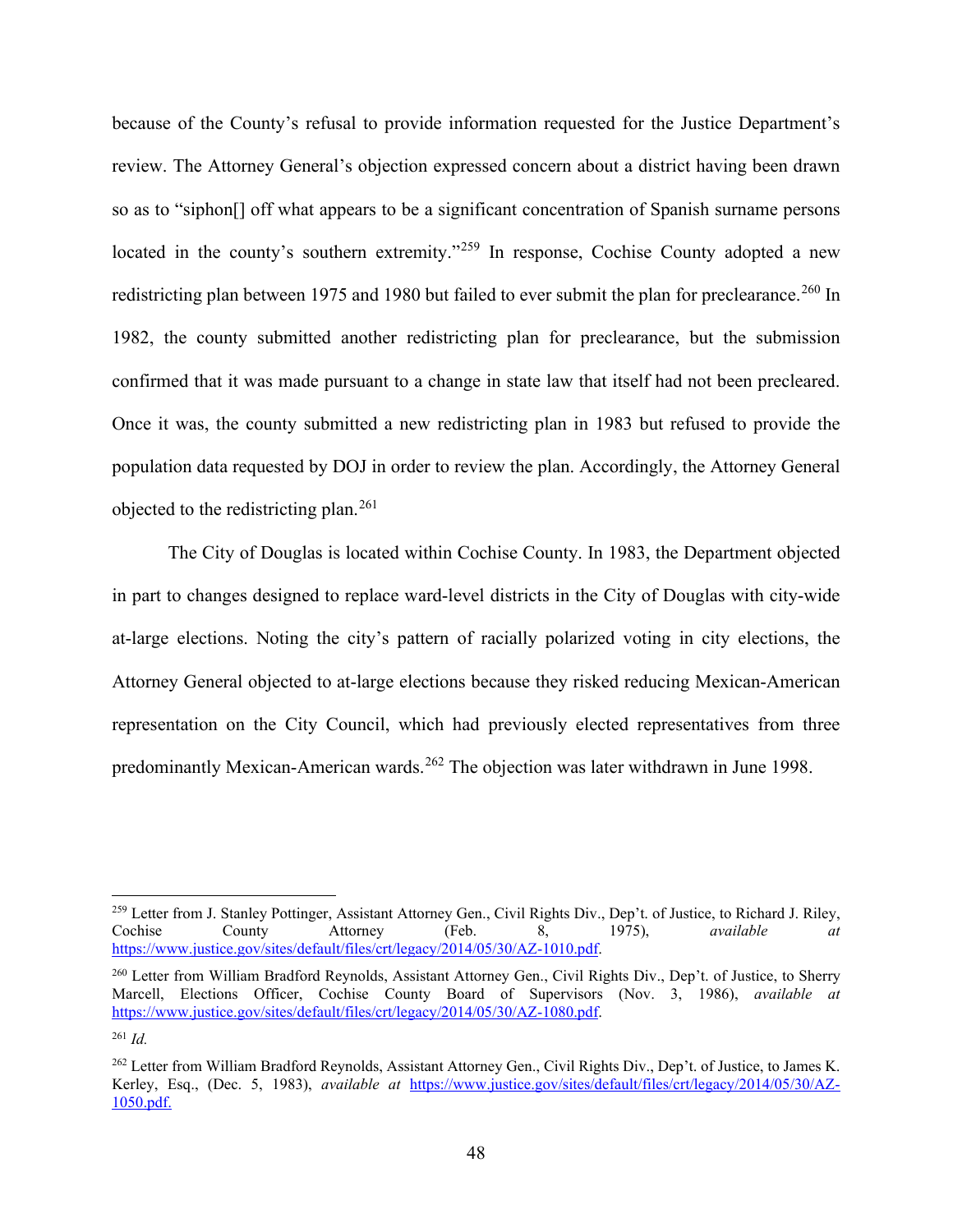because of the County's refusal to provide information requested for the Justice Department's review. The Attorney General's objection expressed concern about a district having been drawn so as to "siphon[] off what appears to be a significant concentration of Spanish surname persons located in the county's southern extremity."[259] In response, Cochise County adopted a new redistricting plan between 1975 and 1980 but failed to ever submit the plan for preclearance.[260] In 1982, the county submitted another redistricting plan for preclearance, but the submission confirmed that it was made pursuant to a change in state law that itself had not been precleared. Once it was, the county submitted a new redistricting plan in 1983 but refused to provide the population data requested by DOJ in order to review the plan. Accordingly, the Attorney General objected to the redistricting plan.[261]

The City of Douglas is located within Cochise County. In 1983, the Department objected in part to changes designed to replace ward-level districts in the City of Douglas with city-wide at-large elections. Noting the city's pattern of racially polarized voting in city elections, the Attorney General objected to at-large elections because they risked reducing Mexican-American representation on the City Council, which had previously elected representatives from three predominantly Mexican-American wards.[262] The objection was later withdrawn in June 1998.

---

[259] Letter from J. Stanley Pottinger, Assistant Attorney Gen., Civil Rights Div., Dep't. of Justice, to Richard J. Riley, Cochise County Attorney (Feb. 8, 1975), *available at* https://www.justice.gov/sites/default/files/crt/legacy/2014/05/30/AZ-1010.pdf.

[260] Letter from William Bradford Reynolds, Assistant Attorney Gen., Civil Rights Div., Dep't. of Justice, to Sherry Marcell, Elections Officer, Cochise County Board of Supervisors (Nov. 3, 1986), *available at* https://www.justice.gov/sites/default/files/crt/legacy/2014/05/30/AZ-1080.pdf.

[261] *Id.*

[262] Letter from William Bradford Reynolds, Assistant Attorney Gen., Civil Rights Div., Dep't. of Justice, to James K. Kerley, Esq., (Dec. 5, 1983), *available at* https://www.justice.gov/sites/default/files/crt/legacy/2014/05/30/AZ-1050.pdf.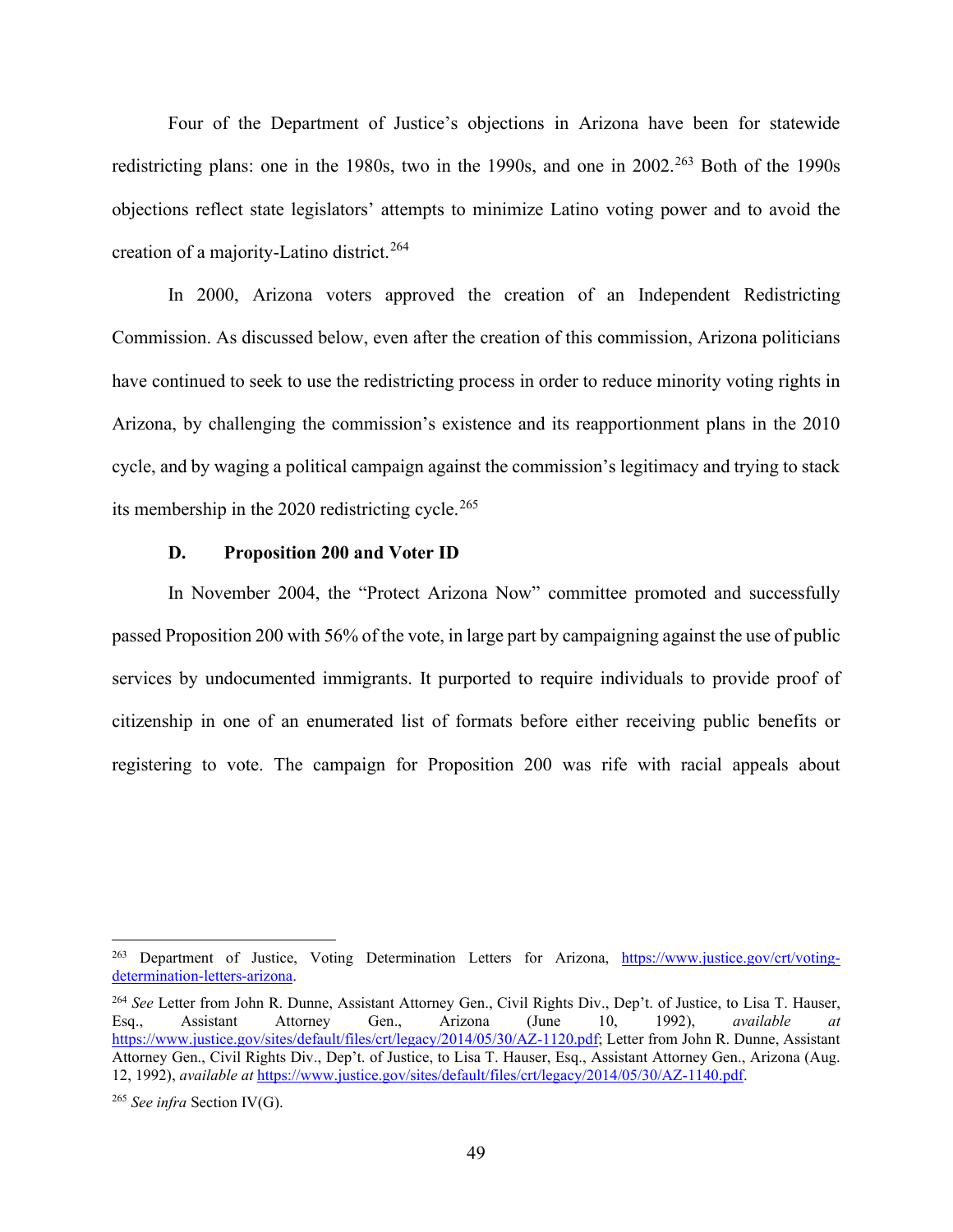Four of the Department of Justice's objections in Arizona have been for statewide redistricting plans: one in the 1980s, two in the 1990s, and one in 2002.[263] Both of the 1990s objections reflect state legislators' attempts to minimize Latino voting power and to avoid the creation of a majority-Latino district.[264]

In 2000, Arizona voters approved the creation of an Independent Redistricting Commission. As discussed below, even after the creation of this commission, Arizona politicians have continued to seek to use the redistricting process in order to reduce minority voting rights in Arizona, by challenging the commission's existence and its reapportionment plans in the 2010 cycle, and by waging a political campaign against the commission's legitimacy and trying to stack its membership in the 2020 redistricting cycle.[265]

### D. Proposition 200 and Voter ID

In November 2004, the "Protect Arizona Now" committee promoted and successfully passed Proposition 200 with 56% of the vote, in large part by campaigning against the use of public services by undocumented immigrants. It purported to require individuals to provide proof of citizenship in one of an enumerated list of formats before either receiving public benefits or registering to vote. The campaign for Proposition 200 was rife with racial appeals about

---

[263] Department of Justice, Voting Determination Letters for Arizona, https://www.justice.gov/crt/voting-determination-letters-arizona.

[264] *See* Letter from John R. Dunne, Assistant Attorney Gen., Civil Rights Div., Dep't. of Justice, to Lisa T. Hauser, Esq., Assistant Attorney Gen., Arizona (June 10, 1992), *available at* https://www.justice.gov/sites/default/files/crt/legacy/2014/05/30/AZ-1120.pdf; Letter from John R. Dunne, Assistant Attorney Gen., Civil Rights Div., Dep't. of Justice, to Lisa T. Hauser, Esq., Assistant Attorney Gen., Arizona (Aug. 12, 1992), *available at* https://www.justice.gov/sites/default/files/crt/legacy/2014/05/30/AZ-1140.pdf.

[265] *See infra* Section IV(G).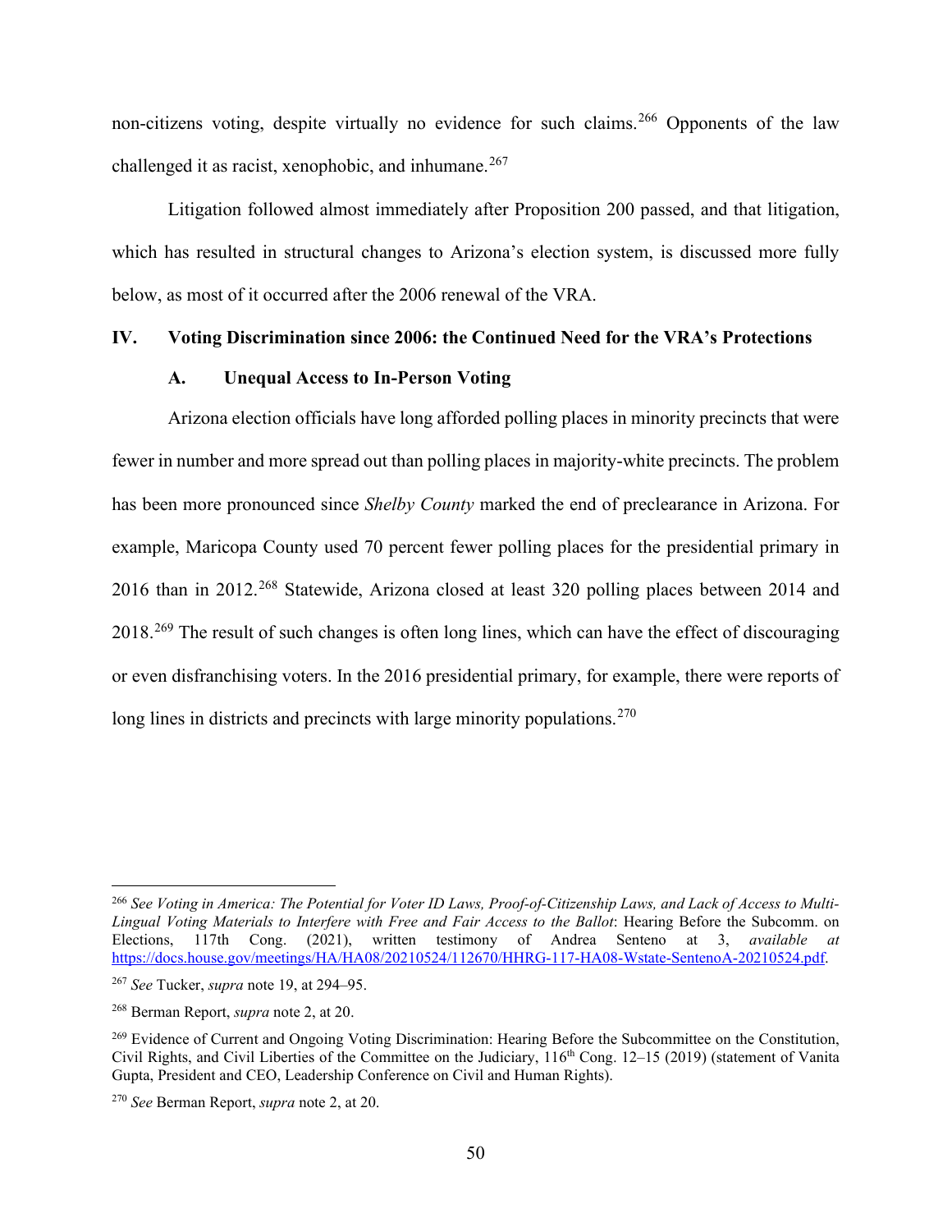non-citizens voting, despite virtually no evidence for such claims.[266] Opponents of the law challenged it as racist, xenophobic, and inhumane.[267]

Litigation followed almost immediately after Proposition 200 passed, and that litigation, which has resulted in structural changes to Arizona's election system, is discussed more fully below, as most of it occurred after the 2006 renewal of the VRA.

## IV. Voting Discrimination since 2006: the Continued Need for the VRA's Protections

### A. Unequal Access to In-Person Voting

Arizona election officials have long afforded polling places in minority precincts that were fewer in number and more spread out than polling places in majority-white precincts. The problem has been more pronounced since *Shelby County* marked the end of preclearance in Arizona. For example, Maricopa County used 70 percent fewer polling places for the presidential primary in 2016 than in 2012.[268] Statewide, Arizona closed at least 320 polling places between 2014 and 2018.[269] The result of such changes is often long lines, which can have the effect of discouraging or even disfranchising voters. In the 2016 presidential primary, for example, there were reports of long lines in districts and precincts with large minority populations.[270]

---

[266] *See Voting in America: The Potential for Voter ID Laws, Proof-of-Citizenship Laws, and Lack of Access to Multi-Lingual Voting Materials to Interfere with Free and Fair Access to the Ballot*: Hearing Before the Subcomm. on Elections, 117th Cong. (2021), written testimony of Andrea Senteno at 3, *available at* https://docs.house.gov/meetings/HA/HA08/20210524/112670/HHRG-117-HA08-Wstate-SentenoA-20210524.pdf.

[267] *See* Tucker, *supra* note 19, at 294–95.

[268] Berman Report, *supra* note 2, at 20.

[269] Evidence of Current and Ongoing Voting Discrimination: Hearing Before the Subcommittee on the Constitution, Civil Rights, and Civil Liberties of the Committee on the Judiciary, 116th Cong. 12–15 (2019) (statement of Vanita Gupta, President and CEO, Leadership Conference on Civil and Human Rights).

[270] *See* Berman Report, *supra* note 2, at 20.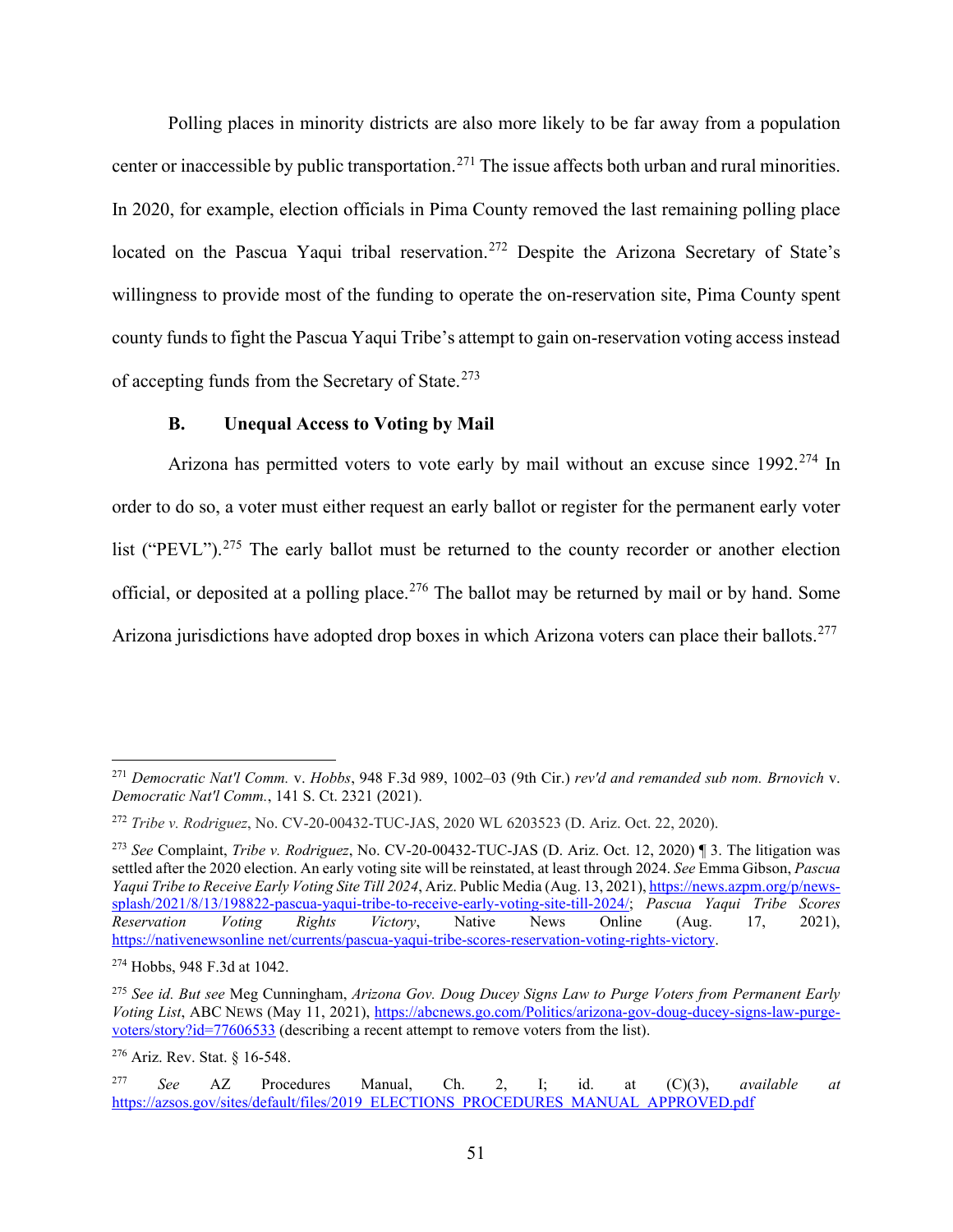Polling places in minority districts are also more likely to be far away from a population center or inaccessible by public transportation.[271] The issue affects both urban and rural minorities. In 2020, for example, election officials in Pima County removed the last remaining polling place located on the Pascua Yaqui tribal reservation.[272] Despite the Arizona Secretary of State's willingness to provide most of the funding to operate the on-reservation site, Pima County spent county funds to fight the Pascua Yaqui Tribe's attempt to gain on-reservation voting access instead of accepting funds from the Secretary of State.[273]

### B. Unequal Access to Voting by Mail

Arizona has permitted voters to vote early by mail without an excuse since 1992.[274] In order to do so, a voter must either request an early ballot or register for the permanent early voter list ("PEVL").[275] The early ballot must be returned to the county recorder or another election official, or deposited at a polling place.[276] The ballot may be returned by mail or by hand. Some Arizona jurisdictions have adopted drop boxes in which Arizona voters can place their ballots.[277]

---

[271] *Democratic Nat'l Comm.* v. *Hobbs*, 948 F.3d 989, 1002–03 (9th Cir.) *rev'd and remanded sub nom. Brnovich* v. *Democratic Nat'l Comm.*, 141 S. Ct. 2321 (2021).

[272] *Tribe v. Rodriguez*, No. CV-20-00432-TUC-JAS, 2020 WL 6203523 (D. Ariz. Oct. 22, 2020).

[273] *See* Complaint, *Tribe v. Rodriguez*, No. CV-20-00432-TUC-JAS (D. Ariz. Oct. 12, 2020) ¶ 3. The litigation was settled after the 2020 election. An early voting site will be reinstated, at least through 2024. *See* Emma Gibson, *Pascua Yaqui Tribe to Receive Early Voting Site Till 2024*, Ariz. Public Media (Aug. 13, 2021), https://news.azpm.org/p/news-splash/2021/8/13/198822-pascua-yaqui-tribe-to-receive-early-voting-site-till-2024/; *Pascua Yaqui Tribe Scores Reservation Voting Rights Victory*, Native News Online (Aug. 17, 2021), https://nativenewsonline.net/currents/pascua-yaqui-tribe-scores-reservation-voting-rights-victory.

[274] Hobbs, 948 F.3d at 1042.

[275] *See id. But see* Meg Cunningham, *Arizona Gov. Doug Ducey Signs Law to Purge Voters from Permanent Early Voting List*, ABC NEWS (May 11, 2021), https://abcnews.go.com/Politics/arizona-gov-doug-ducey-signs-law-purge-voters/story?id=77606533 (describing a recent attempt to remove voters from the list).

[276] Ariz. Rev. Stat. § 16-548.

[277] *See* AZ Procedures Manual, Ch. 2, I; id. at (C)(3), *available at* https://azsos.gov/sites/default/files/2019_ELECTIONS_PROCEDURES_MANUAL_APPROVED.pdf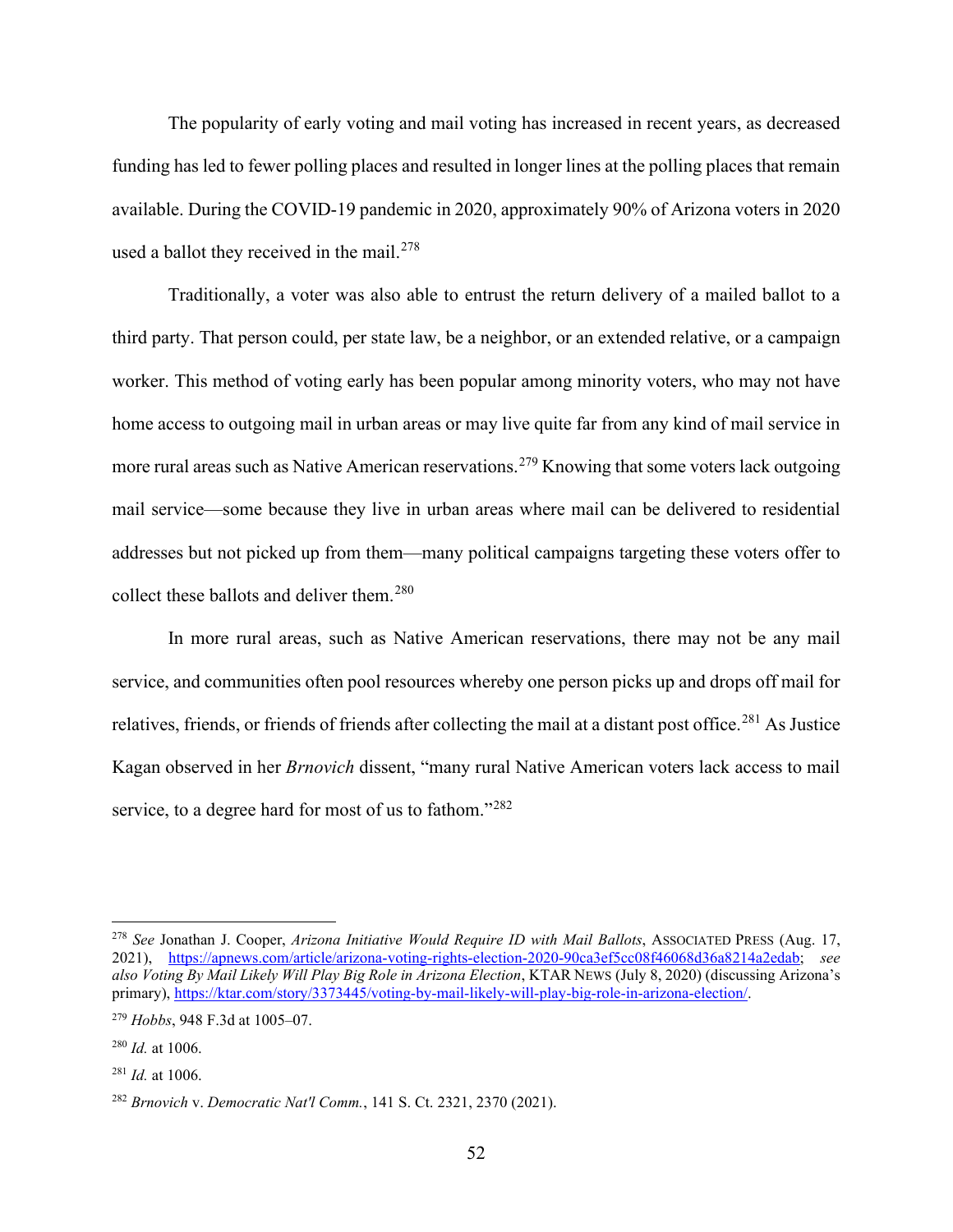The popularity of early voting and mail voting has increased in recent years, as decreased funding has led to fewer polling places and resulted in longer lines at the polling places that remain available. During the COVID-19 pandemic in 2020, approximately 90% of Arizona voters in 2020 used a ballot they received in the mail.[278]

Traditionally, a voter was also able to entrust the return delivery of a mailed ballot to a third party. That person could, per state law, be a neighbor, or an extended relative, or a campaign worker. This method of voting early has been popular among minority voters, who may not have home access to outgoing mail in urban areas or may live quite far from any kind of mail service in more rural areas such as Native American reservations.[279] Knowing that some voters lack outgoing mail service—some because they live in urban areas where mail can be delivered to residential addresses but not picked up from them—many political campaigns targeting these voters offer to collect these ballots and deliver them.[280]

In more rural areas, such as Native American reservations, there may not be any mail service, and communities often pool resources whereby one person picks up and drops off mail for relatives, friends, or friends of friends after collecting the mail at a distant post office.[281] As Justice Kagan observed in her *Brnovich* dissent, "many rural Native American voters lack access to mail service, to a degree hard for most of us to fathom."[282]

---

[278] *See* Jonathan J. Cooper, *Arizona Initiative Would Require ID with Mail Ballots*, ASSOCIATED PRESS (Aug. 17, 2021), https://apnews.com/article/arizona-voting-rights-election-2020-90ca3ef5cc08f46068d36a8214a2edab; *see also Voting By Mail Likely Will Play Big Role in Arizona Election*, KTAR NEWS (July 8, 2020) (discussing Arizona's primary), https://ktar.com/story/3373445/voting-by-mail-likely-will-play-big-role-in-arizona-election/.

[279] *Hobbs*, 948 F.3d at 1005–07.

[280] *Id.* at 1006.

[281] *Id.* at 1006.

[282] *Brnovich* v. *Democratic Nat'l Comm.*, 141 S. Ct. 2321, 2370 (2021).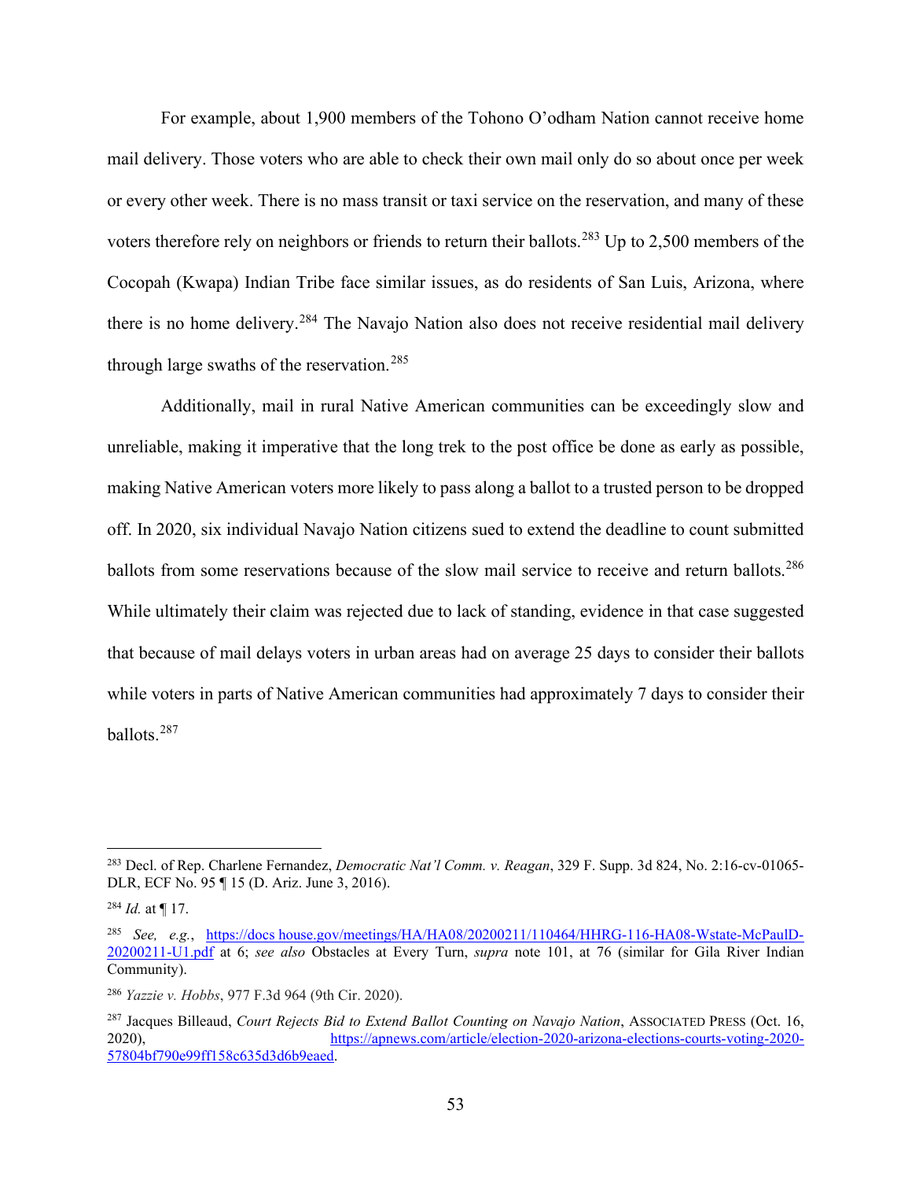For example, about 1,900 members of the Tohono O'odham Nation cannot receive home mail delivery. Those voters who are able to check their own mail only do so about once per week or every other week. There is no mass transit or taxi service on the reservation, and many of these voters therefore rely on neighbors or friends to return their ballots.[283] Up to 2,500 members of the Cocopah (Kwapa) Indian Tribe face similar issues, as do residents of San Luis, Arizona, where there is no home delivery.[284] The Navajo Nation also does not receive residential mail delivery through large swaths of the reservation.[285]

Additionally, mail in rural Native American communities can be exceedingly slow and unreliable, making it imperative that the long trek to the post office be done as early as possible, making Native American voters more likely to pass along a ballot to a trusted person to be dropped off. In 2020, six individual Navajo Nation citizens sued to extend the deadline to count submitted ballots from some reservations because of the slow mail service to receive and return ballots.[286] While ultimately their claim was rejected due to lack of standing, evidence in that case suggested that because of mail delays voters in urban areas had on average 25 days to consider their ballots while voters in parts of Native American communities had approximately 7 days to consider their ballots.[287]

---

[283] Decl. of Rep. Charlene Fernandez, *Democratic Nat'l Comm. v. Reagan*, 329 F. Supp. 3d 824, No. 2:16-cv-01065-DLR, ECF No. 95 ¶ 15 (D. Ariz. June 3, 2016).

[284] *Id.* at ¶ 17.

[285] *See, e.g.*, https://docs.house.gov/meetings/HA/HA08/20200211/110464/HHRG-116-HA08-Wstate-McPaulD-20200211-U1.pdf at 6; *see also* Obstacles at Every Turn, *supra* note 101, at 76 (similar for Gila River Indian Community).

[286] *Yazzie v. Hobbs*, 977 F.3d 964 (9th Cir. 2020).

[287] Jacques Billeaud, *Court Rejects Bid to Extend Ballot Counting on Navajo Nation*, ASSOCIATED PRESS (Oct. 16, 2020), https://apnews.com/article/election-2020-arizona-elections-courts-voting-2020-57804bf790e99ff158c635d3d6b9eaed.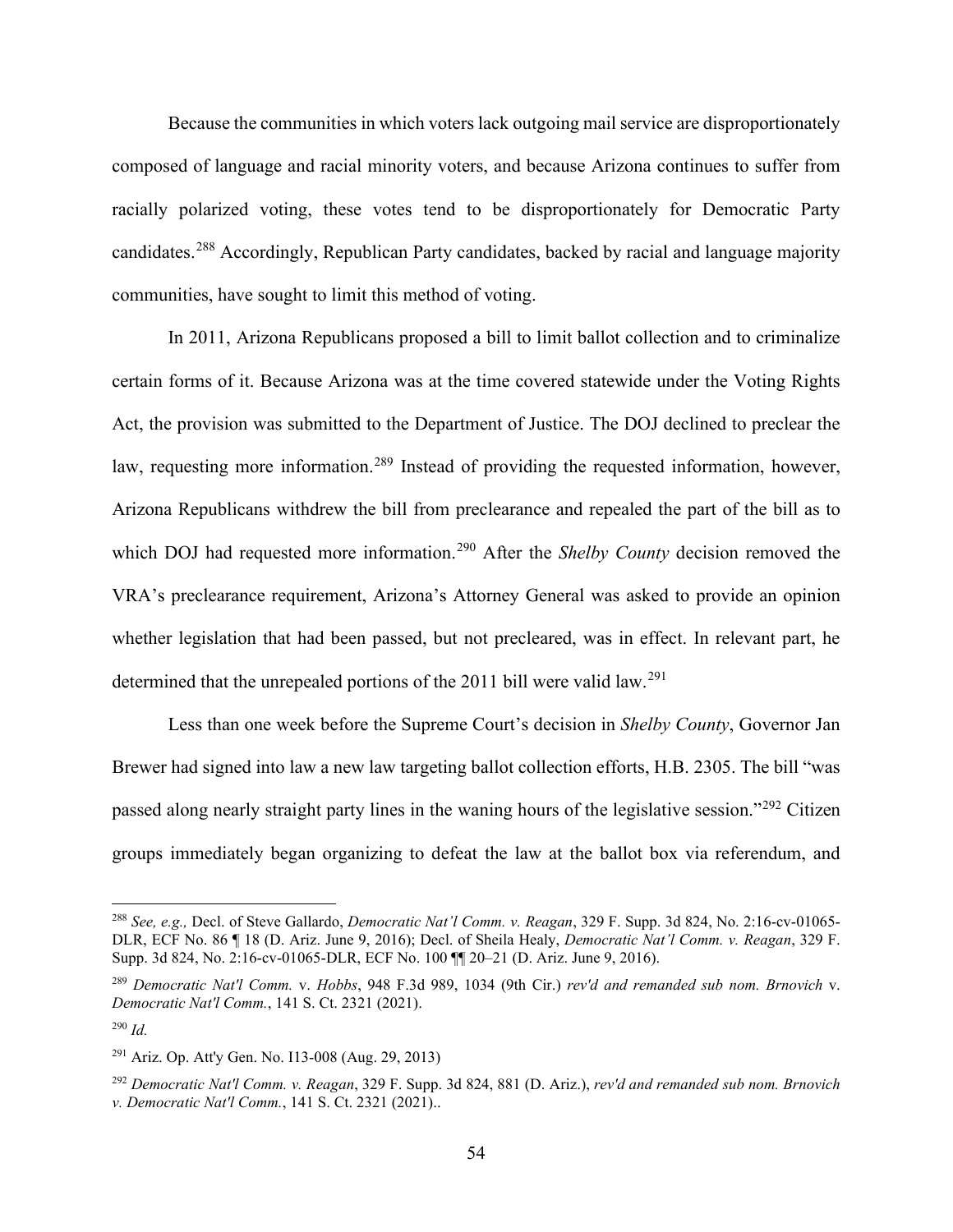Because the communities in which voters lack outgoing mail service are disproportionately composed of language and racial minority voters, and because Arizona continues to suffer from racially polarized voting, these votes tend to be disproportionately for Democratic Party candidates.[288] Accordingly, Republican Party candidates, backed by racial and language majority communities, have sought to limit this method of voting.

In 2011, Arizona Republicans proposed a bill to limit ballot collection and to criminalize certain forms of it. Because Arizona was at the time covered statewide under the Voting Rights Act, the provision was submitted to the Department of Justice. The DOJ declined to preclear the law, requesting more information.[289] Instead of providing the requested information, however, Arizona Republicans withdrew the bill from preclearance and repealed the part of the bill as to which DOJ had requested more information.[290] After the *Shelby County* decision removed the VRA's preclearance requirement, Arizona's Attorney General was asked to provide an opinion whether legislation that had been passed, but not precleared, was in effect. In relevant part, he determined that the unrepealed portions of the 2011 bill were valid law.[291]

Less than one week before the Supreme Court's decision in *Shelby County*, Governor Jan Brewer had signed into law a new law targeting ballot collection efforts, H.B. 2305. The bill "was passed along nearly straight party lines in the waning hours of the legislative session."[292] Citizen groups immediately began organizing to defeat the law at the ballot box via referendum, and

---

[288] *See, e.g.,* Decl. of Steve Gallardo, *Democratic Nat'l Comm. v. Reagan*, 329 F. Supp. 3d 824, No. 2:16-cv-01065-DLR, ECF No. 86 ¶ 18 (D. Ariz. June 9, 2016); Decl. of Sheila Healy, *Democratic Nat'l Comm. v. Reagan*, 329 F. Supp. 3d 824, No. 2:16-cv-01065-DLR, ECF No. 100 ¶¶ 20–21 (D. Ariz. June 9, 2016).

[289] *Democratic Nat'l Comm.* v. *Hobbs*, 948 F.3d 989, 1034 (9th Cir.) *rev'd and remanded sub nom. Brnovich* v. *Democratic Nat'l Comm.*, 141 S. Ct. 2321 (2021).

[290] *Id.*

[291] Ariz. Op. Att'y Gen. No. I13-008 (Aug. 29, 2013)

[292] *Democratic Nat'l Comm. v. Reagan*, 329 F. Supp. 3d 824, 881 (D. Ariz.), *rev'd and remanded sub nom. Brnovich v. Democratic Nat'l Comm.*, 141 S. Ct. 2321 (2021)..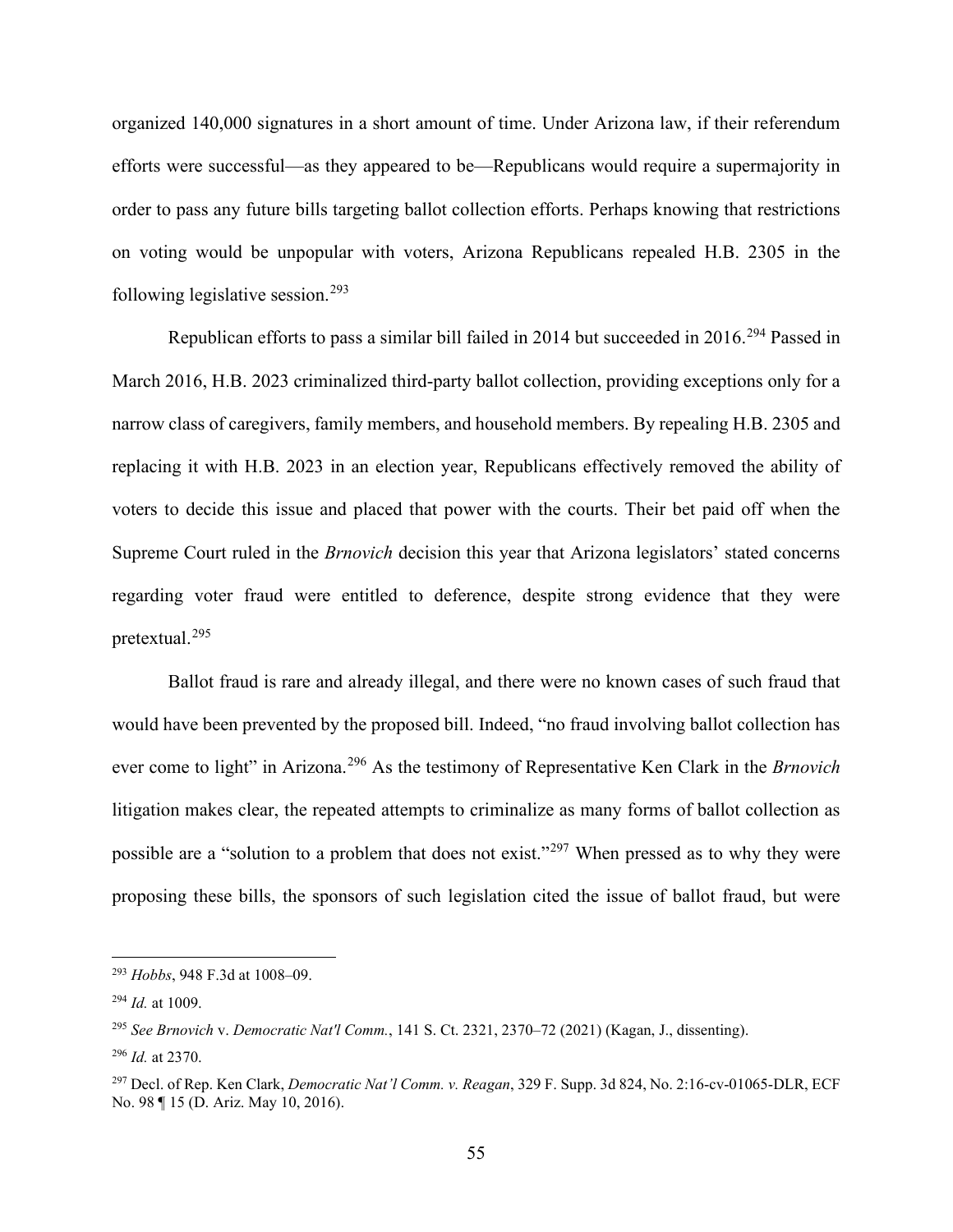organized 140,000 signatures in a short amount of time. Under Arizona law, if their referendum efforts were successful—as they appeared to be—Republicans would require a supermajority in order to pass any future bills targeting ballot collection efforts. Perhaps knowing that restrictions on voting would be unpopular with voters, Arizona Republicans repealed H.B. 2305 in the following legislative session.[293]

Republican efforts to pass a similar bill failed in 2014 but succeeded in 2016.[294] Passed in March 2016, H.B. 2023 criminalized third-party ballot collection, providing exceptions only for a narrow class of caregivers, family members, and household members. By repealing H.B. 2305 and replacing it with H.B. 2023 in an election year, Republicans effectively removed the ability of voters to decide this issue and placed that power with the courts. Their bet paid off when the Supreme Court ruled in the *Brnovich* decision this year that Arizona legislators' stated concerns regarding voter fraud were entitled to deference, despite strong evidence that they were pretextual.[295]

Ballot fraud is rare and already illegal, and there were no known cases of such fraud that would have been prevented by the proposed bill. Indeed, "no fraud involving ballot collection has ever come to light" in Arizona.[296] As the testimony of Representative Ken Clark in the *Brnovich* litigation makes clear, the repeated attempts to criminalize as many forms of ballot collection as possible are a "solution to a problem that does not exist."[297] When pressed as to why they were proposing these bills, the sponsors of such legislation cited the issue of ballot fraud, but were

---

[293] *Hobbs*, 948 F.3d at 1008–09.

[294] *Id.* at 1009.

[295] *See Brnovich* v. *Democratic Nat'l Comm.*, 141 S. Ct. 2321, 2370–72 (2021) (Kagan, J., dissenting).

[296] *Id.* at 2370.

[297] Decl. of Rep. Ken Clark, *Democratic Nat'l Comm. v. Reagan*, 329 F. Supp. 3d 824, No. 2:16-cv-01065-DLR, ECF No. 98 ¶ 15 (D. Ariz. May 10, 2016).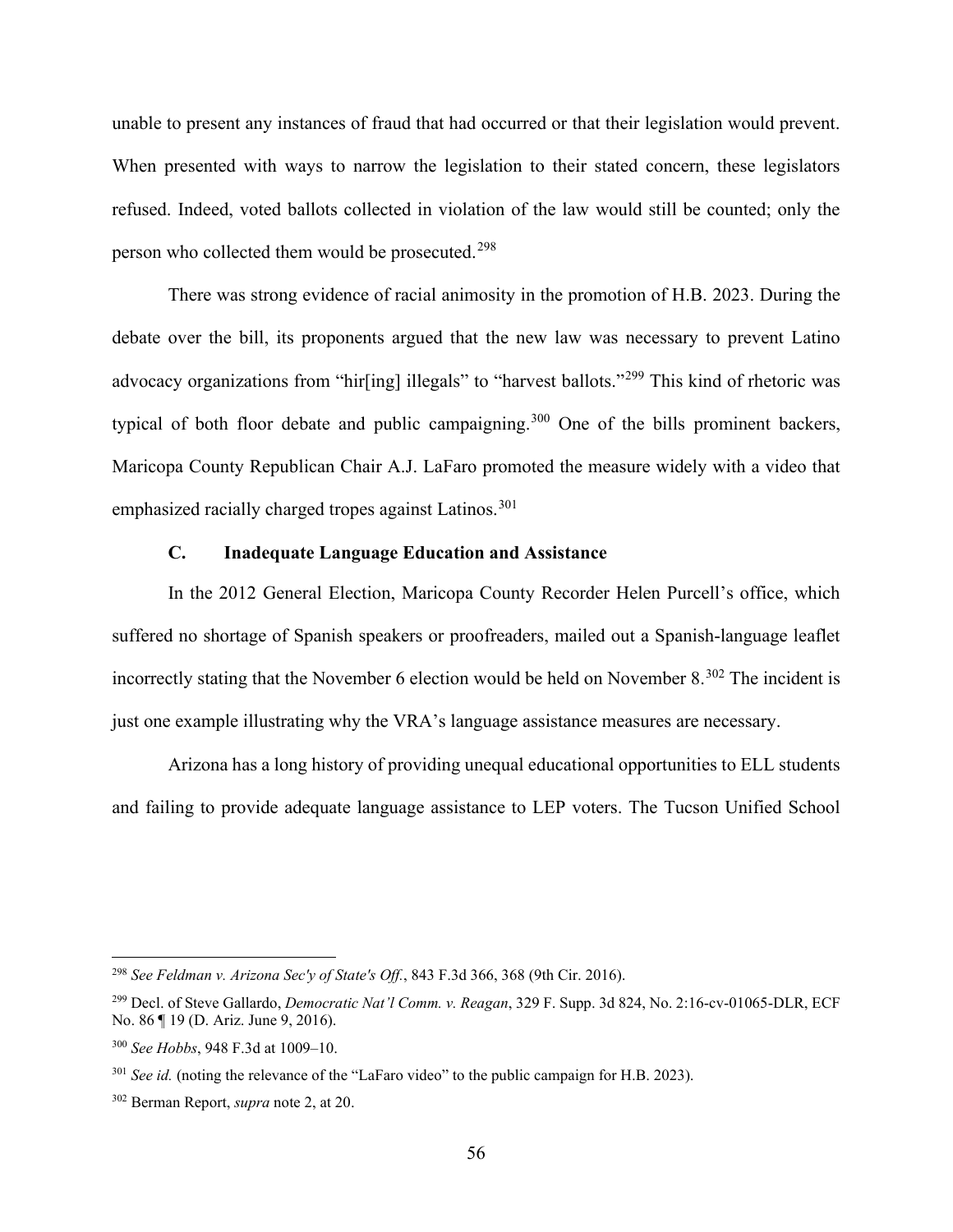unable to present any instances of fraud that had occurred or that their legislation would prevent. When presented with ways to narrow the legislation to their stated concern, these legislators refused. Indeed, voted ballots collected in violation of the law would still be counted; only the person who collected them would be prosecuted.[298]

There was strong evidence of racial animosity in the promotion of H.B. 2023. During the debate over the bill, its proponents argued that the new law was necessary to prevent Latino advocacy organizations from "hir[ing] illegals" to "harvest ballots."[299] This kind of rhetoric was typical of both floor debate and public campaigning.[300] One of the bills prominent backers, Maricopa County Republican Chair A.J. LaFaro promoted the measure widely with a video that emphasized racially charged tropes against Latinos.[301]

### C. Inadequate Language Education and Assistance

In the 2012 General Election, Maricopa County Recorder Helen Purcell's office, which suffered no shortage of Spanish speakers or proofreaders, mailed out a Spanish-language leaflet incorrectly stating that the November 6 election would be held on November 8.[302] The incident is just one example illustrating why the VRA's language assistance measures are necessary.

Arizona has a long history of providing unequal educational opportunities to ELL students and failing to provide adequate language assistance to LEP voters. The Tucson Unified School

---

[298] *See Feldman v. Arizona Sec'y of State's Off.*, 843 F.3d 366, 368 (9th Cir. 2016).

[299] Decl. of Steve Gallardo, *Democratic Nat'l Comm. v. Reagan*, 329 F. Supp. 3d 824, No. 2:16-cv-01065-DLR, ECF No. 86 ¶ 19 (D. Ariz. June 9, 2016).

[300] *See Hobbs*, 948 F.3d at 1009–10.

[301] *See id.* (noting the relevance of the "LaFaro video" to the public campaign for H.B. 2023).

[302] Berman Report, *supra* note 2, at 20.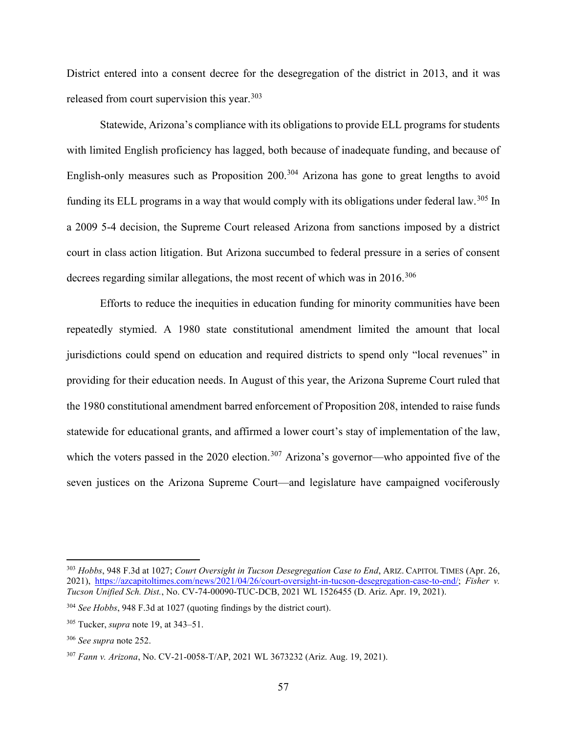District entered into a consent decree for the desegregation of the district in 2013, and it was released from court supervision this year.[303]

Statewide, Arizona's compliance with its obligations to provide ELL programs for students with limited English proficiency has lagged, both because of inadequate funding, and because of English-only measures such as Proposition 200.[304] Arizona has gone to great lengths to avoid funding its ELL programs in a way that would comply with its obligations under federal law.[305] In a 2009 5-4 decision, the Supreme Court released Arizona from sanctions imposed by a district court in class action litigation. But Arizona succumbed to federal pressure in a series of consent decrees regarding similar allegations, the most recent of which was in 2016.[306]

Efforts to reduce the inequities in education funding for minority communities have been repeatedly stymied. A 1980 state constitutional amendment limited the amount that local jurisdictions could spend on education and required districts to spend only "local revenues" in providing for their education needs. In August of this year, the Arizona Supreme Court ruled that the 1980 constitutional amendment barred enforcement of Proposition 208, intended to raise funds statewide for educational grants, and affirmed a lower court's stay of implementation of the law, which the voters passed in the 2020 election.[307] Arizona's governor—who appointed five of the seven justices on the Arizona Supreme Court—and legislature have campaigned vociferously

---

[303] *Hobbs*, 948 F.3d at 1027; *Court Oversight in Tucson Desegregation Case to End*, ARIZ. CAPITOL TIMES (Apr. 26, 2021), https://azcapitoltimes.com/news/2021/04/26/court-oversight-in-tucson-desegregation-case-to-end/; *Fisher v. Tucson Unified Sch. Dist.*, No. CV-74-00090-TUC-DCB, 2021 WL 1526455 (D. Ariz. Apr. 19, 2021).

[304] *See Hobbs*, 948 F.3d at 1027 (quoting findings by the district court).

[305] Tucker, *supra* note 19, at 343–51.

[306] *See supra* note 252.

[307] *Fann v. Arizona*, No. CV-21-0058-T/AP, 2021 WL 3673232 (Ariz. Aug. 19, 2021).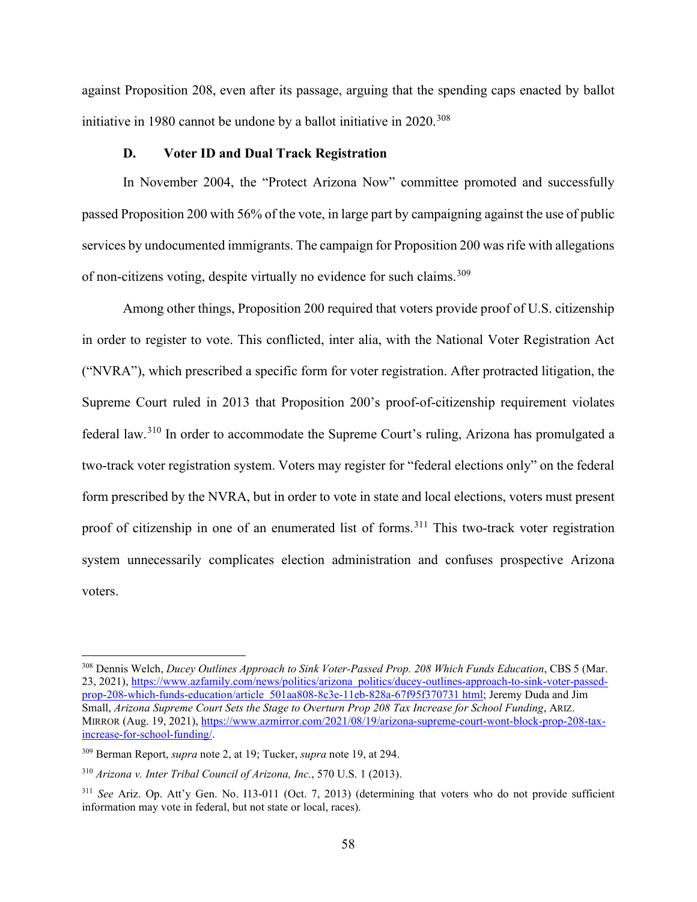against Proposition 208, even after its passage, arguing that the spending caps enacted by ballot initiative in 1980 cannot be undone by a ballot initiative in 2020.[308]

### D. Voter ID and Dual Track Registration

In November 2004, the "Protect Arizona Now" committee promoted and successfully passed Proposition 200 with 56% of the vote, in large part by campaigning against the use of public services by undocumented immigrants. The campaign for Proposition 200 was rife with allegations of non-citizens voting, despite virtually no evidence for such claims.[309]

Among other things, Proposition 200 required that voters provide proof of U.S. citizenship in order to register to vote. This conflicted, inter alia, with the National Voter Registration Act ("NVRA"), which prescribed a specific form for voter registration. After protracted litigation, the Supreme Court ruled in 2013 that Proposition 200's proof-of-citizenship requirement violates federal law.[310] In order to accommodate the Supreme Court's ruling, Arizona has promulgated a two-track voter registration system. Voters may register for "federal elections only" on the federal form prescribed by the NVRA, but in order to vote in state and local elections, voters must present proof of citizenship in one of an enumerated list of forms.[311] This two-track voter registration system unnecessarily complicates election administration and confuses prospective Arizona voters.

---

[308] Dennis Welch, *Ducey Outlines Approach to Sink Voter-Passed Prop. 208 Which Funds Education*, CBS 5 (Mar. 23, 2021), https://www.azfamily.com/news/politics/arizona_politics/ducey-outlines-approach-to-sink-voter-passed-prop-208-which-funds-education/article_501aa808-8c3e-11eb-828a-67f95f370731.html; Jeremy Duda and Jim Small, *Arizona Supreme Court Sets the Stage to Overturn Prop 208 Tax Increase for School Funding*, ARIZ. MIRROR (Aug. 19, 2021), https://www.azmirror.com/2021/08/19/arizona-supreme-court-wont-block-prop-208-tax-increase-for-school-funding/.

[309] Berman Report, *supra* note 2, at 19; Tucker, *supra* note 19, at 294.

[310] *Arizona v. Inter Tribal Council of Arizona, Inc.*, 570 U.S. 1 (2013).

[311] *See* Ariz. Op. Att'y Gen. No. I13-011 (Oct. 7, 2013) (determining that voters who do not provide sufficient information may vote in federal, but not state or local, races).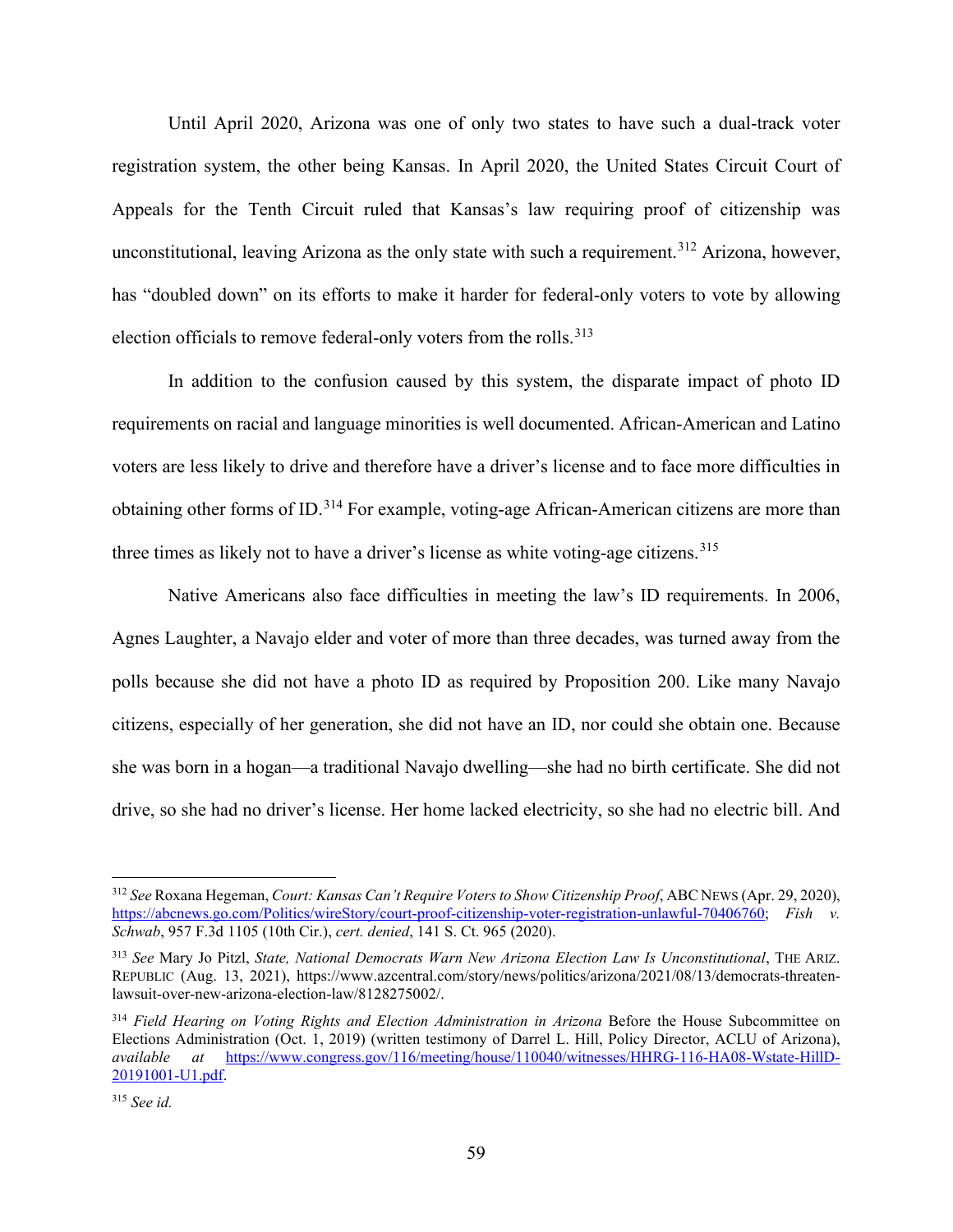Until April 2020, Arizona was one of only two states to have such a dual-track voter registration system, the other being Kansas. In April 2020, the United States Circuit Court of Appeals for the Tenth Circuit ruled that Kansas's law requiring proof of citizenship was unconstitutional, leaving Arizona as the only state with such a requirement.[312] Arizona, however, has "doubled down" on its efforts to make it harder for federal-only voters to vote by allowing election officials to remove federal-only voters from the rolls.[313]

In addition to the confusion caused by this system, the disparate impact of photo ID requirements on racial and language minorities is well documented. African-American and Latino voters are less likely to drive and therefore have a driver's license and to face more difficulties in obtaining other forms of ID.[314] For example, voting-age African-American citizens are more than three times as likely not to have a driver's license as white voting-age citizens.[315]

Native Americans also face difficulties in meeting the law's ID requirements. In 2006, Agnes Laughter, a Navajo elder and voter of more than three decades, was turned away from the polls because she did not have a photo ID as required by Proposition 200. Like many Navajo citizens, especially of her generation, she did not have an ID, nor could she obtain one. Because she was born in a hogan—a traditional Navajo dwelling—she had no birth certificate. She did not drive, so she had no driver's license. Her home lacked electricity, so she had no electric bill. And

---

[312] *See* Roxana Hegeman, *Court: Kansas Can't Require Voters to Show Citizenship Proof*, ABC NEWS (Apr. 29, 2020), https://abcnews.go.com/Politics/wireStory/court-proof-citizenship-voter-registration-unlawful-70406760; *Fish v. Schwab*, 957 F.3d 1105 (10th Cir.), *cert. denied*, 141 S. Ct. 965 (2020).

[313] *See* Mary Jo Pitzl, *State, National Democrats Warn New Arizona Election Law Is Unconstitutional*, THE ARIZ. REPUBLIC (Aug. 13, 2021), https://www.azcentral.com/story/news/politics/arizona/2021/08/13/democrats-threaten-lawsuit-over-new-arizona-election-law/8128275002/.

[314] *Field Hearing on Voting Rights and Election Administration in Arizona* Before the House Subcommittee on Elections Administration (Oct. 1, 2019) (written testimony of Darrel L. Hill, Policy Director, ACLU of Arizona), *available at* https://www.congress.gov/116/meeting/house/110040/witnesses/HHRG-116-HA08-Wstate-HillD-20191001-U1.pdf.

[315] *See id.*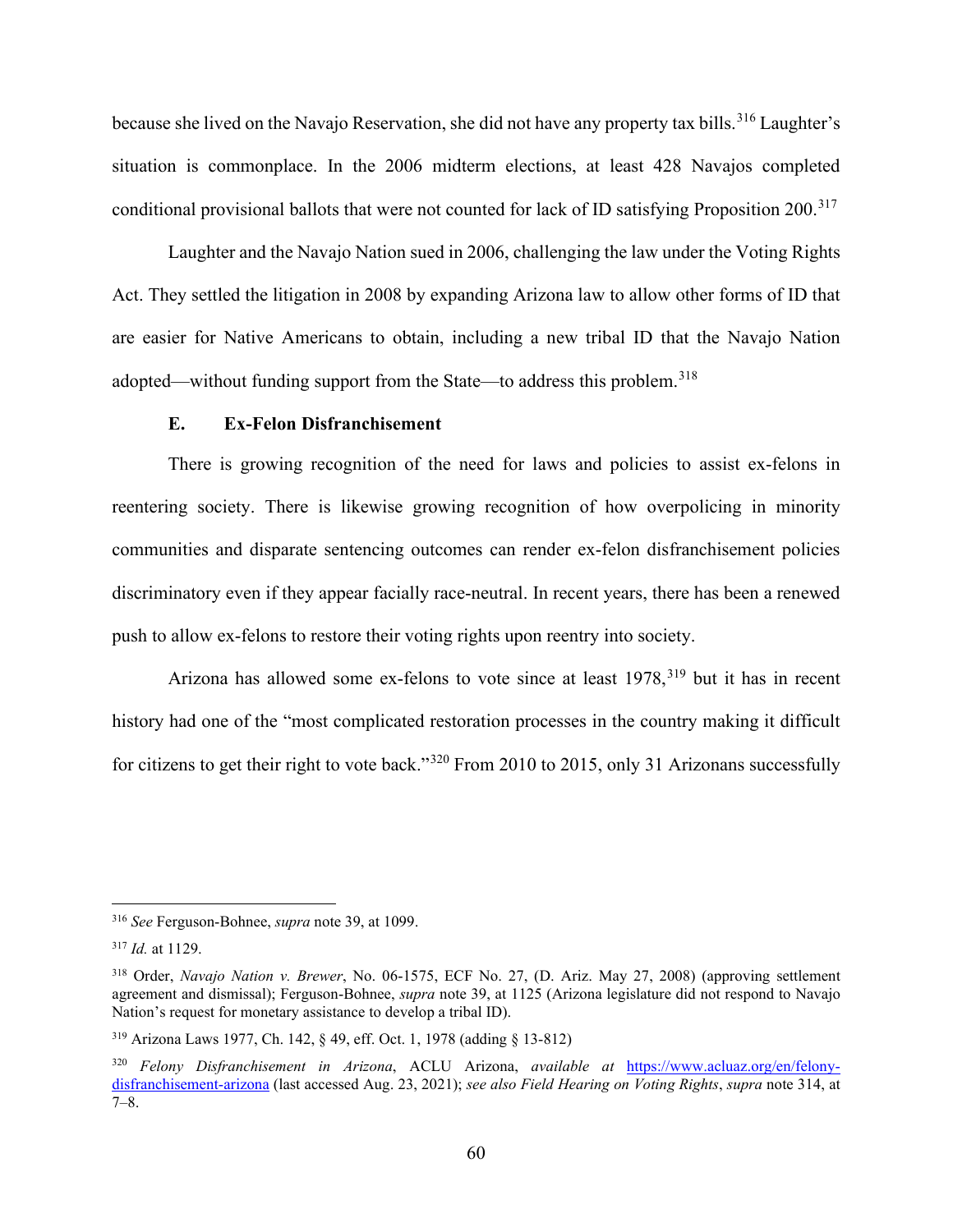because she lived on the Navajo Reservation, she did not have any property tax bills.[316] Laughter's situation is commonplace. In the 2006 midterm elections, at least 428 Navajos completed conditional provisional ballots that were not counted for lack of ID satisfying Proposition 200.[317]

Laughter and the Navajo Nation sued in 2006, challenging the law under the Voting Rights Act. They settled the litigation in 2008 by expanding Arizona law to allow other forms of ID that are easier for Native Americans to obtain, including a new tribal ID that the Navajo Nation adopted—without funding support from the State—to address this problem.[318]

### E. Ex-Felon Disfranchisement

There is growing recognition of the need for laws and policies to assist ex-felons in reentering society. There is likewise growing recognition of how overpolicing in minority communities and disparate sentencing outcomes can render ex-felon disfranchisement policies discriminatory even if they appear facially race-neutral. In recent years, there has been a renewed push to allow ex-felons to restore their voting rights upon reentry into society.

Arizona has allowed some ex-felons to vote since at least 1978,[319] but it has in recent history had one of the "most complicated restoration processes in the country making it difficult for citizens to get their right to vote back."[320] From 2010 to 2015, only 31 Arizonans successfully

---

[316] *See* Ferguson-Bohnee, *supra* note 39, at 1099.

[317] *Id.* at 1129.

[318] Order, *Navajo Nation v. Brewer*, No. 06-1575, ECF No. 27, (D. Ariz. May 27, 2008) (approving settlement agreement and dismissal); Ferguson-Bohnee, *supra* note 39, at 1125 (Arizona legislature did not respond to Navajo Nation's request for monetary assistance to develop a tribal ID).

[319] Arizona Laws 1977, Ch. 142, § 49, eff. Oct. 1, 1978 (adding § 13-812)

[320] *Felony Disfranchisement in Arizona*, ACLU Arizona, *available at* https://www.acluaz.org/en/felony-disfranchisement-arizona (last accessed Aug. 23, 2021); *see also Field Hearing on Voting Rights*, *supra* note 314, at 7–8.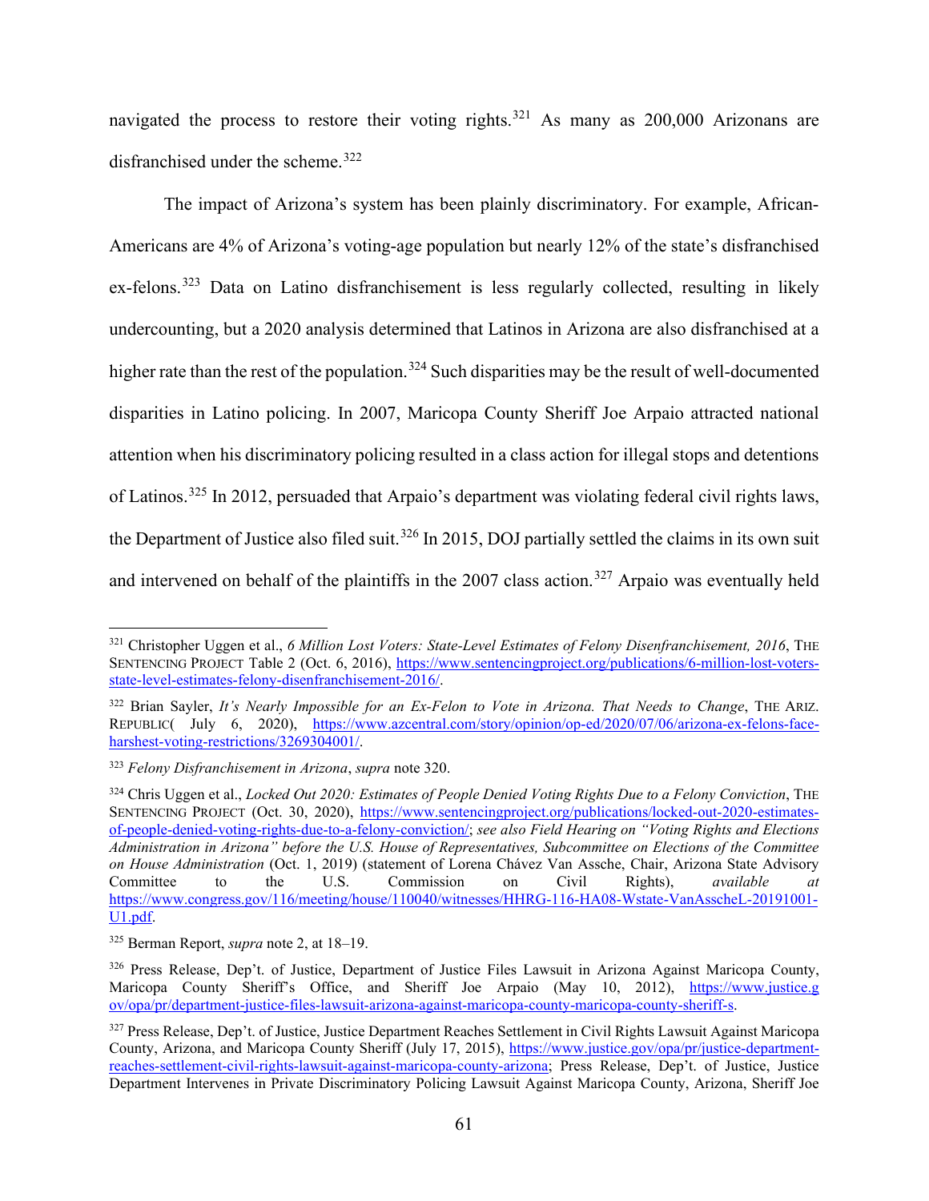navigated the process to restore their voting rights.[321] As many as 200,000 Arizonans are disfranchised under the scheme.[322]

The impact of Arizona's system has been plainly discriminatory. For example, African-Americans are 4% of Arizona's voting-age population but nearly 12% of the state's disfranchised ex-felons.[323] Data on Latino disfranchisement is less regularly collected, resulting in likely undercounting, but a 2020 analysis determined that Latinos in Arizona are also disfranchised at a higher rate than the rest of the population.[324] Such disparities may be the result of well-documented disparities in Latino policing. In 2007, Maricopa County Sheriff Joe Arpaio attracted national attention when his discriminatory policing resulted in a class action for illegal stops and detentions of Latinos.[325] In 2012, persuaded that Arpaio's department was violating federal civil rights laws, the Department of Justice also filed suit.[326] In 2015, DOJ partially settled the claims in its own suit and intervened on behalf of the plaintiffs in the 2007 class action.[327] Arpaio was eventually held

---

[321] Christopher Uggen et al., *6 Million Lost Voters: State-Level Estimates of Felony Disenfranchisement, 2016*, THE SENTENCING PROJECT Table 2 (Oct. 6, 2016), https://www.sentencingproject.org/publications/6-million-lost-voters-state-level-estimates-felony-disenfranchisement-2016/.

[322] Brian Sayler, *It's Nearly Impossible for an Ex-Felon to Vote in Arizona. That Needs to Change*, THE ARIZ. REPUBLIC( July 6, 2020), https://www.azcentral.com/story/opinion/op-ed/2020/07/06/arizona-ex-felons-face-harshest-voting-restrictions/3269304001/.

[323] *Felony Disfranchisement in Arizona*, *supra* note 320.

[324] Chris Uggen et al., *Locked Out 2020: Estimates of People Denied Voting Rights Due to a Felony Conviction*, THE SENTENCING PROJECT (Oct. 30, 2020), https://www.sentencingproject.org/publications/locked-out-2020-estimates-of-people-denied-voting-rights-due-to-a-felony-conviction/; *see also Field Hearing on "Voting Rights and Elections Administration in Arizona" before the U.S. House of Representatives, Subcommittee on Elections of the Committee on House Administration* (Oct. 1, 2019) (statement of Lorena Chávez Van Assche, Chair, Arizona State Advisory Committee to the U.S. Commission on Civil Rights), *available at* https://www.congress.gov/116/meeting/house/110040/witnesses/HHRG-116-HA08-Wstate-VanAsscheL-20191001-U1.pdf.

[325] Berman Report, *supra* note 2, at 18–19.

[326] Press Release, Dep't. of Justice, Department of Justice Files Lawsuit in Arizona Against Maricopa County, Maricopa County Sheriff's Office, and Sheriff Joe Arpaio (May 10, 2012), https://www.justice.gov/opa/pr/department-justice-files-lawsuit-arizona-against-maricopa-county-maricopa-county-sheriff-s.

[327] Press Release, Dep't. of Justice, Justice Department Reaches Settlement in Civil Rights Lawsuit Against Maricopa County, Arizona, and Maricopa County Sheriff (July 17, 2015), https://www.justice.gov/opa/pr/justice-department-reaches-settlement-civil-rights-lawsuit-against-maricopa-county-arizona; Press Release, Dep't. of Justice, Justice Department Intervenes in Private Discriminatory Policing Lawsuit Against Maricopa County, Arizona, Sheriff Joe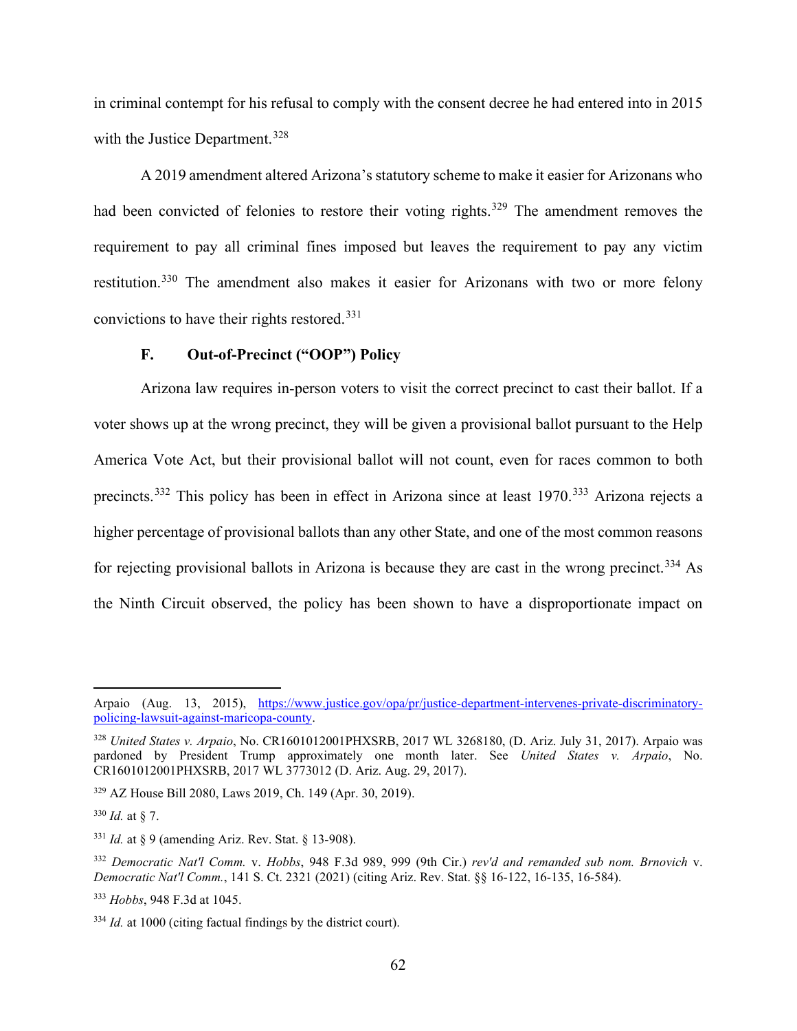in criminal contempt for his refusal to comply with the consent decree he had entered into in 2015 with the Justice Department.[328]

A 2019 amendment altered Arizona's statutory scheme to make it easier for Arizonans who had been convicted of felonies to restore their voting rights.[329] The amendment removes the requirement to pay all criminal fines imposed but leaves the requirement to pay any victim restitution.[330] The amendment also makes it easier for Arizonans with two or more felony convictions to have their rights restored.[331]

### F. Out-of-Precinct ("OOP") Policy

Arizona law requires in-person voters to visit the correct precinct to cast their ballot. If a voter shows up at the wrong precinct, they will be given a provisional ballot pursuant to the Help America Vote Act, but their provisional ballot will not count, even for races common to both precincts.[332] This policy has been in effect in Arizona since at least 1970.[333] Arizona rejects a higher percentage of provisional ballots than any other State, and one of the most common reasons for rejecting provisional ballots in Arizona is because they are cast in the wrong precinct.[334] As the Ninth Circuit observed, the policy has been shown to have a disproportionate impact on

---

Arpaio (Aug. 13, 2015), https://www.justice.gov/opa/pr/justice-department-intervenes-private-discriminatory-policing-lawsuit-against-maricopa-county.

[328] *United States v. Arpaio*, No. CR1601012001PHXSRB, 2017 WL 3268180, (D. Ariz. July 31, 2017). Arpaio was pardoned by President Trump approximately one month later. See *United States v. Arpaio*, No. CR1601012001PHXSRB, 2017 WL 3773012 (D. Ariz. Aug. 29, 2017).

[329] AZ House Bill 2080, Laws 2019, Ch. 149 (Apr. 30, 2019).

[330] *Id.* at § 7.

[331] *Id.* at § 9 (amending Ariz. Rev. Stat. § 13-908).

[332] *Democratic Nat'l Comm.* v. *Hobbs*, 948 F.3d 989, 999 (9th Cir.) *rev'd and remanded sub nom. Brnovich* v. *Democratic Nat'l Comm.*, 141 S. Ct. 2321 (2021) (citing Ariz. Rev. Stat. §§ 16-122, 16-135, 16-584).

[333] *Hobbs*, 948 F.3d at 1045.

[334] *Id.* at 1000 (citing factual findings by the district court).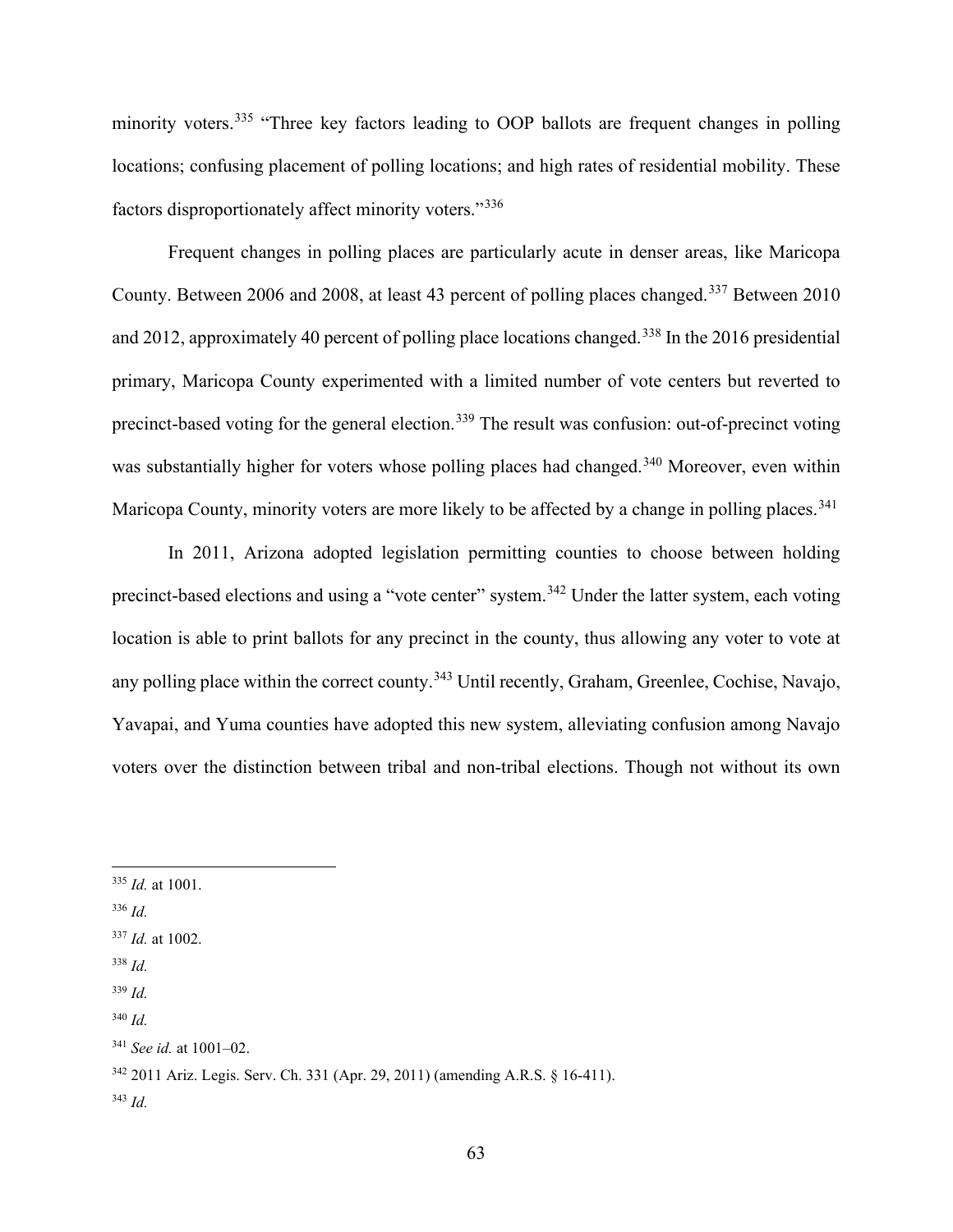minority voters.[335] "Three key factors leading to OOP ballots are frequent changes in polling locations; confusing placement of polling locations; and high rates of residential mobility. These factors disproportionately affect minority voters."[336]

Frequent changes in polling places are particularly acute in denser areas, like Maricopa County. Between 2006 and 2008, at least 43 percent of polling places changed.[337] Between 2010 and 2012, approximately 40 percent of polling place locations changed.[338] In the 2016 presidential primary, Maricopa County experimented with a limited number of vote centers but reverted to precinct-based voting for the general election.[339] The result was confusion: out-of-precinct voting was substantially higher for voters whose polling places had changed.[340] Moreover, even within Maricopa County, minority voters are more likely to be affected by a change in polling places.[341]

In 2011, Arizona adopted legislation permitting counties to choose between holding precinct-based elections and using a "vote center" system.[342] Under the latter system, each voting location is able to print ballots for any precinct in the county, thus allowing any voter to vote at any polling place within the correct county.[343] Until recently, Graham, Greenlee, Cochise, Navajo, Yavapai, and Yuma counties have adopted this new system, alleviating confusion among Navajo voters over the distinction between tribal and non-tribal elections. Though not without its own

---

[335] *Id.* at 1001.

[336] *Id.*

[337] *Id.* at 1002.

[338] *Id.*

[339] *Id.*

[340] *Id.*

[341] *See id.* at 1001–02.

[342] 2011 Ariz. Legis. Serv. Ch. 331 (Apr. 29, 2011) (amending A.R.S. § 16-411).

[343] *Id.*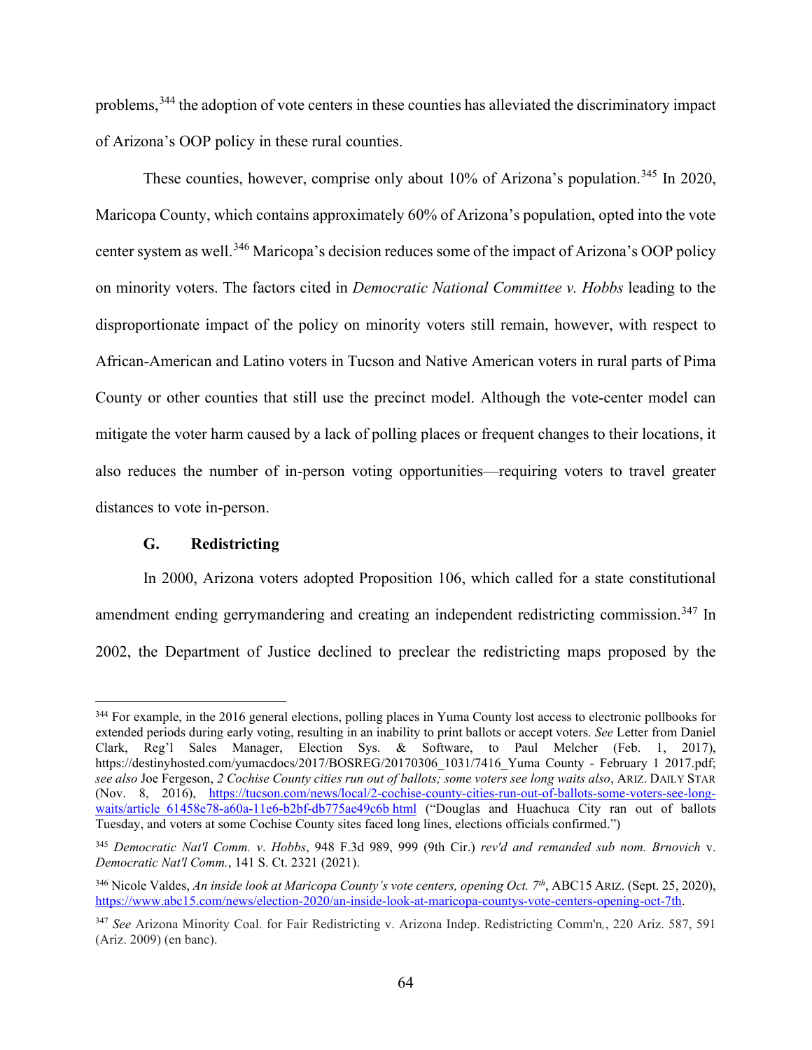problems,[344] the adoption of vote centers in these counties has alleviated the discriminatory impact of Arizona's OOP policy in these rural counties.

These counties, however, comprise only about 10% of Arizona's population.[345] In 2020, Maricopa County, which contains approximately 60% of Arizona's population, opted into the vote center system as well.[346] Maricopa's decision reduces some of the impact of Arizona's OOP policy on minority voters. The factors cited in *Democratic National Committee v. Hobbs* leading to the disproportionate impact of the policy on minority voters still remain, however, with respect to African-American and Latino voters in Tucson and Native American voters in rural parts of Pima County or other counties that still use the precinct model. Although the vote-center model can mitigate the voter harm caused by a lack of polling places or frequent changes to their locations, it also reduces the number of in-person voting opportunities—requiring voters to travel greater distances to vote in-person.

### G. Redistricting

In 2000, Arizona voters adopted Proposition 106, which called for a state constitutional amendment ending gerrymandering and creating an independent redistricting commission.[347] In 2002, the Department of Justice declined to preclear the redistricting maps proposed by the

---

[344] For example, in the 2016 general elections, polling places in Yuma County lost access to electronic pollbooks for extended periods during early voting, resulting in an inability to print ballots or accept voters. *See* Letter from Daniel Clark, Reg'l Sales Manager, Election Sys. & Software, to Paul Melcher (Feb. 1, 2017), https://destinyhosted.com/yumacdocs/2017/BOSREG/20170306_1031/7416_Yuma County - February 1 2017.pdf; *see also* Joe Fergeson, *2 Cochise County cities run out of ballots; some voters see long waits also*, ARIZ. DAILY STAR (Nov. 8, 2016), https://tucson.com/news/local/2-cochise-county-cities-run-out-of-ballots-some-voters-see-long-waits/article_61458e78-a60a-11e6-b2bf-db775ae49c6b.html ("Douglas and Huachuca City ran out of ballots Tuesday, and voters at some Cochise County sites faced long lines, elections officials confirmed.")

[345] *Democratic Nat'l Comm. v. Hobbs*, 948 F.3d 989, 999 (9th Cir.) *rev'd and remanded sub nom. Brnovich* v. *Democratic Nat'l Comm.*, 141 S. Ct. 2321 (2021).

[346] Nicole Valdes, *An inside look at Maricopa County's vote centers, opening Oct. 7th*, ABC15 ARIZ. (Sept. 25, 2020), https://www.abc15.com/news/election-2020/an-inside-look-at-maricopa-countys-vote-centers-opening-oct-7th.

[347] *See* Arizona Minority Coal. for Fair Redistricting v. Arizona Indep. Redistricting Comm'n,, 220 Ariz. 587, 591 (Ariz. 2009) (en banc).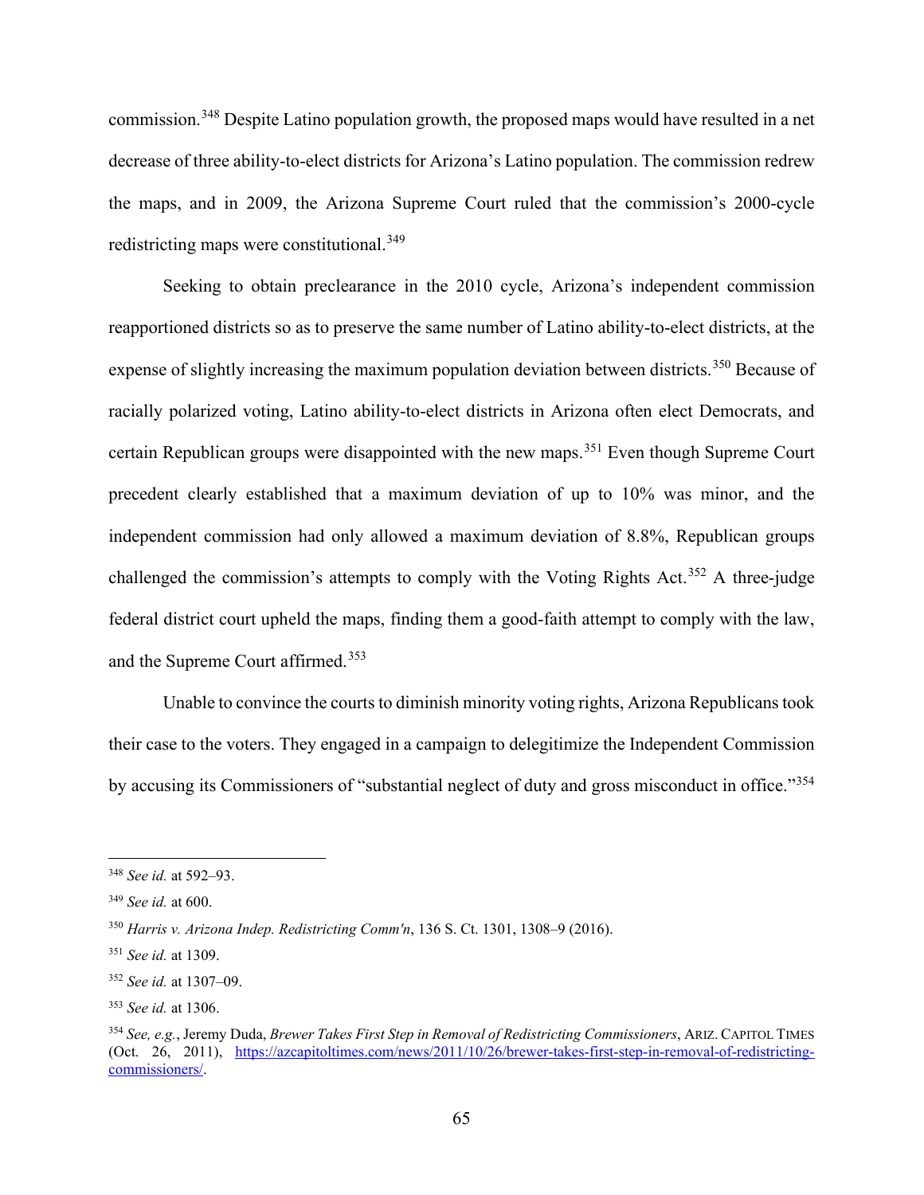commission.[348] Despite Latino population growth, the proposed maps would have resulted in a net decrease of three ability-to-elect districts for Arizona's Latino population. The commission redrew the maps, and in 2009, the Arizona Supreme Court ruled that the commission's 2000-cycle redistricting maps were constitutional.[349]

Seeking to obtain preclearance in the 2010 cycle, Arizona's independent commission reapportioned districts so as to preserve the same number of Latino ability-to-elect districts, at the expense of slightly increasing the maximum population deviation between districts.[350] Because of racially polarized voting, Latino ability-to-elect districts in Arizona often elect Democrats, and certain Republican groups were disappointed with the new maps.[351] Even though Supreme Court precedent clearly established that a maximum deviation of up to 10% was minor, and the independent commission had only allowed a maximum deviation of 8.8%, Republican groups challenged the commission's attempts to comply with the Voting Rights Act.[352] A three-judge federal district court upheld the maps, finding them a good-faith attempt to comply with the law, and the Supreme Court affirmed.[353]

Unable to convince the courts to diminish minority voting rights, Arizona Republicans took their case to the voters. They engaged in a campaign to delegitimize the Independent Commission by accusing its Commissioners of "substantial neglect of duty and gross misconduct in office."[354]

---

[348] *See id.* at 592–93.

[349] *See id.* at 600.

[350] *Harris v. Arizona Indep. Redistricting Comm'n*, 136 S. Ct. 1301, 1308–9 (2016).

[351] *See id.* at 1309.

[352] *See id.* at 1307–09.

[353] *See id.* at 1306.

[354] *See, e.g.*, Jeremy Duda, *Brewer Takes First Step in Removal of Redistricting Commissioners*, ARIZ. CAPITOL TIMES (Oct. 26, 2011), https://azcapitoltimes.com/news/2011/10/26/brewer-takes-first-step-in-removal-of-redistricting-commissioners/.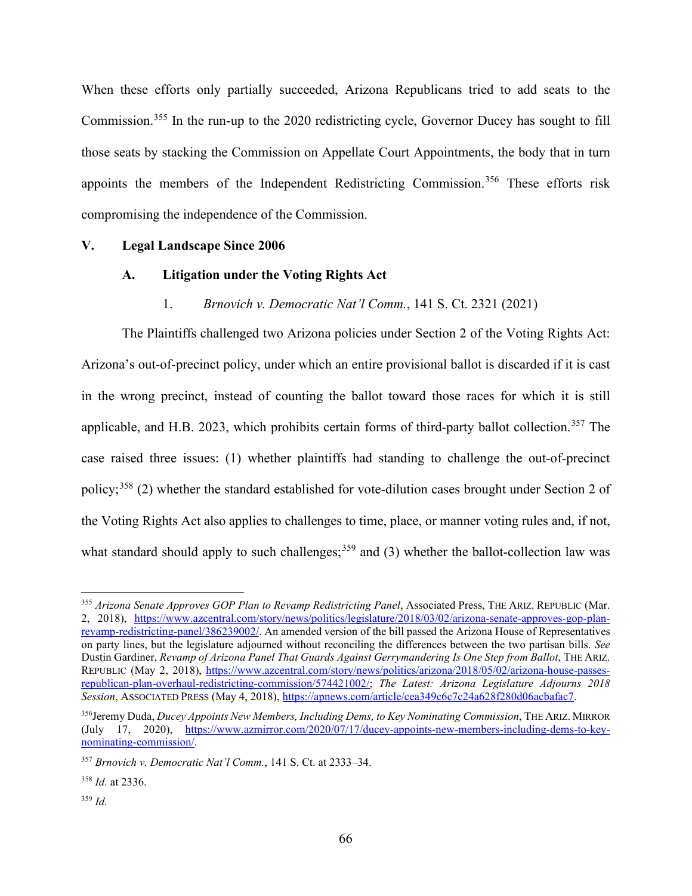When these efforts only partially succeeded, Arizona Republicans tried to add seats to the Commission.[355] In the run-up to the 2020 redistricting cycle, Governor Ducey has sought to fill those seats by stacking the Commission on Appellate Court Appointments, the body that in turn appoints the members of the Independent Redistricting Commission.[356] These efforts risk compromising the independence of the Commission.

## V. Legal Landscape Since 2006

### A. Litigation under the Voting Rights Act

#### 1. *Brnovich v. Democratic Nat'l Comm.*, 141 S. Ct. 2321 (2021)

The Plaintiffs challenged two Arizona policies under Section 2 of the Voting Rights Act: Arizona's out-of-precinct policy, under which an entire provisional ballot is discarded if it is cast in the wrong precinct, instead of counting the ballot toward those races for which it is still applicable, and H.B. 2023, which prohibits certain forms of third-party ballot collection.[357] The case raised three issues: (1) whether plaintiffs had standing to challenge the out-of-precinct policy;[358] (2) whether the standard established for vote-dilution cases brought under Section 2 of the Voting Rights Act also applies to challenges to time, place, or manner voting rules and, if not, what standard should apply to such challenges;[359] and (3) whether the ballot-collection law was

---

[355] *Arizona Senate Approves GOP Plan to Revamp Redistricting Panel*, Associated Press, THE ARIZ. REPUBLIC (Mar. 2, 2018), https://www.azcentral.com/story/news/politics/legislature/2018/03/02/arizona-senate-approves-gop-plan-revamp-redistricting-panel/386239002/. An amended version of the bill passed the Arizona House of Representatives on party lines, but the legislature adjourned without reconciling the differences between the two partisan bills. *See* Dustin Gardiner, *Revamp of Arizona Panel That Guards Against Gerrymandering Is One Step from Ballot*, THE ARIZ. REPUBLIC (May 2, 2018), https://www.azcentral.com/story/news/politics/arizona/2018/05/02/arizona-house-passes-republican-plan-overhaul-redistricting-commission/574421002/; *The Latest: Arizona Legislature Adjourns 2018 Session*, ASSOCIATED PRESS (May 4, 2018), https://apnews.com/article/cea349c6c7c24a628f280d06acbafac7.

[356] Jeremy Duda, *Ducey Appoints New Members, Including Dems, to Key Nominating Commission*, THE ARIZ. MIRROR (July 17, 2020), https://www.azmirror.com/2020/07/17/ducey-appoints-new-members-including-dems-to-key-nominating-commission/.

[357] *Brnovich v. Democratic Nat'l Comm.*, 141 S. Ct. at 2333–34.

[358] *Id.* at 2336.

[359] *Id.*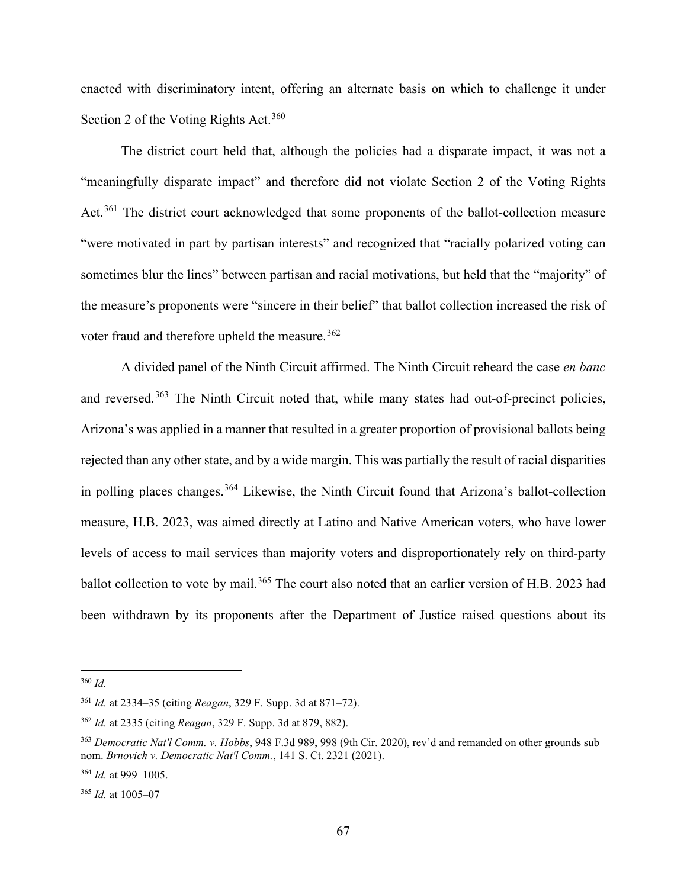enacted with discriminatory intent, offering an alternate basis on which to challenge it under Section 2 of the Voting Rights Act.[360]

The district court held that, although the policies had a disparate impact, it was not a "meaningfully disparate impact" and therefore did not violate Section 2 of the Voting Rights Act.[361] The district court acknowledged that some proponents of the ballot-collection measure "were motivated in part by partisan interests" and recognized that "racially polarized voting can sometimes blur the lines" between partisan and racial motivations, but held that the "majority" of the measure's proponents were "sincere in their belief" that ballot collection increased the risk of voter fraud and therefore upheld the measure.[362]

A divided panel of the Ninth Circuit affirmed. The Ninth Circuit reheard the case *en banc* and reversed.[363] The Ninth Circuit noted that, while many states had out-of-precinct policies, Arizona's was applied in a manner that resulted in a greater proportion of provisional ballots being rejected than any other state, and by a wide margin. This was partially the result of racial disparities in polling places changes.[364] Likewise, the Ninth Circuit found that Arizona's ballot-collection measure, H.B. 2023, was aimed directly at Latino and Native American voters, who have lower levels of access to mail services than majority voters and disproportionately rely on third-party ballot collection to vote by mail.[365] The court also noted that an earlier version of H.B. 2023 had been withdrawn by its proponents after the Department of Justice raised questions about its

---

[360] *Id.*

[361] *Id.* at 2334–35 (citing *Reagan*, 329 F. Supp. 3d at 871–72).

[362] *Id.* at 2335 (citing *Reagan*, 329 F. Supp. 3d at 879, 882).

[363] *Democratic Nat'l Comm. v. Hobbs*, 948 F.3d 989, 998 (9th Cir. 2020), rev'd and remanded on other grounds sub nom. *Brnovich v. Democratic Nat'l Comm.*, 141 S. Ct. 2321 (2021).

[364] *Id.* at 999–1005.

[365] *Id.* at 1005–07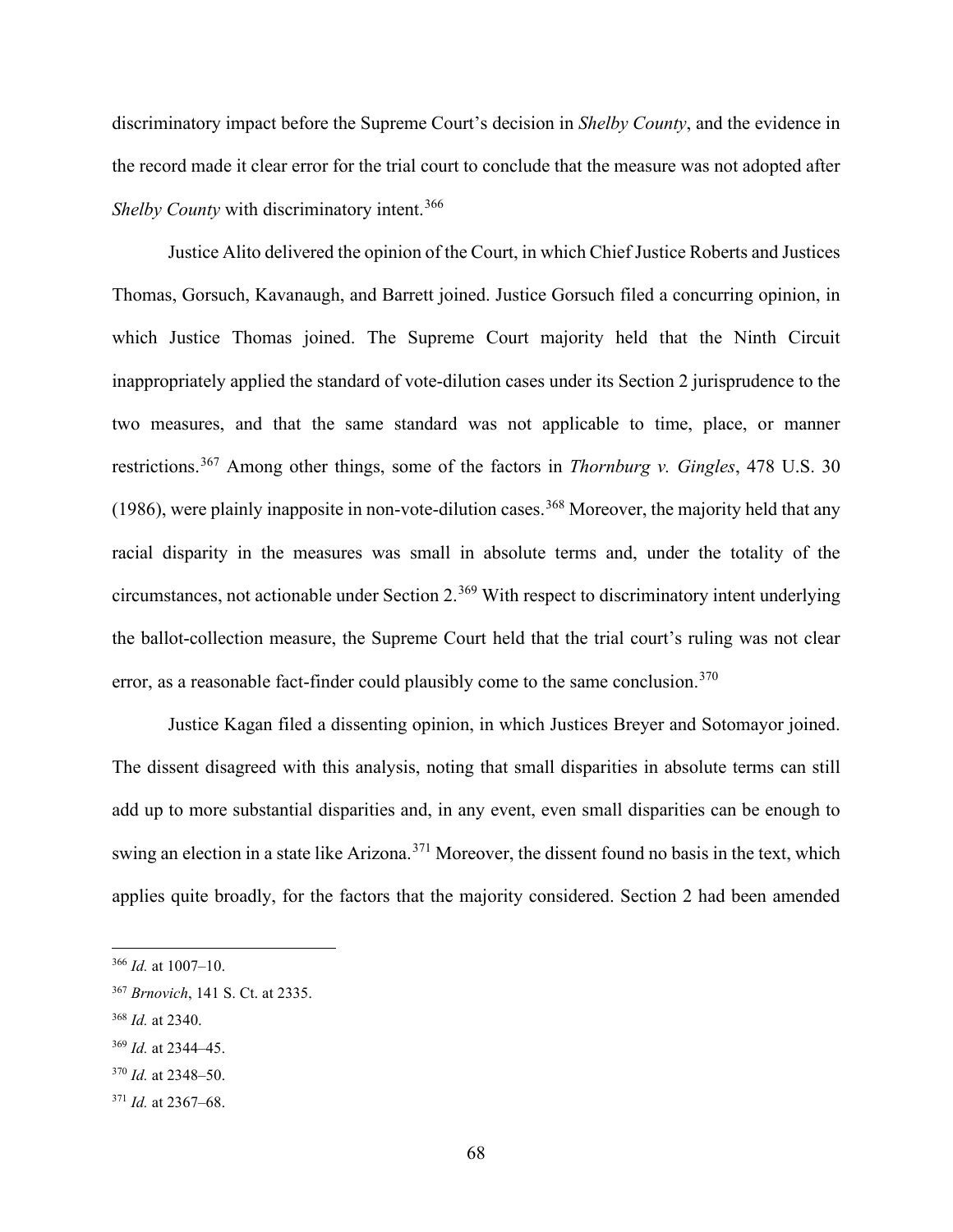discriminatory impact before the Supreme Court's decision in *Shelby County*, and the evidence in the record made it clear error for the trial court to conclude that the measure was not adopted after *Shelby County* with discriminatory intent.[366]

Justice Alito delivered the opinion of the Court, in which Chief Justice Roberts and Justices Thomas, Gorsuch, Kavanaugh, and Barrett joined. Justice Gorsuch filed a concurring opinion, in which Justice Thomas joined. The Supreme Court majority held that the Ninth Circuit inappropriately applied the standard of vote-dilution cases under its Section 2 jurisprudence to the two measures, and that the same standard was not applicable to time, place, or manner restrictions.[367] Among other things, some of the factors in *Thornburg v. Gingles*, 478 U.S. 30 (1986), were plainly inapposite in non-vote-dilution cases.[368] Moreover, the majority held that any racial disparity in the measures was small in absolute terms and, under the totality of the circumstances, not actionable under Section 2.[369] With respect to discriminatory intent underlying the ballot-collection measure, the Supreme Court held that the trial court's ruling was not clear error, as a reasonable fact-finder could plausibly come to the same conclusion.[370]

Justice Kagan filed a dissenting opinion, in which Justices Breyer and Sotomayor joined. The dissent disagreed with this analysis, noting that small disparities in absolute terms can still add up to more substantial disparities and, in any event, even small disparities can be enough to swing an election in a state like Arizona.[371] Moreover, the dissent found no basis in the text, which applies quite broadly, for the factors that the majority considered. Section 2 had been amended

---

[366] *Id.* at 1007–10.

[367] *Brnovich*, 141 S. Ct. at 2335.

[368] *Id.* at 2340.

[369] *Id.* at 2344–45.

[370] *Id.* at 2348–50.

[371] *Id.* at 2367–68.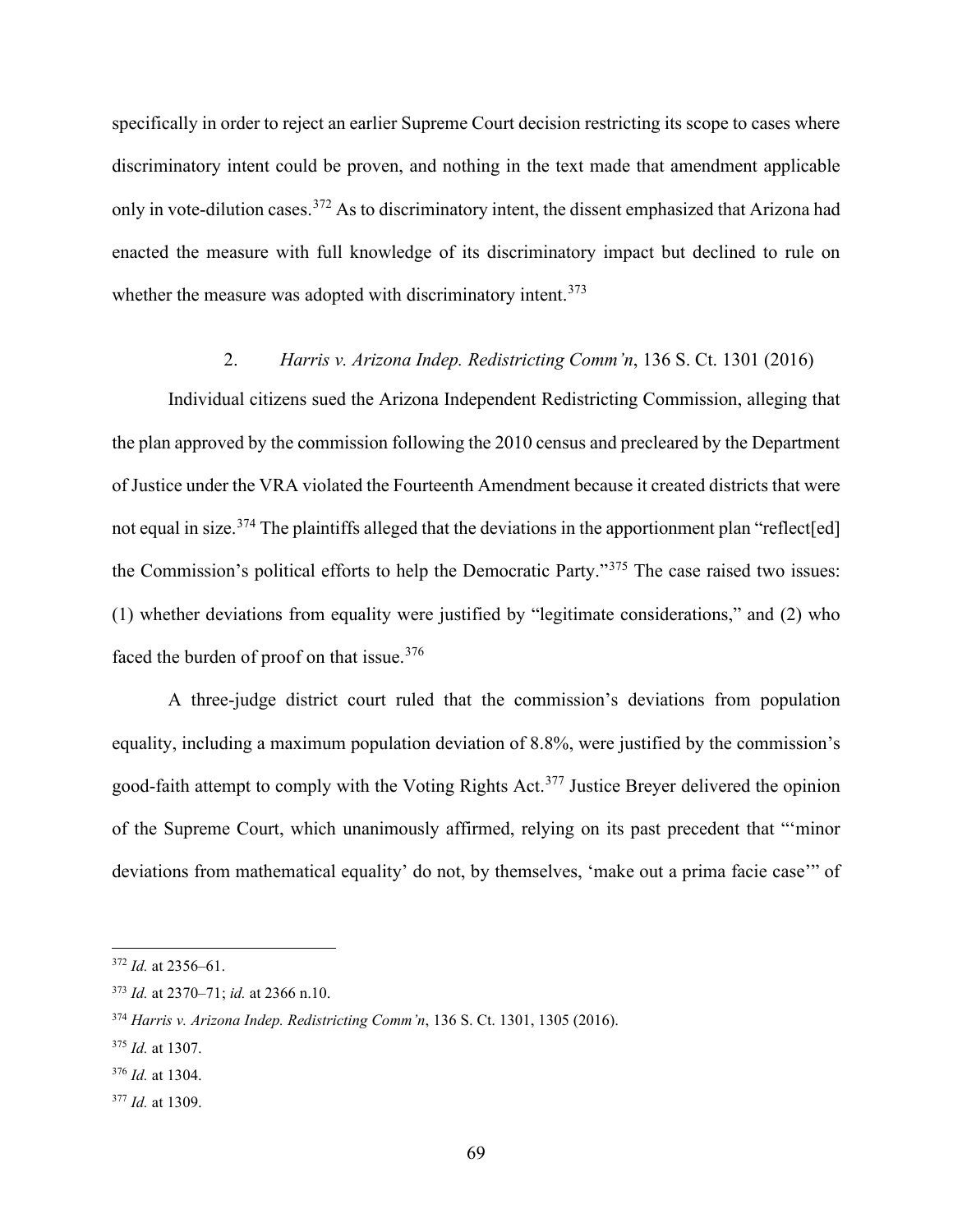specifically in order to reject an earlier Supreme Court decision restricting its scope to cases where discriminatory intent could be proven, and nothing in the text made that amendment applicable only in vote-dilution cases.[372] As to discriminatory intent, the dissent emphasized that Arizona had enacted the measure with full knowledge of its discriminatory impact but declined to rule on whether the measure was adopted with discriminatory intent.[373]

### 2. *Harris v. Arizona Indep. Redistricting Comm'n*, 136 S. Ct. 1301 (2016)

Individual citizens sued the Arizona Independent Redistricting Commission, alleging that the plan approved by the commission following the 2010 census and precleared by the Department of Justice under the VRA violated the Fourteenth Amendment because it created districts that were not equal in size.[374] The plaintiffs alleged that the deviations in the apportionment plan "reflect[ed] the Commission's political efforts to help the Democratic Party."[375] The case raised two issues: (1) whether deviations from equality were justified by "legitimate considerations," and (2) who faced the burden of proof on that issue.[376]

A three-judge district court ruled that the commission's deviations from population equality, including a maximum population deviation of 8.8%, were justified by the commission's good-faith attempt to comply with the Voting Rights Act.[377] Justice Breyer delivered the opinion of the Supreme Court, which unanimously affirmed, relying on its past precedent that "'minor deviations from mathematical equality' do not, by themselves, 'make out a prima facie case'" of

---

[372] *Id.* at 2356–61.

[373] *Id.* at 2370–71; *id.* at 2366 n.10.

[374] *Harris v. Arizona Indep. Redistricting Comm'n*, 136 S. Ct. 1301, 1305 (2016).

[375] *Id.* at 1307.

[376] *Id.* at 1304.

[377] *Id.* at 1309.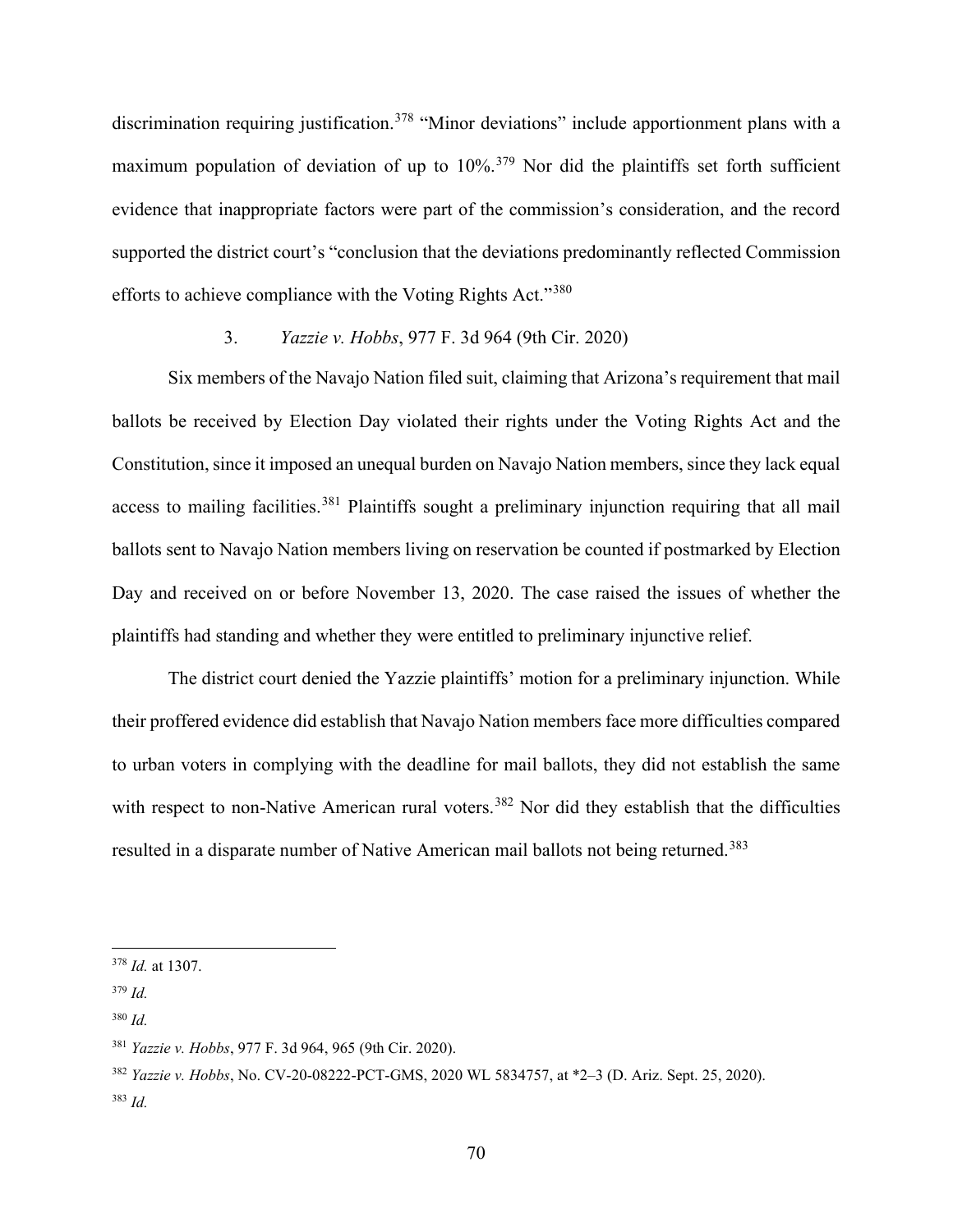discrimination requiring justification.[378] "Minor deviations" include apportionment plans with a maximum population of deviation of up to 10%.[379] Nor did the plaintiffs set forth sufficient evidence that inappropriate factors were part of the commission's consideration, and the record supported the district court's "conclusion that the deviations predominantly reflected Commission efforts to achieve compliance with the Voting Rights Act."[380]

### 3. *Yazzie v. Hobbs*, 977 F. 3d 964 (9th Cir. 2020)

Six members of the Navajo Nation filed suit, claiming that Arizona's requirement that mail ballots be received by Election Day violated their rights under the Voting Rights Act and the Constitution, since it imposed an unequal burden on Navajo Nation members, since they lack equal access to mailing facilities.[381] Plaintiffs sought a preliminary injunction requiring that all mail ballots sent to Navajo Nation members living on reservation be counted if postmarked by Election Day and received on or before November 13, 2020. The case raised the issues of whether the plaintiffs had standing and whether they were entitled to preliminary injunctive relief.

The district court denied the Yazzie plaintiffs' motion for a preliminary injunction. While their proffered evidence did establish that Navajo Nation members face more difficulties compared to urban voters in complying with the deadline for mail ballots, they did not establish the same with respect to non-Native American rural voters.[382] Nor did they establish that the difficulties resulted in a disparate number of Native American mail ballots not being returned.[383]

---

[378] *Id.* at 1307.

[379] *Id.*

[380] *Id.*

[381] *Yazzie v. Hobbs*, 977 F. 3d 964, 965 (9th Cir. 2020).

[382] *Yazzie v. Hobbs*, No. CV-20-08222-PCT-GMS, 2020 WL 5834757, at *2–3 (D. Ariz. Sept. 25, 2020).

[383] *Id.*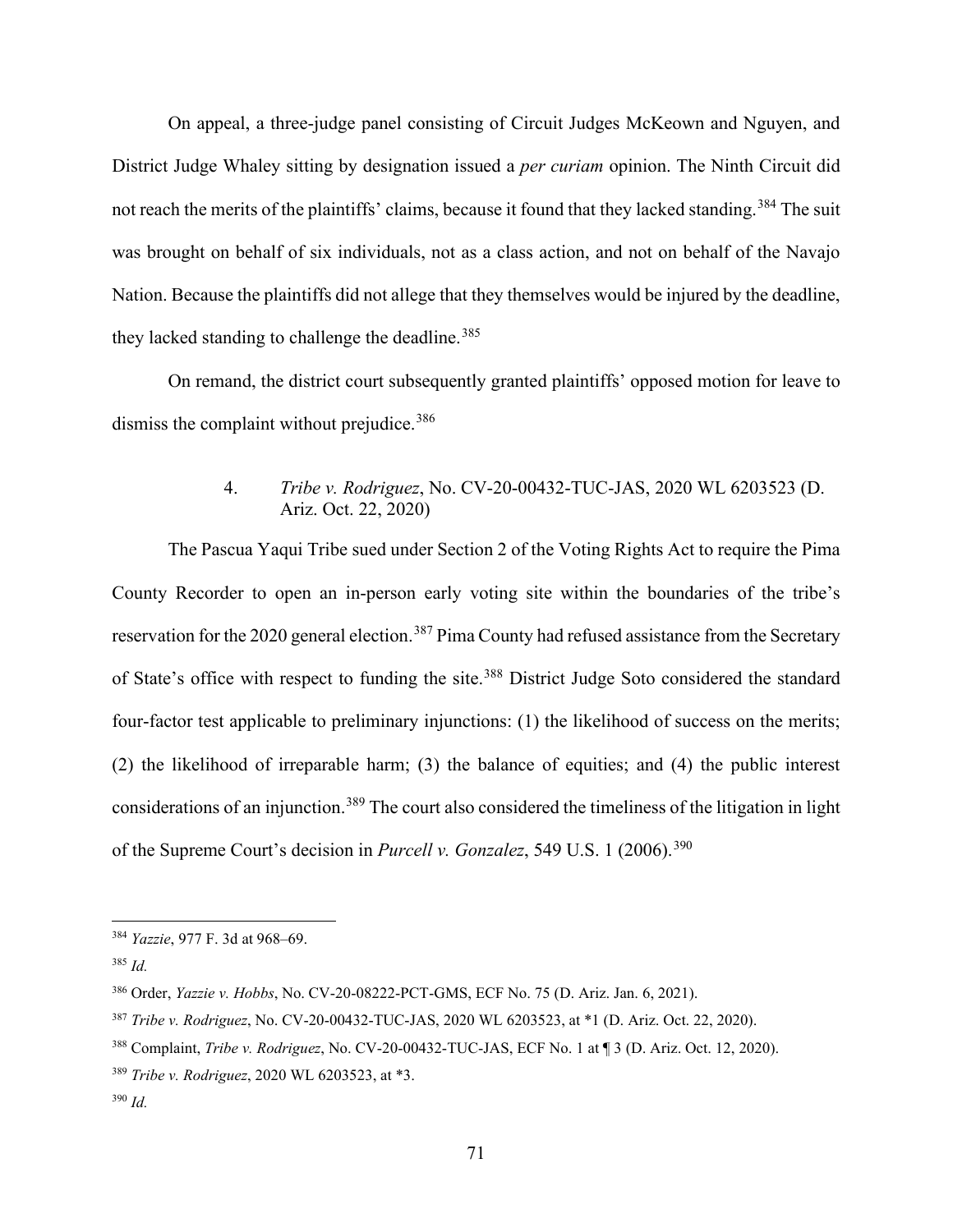On appeal, a three-judge panel consisting of Circuit Judges McKeown and Nguyen, and District Judge Whaley sitting by designation issued a *per curiam* opinion. The Ninth Circuit did not reach the merits of the plaintiffs' claims, because it found that they lacked standing.[384] The suit was brought on behalf of six individuals, not as a class action, and not on behalf of the Navajo Nation. Because the plaintiffs did not allege that they themselves would be injured by the deadline, they lacked standing to challenge the deadline.[385]

On remand, the district court subsequently granted plaintiffs' opposed motion for leave to dismiss the complaint without prejudice.[386]

4. *Tribe v. Rodriguez*, No. CV-20-00432-TUC-JAS, 2020 WL 6203523 (D. Ariz. Oct. 22, 2020)

The Pascua Yaqui Tribe sued under Section 2 of the Voting Rights Act to require the Pima County Recorder to open an in-person early voting site within the boundaries of the tribe's reservation for the 2020 general election.[387] Pima County had refused assistance from the Secretary of State's office with respect to funding the site.[388] District Judge Soto considered the standard four-factor test applicable to preliminary injunctions: (1) the likelihood of success on the merits; (2) the likelihood of irreparable harm; (3) the balance of equities; and (4) the public interest considerations of an injunction.[389] The court also considered the timeliness of the litigation in light of the Supreme Court's decision in *Purcell v. Gonzalez*, 549 U.S. 1 (2006).[390]

---

[384] *Yazzie*, 977 F. 3d at 968–69.

[385] *Id.*

[386] Order, *Yazzie v. Hobbs*, No. CV-20-08222-PCT-GMS, ECF No. 75 (D. Ariz. Jan. 6, 2021).

[387] *Tribe v. Rodriguez*, No. CV-20-00432-TUC-JAS, 2020 WL 6203523, at *1 (D. Ariz. Oct. 22, 2020).

[388] Complaint, *Tribe v. Rodriguez*, No. CV-20-00432-TUC-JAS, ECF No. 1 at ¶ 3 (D. Ariz. Oct. 12, 2020).

[389] *Tribe v. Rodriguez*, 2020 WL 6203523, at *3.

[390] *Id.*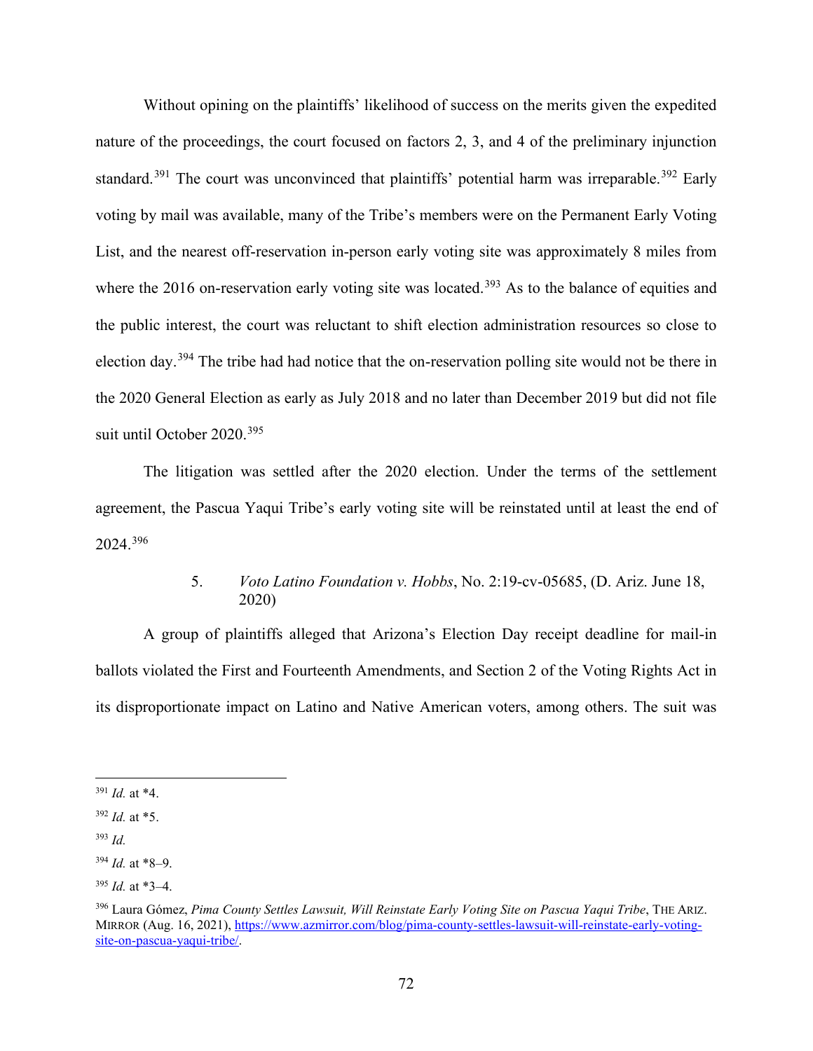Without opining on the plaintiffs' likelihood of success on the merits given the expedited nature of the proceedings, the court focused on factors 2, 3, and 4 of the preliminary injunction standard.[391] The court was unconvinced that plaintiffs' potential harm was irreparable.[392] Early voting by mail was available, many of the Tribe's members were on the Permanent Early Voting List, and the nearest off-reservation in-person early voting site was approximately 8 miles from where the 2016 on-reservation early voting site was located.[393] As to the balance of equities and the public interest, the court was reluctant to shift election administration resources so close to election day.[394] The tribe had had notice that the on-reservation polling site would not be there in the 2020 General Election as early as July 2018 and no later than December 2019 but did not file suit until October 2020.[395]

The litigation was settled after the 2020 election. Under the terms of the settlement agreement, the Pascua Yaqui Tribe's early voting site will be reinstated until at least the end of 2024.[396]

5. *Voto Latino Foundation v. Hobbs*, No. 2:19-cv-05685, (D. Ariz. June 18, 2020)

A group of plaintiffs alleged that Arizona's Election Day receipt deadline for mail-in ballots violated the First and Fourteenth Amendments, and Section 2 of the Voting Rights Act in its disproportionate impact on Latino and Native American voters, among others. The suit was

---

[391] *Id.* at *4.

[392] *Id.* at *5.

[393] *Id.*

[394] *Id.* at *8–9.

[395] *Id.* at *3–4.

[396] Laura Gómez, *Pima County Settles Lawsuit, Will Reinstate Early Voting Site on Pascua Yaqui Tribe*, THE ARIZ. MIRROR (Aug. 16, 2021), https://www.azmirror.com/blog/pima-county-settles-lawsuit-will-reinstate-early-voting-site-on-pascua-yaqui-tribe/.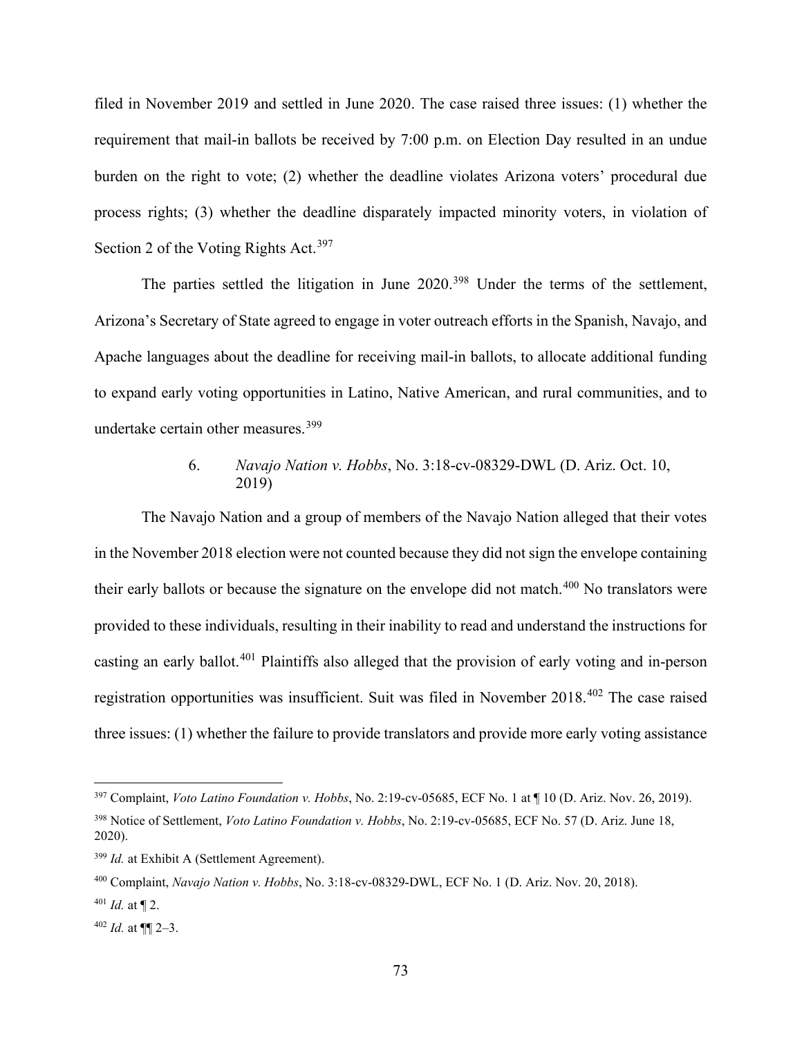filed in November 2019 and settled in June 2020. The case raised three issues: (1) whether the requirement that mail-in ballots be received by 7:00 p.m. on Election Day resulted in an undue burden on the right to vote; (2) whether the deadline violates Arizona voters' procedural due process rights; (3) whether the deadline disparately impacted minority voters, in violation of Section 2 of the Voting Rights Act.[397]

The parties settled the litigation in June 2020.[398] Under the terms of the settlement, Arizona's Secretary of State agreed to engage in voter outreach efforts in the Spanish, Navajo, and Apache languages about the deadline for receiving mail-in ballots, to allocate additional funding to expand early voting opportunities in Latino, Native American, and rural communities, and to undertake certain other measures.[399]

#### 6. *Navajo Nation v. Hobbs*, No. 3:18-cv-08329-DWL (D. Ariz. Oct. 10, 2019)

The Navajo Nation and a group of members of the Navajo Nation alleged that their votes in the November 2018 election were not counted because they did not sign the envelope containing their early ballots or because the signature on the envelope did not match.[400] No translators were provided to these individuals, resulting in their inability to read and understand the instructions for casting an early ballot.[401] Plaintiffs also alleged that the provision of early voting and in-person registration opportunities was insufficient. Suit was filed in November 2018.[402] The case raised three issues: (1) whether the failure to provide translators and provide more early voting assistance

---

[397] Complaint, *Voto Latino Foundation v. Hobbs*, No. 2:19-cv-05685, ECF No. 1 at ¶ 10 (D. Ariz. Nov. 26, 2019).

[398] Notice of Settlement, *Voto Latino Foundation v. Hobbs*, No. 2:19-cv-05685, ECF No. 57 (D. Ariz. June 18, 2020).

[399] *Id.* at Exhibit A (Settlement Agreement).

[400] Complaint, *Navajo Nation v. Hobbs*, No. 3:18-cv-08329-DWL, ECF No. 1 (D. Ariz. Nov. 20, 2018).

[401] *Id.* at ¶ 2.

[402] *Id.* at ¶¶ 2–3.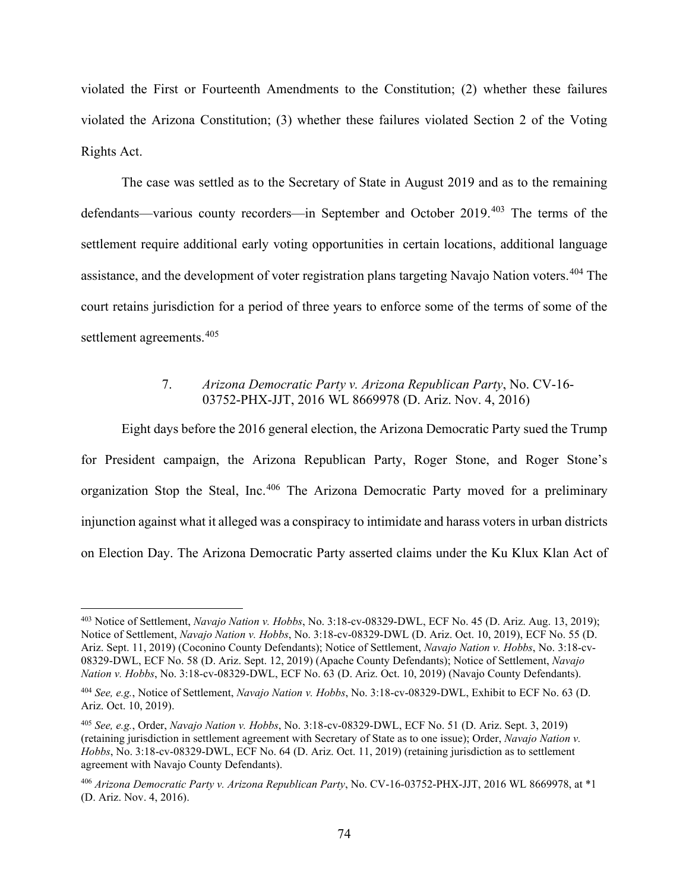violated the First or Fourteenth Amendments to the Constitution; (2) whether these failures violated the Arizona Constitution; (3) whether these failures violated Section 2 of the Voting Rights Act.

The case was settled as to the Secretary of State in August 2019 and as to the remaining defendants—various county recorders—in September and October 2019.[403] The terms of the settlement require additional early voting opportunities in certain locations, additional language assistance, and the development of voter registration plans targeting Navajo Nation voters.[404] The court retains jurisdiction for a period of three years to enforce some of the terms of some of the settlement agreements.[405]

#### 7. *Arizona Democratic Party v. Arizona Republican Party*, No. CV-16-03752-PHX-JJT, 2016 WL 8669978 (D. Ariz. Nov. 4, 2016)

Eight days before the 2016 general election, the Arizona Democratic Party sued the Trump for President campaign, the Arizona Republican Party, Roger Stone, and Roger Stone's organization Stop the Steal, Inc.[406] The Arizona Democratic Party moved for a preliminary injunction against what it alleged was a conspiracy to intimidate and harass voters in urban districts on Election Day. The Arizona Democratic Party asserted claims under the Ku Klux Klan Act of

---

[403] Notice of Settlement, *Navajo Nation v. Hobbs*, No. 3:18-cv-08329-DWL, ECF No. 45 (D. Ariz. Aug. 13, 2019); Notice of Settlement, *Navajo Nation v. Hobbs*, No. 3:18-cv-08329-DWL (D. Ariz. Oct. 10, 2019), ECF No. 55 (D. Ariz. Sept. 11, 2019) (Coconino County Defendants); Notice of Settlement, *Navajo Nation v. Hobbs*, No. 3:18-cv-08329-DWL, ECF No. 58 (D. Ariz. Sept. 12, 2019) (Apache County Defendants); Notice of Settlement, *Navajo Nation v. Hobbs*, No. 3:18-cv-08329-DWL, ECF No. 63 (D. Ariz. Oct. 10, 2019) (Navajo County Defendants).

[404] *See, e.g.*, Notice of Settlement, *Navajo Nation v. Hobbs*, No. 3:18-cv-08329-DWL, Exhibit to ECF No. 63 (D. Ariz. Oct. 10, 2019).

[405] *See, e.g.*, Order, *Navajo Nation v. Hobbs*, No. 3:18-cv-08329-DWL, ECF No. 51 (D. Ariz. Sept. 3, 2019) (retaining jurisdiction in settlement agreement with Secretary of State as to one issue); Order, *Navajo Nation v. Hobbs*, No. 3:18-cv-08329-DWL, ECF No. 64 (D. Ariz. Oct. 11, 2019) (retaining jurisdiction as to settlement agreement with Navajo County Defendants).

[406] *Arizona Democratic Party v. Arizona Republican Party*, No. CV-16-03752-PHX-JJT, 2016 WL 8669978, at *1 (D. Ariz. Nov. 4, 2016).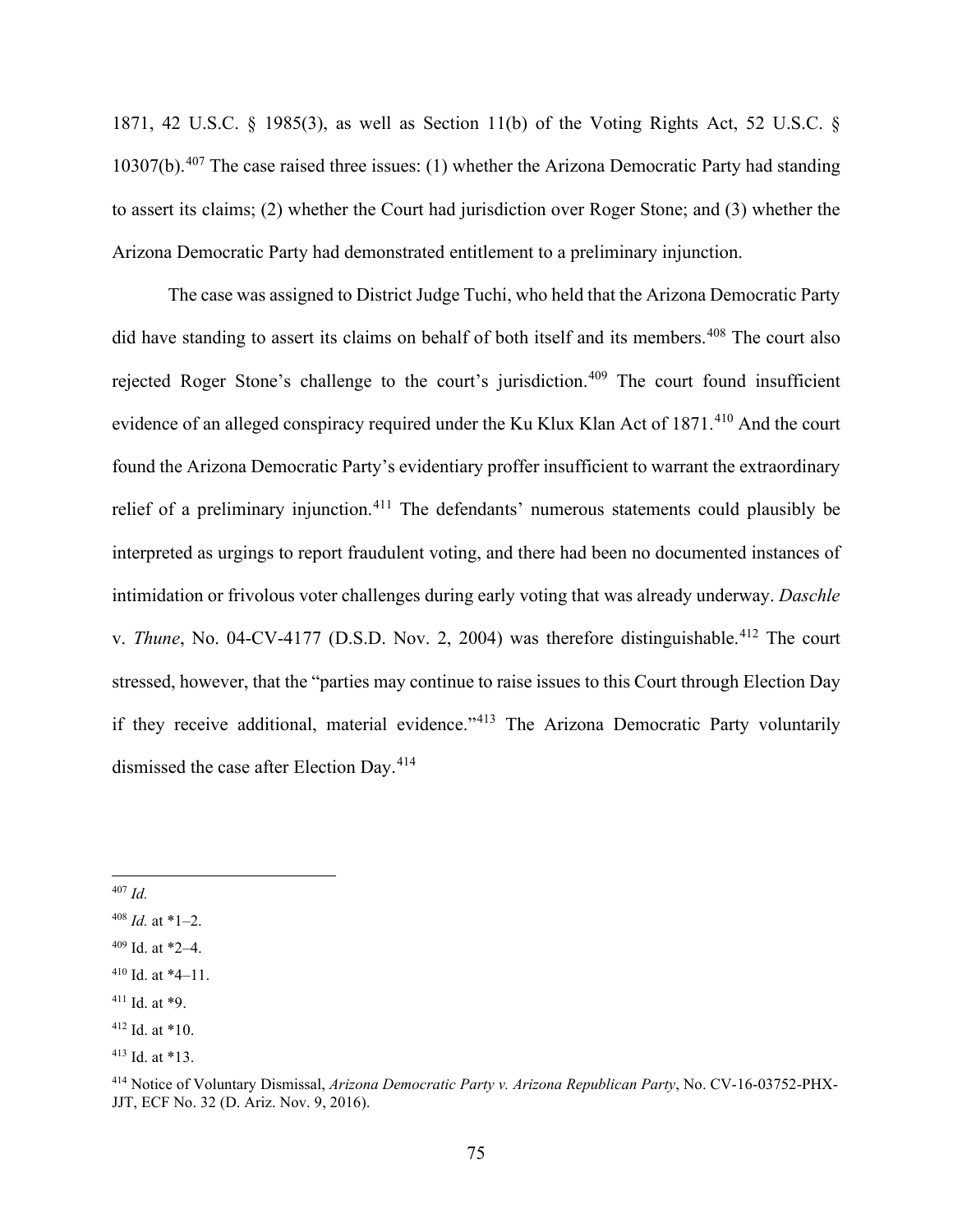1871, 42 U.S.C. § 1985(3), as well as Section 11(b) of the Voting Rights Act, 52 U.S.C. § 10307(b).[407] The case raised three issues: (1) whether the Arizona Democratic Party had standing to assert its claims; (2) whether the Court had jurisdiction over Roger Stone; and (3) whether the Arizona Democratic Party had demonstrated entitlement to a preliminary injunction.

The case was assigned to District Judge Tuchi, who held that the Arizona Democratic Party did have standing to assert its claims on behalf of both itself and its members.[408] The court also rejected Roger Stone's challenge to the court's jurisdiction.[409] The court found insufficient evidence of an alleged conspiracy required under the Ku Klux Klan Act of 1871.[410] And the court found the Arizona Democratic Party's evidentiary proffer insufficient to warrant the extraordinary relief of a preliminary injunction.[411] The defendants' numerous statements could plausibly be interpreted as urgings to report fraudulent voting, and there had been no documented instances of intimidation or frivolous voter challenges during early voting that was already underway. *Daschle* v. *Thune*, No. 04-CV-4177 (D.S.D. Nov. 2, 2004) was therefore distinguishable.[412] The court stressed, however, that the "parties may continue to raise issues to this Court through Election Day if they receive additional, material evidence."[413] The Arizona Democratic Party voluntarily dismissed the case after Election Day.[414]

---

[407] *Id.*

[408] *Id.* at *1–2.

[409] Id. at *2–4.

[410] Id. at *4–11.

[411] Id. at *9.

[412] Id. at *10.

[413] Id. at *13.

[414] Notice of Voluntary Dismissal, *Arizona Democratic Party v. Arizona Republican Party*, No. CV-16-03752-PHX-JJT, ECF No. 32 (D. Ariz. Nov. 9, 2016).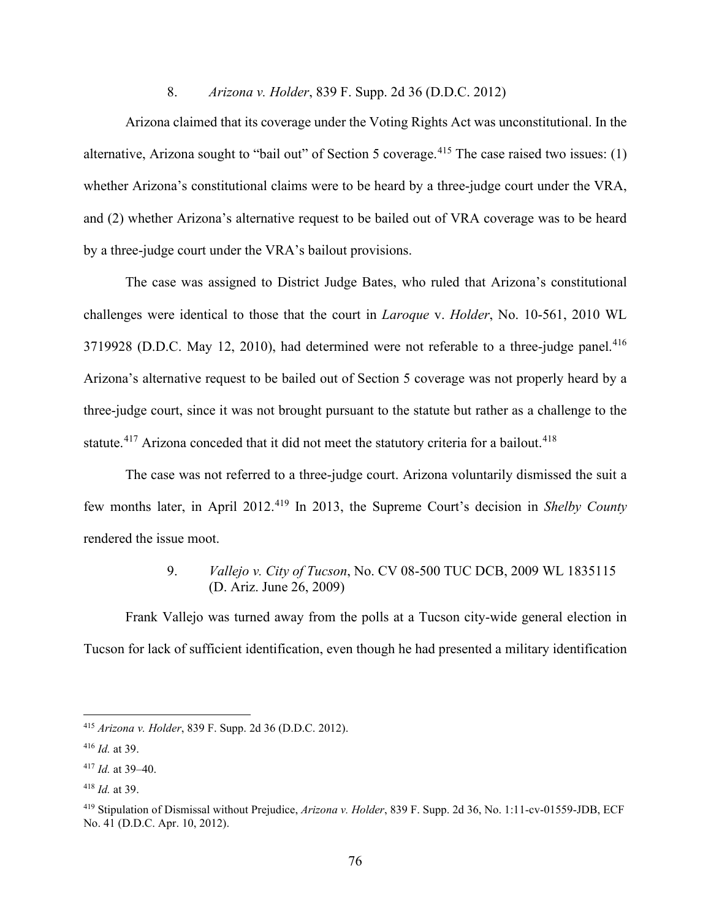### 8. *Arizona v. Holder*, 839 F. Supp. 2d 36 (D.D.C. 2012)

Arizona claimed that its coverage under the Voting Rights Act was unconstitutional. In the alternative, Arizona sought to "bail out" of Section 5 coverage.[415] The case raised two issues: (1) whether Arizona's constitutional claims were to be heard by a three-judge court under the VRA, and (2) whether Arizona's alternative request to be bailed out of VRA coverage was to be heard by a three-judge court under the VRA's bailout provisions.

The case was assigned to District Judge Bates, who ruled that Arizona's constitutional challenges were identical to those that the court in *Laroque* v. *Holder*, No. 10-561, 2010 WL 3719928 (D.D.C. May 12, 2010), had determined were not referable to a three-judge panel.[416] Arizona's alternative request to be bailed out of Section 5 coverage was not properly heard by a three-judge court, since it was not brought pursuant to the statute but rather as a challenge to the statute.[417] Arizona conceded that it did not meet the statutory criteria for a bailout.[418]

The case was not referred to a three-judge court. Arizona voluntarily dismissed the suit a few months later, in April 2012.[419] In 2013, the Supreme Court's decision in *Shelby County* rendered the issue moot.

### 9. *Vallejo v. City of Tucson*, No. CV 08-500 TUC DCB, 2009 WL 1835115 (D. Ariz. June 26, 2009)

Frank Vallejo was turned away from the polls at a Tucson city-wide general election in Tucson for lack of sufficient identification, even though he had presented a military identification

---

[415] *Arizona v. Holder*, 839 F. Supp. 2d 36 (D.D.C. 2012).

[416] *Id.* at 39.

[417] *Id.* at 39–40.

[418] *Id.* at 39.

[419] Stipulation of Dismissal without Prejudice, *Arizona v. Holder*, 839 F. Supp. 2d 36, No. 1:11-cv-01559-JDB, ECF No. 41 (D.D.C. Apr. 10, 2012).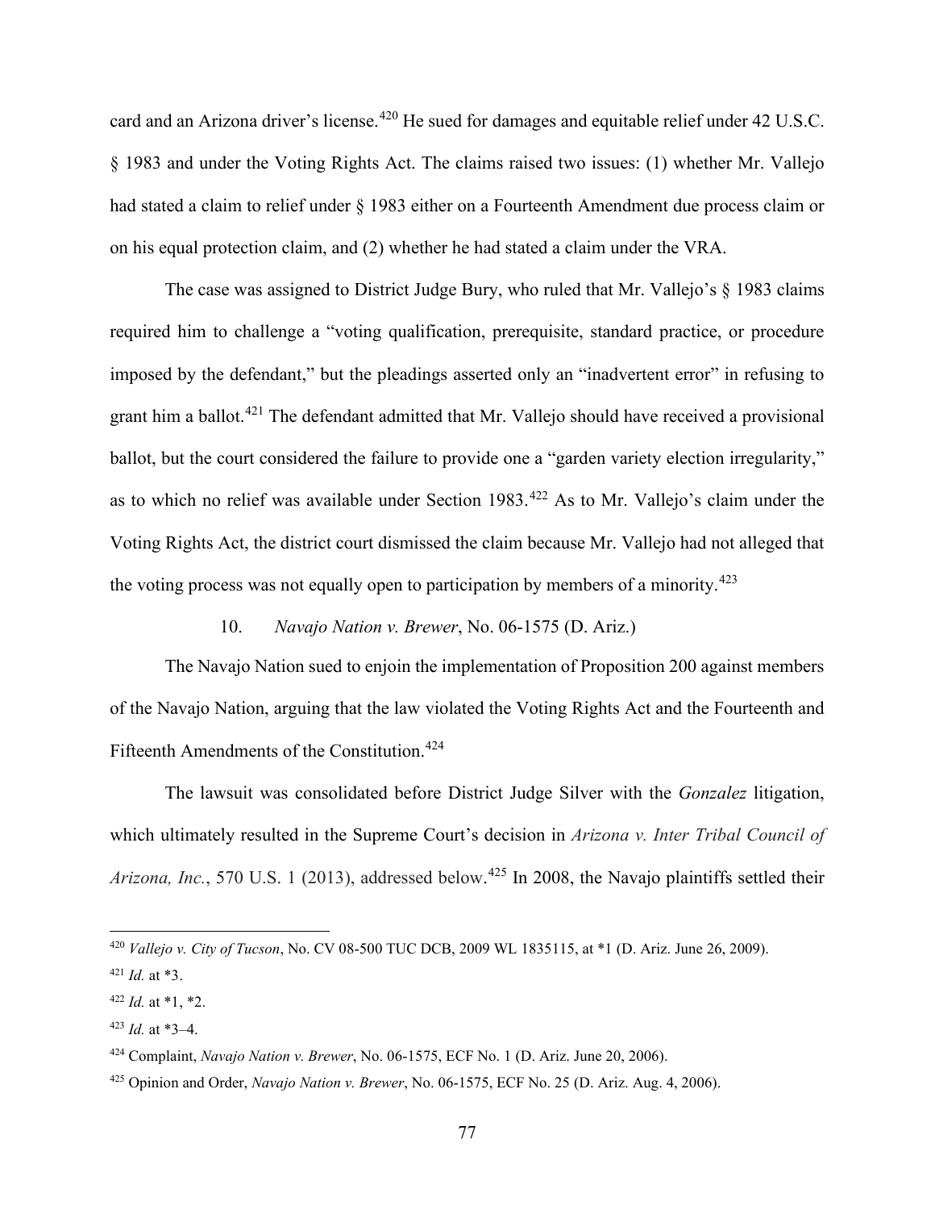card and an Arizona driver's license.[420] He sued for damages and equitable relief under 42 U.S.C. § 1983 and under the Voting Rights Act. The claims raised two issues: (1) whether Mr. Vallejo had stated a claim to relief under § 1983 either on a Fourteenth Amendment due process claim or on his equal protection claim, and (2) whether he had stated a claim under the VRA.

The case was assigned to District Judge Bury, who ruled that Mr. Vallejo's § 1983 claims required him to challenge a "voting qualification, prerequisite, standard practice, or procedure imposed by the defendant," but the pleadings asserted only an "inadvertent error" in refusing to grant him a ballot.[421] The defendant admitted that Mr. Vallejo should have received a provisional ballot, but the court considered the failure to provide one a "garden variety election irregularity," as to which no relief was available under Section 1983.[422] As to Mr. Vallejo's claim under the Voting Rights Act, the district court dismissed the claim because Mr. Vallejo had not alleged that the voting process was not equally open to participation by members of a minority.[423]

10. *Navajo Nation v. Brewer*, No. 06-1575 (D. Ariz.)

The Navajo Nation sued to enjoin the implementation of Proposition 200 against members of the Navajo Nation, arguing that the law violated the Voting Rights Act and the Fourteenth and Fifteenth Amendments of the Constitution.[424]

The lawsuit was consolidated before District Judge Silver with the *Gonzalez* litigation, which ultimately resulted in the Supreme Court's decision in *Arizona v. Inter Tribal Council of Arizona, Inc.*, 570 U.S. 1 (2013), addressed below.[425] In 2008, the Navajo plaintiffs settled their

---

[420] *Vallejo v. City of Tucson*, No. CV 08-500 TUC DCB, 2009 WL 1835115, at *1 (D. Ariz. June 26, 2009).

[421] *Id.* at *3.

[422] *Id.* at *1, *2.

[423] *Id.* at *3–4.

[424] Complaint, *Navajo Nation v. Brewer*, No. 06-1575, ECF No. 1 (D. Ariz. June 20, 2006).

[425] Opinion and Order, *Navajo Nation v. Brewer*, No. 06-1575, ECF No. 25 (D. Ariz. Aug. 4, 2006).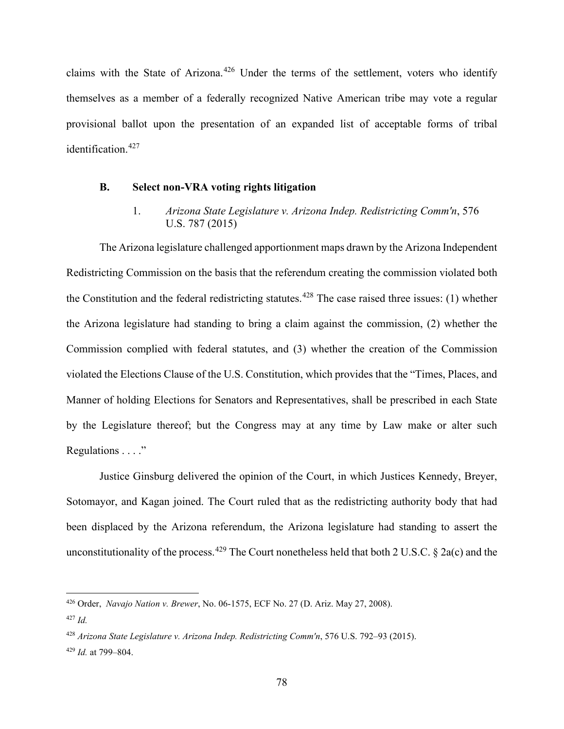claims with the State of Arizona.[426] Under the terms of the settlement, voters who identify themselves as a member of a federally recognized Native American tribe may vote a regular provisional ballot upon the presentation of an expanded list of acceptable forms of tribal identification.[427]

### B. Select non-VRA voting rights litigation

#### 1. *Arizona State Legislature v. Arizona Indep. Redistricting Comm'n*, 576 U.S. 787 (2015)

The Arizona legislature challenged apportionment maps drawn by the Arizona Independent Redistricting Commission on the basis that the referendum creating the commission violated both the Constitution and the federal redistricting statutes.[428] The case raised three issues: (1) whether the Arizona legislature had standing to bring a claim against the commission, (2) whether the Commission complied with federal statutes, and (3) whether the creation of the Commission violated the Elections Clause of the U.S. Constitution, which provides that the "Times, Places, and Manner of holding Elections for Senators and Representatives, shall be prescribed in each State by the Legislature thereof; but the Congress may at any time by Law make or alter such Regulations . . . ."

Justice Ginsburg delivered the opinion of the Court, in which Justices Kennedy, Breyer, Sotomayor, and Kagan joined. The Court ruled that as the redistricting authority body that had been displaced by the Arizona referendum, the Arizona legislature had standing to assert the unconstitutionality of the process.[429] The Court nonetheless held that both 2 U.S.C. § 2a(c) and the

---

[426] Order, *Navajo Nation v. Brewer*, No. 06-1575, ECF No. 27 (D. Ariz. May 27, 2008).

[427] *Id.*

[428] *Arizona State Legislature v. Arizona Indep. Redistricting Comm'n*, 576 U.S. 792–93 (2015).

[429] *Id.* at 799–804.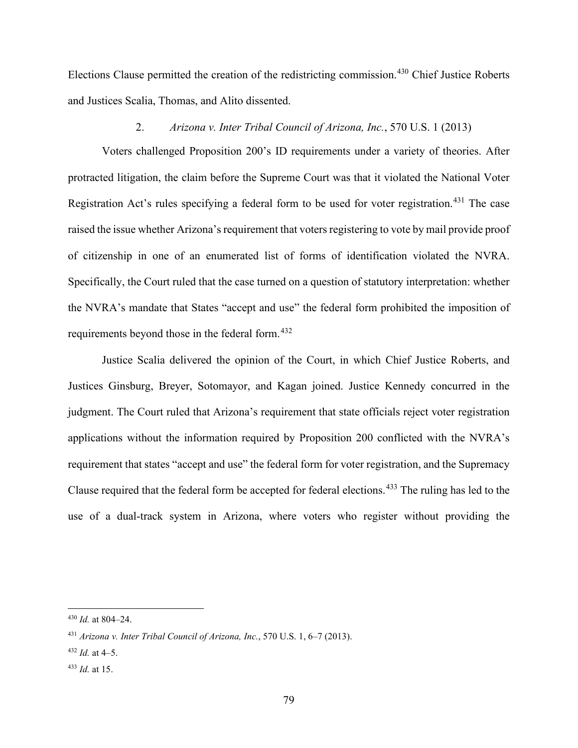Elections Clause permitted the creation of the redistricting commission.[430] Chief Justice Roberts and Justices Scalia, Thomas, and Alito dissented.

### 2. *Arizona v. Inter Tribal Council of Arizona, Inc.*, 570 U.S. 1 (2013)

Voters challenged Proposition 200's ID requirements under a variety of theories. After protracted litigation, the claim before the Supreme Court was that it violated the National Voter Registration Act's rules specifying a federal form to be used for voter registration.[431] The case raised the issue whether Arizona's requirement that voters registering to vote by mail provide proof of citizenship in one of an enumerated list of forms of identification violated the NVRA. Specifically, the Court ruled that the case turned on a question of statutory interpretation: whether the NVRA's mandate that States "accept and use" the federal form prohibited the imposition of requirements beyond those in the federal form.[432]

Justice Scalia delivered the opinion of the Court, in which Chief Justice Roberts, and Justices Ginsburg, Breyer, Sotomayor, and Kagan joined. Justice Kennedy concurred in the judgment. The Court ruled that Arizona's requirement that state officials reject voter registration applications without the information required by Proposition 200 conflicted with the NVRA's requirement that states "accept and use" the federal form for voter registration, and the Supremacy Clause required that the federal form be accepted for federal elections.[433] The ruling has led to the use of a dual-track system in Arizona, where voters who register without providing the

---

[430] *Id.* at 804–24.

[431] *Arizona v. Inter Tribal Council of Arizona, Inc.*, 570 U.S. 1, 6–7 (2013).

[432] *Id.* at 4–5.

[433] *Id.* at 15.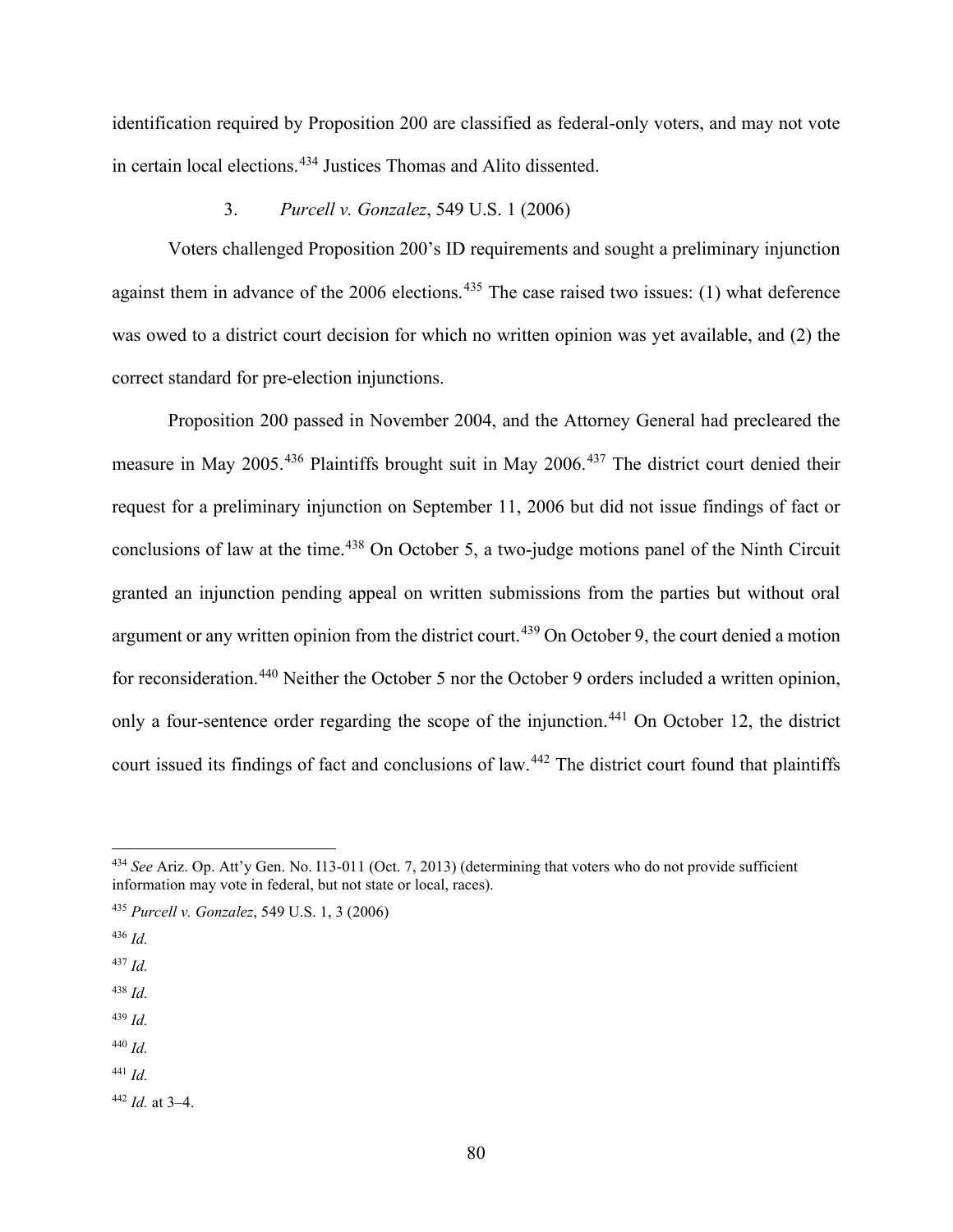identification required by Proposition 200 are classified as federal-only voters, and may not vote in certain local elections.[434] Justices Thomas and Alito dissented.

### 3. *Purcell v. Gonzalez*, 549 U.S. 1 (2006)

Voters challenged Proposition 200's ID requirements and sought a preliminary injunction against them in advance of the 2006 elections.[435] The case raised two issues: (1) what deference was owed to a district court decision for which no written opinion was yet available, and (2) the correct standard for pre-election injunctions.

Proposition 200 passed in November 2004, and the Attorney General had precleared the measure in May 2005.[436] Plaintiffs brought suit in May 2006.[437] The district court denied their request for a preliminary injunction on September 11, 2006 but did not issue findings of fact or conclusions of law at the time.[438] On October 5, a two-judge motions panel of the Ninth Circuit granted an injunction pending appeal on written submissions from the parties but without oral argument or any written opinion from the district court.[439] On October 9, the court denied a motion for reconsideration.[440] Neither the October 5 nor the October 9 orders included a written opinion, only a four-sentence order regarding the scope of the injunction.[441] On October 12, the district court issued its findings of fact and conclusions of law.[442] The district court found that plaintiffs

---

[434] *See* Ariz. Op. Att'y Gen. No. I13-011 (Oct. 7, 2013) (determining that voters who do not provide sufficient information may vote in federal, but not state or local, races).

[435] *Purcell v. Gonzalez*, 549 U.S. 1, 3 (2006)

[436] *Id.*

[437] *Id.*

[438] *Id.*

[439] *Id.*

[440] *Id.*

[441] *Id.*

[442] *Id.* at 3–4.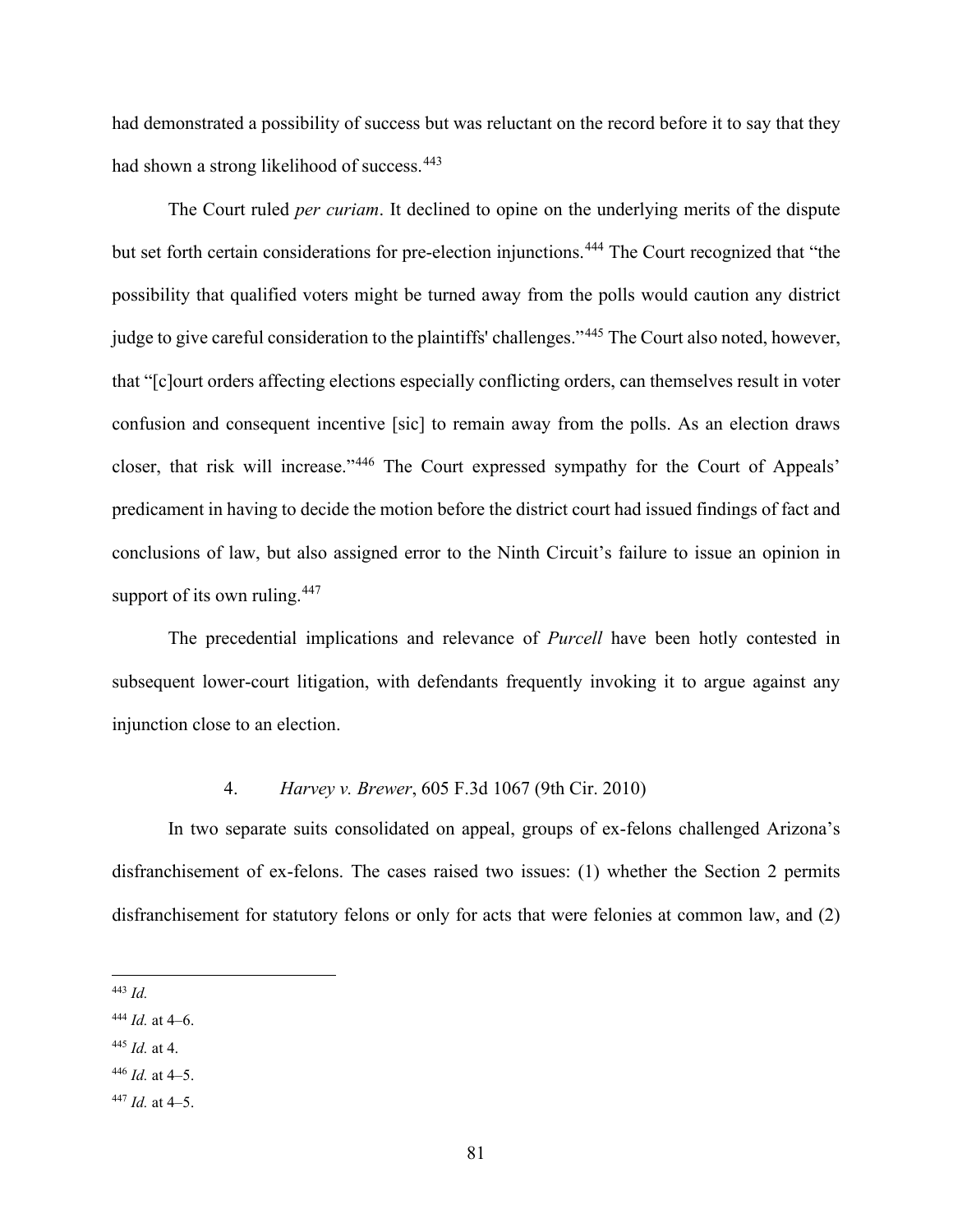had demonstrated a possibility of success but was reluctant on the record before it to say that they had shown a strong likelihood of success.[443]

The Court ruled *per curiam*. It declined to opine on the underlying merits of the dispute but set forth certain considerations for pre-election injunctions.[444] The Court recognized that "the possibility that qualified voters might be turned away from the polls would caution any district judge to give careful consideration to the plaintiffs' challenges."[445] The Court also noted, however, that "[c]ourt orders affecting elections especially conflicting orders, can themselves result in voter confusion and consequent incentive [sic] to remain away from the polls. As an election draws closer, that risk will increase."[446] The Court expressed sympathy for the Court of Appeals' predicament in having to decide the motion before the district court had issued findings of fact and conclusions of law, but also assigned error to the Ninth Circuit's failure to issue an opinion in support of its own ruling.[447]

The precedential implications and relevance of *Purcell* have been hotly contested in subsequent lower-court litigation, with defendants frequently invoking it to argue against any injunction close to an election.

#### 4. *Harvey v. Brewer*, 605 F.3d 1067 (9th Cir. 2010)

In two separate suits consolidated on appeal, groups of ex-felons challenged Arizona's disfranchisement of ex-felons. The cases raised two issues: (1) whether the Section 2 permits disfranchisement for statutory felons or only for acts that were felonies at common law, and (2)

---

[443] *Id.*

[444] *Id.* at 4–6.

[445] *Id.* at 4.

[446] *Id.* at 4–5.

[447] *Id.* at 4–5.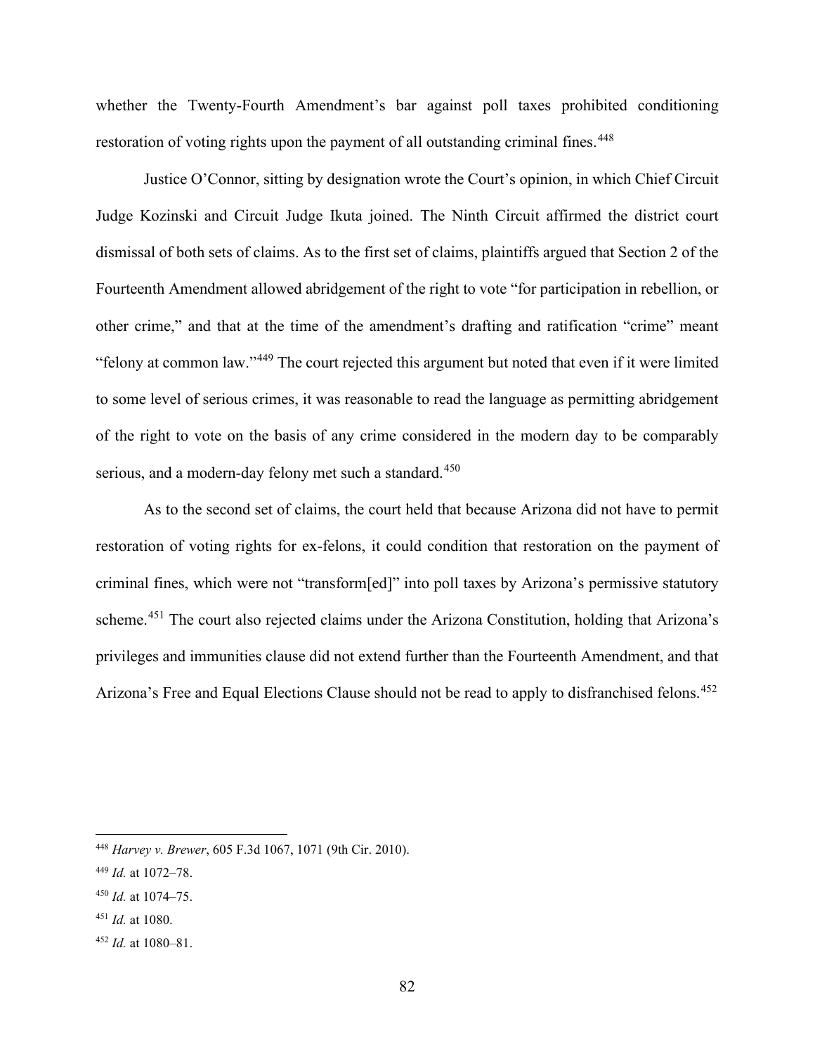whether the Twenty-Fourth Amendment's bar against poll taxes prohibited conditioning restoration of voting rights upon the payment of all outstanding criminal fines.[448]

Justice O'Connor, sitting by designation wrote the Court's opinion, in which Chief Circuit Judge Kozinski and Circuit Judge Ikuta joined. The Ninth Circuit affirmed the district court dismissal of both sets of claims. As to the first set of claims, plaintiffs argued that Section 2 of the Fourteenth Amendment allowed abridgement of the right to vote "for participation in rebellion, or other crime," and that at the time of the amendment's drafting and ratification "crime" meant "felony at common law."[449] The court rejected this argument but noted that even if it were limited to some level of serious crimes, it was reasonable to read the language as permitting abridgement of the right to vote on the basis of any crime considered in the modern day to be comparably serious, and a modern-day felony met such a standard.[450]

As to the second set of claims, the court held that because Arizona did not have to permit restoration of voting rights for ex-felons, it could condition that restoration on the payment of criminal fines, which were not "transform[ed]" into poll taxes by Arizona's permissive statutory scheme.[451] The court also rejected claims under the Arizona Constitution, holding that Arizona's privileges and immunities clause did not extend further than the Fourteenth Amendment, and that Arizona's Free and Equal Elections Clause should not be read to apply to disfranchised felons.[452]

---

[448] *Harvey v. Brewer*, 605 F.3d 1067, 1071 (9th Cir. 2010).

[449] *Id.* at 1072–78.

[450] *Id.* at 1074–75.

[451] *Id.* at 1080.

[452] *Id.* at 1080–81.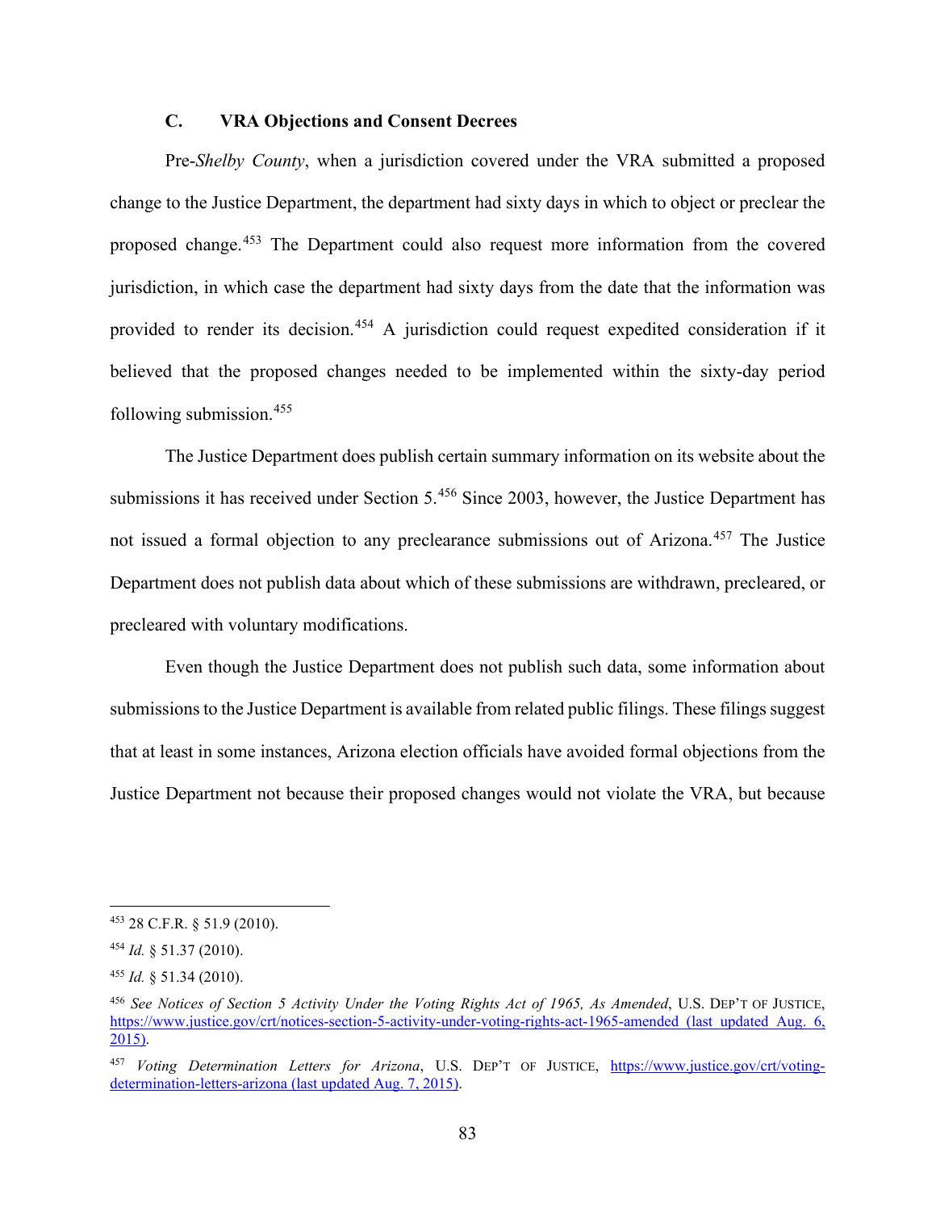### C. VRA Objections and Consent Decrees

Pre-*Shelby County*, when a jurisdiction covered under the VRA submitted a proposed change to the Justice Department, the department had sixty days in which to object or preclear the proposed change.[453] The Department could also request more information from the covered jurisdiction, in which case the department had sixty days from the date that the information was provided to render its decision.[454] A jurisdiction could request expedited consideration if it believed that the proposed changes needed to be implemented within the sixty-day period following submission.[455]

The Justice Department does publish certain summary information on its website about the submissions it has received under Section 5.[456] Since 2003, however, the Justice Department has not issued a formal objection to any preclearance submissions out of Arizona.[457] The Justice Department does not publish data about which of these submissions are withdrawn, precleared, or precleared with voluntary modifications.

Even though the Justice Department does not publish such data, some information about submissions to the Justice Department is available from related public filings. These filings suggest that at least in some instances, Arizona election officials have avoided formal objections from the Justice Department not because their proposed changes would not violate the VRA, but because

---

[453] 28 C.F.R. § 51.9 (2010).

[454] *Id.* § 51.37 (2010).

[455] *Id.* § 51.34 (2010).

[456] *See Notices of Section 5 Activity Under the Voting Rights Act of 1965, As Amended*, U.S. DEP'T OF JUSTICE, https://www.justice.gov/crt/notices-section-5-activity-under-voting-rights-act-1965-amended (last updated Aug. 6, 2015).

[457] *Voting Determination Letters for Arizona*, U.S. DEP'T OF JUSTICE, https://www.justice.gov/crt/voting-determination-letters-arizona (last updated Aug. 7, 2015).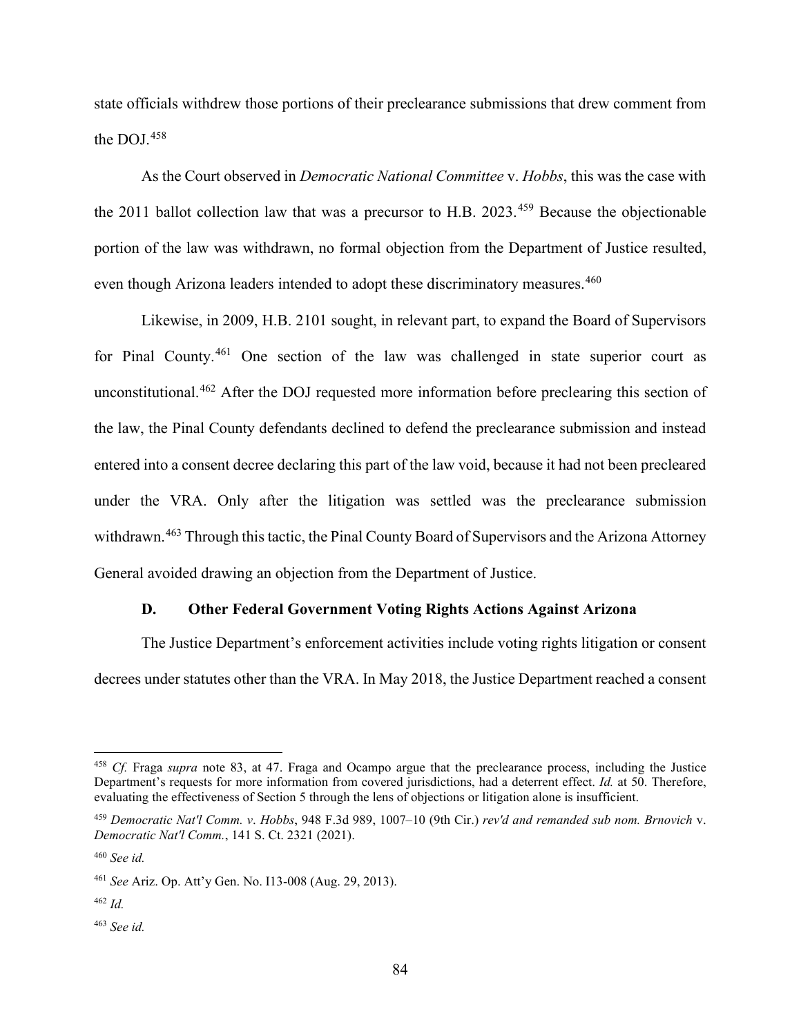state officials withdrew those portions of their preclearance submissions that drew comment from the DOJ.[458]

As the Court observed in *Democratic National Committee* v. *Hobbs*, this was the case with the 2011 ballot collection law that was a precursor to H.B. 2023.[459] Because the objectionable portion of the law was withdrawn, no formal objection from the Department of Justice resulted, even though Arizona leaders intended to adopt these discriminatory measures.[460]

Likewise, in 2009, H.B. 2101 sought, in relevant part, to expand the Board of Supervisors for Pinal County.[461] One section of the law was challenged in state superior court as unconstitutional.[462] After the DOJ requested more information before preclearing this section of the law, the Pinal County defendants declined to defend the preclearance submission and instead entered into a consent decree declaring this part of the law void, because it had not been precleared under the VRA. Only after the litigation was settled was the preclearance submission withdrawn.[463] Through this tactic, the Pinal County Board of Supervisors and the Arizona Attorney General avoided drawing an objection from the Department of Justice.

### D. Other Federal Government Voting Rights Actions Against Arizona

The Justice Department's enforcement activities include voting rights litigation or consent decrees under statutes other than the VRA. In May 2018, the Justice Department reached a consent

---

[458] *Cf.* Fraga *supra* note 83, at 47. Fraga and Ocampo argue that the preclearance process, including the Justice Department's requests for more information from covered jurisdictions, had a deterrent effect. *Id.* at 50. Therefore, evaluating the effectiveness of Section 5 through the lens of objections or litigation alone is insufficient.

[459] *Democratic Nat'l Comm. v. Hobbs*, 948 F.3d 989, 1007–10 (9th Cir.) *rev'd and remanded sub nom. Brnovich* v. *Democratic Nat'l Comm.*, 141 S. Ct. 2321 (2021).

[460] *See id.*

[461] *See* Ariz. Op. Att'y Gen. No. I13-008 (Aug. 29, 2013).

[462] *Id.*

[463] *See id.*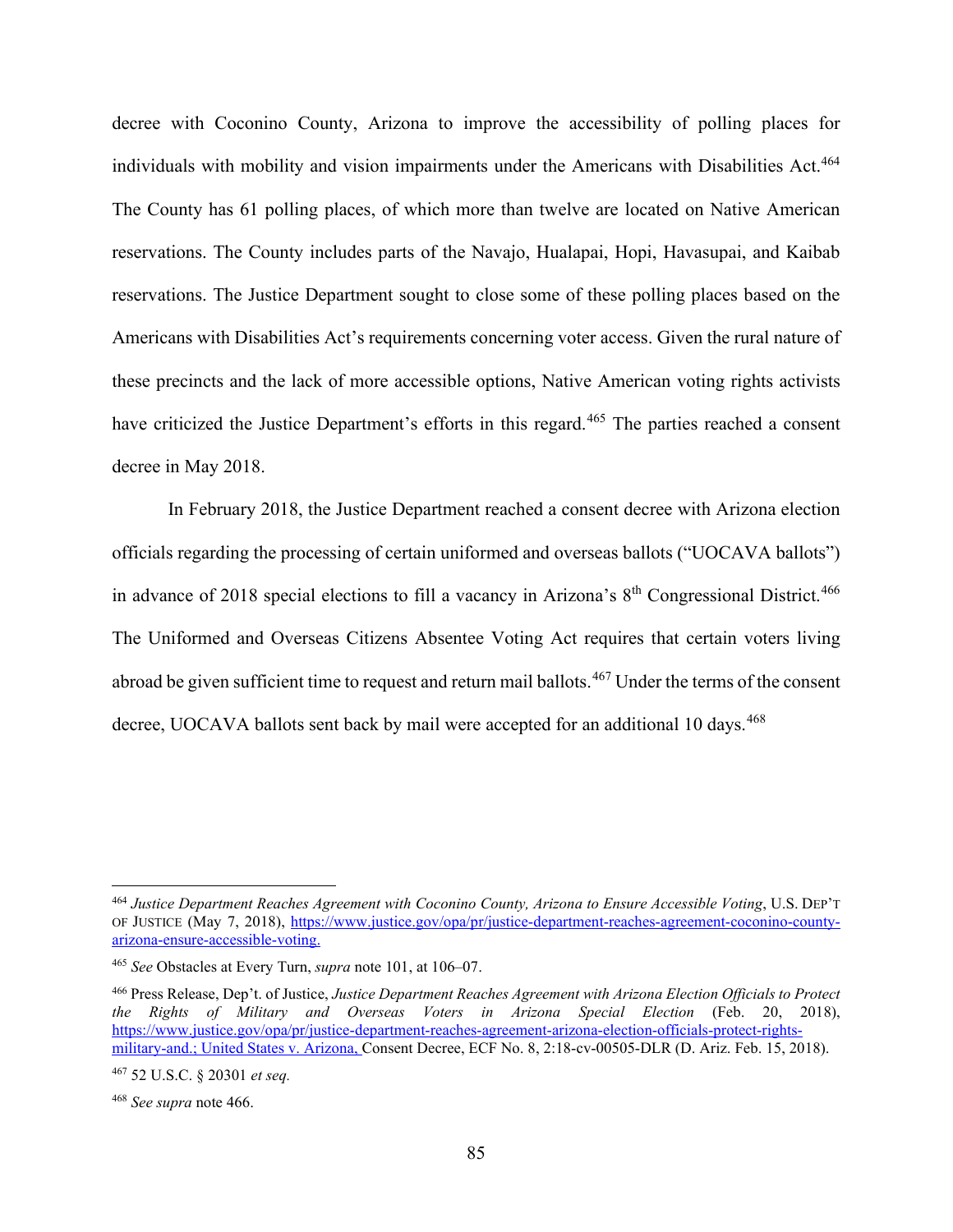decree with Coconino County, Arizona to improve the accessibility of polling places for individuals with mobility and vision impairments under the Americans with Disabilities Act.[464] The County has 61 polling places, of which more than twelve are located on Native American reservations. The County includes parts of the Navajo, Hualapai, Hopi, Havasupai, and Kaibab reservations. The Justice Department sought to close some of these polling places based on the Americans with Disabilities Act's requirements concerning voter access. Given the rural nature of these precincts and the lack of more accessible options, Native American voting rights activists have criticized the Justice Department's efforts in this regard.[465] The parties reached a consent decree in May 2018.

In February 2018, the Justice Department reached a consent decree with Arizona election officials regarding the processing of certain uniformed and overseas ballots ("UOCAVA ballots") in advance of 2018 special elections to fill a vacancy in Arizona's 8th Congressional District.[466] The Uniformed and Overseas Citizens Absentee Voting Act requires that certain voters living abroad be given sufficient time to request and return mail ballots.[467] Under the terms of the consent decree, UOCAVA ballots sent back by mail were accepted for an additional 10 days.[468]

---

[464] *Justice Department Reaches Agreement with Coconino County, Arizona to Ensure Accessible Voting*, U.S. DEP'T OF JUSTICE (May 7, 2018), https://www.justice.gov/opa/pr/justice-department-reaches-agreement-coconino-county-arizona-ensure-accessible-voting.

[465] *See* Obstacles at Every Turn, *supra* note 101, at 106–07.

[466] Press Release, Dep't. of Justice, *Justice Department Reaches Agreement with Arizona Election Officials to Protect the Rights of Military and Overseas Voters in Arizona Special Election* (Feb. 20, 2018), https://www.justice.gov/opa/pr/justice-department-reaches-agreement-arizona-election-officials-protect-rights-military-and.; United States v. Arizona, Consent Decree, ECF No. 8, 2:18-cv-00505-DLR (D. Ariz. Feb. 15, 2018).

[467] 52 U.S.C. § 20301 *et seq.*

[468] *See supra* note 466.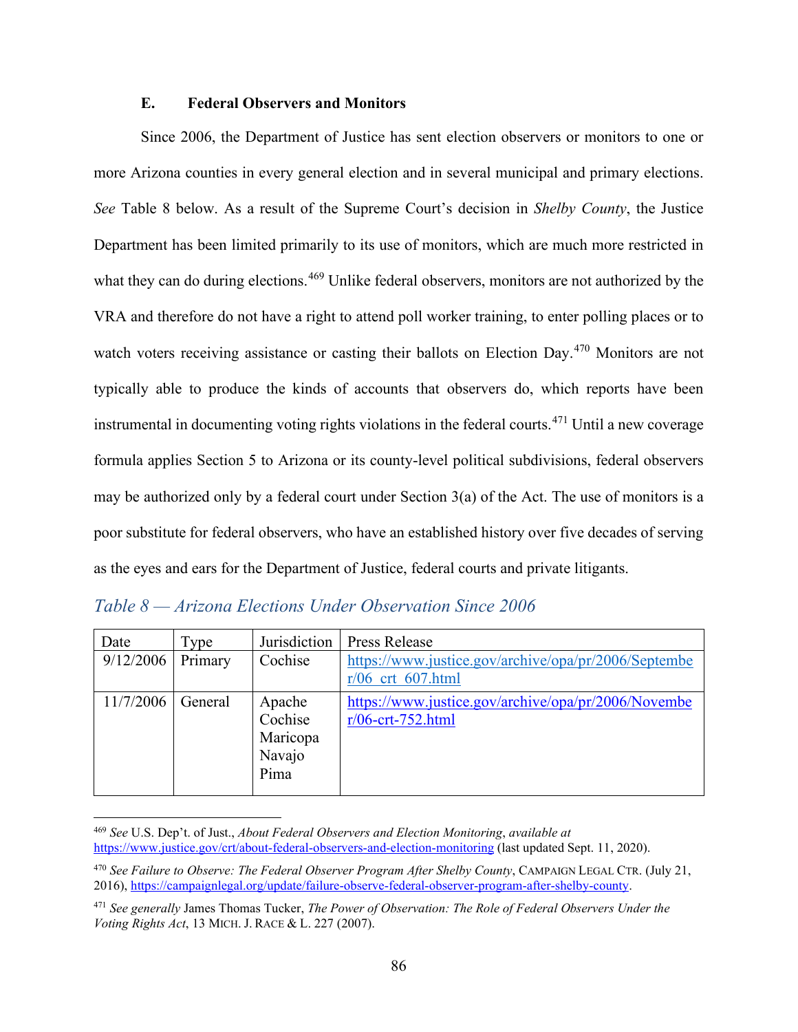### E. Federal Observers and Monitors

Since 2006, the Department of Justice has sent election observers or monitors to one or more Arizona counties in every general election and in several municipal and primary elections. *See* Table 8 below. As a result of the Supreme Court's decision in *Shelby County*, the Justice Department has been limited primarily to its use of monitors, which are much more restricted in what they can do during elections.[469] Unlike federal observers, monitors are not authorized by the VRA and therefore do not have a right to attend poll worker training, to enter polling places or to watch voters receiving assistance or casting their ballots on Election Day.[470] Monitors are not typically able to produce the kinds of accounts that observers do, which reports have been instrumental in documenting voting rights violations in the federal courts.[471] Until a new coverage formula applies Section 5 to Arizona or its county-level political subdivisions, federal observers may be authorized only by a federal court under Section 3(a) of the Act. The use of monitors is a poor substitute for federal observers, who have an established history over five decades of serving as the eyes and ears for the Department of Justice, federal courts and private litigants.

*Table 8 — Arizona Elections Under Observation Since 2006*

| Date | Type | Jurisdiction | Press Release |
|---|---|---|---|
| 9/12/2006 | Primary | Cochise | https://www.justice.gov/archive/opa/pr/2006/September/06_crt_607.html |
| 11/7/2006 | General | Apache<br>Cochise<br>Maricopa<br>Navajo<br>Pima | https://www.justice.gov/archive/opa/pr/2006/November/06-crt-752.html |

---

[469] *See* U.S. Dep't. of Just., *About Federal Observers and Election Monitoring*, *available at* https://www.justice.gov/crt/about-federal-observers-and-election-monitoring (last updated Sept. 11, 2020).

[470] *See Failure to Observe: The Federal Observer Program After Shelby County*, CAMPAIGN LEGAL CTR. (July 21, 2016), https://campaignlegal.org/update/failure-observe-federal-observer-program-after-shelby-county.

[471] *See generally* James Thomas Tucker, *The Power of Observation: The Role of Federal Observers Under the Voting Rights Act*, 13 MICH. J. RACE & L. 227 (2007).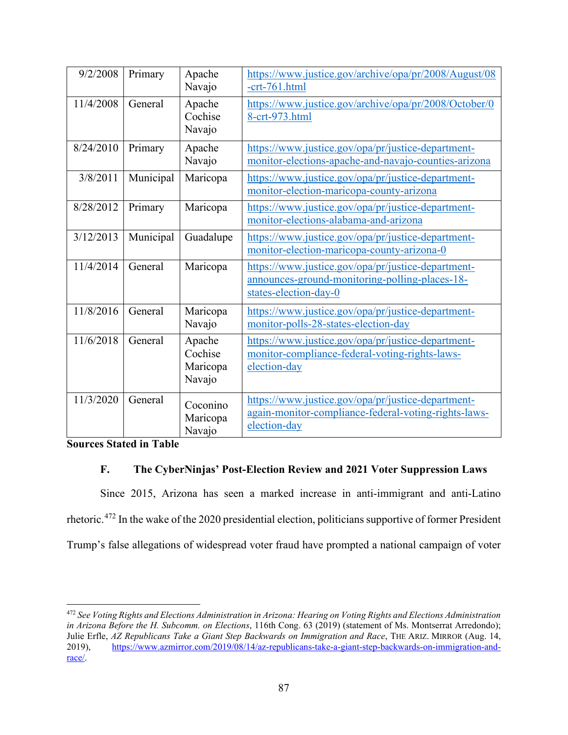| 9/2/2008 | Primary | Apache Navajo | https://www.justice.gov/archive/opa/pr/2008/August/08-crt-761.html |
|---|---|---|---|
| 11/4/2008 | General | Apache Cochise Navajo | https://www.justice.gov/archive/opa/pr/2008/October/08-crt-973.html |
| 8/24/2010 | Primary | Apache Navajo | https://www.justice.gov/opa/pr/justice-department-monitor-elections-apache-and-navajo-counties-arizona |
| 3/8/2011 | Municipal | Maricopa | https://www.justice.gov/opa/pr/justice-department-monitor-election-maricopa-county-arizona |
| 8/28/2012 | Primary | Maricopa | https://www.justice.gov/opa/pr/justice-department-monitor-elections-alabama-and-arizona |
| 3/12/2013 | Municipal | Guadalupe | https://www.justice.gov/opa/pr/justice-department-monitor-election-maricopa-county-arizona-0 |
| 11/4/2014 | General | Maricopa | https://www.justice.gov/opa/pr/justice-department-announces-ground-monitoring-polling-places-18-states-election-day-0 |
| 11/8/2016 | General | Maricopa Navajo | https://www.justice.gov/opa/pr/justice-department-monitor-polls-28-states-election-day |
| 11/6/2018 | General | Apache Cochise Maricopa Navajo | https://www.justice.gov/opa/pr/justice-department-monitor-compliance-federal-voting-rights-laws-election-day |
| 11/3/2020 | General | Coconino Maricopa Navajo | https://www.justice.gov/opa/pr/justice-department-again-monitor-compliance-federal-voting-rights-laws-election-day |

**Sources Stated in Table**

### F. The CyberNinjas' Post-Election Review and 2021 Voter Suppression Laws

Since 2015, Arizona has seen a marked increase in anti-immigrant and anti-Latino rhetoric.[472] In the wake of the 2020 presidential election, politicians supportive of former President Trump's false allegations of widespread voter fraud have prompted a national campaign of voter

---

[472] *See Voting Rights and Elections Administration in Arizona: Hearing on Voting Rights and Elections Administration in Arizona Before the H. Subcomm. on Elections*, 116th Cong. 63 (2019) (statement of Ms. Montserrat Arredondo); Julie Erfle, *AZ Republicans Take a Giant Step Backwards on Immigration and Race*, THE ARIZ. MIRROR (Aug. 14, 2019), https://www.azmirror.com/2019/08/14/az-republicans-take-a-giant-step-backwards-on-immigration-and-race/.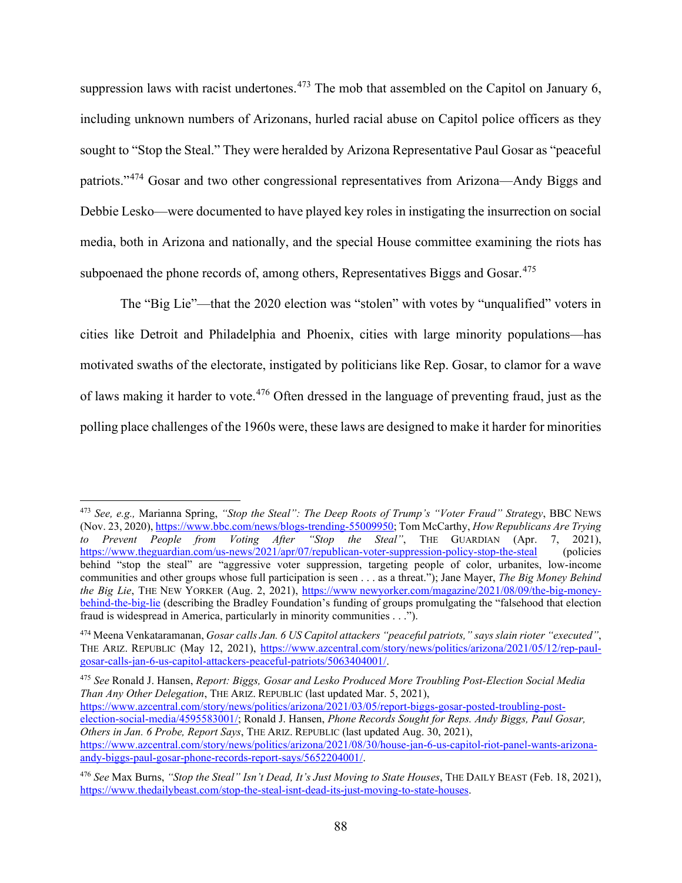suppression laws with racist undertones.[473] The mob that assembled on the Capitol on January 6, including unknown numbers of Arizonans, hurled racial abuse on Capitol police officers as they sought to "Stop the Steal." They were heralded by Arizona Representative Paul Gosar as "peaceful patriots."[474] Gosar and two other congressional representatives from Arizona—Andy Biggs and Debbie Lesko—were documented to have played key roles in instigating the insurrection on social media, both in Arizona and nationally, and the special House committee examining the riots has subpoenaed the phone records of, among others, Representatives Biggs and Gosar.[475]

The "Big Lie"—that the 2020 election was "stolen" with votes by "unqualified" voters in cities like Detroit and Philadelphia and Phoenix, cities with large minority populations—has motivated swaths of the electorate, instigated by politicians like Rep. Gosar, to clamor for a wave of laws making it harder to vote.[476] Often dressed in the language of preventing fraud, just as the polling place challenges of the 1960s were, these laws are designed to make it harder for minorities

---

[473] *See, e.g.,* Marianna Spring, *"Stop the Steal": The Deep Roots of Trump's "Voter Fraud" Strategy*, BBC NEWS (Nov. 23, 2020), https://www.bbc.com/news/blogs-trending-55009950; Tom McCarthy, *How Republicans Are Trying to Prevent People from Voting After "Stop the Steal"*, THE GUARDIAN (Apr. 7, 2021), https://www.theguardian.com/us-news/2021/apr/07/republican-voter-suppression-policy-stop-the-steal (policies behind "stop the steal" are "aggressive voter suppression, targeting people of color, urbanites, low-income communities and other groups whose full participation is seen . . . as a threat."); Jane Mayer, *The Big Money Behind the Big Lie*, THE NEW YORKER (Aug. 2, 2021), https://www.newyorker.com/magazine/2021/08/09/the-big-money-behind-the-big-lie (describing the Bradley Foundation's funding of groups promulgating the "falsehood that election fraud is widespread in America, particularly in minority communities . . .").

[474] Meena Venkataramanan, *Gosar calls Jan. 6 US Capitol attackers "peaceful patriots," says slain rioter "executed"*, THE ARIZ. REPUBLIC (May 12, 2021), https://www.azcentral.com/story/news/politics/arizona/2021/05/12/rep-paul-gosar-calls-jan-6-us-capitol-attackers-peaceful-patriots/5063404001/.

[475] *See* Ronald J. Hansen, *Report: Biggs, Gosar and Lesko Produced More Troubling Post-Election Social Media Than Any Other Delegation*, THE ARIZ. REPUBLIC (last updated Mar. 5, 2021), https://www.azcentral.com/story/news/politics/arizona/2021/03/05/report-biggs-gosar-posted-troubling-post-election-social-media/4595583001/; Ronald J. Hansen, *Phone Records Sought for Reps. Andy Biggs, Paul Gosar, Others in Jan. 6 Probe, Report Says*, THE ARIZ. REPUBLIC (last updated Aug. 30, 2021), https://www.azcentral.com/story/news/politics/arizona/2021/08/30/house-jan-6-us-capitol-riot-panel-wants-arizona-andy-biggs-paul-gosar-phone-records-report-says/5652204001/.

[476] *See* Max Burns, *"Stop the Steal" Isn't Dead, It's Just Moving to State Houses*, THE DAILY BEAST (Feb. 18, 2021), https://www.thedailybeast.com/stop-the-steal-isnt-dead-its-just-moving-to-state-houses.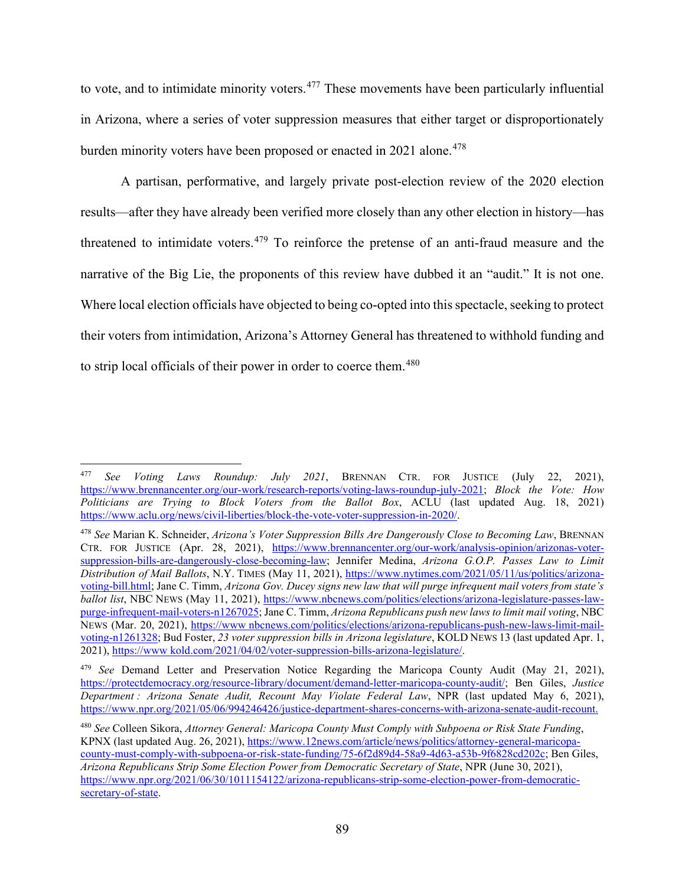to vote, and to intimidate minority voters.[477] These movements have been particularly influential in Arizona, where a series of voter suppression measures that either target or disproportionately burden minority voters have been proposed or enacted in 2021 alone.[478]

A partisan, performative, and largely private post-election review of the 2020 election results—after they have already been verified more closely than any other election in history—has threatened to intimidate voters.[479] To reinforce the pretense of an anti-fraud measure and the narrative of the Big Lie, the proponents of this review have dubbed it an "audit." It is not one. Where local election officials have objected to being co-opted into this spectacle, seeking to protect their voters from intimidation, Arizona's Attorney General has threatened to withhold funding and to strip local officials of their power in order to coerce them.[480]

---

[477] *See Voting Laws Roundup: July 2021*, BRENNAN CTR. FOR JUSTICE (July 22, 2021), https://www.brennancenter.org/our-work/research-reports/voting-laws-roundup-july-2021; *Block the Vote: How Politicians are Trying to Block Voters from the Ballot Box*, ACLU (last updated Aug. 18, 2021) https://www.aclu.org/news/civil-liberties/block-the-vote-voter-suppression-in-2020/.

[478] *See* Marian K. Schneider, *Arizona's Voter Suppression Bills Are Dangerously Close to Becoming Law*, BRENNAN CTR. FOR JUSTICE (Apr. 28, 2021), https://www.brennancenter.org/our-work/analysis-opinion/arizonas-voter-suppression-bills-are-dangerously-close-becoming-law; Jennifer Medina, *Arizona G.O.P. Passes Law to Limit Distribution of Mail Ballots*, N.Y. TIMES (May 11, 2021), https://www.nytimes.com/2021/05/11/us/politics/arizona-voting-bill.html; Jane C. Timm, *Arizona Gov. Ducey signs new law that will purge infrequent mail voters from state's ballot list*, NBC NEWS (May 11, 2021), https://www.nbcnews.com/politics/elections/arizona-legislature-passes-law-purge-infrequent-mail-voters-n1267025; Jane C. Timm, *Arizona Republicans push new laws to limit mail voting*, NBC NEWS (Mar. 20, 2021), https://www nbcnews.com/politics/elections/arizona-republicans-push-new-laws-limit-mail-voting-n1261328; Bud Foster, *23 voter suppression bills in Arizona legislature*, KOLD NEWS 13 (last updated Apr. 1, 2021), https://www kold.com/2021/04/02/voter-suppression-bills-arizona-legislature/.

[479] *See* Demand Letter and Preservation Notice Regarding the Maricopa County Audit (May 21, 2021), https://protectdemocracy.org/resource-library/document/demand-letter-maricopa-county-audit/; Ben Giles, *Justice Department : Arizona Senate Audit, Recount May Violate Federal Law*, NPR (last updated May 6, 2021), https://www.npr.org/2021/05/06/994246426/justice-department-shares-concerns-with-arizona-senate-audit-recount.

[480] *See* Colleen Sikora, *Attorney General: Maricopa County Must Comply with Subpoena or Risk State Funding*, KPNX (last updated Aug. 26, 2021), https://www.12news.com/article/news/politics/attorney-general-maricopa-county-must-comply-with-subpoena-or-risk-state-funding/75-6f2d89d4-58a9-4d63-a53b-9f6828cd202c; Ben Giles, *Arizona Republicans Strip Some Election Power from Democratic Secretary of State*, NPR (June 30, 2021), https://www.npr.org/2021/06/30/1011154122/arizona-republicans-strip-some-election-power-from-democratic-secretary-of-state.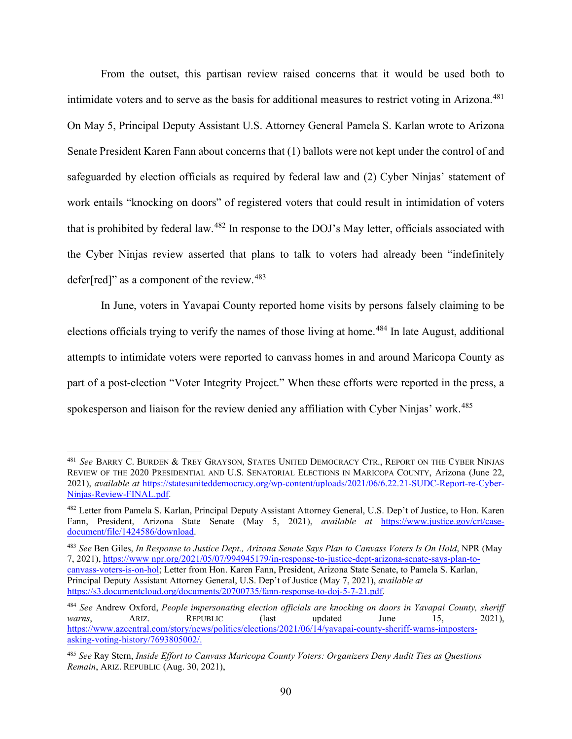From the outset, this partisan review raised concerns that it would be used both to intimidate voters and to serve as the basis for additional measures to restrict voting in Arizona.[481] On May 5, Principal Deputy Assistant U.S. Attorney General Pamela S. Karlan wrote to Arizona Senate President Karen Fann about concerns that (1) ballots were not kept under the control of and safeguarded by election officials as required by federal law and (2) Cyber Ninjas' statement of work entails "knocking on doors" of registered voters that could result in intimidation of voters that is prohibited by federal law.[482] In response to the DOJ's May letter, officials associated with the Cyber Ninjas review asserted that plans to talk to voters had already been "indefinitely defer[red]" as a component of the review.[483]

In June, voters in Yavapai County reported home visits by persons falsely claiming to be elections officials trying to verify the names of those living at home.[484] In late August, additional attempts to intimidate voters were reported to canvass homes in and around Maricopa County as part of a post-election "Voter Integrity Project." When these efforts were reported in the press, a spokesperson and liaison for the review denied any affiliation with Cyber Ninjas' work.[485]

---

[481] *See* BARRY C. BURDEN & TREY GRAYSON, STATES UNITED DEMOCRACY CTR., REPORT ON THE CYBER NINJAS REVIEW OF THE 2020 PRESIDENTIAL AND U.S. SENATORIAL ELECTIONS IN MARICOPA COUNTY, Arizona (June 22, 2021), *available at* https://statesuniteddemocracy.org/wp-content/uploads/2021/06/6.22.21-SUDC-Report-re-Cyber-Ninjas-Review-FINAL.pdf.

[482] Letter from Pamela S. Karlan, Principal Deputy Assistant Attorney General, U.S. Dep't of Justice, to Hon. Karen Fann, President, Arizona State Senate (May 5, 2021), *available at* https://www.justice.gov/crt/case-document/file/1424586/download.

[483] *See* Ben Giles, *In Response to Justice Dept., Arizona Senate Says Plan to Canvass Voters Is On Hold*, NPR (May 7, 2021), https://www.npr.org/2021/05/07/994945179/in-response-to-justice-dept-arizona-senate-says-plan-to-canvass-voters-is-on-hol; Letter from Hon. Karen Fann, President, Arizona State Senate, to Pamela S. Karlan, Principal Deputy Assistant Attorney General, U.S. Dep't of Justice (May 7, 2021), *available at* https://s3.documentcloud.org/documents/20700735/fann-response-to-doj-5-7-21.pdf.

[484] *See* Andrew Oxford, *People impersonating election officials are knocking on doors in Yavapai County, sheriff warns*, ARIZ. REPUBLIC (last updated June 15, 2021), https://www.azcentral.com/story/news/politics/elections/2021/06/14/yavapai-county-sheriff-warns-imposters-asking-voting-history/7693805002/.

[485] *See* Ray Stern, *Inside Effort to Canvass Maricopa County Voters: Organizers Deny Audit Ties as Questions Remain*, ARIZ. REPUBLIC (Aug. 30, 2021),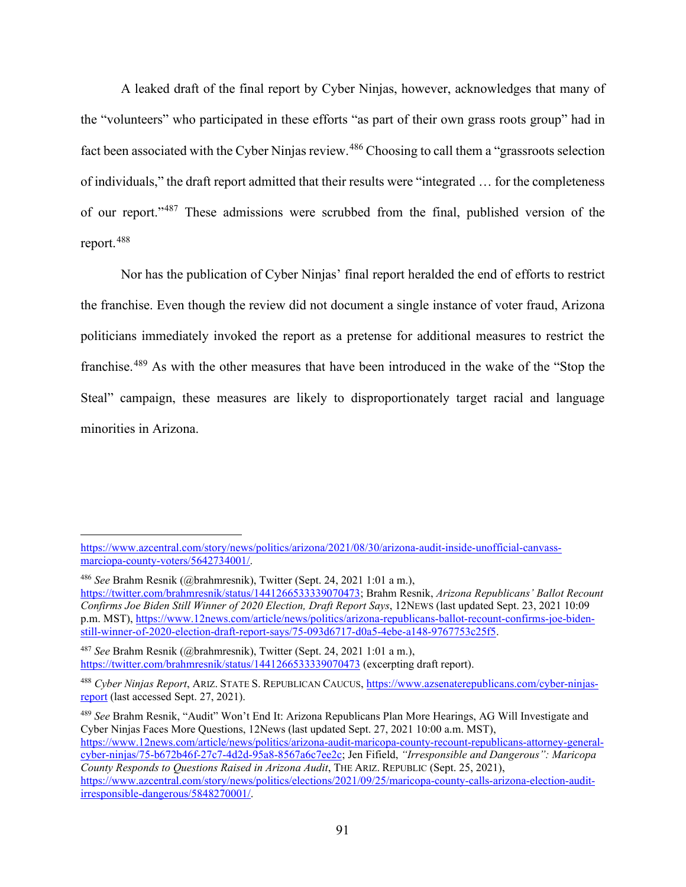A leaked draft of the final report by Cyber Ninjas, however, acknowledges that many of the "volunteers" who participated in these efforts "as part of their own grass roots group" had in fact been associated with the Cyber Ninjas review.[486] Choosing to call them a "grassroots selection of individuals," the draft report admitted that their results were "integrated … for the completeness of our report."[487] These admissions were scrubbed from the final, published version of the report.[488]

Nor has the publication of Cyber Ninjas' final report heralded the end of efforts to restrict the franchise. Even though the review did not document a single instance of voter fraud, Arizona politicians immediately invoked the report as a pretense for additional measures to restrict the franchise.[489] As with the other measures that have been introduced in the wake of the "Stop the Steal" campaign, these measures are likely to disproportionately target racial and language minorities in Arizona.

---

https://www.azcentral.com/story/news/politics/arizona/2021/08/30/arizona-audit-inside-unofficial-canvass-marciopa-county-voters/5642734001/.

[486] *See* Brahm Resnik (@brahmresnik), Twitter (Sept. 24, 2021 1:01 a m.), https://twitter.com/brahmresnik/status/1441266533339070473; Brahm Resnik, *Arizona Republicans' Ballot Recount Confirms Joe Biden Still Winner of 2020 Election, Draft Report Says*, 12NEWS (last updated Sept. 23, 2021 10:09 p.m. MST), https://www.12news.com/article/news/politics/arizona-republicans-ballot-recount-confirms-joe-biden-still-winner-of-2020-election-draft-report-says/75-093d6717-d0a5-4ebe-a148-9767753c25f5.

[487] *See* Brahm Resnik (@brahmresnik), Twitter (Sept. 24, 2021 1:01 a m.), https://twitter.com/brahmresnik/status/1441266533339070473 (excerpting draft report).

[488] *Cyber Ninjas Report*, ARIZ. STATE S. REPUBLICAN CAUCUS, https://www.azsenaterepublicans.com/cyber-ninjas-report (last accessed Sept. 27, 2021).

[489] *See* Brahm Resnik, "Audit" Won't End It: Arizona Republicans Plan More Hearings, AG Will Investigate and Cyber Ninjas Faces More Questions, 12News (last updated Sept. 27, 2021 10:00 a.m. MST), https://www.12news.com/article/news/politics/arizona-audit-maricopa-county-recount-republicans-attorney-general-cyber-ninjas/75-b672b46f-27c7-4d2d-95a8-8567a6c7ee2c; Jen Fifield, *"Irresponsible and Dangerous": Maricopa County Responds to Questions Raised in Arizona Audit*, THE ARIZ. REPUBLIC (Sept. 25, 2021), https://www.azcentral.com/story/news/politics/elections/2021/09/25/maricopa-county-calls-arizona-election-audit-irresponsible-dangerous/5848270001/.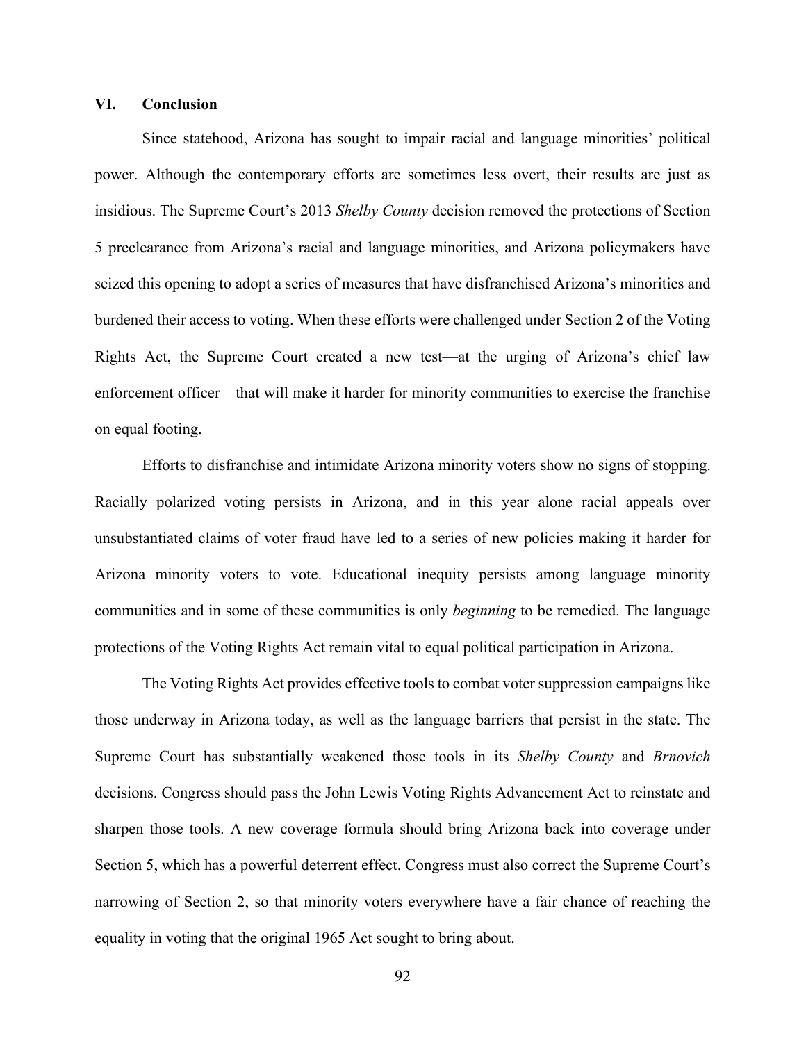## VI. Conclusion

Since statehood, Arizona has sought to impair racial and language minorities' political power. Although the contemporary efforts are sometimes less overt, their results are just as insidious. The Supreme Court's 2013 *Shelby County* decision removed the protections of Section 5 preclearance from Arizona's racial and language minorities, and Arizona policymakers have seized this opening to adopt a series of measures that have disfranchised Arizona's minorities and burdened their access to voting. When these efforts were challenged under Section 2 of the Voting Rights Act, the Supreme Court created a new test—at the urging of Arizona's chief law enforcement officer—that will make it harder for minority communities to exercise the franchise on equal footing.

Efforts to disfranchise and intimidate Arizona minority voters show no signs of stopping. Racially polarized voting persists in Arizona, and in this year alone racial appeals over unsubstantiated claims of voter fraud have led to a series of new policies making it harder for Arizona minority voters to vote. Educational inequity persists among language minority communities and in some of these communities is only *beginning* to be remedied. The language protections of the Voting Rights Act remain vital to equal political participation in Arizona.

The Voting Rights Act provides effective tools to combat voter suppression campaigns like those underway in Arizona today, as well as the language barriers that persist in the state. The Supreme Court has substantially weakened those tools in its *Shelby County* and *Brnovich* decisions. Congress should pass the John Lewis Voting Rights Advancement Act to reinstate and sharpen those tools. A new coverage formula should bring Arizona back into coverage under Section 5, which has a powerful deterrent effect. Congress must also correct the Supreme Court's narrowing of Section 2, so that minority voters everywhere have a fair chance of reaching the equality in voting that the original 1965 Act sought to bring about.